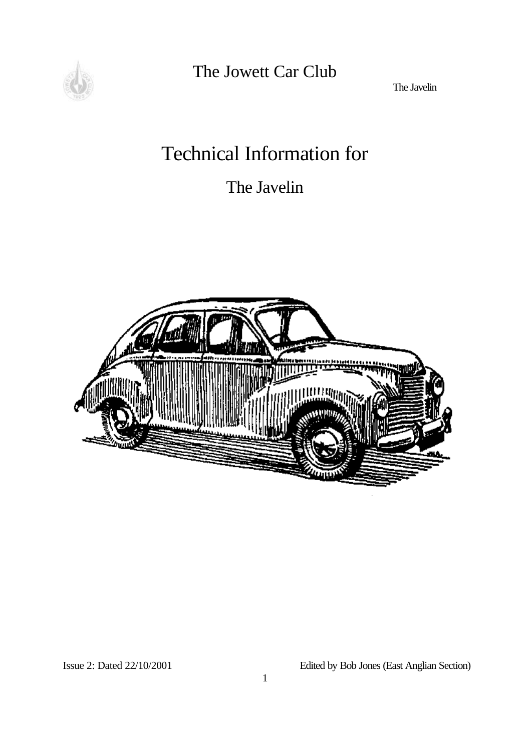The Jowett Car Club

The Javelin

# Technical Information for

## The Javelin

Issue 2: Dated 22/10/2001

Edited by Bob Jones (East Anglian Section)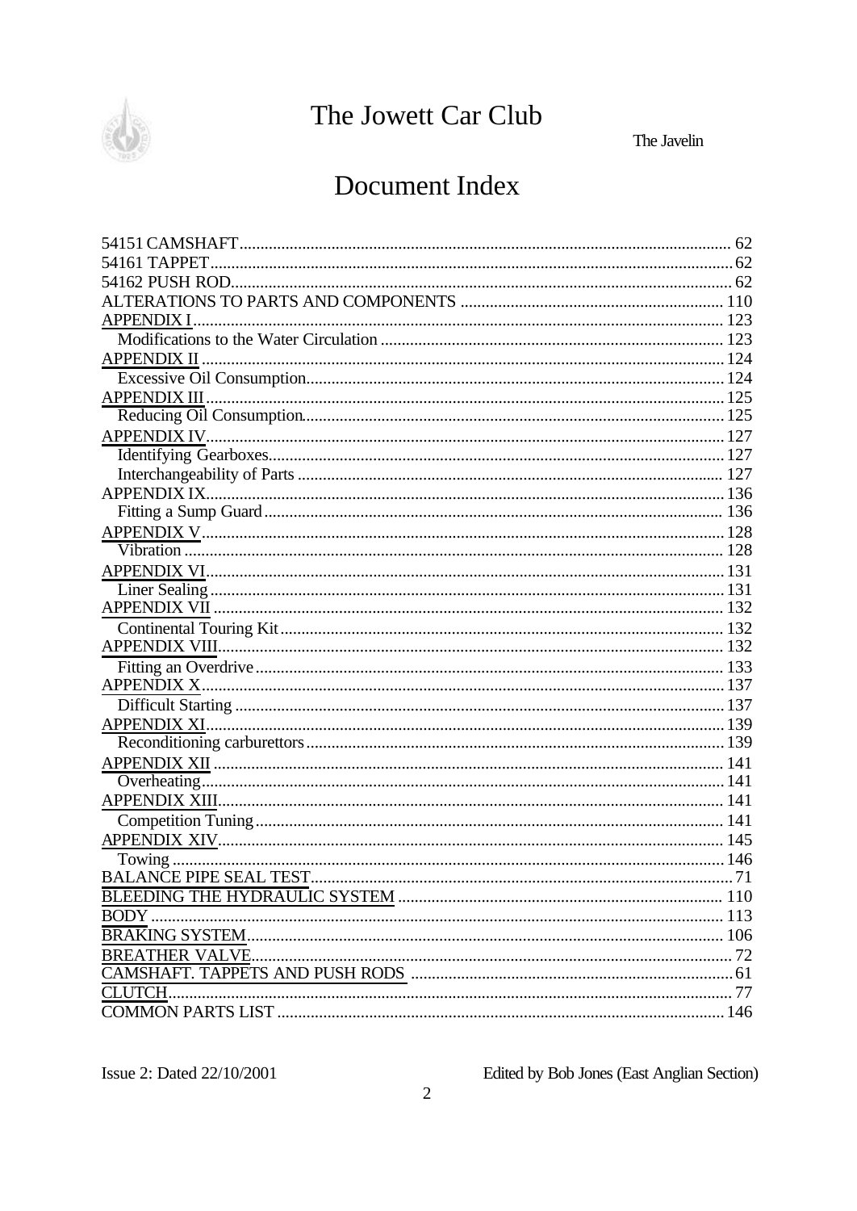# The Jowett Car Club

The Javelin

## Document Index

54151 CAMSHAFT........................................................................................................ 62
54161 TAPPET............................................................................................................. 62
54162 PUSH ROD........................................................................................................ 62
ALTERATIONS TO PARTS AND COMPONENTS ............................................................ 110
APPENDIX I.................................................................................................................. 123
  Modifications to the Water Circulation .................................................................. 123
APPENDIX II ................................................................................................................ 124
  Excessive Oil Consumption..................................................................................... 124
APPENDIX III............................................................................................................... 125
  Reducing Oil Consumption...................................................................................... 125
APPENDIX IV............................................................................................................... 127
  Identifying Gearboxes.............................................................................................. 127
  Interchangeability of Parts ...................................................................................... 127
APPENDIX IX............................................................................................................... 136
  Fitting a Sump Guard.............................................................................................. 136
APPENDIX V................................................................................................................ 128
  Vibration ................................................................................................................. 128
APPENDIX VI............................................................................................................... 131
  Liner Sealing........................................................................................................... 131
APPENDIX VII ............................................................................................................. 132
  Continental Touring Kit........................................................................................... 132
APPENDIX VIII............................................................................................................ 132
  Fitting an Overdrive................................................................................................. 133
APPENDIX X................................................................................................................ 137
  Difficult Starting ..................................................................................................... 137
APPENDIX XI............................................................................................................... 139
  Reconditioning carburettors..................................................................................... 139
APPENDIX XII ............................................................................................................. 141
  Overheating............................................................................................................. 141
APPENDIX XIII............................................................................................................ 141
  Competition Tuning................................................................................................. 141
APPENDIX XIV............................................................................................................ 145
  Towing .................................................................................................................... 146
BALANCE PIPE SEAL TEST......................................................................................... 71
BLEEDING THE HYDRAULIC SYSTEM ..................................................................... 110
BODY ........................................................................................................................... 113
BRAKING SYSTEM...................................................................................................... 106
BREATHER VALVE...................................................................................................... 72
CAMSHAFT. TAPPETS AND PUSH RODS ................................................................... 61
CLUTCH........................................................................................................................ 77
COMMON PARTS LIST ............................................................................................... 146

Issue 2: Dated 22/10/2001

Edited by Bob Jones (East Anglian Section)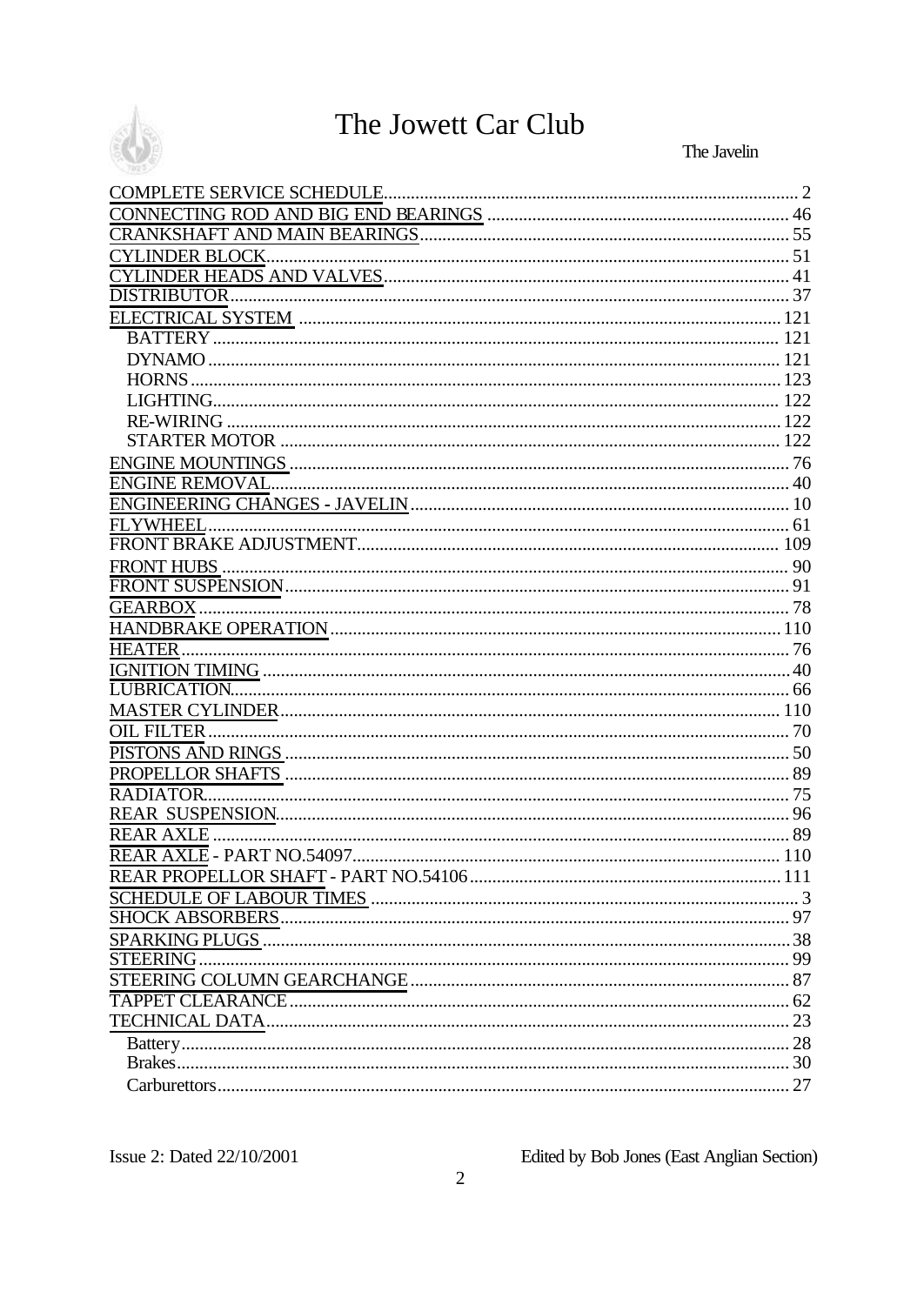# The Jowett Car Club

The Javelin

| | |
|---|---|
| COMPLETE SERVICE SCHEDULE | 2 |
| CONNECTING ROD AND BIG END BEARINGS | 46 |
| CRANKSHAFT AND MAIN BEARINGS | 55 |
| CYLINDER BLOCK | 51 |
| CYLINDER HEADS AND VALVES | 41 |
| DISTRIBUTOR | 37 |
| ELECTRICAL SYSTEM | 121 |
| BATTERY | 121 |
| DYNAMO | 121 |
| HORNS | 123 |
| LIGHTING | 122 |
| RE-WIRING | 122 |
| STARTER MOTOR | 122 |
| ENGINE MOUNTINGS | 76 |
| ENGINE REMOVAL | 40 |
| ENGINEERING CHANGES - JAVELIN | 10 |
| FLYWHEEL | 61 |
| FRONT BRAKE ADJUSTMENT | 109 |
| FRONT HUBS | 90 |
| FRONT SUSPENSION | 91 |
| GEARBOX | 78 |
| HANDBRAKE OPERATION | 110 |
| HEATER | 76 |
| IGNITION TIMING | 40 |
| LUBRICATION | 66 |
| MASTER CYLINDER | 110 |
| OIL FILTER | 70 |
| PISTONS AND RINGS | 50 |
| PROPELLOR SHAFTS | 89 |
| RADIATOR | 75 |
| REAR SUSPENSION | 96 |
| REAR AXLE | 89 |
| REAR AXLE - PART NO.54097 | 110 |
| REAR PROPELLOR SHAFT - PART NO.54106 | 111 |
| SCHEDULE OF LABOUR TIMES | 3 |
| SHOCK ABSORBERS | 97 |
| SPARKING PLUGS | 38 |
| STEERING | 99 |
| STEERING COLUMN GEARCHANGE | 87 |
| TAPPET CLEARANCE | 62 |
| TECHNICAL DATA | 23 |
| Battery | 28 |
| Brakes | 30 |
| Carburettors | 27 |

Issue 2: Dated 22/10/2001

Edited by Bob Jones (East Anglian Section)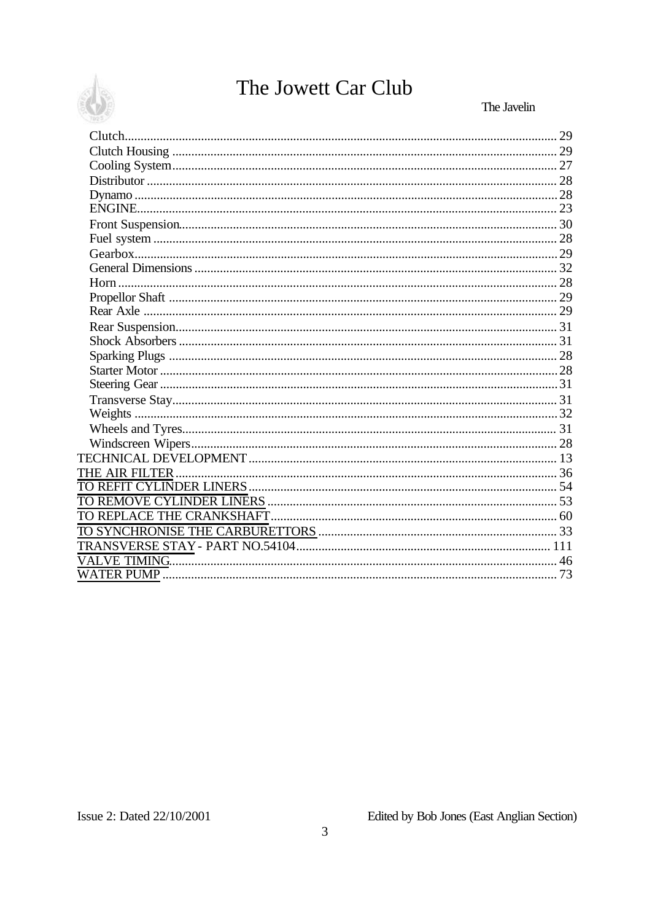Clutch ........ 29
Clutch Housing ........ 29
Cooling System ........ 27
Distributor ........ 28
Dynamo ........ 28
ENGINE ........ 23
Front Suspension ........ 30
Fuel system ........ 28
Gearbox ........ 29
General Dimensions ........ 32
Horn ........ 28
Propellor Shaft ........ 29
Rear Axle ........ 29
Rear Suspension ........ 31
Shock Absorbers ........ 31
Sparking Plugs ........ 28
Starter Motor ........ 28
Steering Gear ........ 31
Transverse Stay ........ 31
Weights ........ 32
Wheels and Tyres ........ 31
Windscreen Wipers ........ 28

TECHNICAL DEVELOPMENT ........ 13
THE AIR FILTER ........ 36
TO REFIT CYLINDER LINERS ........ 54
TO REMOVE CYLINDER LINERS ........ 53
TO REPLACE THE CRANKSHAFT ........ 60
TO SYNCHRONISE THE CARBURETTORS ........ 33
TRANSVERSE STAY - PART NO.54104 ........ 111
VALVE TIMING ........ 46
WATER PUMP ........ 73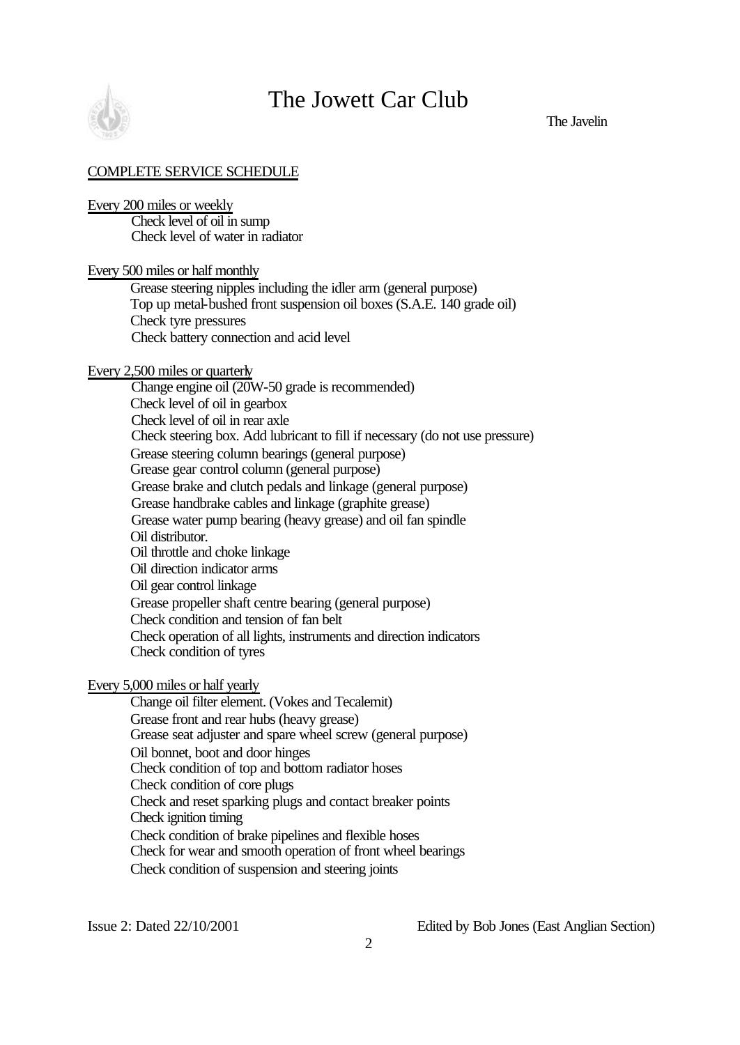## COMPLETE SERVICE SCHEDULE

### Every 200 miles or weekly

- Check level of oil in sump
- Check level of water in radiator

### Every 500 miles or half monthly

- Grease steering nipples including the idler arm (general purpose)
- Top up metal-bushed front suspension oil boxes (S.A.E. 140 grade oil)
- Check tyre pressures
- Check battery connection and acid level

### Every 2,500 miles or quarterly

- Change engine oil (20W-50 grade is recommended)
- Check level of oil in gearbox
- Check level of oil in rear axle
- Check steering box. Add lubricant to fill if necessary (do not use pressure)
- Grease steering column bearings (general purpose)
- Grease gear control column (general purpose)
- Grease brake and clutch pedals and linkage (general purpose)
- Grease handbrake cables and linkage (graphite grease)
- Grease water pump bearing (heavy grease) and oil fan spindle
- Oil distributor.
- Oil throttle and choke linkage
- Oil direction indicator arms
- Oil gear control linkage
- Grease propeller shaft centre bearing (general purpose)
- Check condition and tension of fan belt
- Check operation of all lights, instruments and direction indicators
- Check condition of tyres

### Every 5,000 miles or half yearly

- Change oil filter element. (Vokes and Tecalemit)
- Grease front and rear hubs (heavy grease)
- Grease seat adjuster and spare wheel screw (general purpose)
- Oil bonnet, boot and door hinges
- Check condition of top and bottom radiator hoses
- Check condition of core plugs
- Check and reset sparking plugs and contact breaker points
- Check ignition timing
- Check condition of brake pipelines and flexible hoses
- Check for wear and smooth operation of front wheel bearings
- Check condition of suspension and steering joints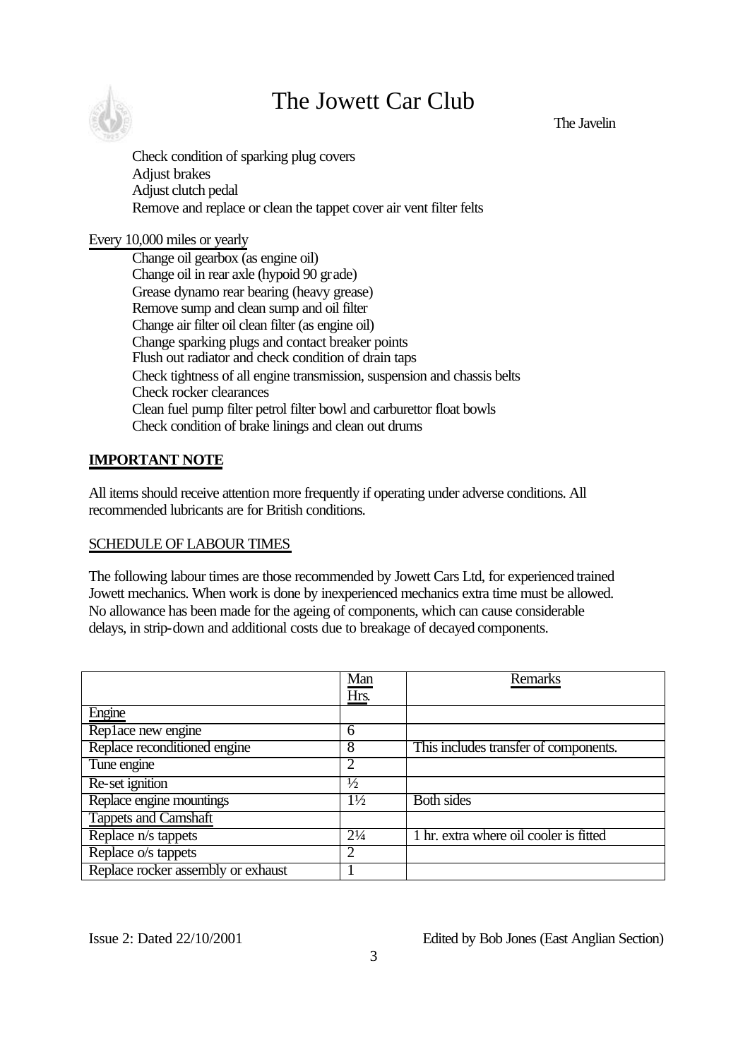Check condition of sparking plug covers
Adjust brakes
Adjust clutch pedal
Remove and replace or clean the tappet cover air vent filter felts

Every 10,000 miles or yearly

Change oil gearbox (as engine oil)
Change oil in rear axle (hypoid 90 grade)
Grease dynamo rear bearing (heavy grease)
Remove sump and clean sump and oil filter
Change air filter oil clean filter (as engine oil)
Change sparking plugs and contact breaker points
Flush out radiator and check condition of drain taps
Check tightness of all engine transmission, suspension and chassis belts
Check rocker clearances
Clean fuel pump filter petrol filter bowl and carburettor float bowls
Check condition of brake linings and clean out drums

**IMPORTANT NOTE**

All items should receive attention more frequently if operating under adverse conditions. All recommended lubricants are for British conditions.

SCHEDULE OF LABOUR TIMES

The following labour times are those recommended by Jowett Cars Ltd, for experienced trained Jowett mechanics. When work is done by inexperienced mechanics extra time must be allowed. No allowance has been made for the ageing of components, which can cause considerable delays, in strip-down and additional costs due to breakage of decayed components.

| | Man Hrs. | Remarks |
|---|---|---|
| Engine | | |
| Rep1ace new engine | 6 | |
| Replace reconditioned engine | 8 | This includes transfer of components. |
| Tune engine | 2 | |
| Re-set ignition | ½ | |
| Replace engine mountings | 1½ | Both sides |
| Tappets and Camshaft | | |
| Replace n/s tappets | 2¼ | 1 hr. extra where oil cooler is fitted |
| Replace o/s tappets | 2 | |
| Replace rocker assembly or exhaust | 1 | |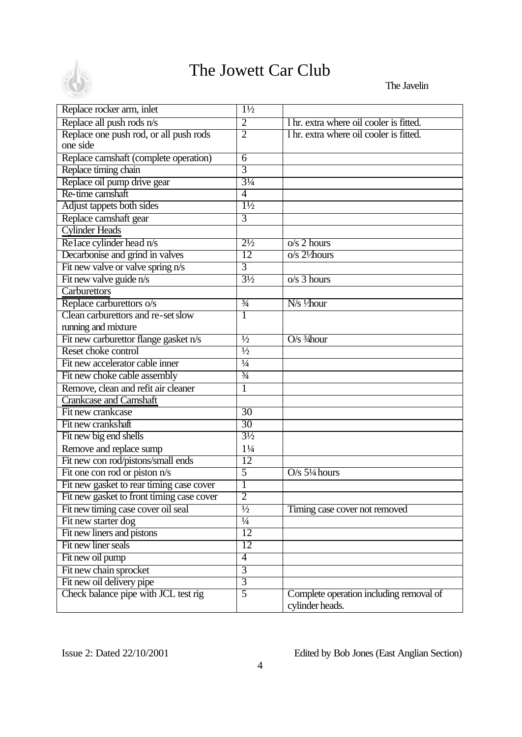# The Jowett Car Club

The Javelin

| Replace rocker arm, inlet | 1½ | |
|---|---|---|
| Replace all push rods n/s | 2 | l hr. extra where oil cooler is fitted. |
| Replace one push rod, or all push rods one side | 2 | l hr. extra where oil cooler is fitted. |
| Replace camshaft (complete operation) | 6 | |
| Replace timing chain | 3 | |
| Replace oil pump drive gear | 3¼ | |
| Re-time camshaft | 4 | |
| Adjust tappets both sides | 1½ | |
| Replace camshaft gear | 3 | |
| Cylinder Heads | | |
| Re1ace cylinder head n/s | 2½ | o/s 2 hours |
| Decarbonise and grind in valves | 12 | o/s 2½hours |
| Fit new valve or valve spring n/s | 3 | |
| Fit new valve guide n/s | 3½ | o/s 3 hours |
| Carburettors | | |
| Replace carburettors o/s | ¾ | N/s ½hour |
| Clean carburettors and re-set slow running and mixture | 1 | |
| Fit new carburettor flange gasket n/s | ½ | O/s ¾hour |
| Reset choke control | ½ | |
| Fit new accelerator cable inner | ¼ | |
| Fit new choke cable assembly | ¾ | |
| Remove, clean and refit air cleaner | 1 | |
| Crankcase and Camshaft | | |
| Fit new crankcase | 30 | |
| Fit new crankshaft | 30 | |
| Fit new big end shells | 3½ | |
| Remove and replace sump | 1¼ | |
| Fit new con rod/pistons/small ends | 12 | |
| Fit one con rod or piston n/s | 5 | O/s 5¼ hours |
| Fit new gasket to rear timing case cover | 1 | |
| Fit new gasket to front timing case cover | 2 | |
| Fit new timing case cover oil seal | ½ | Timing case cover not removed |
| Fit new starter dog | ¼ | |
| Fit new liners and pistons | 12 | |
| Fit new liner seals | 12 | |
| Fit new oil pump | 4 | |
| Fit new chain sprocket | 3 | |
| Fit new oil delivery pipe | 3 | |
| Check balance pipe with JCL test rig | 5 | Complete operation including removal of cylinder heads. |

Issue 2: Dated 22/10/2001 — Edited by Bob Jones (East Anglian Section)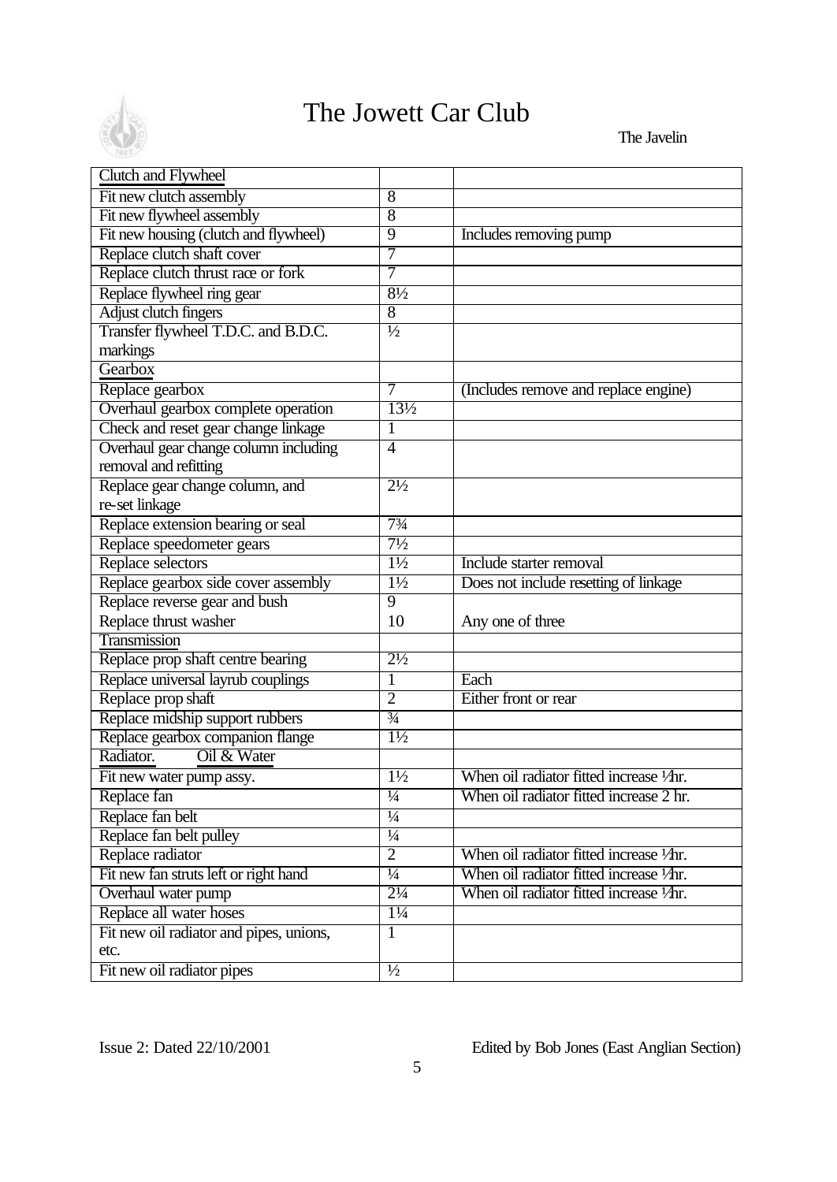# The Jowett Car Club

The Javelin

| Clutch and Flywheel | | |
|---|---|---|
| Fit new clutch assembly | 8 | |
| Fit new flywheel assembly | 8 | |
| Fit new housing (clutch and flywheel) | 9 | Includes removing pump |
| Replace clutch shaft cover | 7 | |
| Replace clutch thrust race or fork | 7 | |
| Replace flywheel ring gear | 8½ | |
| Adjust clutch fingers | 8 | |
| Transfer flywheel T.D.C. and B.D.C. markings | ½ | |
| Gearbox | | |
| Replace gearbox | 7 | (Includes remove and replace engine) |
| Overhaul gearbox complete operation | 13½ | |
| Check and reset gear change linkage | 1 | |
| Overhaul gear change column including removal and refitting | 4 | |
| Replace gear change column, and re-set linkage | 2½ | |
| Replace extension bearing or seal | 7¾ | |
| Replace speedometer gears | 7½ | |
| Replace selectors | 1½ | Include starter removal |
| Replace gearbox side cover assembly | 1½ | Does not include resetting of linkage |
| Replace reverse gear and bush | 9 | |
| Replace thrust washer | 10 | Any one of three |
| Transmission | | |
| Replace prop shaft centre bearing | 2½ | |
| Replace universal layrub couplings | 1 | Each |
| Replace prop shaft | 2 | Either front or rear |
| Replace midship support rubbers | ¾ | |
| Replace gearbox companion flange | 1½ | |
| Radiator. Oil & Water | | |
| Fit new water pump assy. | 1½ | When oil radiator fitted increase ½hr. |
| Replace fan | ¼ | When oil radiator fitted increase 2 hr. |
| Replace fan belt | ¼ | |
| Replace fan belt pulley | ¼ | |
| Replace radiator | 2 | When oil radiator fitted increase ½hr. |
| Fit new fan struts left or right hand | ¼ | When oil radiator fitted increase ½hr. |
| Overhaul water pump | 2¼ | When oil radiator fitted increase ½hr. |
| Replace all water hoses | 1¼ | |
| Fit new oil radiator and pipes, unions, etc. | 1 | |
| Fit new oil radiator pipes | ½ | |

Issue 2: Dated 22/10/2001 Edited by Bob Jones (East Anglian Section)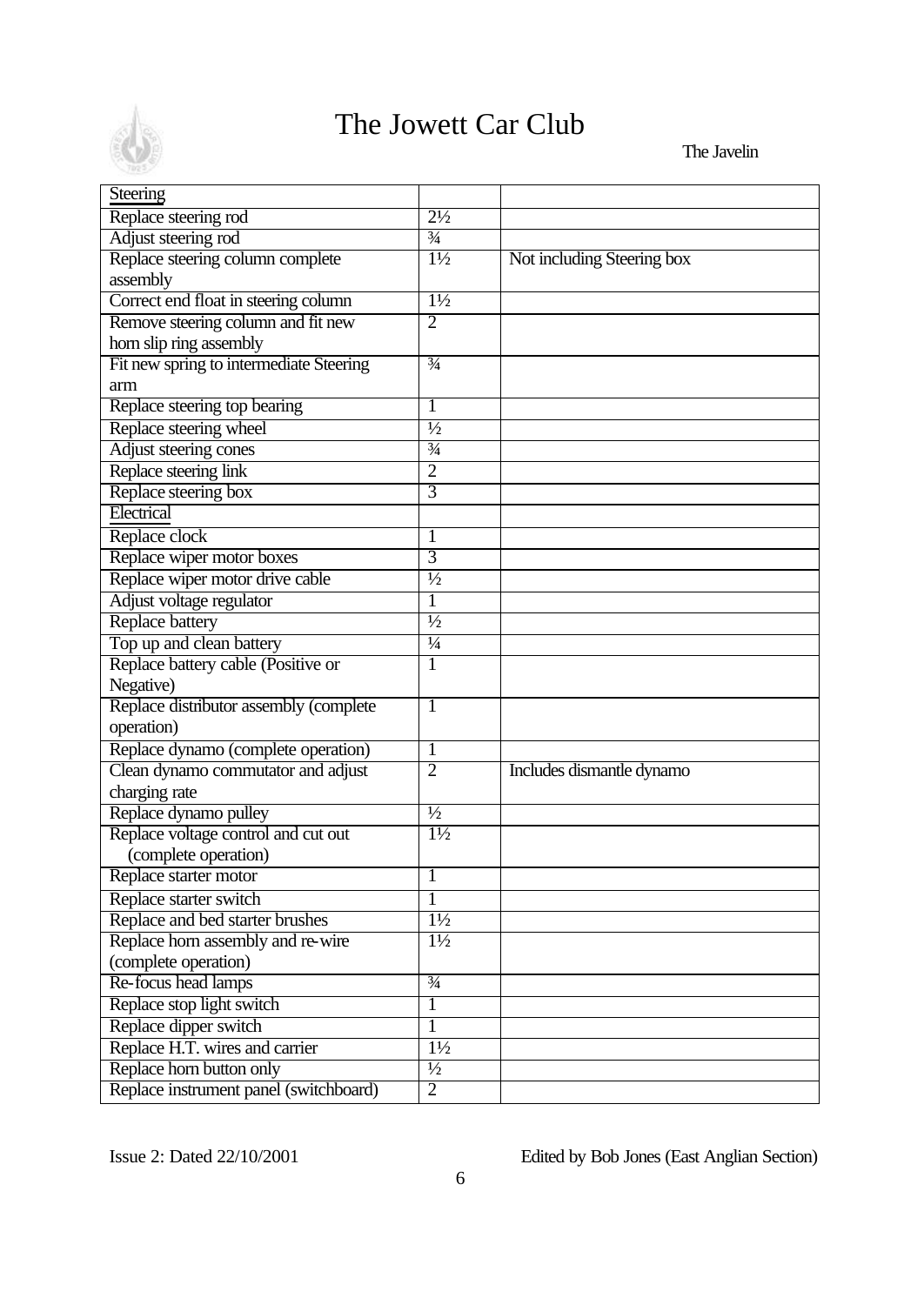| Steering | | |
|---|---|---|
| Replace steering rod | 2½ | |
| Adjust steering rod | ¾ | |
| Replace steering column complete assembly | 1½ | Not including Steering box |
| Correct end float in steering column | 1½ | |
| Remove steering column and fit new horn slip ring assembly | 2 | |
| Fit new spring to intermediate Steering arm | ¾ | |
| Replace steering top bearing | 1 | |
| Replace steering wheel | ½ | |
| Adjust steering cones | ¾ | |
| Replace steering link | 2 | |
| Replace steering box | 3 | |
| Electrical | | |
| Replace clock | 1 | |
| Replace wiper motor boxes | 3 | |
| Replace wiper motor drive cable | ½ | |
| Adjust voltage regulator | 1 | |
| Replace battery | ½ | |
| Top up and clean battery | ¼ | |
| Replace battery cable (Positive or Negative) | 1 | |
| Replace distributor assembly (complete operation) | 1 | |
| Replace dynamo (complete operation) | 1 | |
| Clean dynamo commutator and adjust charging rate | 2 | Includes dismantle dynamo |
| Replace dynamo pulley | ½ | |
| Replace voltage control and cut out (complete operation) | 1½ | |
| Replace starter motor | 1 | |
| Replace starter switch | 1 | |
| Replace and bed starter brushes | 1½ | |
| Replace horn assembly and re-wire (complete operation) | 1½ | |
| Re-focus head lamps | ¾ | |
| Replace stop light switch | 1 | |
| Replace dipper switch | 1 | |
| Replace H.T. wires and carrier | 1½ | |
| Replace horn button only | ½ | |
| Replace instrument panel (switchboard) | 2 | |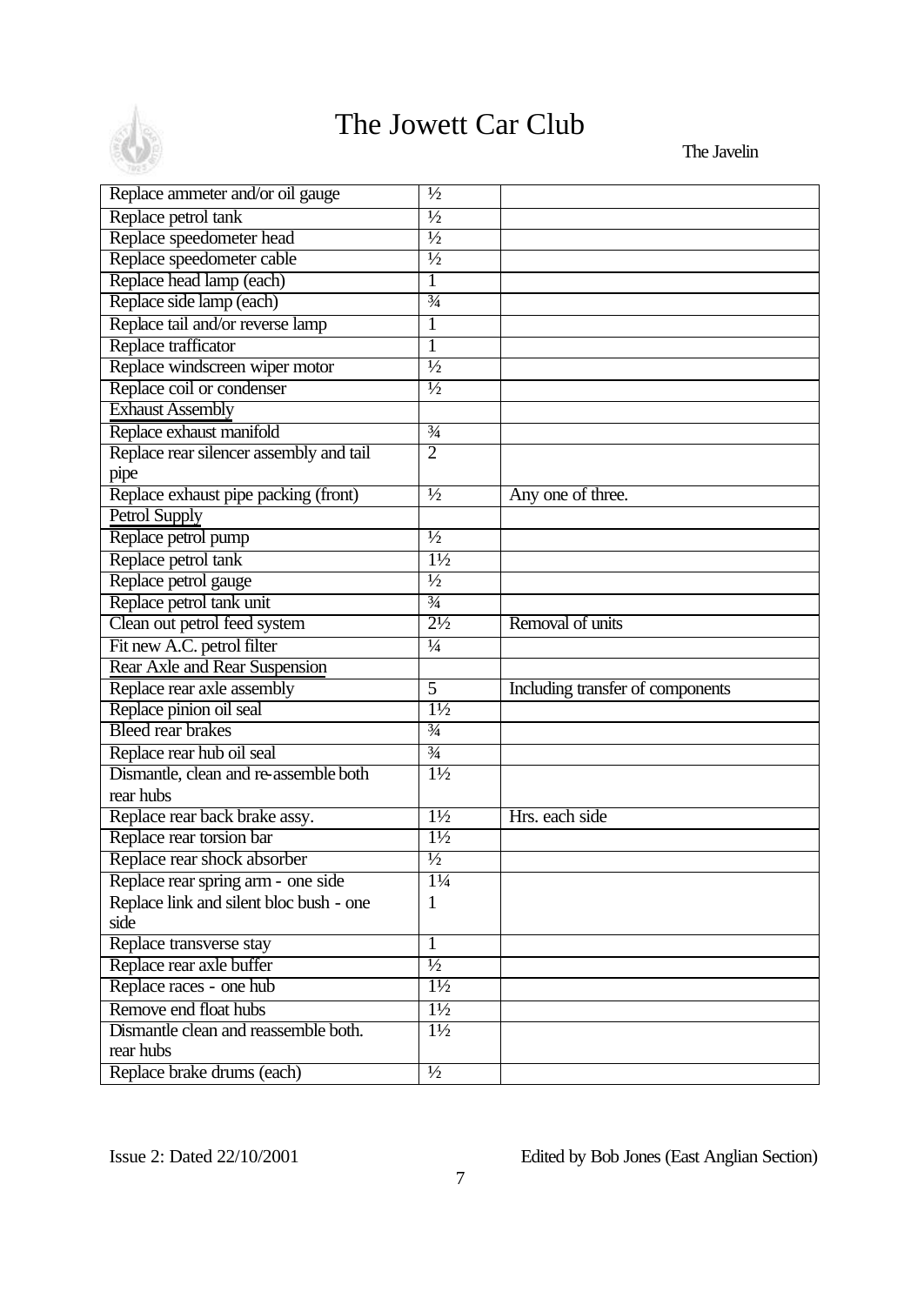| | | |
|---|---|---|
| Replace ammeter and/or oil gauge | ½ | |
| Replace petrol tank | ½ | |
| Replace speedometer head | ½ | |
| Replace speedometer cable | ½ | |
| Replace head lamp (each) | 1 | |
| Replace side lamp (each) | ¾ | |
| Replace tail and/or reverse lamp | 1 | |
| Replace trafficator | 1 | |
| Replace windscreen wiper motor | ½ | |
| Replace coil or condenser | ½ | |
| Exhaust Assembly | | |
| Replace exhaust manifold | ¾ | |
| Replace rear silencer assembly and tail pipe | 2 | |
| Replace exhaust pipe packing (front) | ½ | Any one of three. |
| Petrol Supply | | |
| Replace petrol pump | ½ | |
| Replace petrol tank | 1½ | |
| Replace petrol gauge | ½ | |
| Replace petrol tank unit | ¾ | |
| Clean out petrol feed system | 2½ | Removal of units |
| Fit new A.C. petrol filter | ¼ | |
| Rear Axle and Rear Suspension | | |
| Replace rear axle assembly | 5 | Including transfer of components |
| Replace pinion oil seal | 1½ | |
| Bleed rear brakes | ¾ | |
| Replace rear hub oil seal | ¾ | |
| Dismantle, clean and re-assemble both rear hubs | 1½ | |
| Replace rear back brake assy. | 1½ | Hrs. each side |
| Replace rear torsion bar | 1½ | |
| Replace rear shock absorber | ½ | |
| Replace rear spring arm - one side | 1¼ | |
| Replace link and silent bloc bush - one side | 1 | |
| Replace transverse stay | 1 | |
| Replace rear axle buffer | ½ | |
| Replace races - one hub | 1½ | |
| Remove end float hubs | 1½ | |
| Dismantle clean and reassemble both. rear hubs | 1½ | |
| Replace brake drums (each) | ½ | |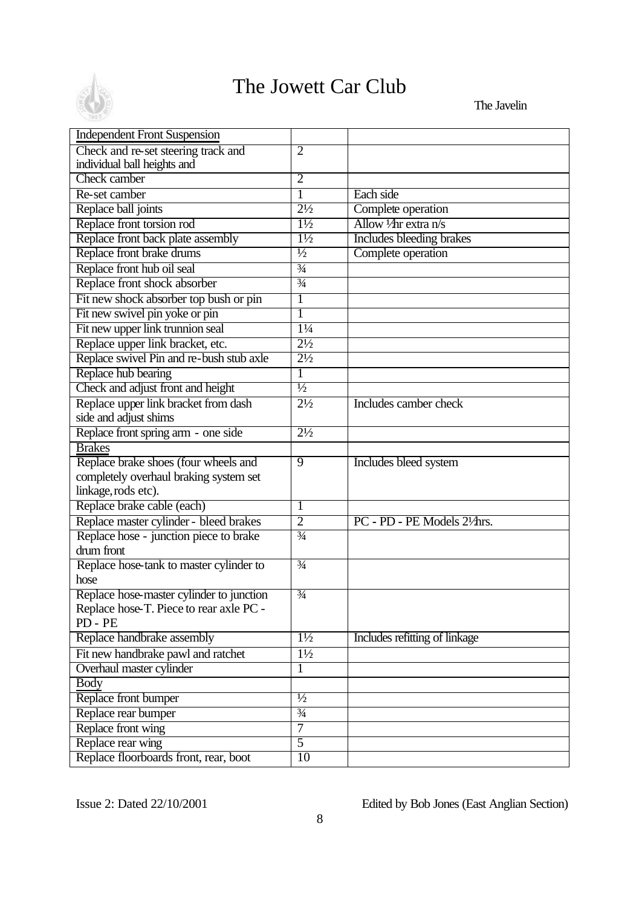| Independent Front Suspension | | |
|---|---|---|
| Check and re-set steering track and individual ball heights and | 2 | |
| Check camber | 2 | |
| Re-set camber | 1 | Each side |
| Replace ball joints | 2½ | Complete operation |
| Replace front torsion rod | 1½ | Allow ½hr extra n/s |
| Replace front back plate assembly | 1½ | Includes bleeding brakes |
| Replace front brake drums | ½ | Complete operation |
| Replace front hub oil seal | ¾ | |
| Replace front shock absorber | ¾ | |
| Fit new shock absorber top bush or pin | 1 | |
| Fit new swivel pin yoke or pin | 1 | |
| Fit new upper link trunnion seal | 1¼ | |
| Replace upper link bracket, etc. | 2½ | |
| Replace swivel Pin and re-bush stub axle | 2½ | |
| Replace hub bearing | 1 | |
| Check and adjust front and height | ½ | |
| Replace upper link bracket from dash side and adjust shims | 2½ | Includes camber check |
| Replace front spring arm - one side | 2½ | |
| Brakes | | |
| Replace brake shoes (four wheels and completely overhaul braking system set linkage, rods etc). | 9 | Includes bleed system |
| Replace brake cable (each) | 1 | |
| Replace master cylinder - bleed brakes | 2 | PC - PD - PE Models 2½hrs. |
| Replace hose - junction piece to brake drum front | ¾ | |
| Replace hose-tank to master cylinder to hose | ¾ | |
| Replace hose-master cylinder to junction Replace hose-T. Piece to rear axle PC - PD - PE | ¾ | |
| Replace handbrake assembly | 1½ | Includes refitting of linkage |
| Fit new handbrake pawl and ratchet | 1½ | |
| Overhaul master cylinder | 1 | |
| Body | | |
| Replace front bumper | ½ | |
| Replace rear bumper | ¾ | |
| Replace front wing | 7 | |
| Replace rear wing | 5 | |
| Replace floorboards front, rear, boot | 10 | |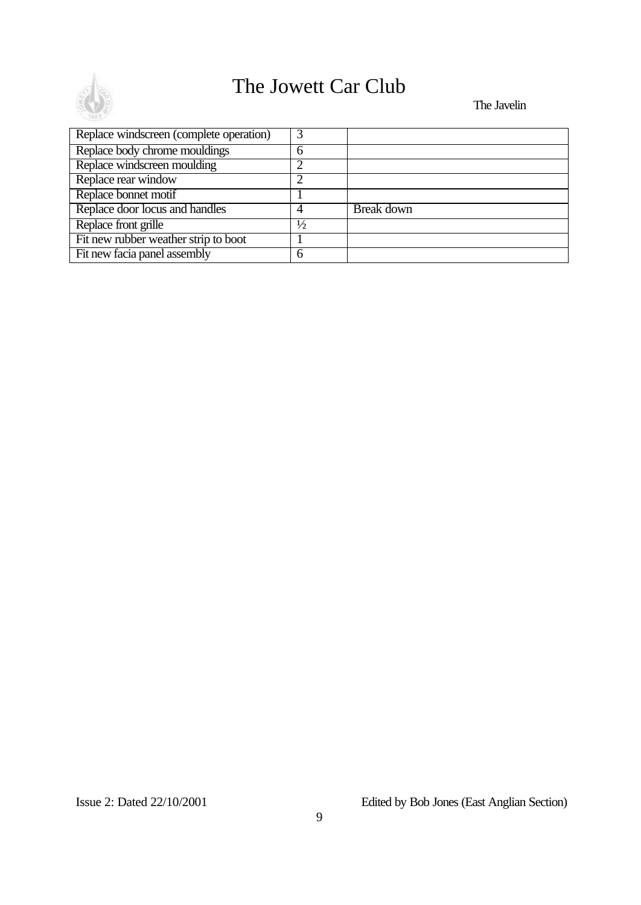| | | |
|---|---|---|
| Replace windscreen (complete operation) | 3 | |
| Replace body chrome mouldings | 6 | |
| Replace windscreen moulding | 2 | |
| Replace rear window | 2 | |
| Replace bonnet motif | 1 | |
| Replace door locus and handles | 4 | Break down |
| Replace front grille | ½ | |
| Fit new rubber weather strip to boot | 1 | |
| Fit new facia panel assembly | 6 | |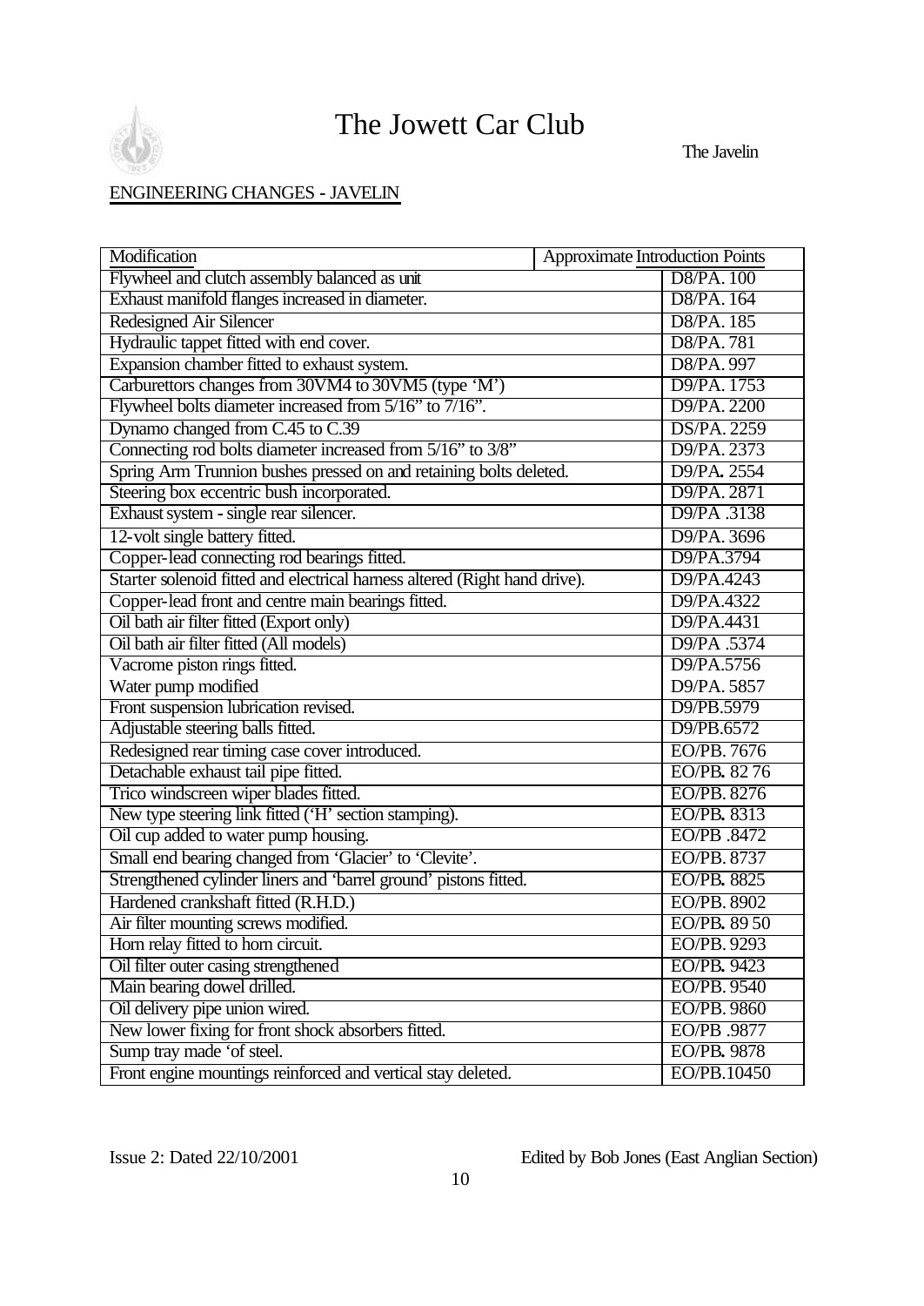# The Jowett Car Club

The Javelin

ENGINEERING CHANGES - JAVELIN

| Modification | Approximate Introduction Points |
| --- | --- |
| Flywheel and clutch assembly balanced as unit | D8/PA. 100 |
| Exhaust manifold flanges increased in diameter. | D8/PA. 164 |
| Redesigned Air Silencer | D8/PA. 185 |
| Hydraulic tappet fitted with end cover. | D8/PA. 781 |
| Expansion chamber fitted to exhaust system. | D8/PA. 997 |
| Carburettors changes from 30VM4 to 30VM5 (type 'M') | D9/PA. 1753 |
| Flywheel bolts diameter increased from 5/16" to 7/16". | D9/PA. 2200 |
| Dynamo changed from C.45 to C.39 | DS/PA. 2259 |
| Connecting rod bolts diameter increased from 5/16" to 3/8" | D9/PA. 2373 |
| Spring Arm Trunnion bushes pressed on and retaining bolts deleted. | D9/PA. 2554 |
| Steering box eccentric bush incorporated. | D9/PA. 2871 |
| Exhaust system - single rear silencer. | D9/PA .3138 |
| 12-volt single battery fitted. | D9/PA. 3696 |
| Copper-lead connecting rod bearings fitted. | D9/PA.3794 |
| Starter solenoid fitted and electrical harness altered (Right hand drive). | D9/PA.4243 |
| Copper-lead front and centre main bearings fitted. | D9/PA.4322 |
| Oil bath air filter fitted (Export only) | D9/PA.4431 |
| Oil bath air filter fitted (All models) | D9/PA .5374 |
| Vacrome piston rings fitted. | D9/PA.5756 |
| Water pump modified | D9/PA. 5857 |
| Front suspension lubrication revised. | D9/PB.5979 |
| Adjustable steering balls fitted. | D9/PB.6572 |
| Redesigned rear timing case cover introduced. | EO/PB. 7676 |
| Detachable exhaust tail pipe fitted. | EO/PB. 82 76 |
| Trico windscreen wiper blades fitted. | EO/PB. 8276 |
| New type steering link fitted ('H' section stamping). | EO/PB. 8313 |
| Oil cup added to water pump housing. | EO/PB .8472 |
| Small end bearing changed from 'Glacier' to 'Clevite'. | EO/PB. 8737 |
| Strengthened cylinder liners and 'barrel ground' pistons fitted. | EO/PB. 8825 |
| Hardened crankshaft fitted (R.H.D.) | EO/PB. 8902 |
| Air filter mounting screws modified. | EO/PB. 89 50 |
| Horn relay fitted to horn circuit. | EO/PB. 9293 |
| Oil filter outer casing strengthened | EO/PB. 9423 |
| Main bearing dowel drilled. | EO/PB. 9540 |
| Oil delivery pipe union wired. | EO/PB. 9860 |
| New lower fixing for front shock absorbers fitted. | EO/PB .9877 |
| Sump tray made 'of steel. | EO/PB. 9878 |
| Front engine mountings reinforced and vertical stay deleted. | EO/PB.10450 |

Issue 2: Dated 22/10/2001 Edited by Bob Jones (East Anglian Section)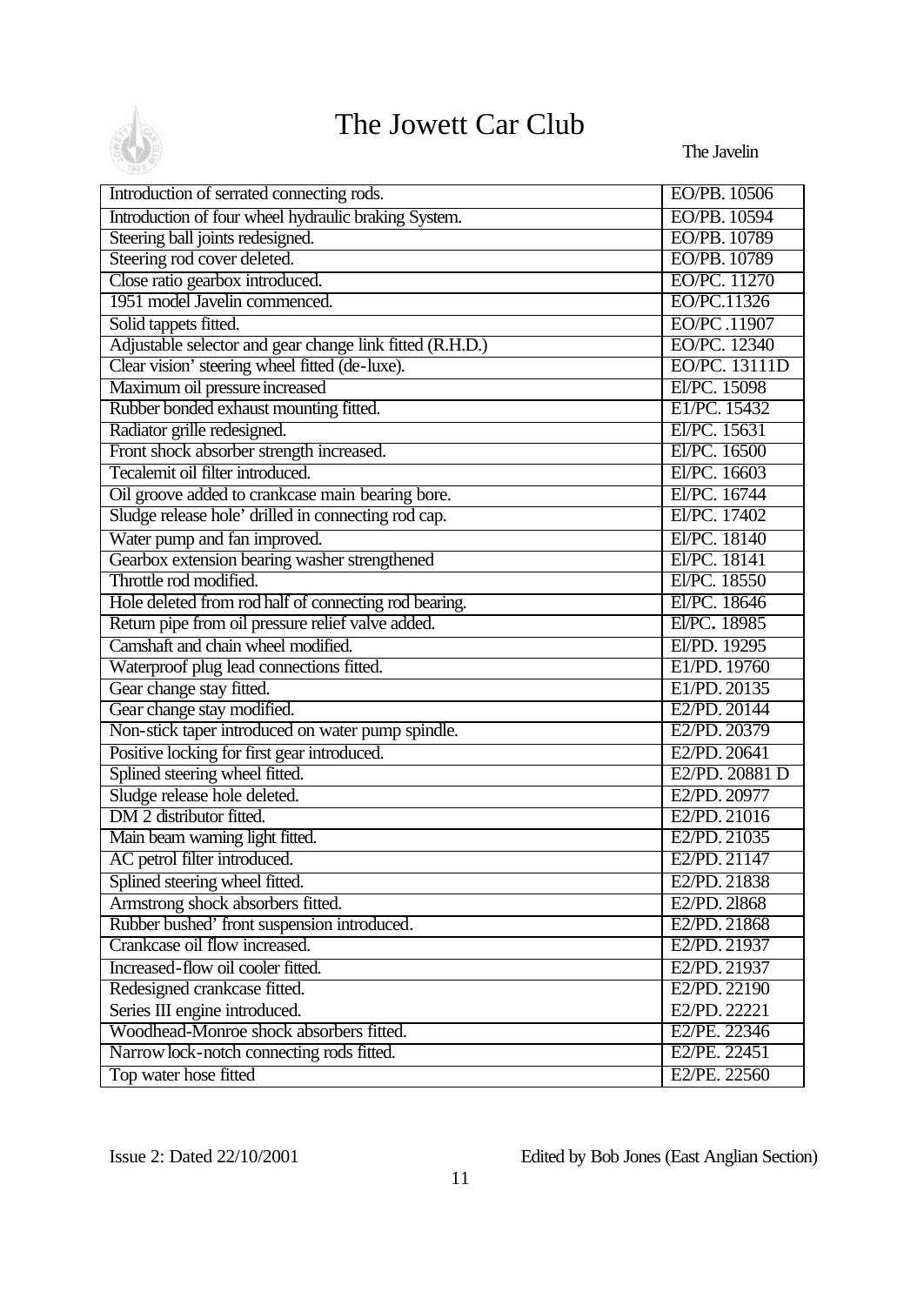| Introduction of serrated connecting rods. | EO/PB. 10506 |
|---|---|
| Introduction of four wheel hydraulic braking System. | EO/PB. 10594 |
| Steering ball joints redesigned. | EO/PB. 10789 |
| Steering rod cover deleted. | EO/PB. 10789 |
| Close ratio gearbox introduced. | EO/PC. 11270 |
| 1951 model Javelin commenced. | EO/PC.11326 |
| Solid tappets fitted. | EO/PC .11907 |
| Adjustable selector and gear change link fitted (R.H.D.) | EO/PC. 12340 |
| Clear vision' steering wheel fitted (de-luxe). | EO/PC. 13111D |
| Maximum oil pressure increased | El/PC. 15098 |
| Rubber bonded exhaust mounting fitted. | E1/PC. 15432 |
| Radiator grille redesigned. | El/PC. 15631 |
| Front shock absorber strength increased. | El/PC. 16500 |
| Tecalemit oil filter introduced. | El/PC. 16603 |
| Oil groove added to crankcase main bearing bore. | El/PC. 16744 |
| Sludge release hole' drilled in connecting rod cap. | El/PC. 17402 |
| Water pump and fan improved. | El/PC. 18140 |
| Gearbox extension bearing washer strengthened | El/PC. 18141 |
| Throttle rod modified. | El/PC. 18550 |
| Hole deleted from rod half of connecting rod bearing. | El/PC. 18646 |
| Return pipe from oil pressure relief valve added. | El/PC. 18985 |
| Camshaft and chain wheel modified. | El/PD. 19295 |
| Waterproof plug lead connections fitted. | E1/PD. 19760 |
| Gear change stay fitted. | E1/PD. 20135 |
| Gear change stay modified. | E2/PD. 20144 |
| Non-stick taper introduced on water pump spindle. | E2/PD. 20379 |
| Positive locking for first gear introduced. | E2/PD. 20641 |
| Splined steering wheel fitted. | E2/PD. 20881 D |
| Sludge release hole deleted. | E2/PD. 20977 |
| DM 2 distributor fitted. | E2/PD. 21016 |
| Main beam warning light fitted. | E2/PD. 21035 |
| AC petrol filter introduced. | E2/PD. 21147 |
| Splined steering wheel fitted. | E2/PD. 21838 |
| Armstrong shock absorbers fitted. | E2/PD. 2l868 |
| Rubber bushed' front suspension introduced. | E2/PD. 21868 |
| Crankcase oil flow increased. | E2/PD. 21937 |
| Increased-flow oil cooler fitted. | E2/PD. 21937 |
| Redesigned crankcase fitted. | E2/PD. 22190 |
| Series III engine introduced. | E2/PD. 22221 |
| Woodhead-Monroe shock absorbers fitted. | E2/PE. 22346 |
| Narrow lock-notch connecting rods fitted. | E2/PE. 22451 |
| Top water hose fitted | E2/PE. 22560 |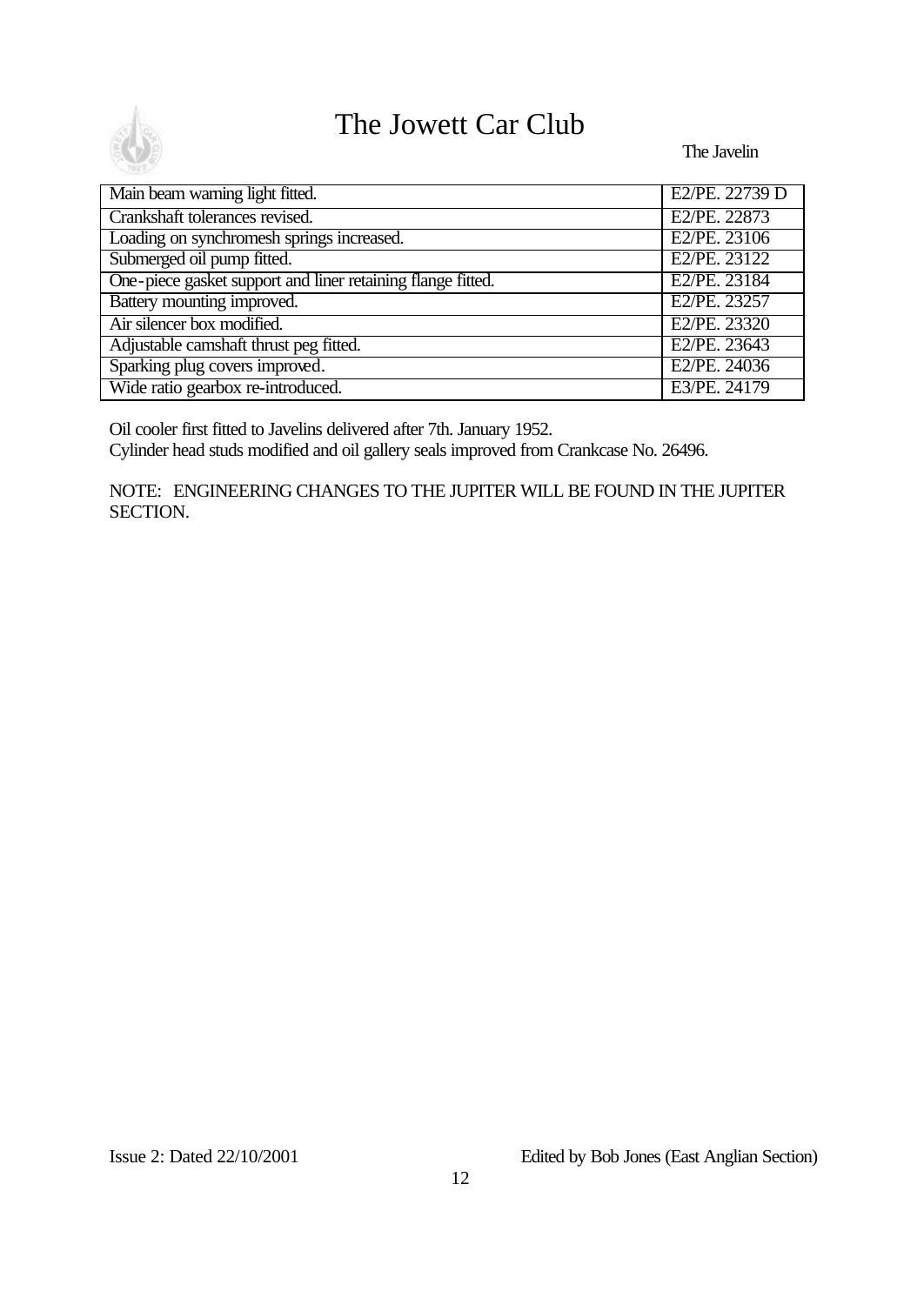| Main beam warning light fitted. | E2/PE. 22739 D |
|---|---|
| Crankshaft tolerances revised. | E2/PE. 22873 |
| Loading on synchromesh springs increased. | E2/PE. 23106 |
| Submerged oil pump fitted. | E2/PE. 23122 |
| One-piece gasket support and liner retaining flange fitted. | E2/PE. 23184 |
| Battery mounting improved. | E2/PE. 23257 |
| Air silencer box modified. | E2/PE. 23320 |
| Adjustable camshaft thrust peg fitted. | E2/PE. 23643 |
| Sparking plug covers improved. | E2/PE. 24036 |
| Wide ratio gearbox re-introduced. | E3/PE. 24179 |

Oil cooler first fitted to Javelins delivered after 7th. January 1952.
Cylinder head studs modified and oil gallery seals improved from Crankcase No. 26496.

NOTE: ENGINEERING CHANGES TO THE JUPITER WILL BE FOUND IN THE JUPITER SECTION.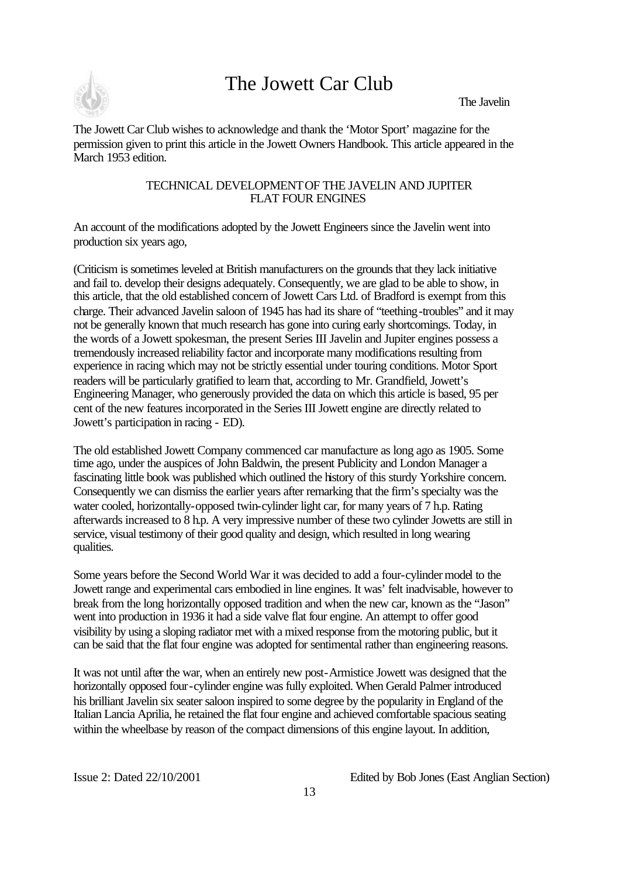The Jowett Car Club wishes to acknowledge and thank the 'Motor Sport' magazine for the permission given to print this article in the Jowett Owners Handbook. This article appeared in the March 1953 edition.

## TECHNICAL DEVELOPMENT OF THE JAVELIN AND JUPITER FLAT FOUR ENGINES

An account of the modifications adopted by the Jowett Engineers since the Javelin went into production six years ago,

(Criticism is sometimes leveled at British manufacturers on the grounds that they lack initiative and fail to. develop their designs adequately. Consequently, we are glad to be able to show, in this article, that the old established concern of Jowett Cars Ltd. of Bradford is exempt from this charge. Their advanced Javelin saloon of 1945 has had its share of "teething-troubles" and it may not be generally known that much research has gone into curing early shortcomings. Today, in the words of a Jowett spokesman, the present Series III Javelin and Jupiter engines possess a tremendously increased reliability factor and incorporate many modifications resulting from experience in racing which may not be strictly essential under touring conditions. Motor Sport readers will be particularly gratified to learn that, according to Mr. Grandfield, Jowett's Engineering Manager, who generously provided the data on which this article is based, 95 per cent of the new features incorporated in the Series III Jowett engine are directly related to Jowett's participation in racing - ED).

The old established Jowett Company commenced car manufacture as long ago as 1905. Some time ago, under the auspices of John Baldwin, the present Publicity and London Manager a fascinating little book was published which outlined the history of this sturdy Yorkshire concern. Consequently we can dismiss the earlier years after remarking that the firm's specialty was the water cooled, horizontally-opposed twin-cylinder light car, for many years of 7 h.p. Rating afterwards increased to 8 h.p. A very impressive number of these two cylinder Jowetts are still in service, visual testimony of their good quality and design, which resulted in long wearing qualities.

Some years before the Second World War it was decided to add a four-cylinder model to the Jowett range and experimental cars embodied in line engines. It was' felt inadvisable, however to break from the long horizontally opposed tradition and when the new car, known as the "Jason" went into production in 1936 it had a side valve flat four engine. An attempt to offer good visibility by using a sloping radiator met with a mixed response from the motoring public, but it can be said that the flat four engine was adopted for sentimental rather than engineering reasons.

It was not until after the war, when an entirely new post-Armistice Jowett was designed that the horizontally opposed four-cylinder engine was fully exploited. When Gerald Palmer introduced his brilliant Javelin six seater saloon inspired to some degree by the popularity in England of the Italian Lancia Aprilia, he retained the flat four engine and achieved comfortable spacious seating within the wheelbase by reason of the compact dimensions of this engine layout. In addition,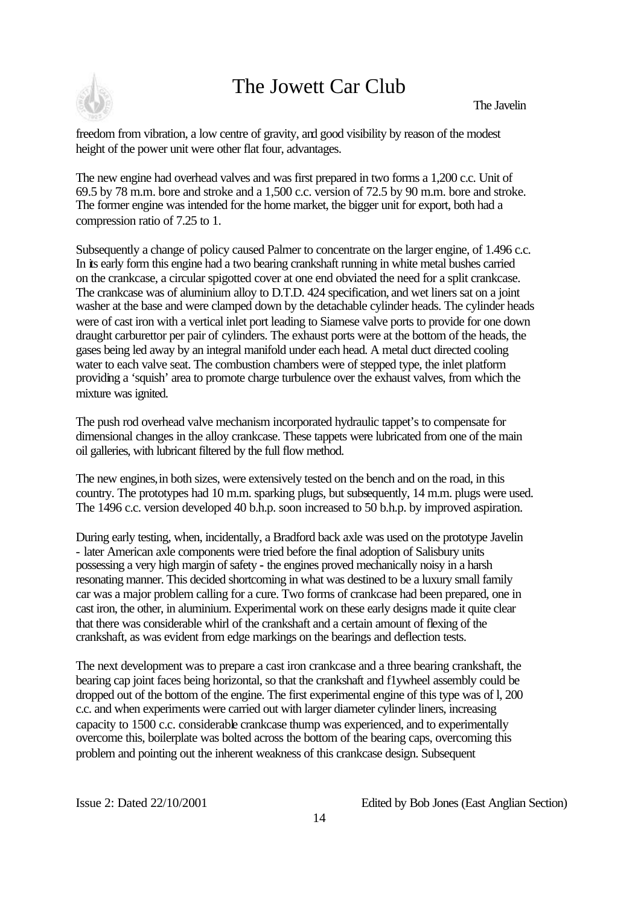freedom from vibration, a low centre of gravity, and good visibility by reason of the modest height of the power unit were other flat four, advantages.

The new engine had overhead valves and was first prepared in two forms a 1,200 c.c. Unit of 69.5 by 78 m.m. bore and stroke and a 1,500 c.c. version of 72.5 by 90 m.m. bore and stroke. The former engine was intended for the home market, the bigger unit for export, both had a compression ratio of 7.25 to 1.

Subsequently a change of policy caused Palmer to concentrate on the larger engine, of 1.496 c.c. In its early form this engine had a two bearing crankshaft running in white metal bushes carried on the crankcase, a circular spigotted cover at one end obviated the need for a split crankcase. The crankcase was of aluminium alloy to D.T.D. 424 specification, and wet liners sat on a joint washer at the base and were clamped down by the detachable cylinder heads. The cylinder heads were of cast iron with a vertical inlet port leading to Siamese valve ports to provide for one down draught carburettor per pair of cylinders. The exhaust ports were at the bottom of the heads, the gases being led away by an integral manifold under each head. A metal duct directed cooling water to each valve seat. The combustion chambers were of stepped type, the inlet platform providing a 'squish' area to promote charge turbulence over the exhaust valves, from which the mixture was ignited.

The push rod overhead valve mechanism incorporated hydraulic tappet's to compensate for dimensional changes in the alloy crankcase. These tappets were lubricated from one of the main oil galleries, with lubricant filtered by the full flow method.

The new engines, in both sizes, were extensively tested on the bench and on the road, in this country. The prototypes had 10 m.m. sparking plugs, but subsequently, 14 m.m. plugs were used. The 1496 c.c. version developed 40 b.h.p. soon increased to 50 b.h.p. by improved aspiration.

During early testing, when, incidentally, a Bradford back axle was used on the prototype Javelin - later American axle components were tried before the final adoption of Salisbury units possessing a very high margin of safety - the engines proved mechanically noisy in a harsh resonating manner. This decided shortcoming in what was destined to be a luxury small family car was a major problem calling for a cure. Two forms of crankcase had been prepared, one in cast iron, the other, in aluminium. Experimental work on these early designs made it quite clear that there was considerable whirl of the crankshaft and a certain amount of flexing of the crankshaft, as was evident from edge markings on the bearings and deflection tests.

The next development was to prepare a cast iron crankcase and a three bearing crankshaft, the bearing cap joint faces being horizontal, so that the crankshaft and f1ywheel assembly could be dropped out of the bottom of the engine. The first experimental engine of this type was of l, 200 c.c. and when experiments were carried out with larger diameter cylinder liners, increasing capacity to 1500 c.c. considerable crankcase thump was experienced, and to experimentally overcome this, boilerplate was bolted across the bottom of the bearing caps, overcoming this problem and pointing out the inherent weakness of this crankcase design. Subsequent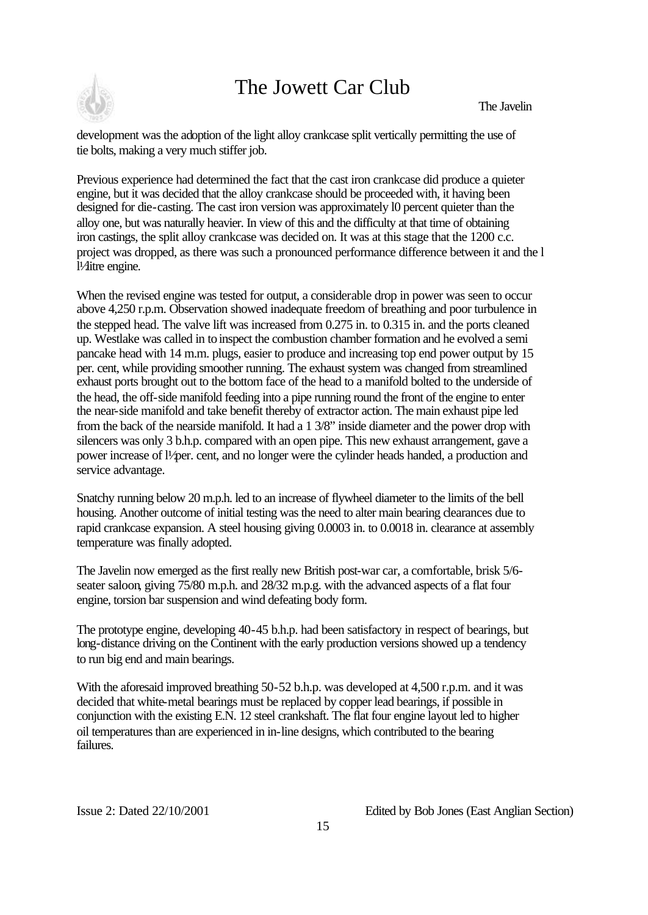development was the adoption of the light alloy crankcase split vertically permitting the use of tie bolts, making a very much stiffer job.

Previous experience had determined the fact that the cast iron crankcase did produce a quieter engine, but it was decided that the alloy crankcase should be proceeded with, it having been designed for die-casting. The cast iron version was approximately l0 percent quieter than the alloy one, but was naturally heavier. In view of this and the difficulty at that time of obtaining iron castings, the split alloy crankcase was decided on. It was at this stage that the 1200 c.c. project was dropped, as there was such a pronounced performance difference between it and the l l½ litre engine.

When the revised engine was tested for output, a considerable drop in power was seen to occur above 4,250 r.p.m. Observation showed inadequate freedom of breathing and poor turbulence in the stepped head. The valve lift was increased from 0.275 in. to 0.315 in. and the ports cleaned up. Westlake was called in to inspect the combustion chamber formation and he evolved a semi pancake head with 14 m.m. plugs, easier to produce and increasing top end power output by 15 per. cent, while providing smoother running. The exhaust system was changed from streamlined exhaust ports brought out to the bottom face of the head to a manifold bolted to the underside of the head, the off-side manifold feeding into a pipe running round the front of the engine to enter the near-side manifold and take benefit thereby of extractor action. The main exhaust pipe led from the back of the nearside manifold. It had a 1 3/8" inside diameter and the power drop with silencers was only 3 b.h.p. compared with an open pipe. This new exhaust arrangement, gave a power increase of l½ per. cent, and no longer were the cylinder heads handed, a production and service advantage.

Snatchy running below 20 m.p.h. led to an increase of flywheel diameter to the limits of the bell housing. Another outcome of initial testing was the need to alter main bearing clearances due to rapid crankcase expansion. A steel housing giving 0.0003 in. to 0.0018 in. clearance at assembly temperature was finally adopted.

The Javelin now emerged as the first really new British post-war car, a comfortable, brisk 5/6-seater saloon, giving 75/80 m.p.h. and 28/32 m.p.g. with the advanced aspects of a flat four engine, torsion bar suspension and wind defeating body form.

The prototype engine, developing 40-45 b.h.p. had been satisfactory in respect of bearings, but long-distance driving on the Continent with the early production versions showed up a tendency to run big end and main bearings.

With the aforesaid improved breathing 50-52 b.h.p. was developed at 4,500 r.p.m. and it was decided that white-metal bearings must be replaced by copper lead bearings, if possible in conjunction with the existing E.N. 12 steel crankshaft. The flat four engine layout led to higher oil temperatures than are experienced in in-line designs, which contributed to the bearing failures.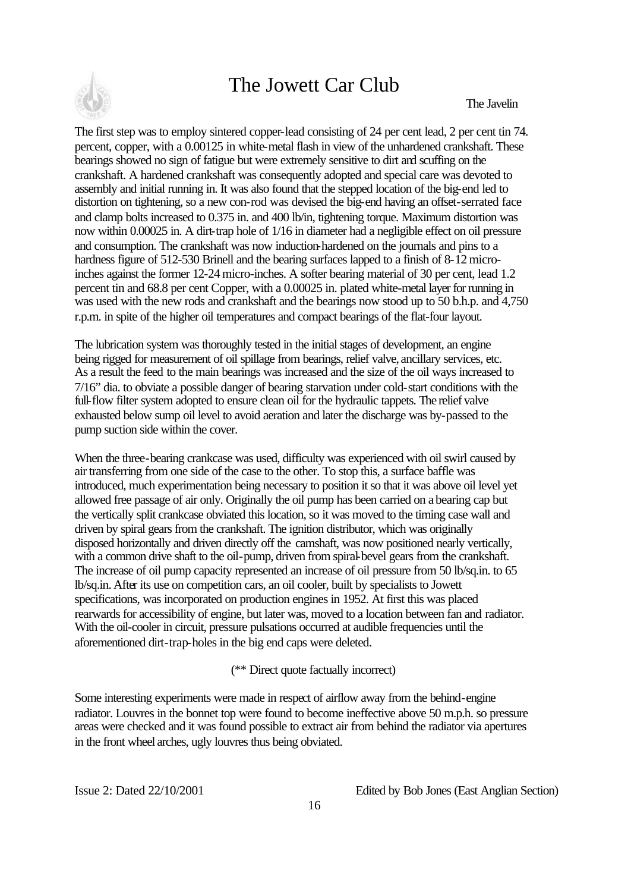The first step was to employ sintered copper-lead consisting of 24 per cent lead, 2 per cent tin 74. percent, copper, with a 0.00125 in white-metal flash in view of the unhardened crankshaft. These bearings showed no sign of fatigue but were extremely sensitive to dirt and scuffing on the crankshaft. A hardened crankshaft was consequently adopted and special care was devoted to assembly and initial running in. It was also found that the stepped location of the big-end led to distortion on tightening, so a new con-rod was devised the big-end having an offset-serrated face and clamp bolts increased to 0.375 in. and 400 lb/in, tightening torque. Maximum distortion was now within 0.00025 in. A dirt-trap hole of 1/16 in diameter had a negligible effect on oil pressure and consumption. The crankshaft was now induction-hardened on the journals and pins to a hardness figure of 512-530 Brinell and the bearing surfaces lapped to a finish of 8-12 micro-inches against the former 12-24 micro-inches. A softer bearing material of 30 per cent, lead 1.2 percent tin and 68.8 per cent Copper, with a 0.00025 in. plated white-metal layer for running in was used with the new rods and crankshaft and the bearings now stood up to 50 b.h.p. and 4,750 r.p.m. in spite of the higher oil temperatures and compact bearings of the flat-four layout.

The lubrication system was thoroughly tested in the initial stages of development, an engine being rigged for measurement of oil spillage from bearings, relief valve, ancillary services, etc. As a result the feed to the main bearings was increased and the size of the oil ways increased to 7/16" dia. to obviate a possible danger of bearing starvation under cold-start conditions with the full-flow filter system adopted to ensure clean oil for the hydraulic tappets. The relief valve exhausted below sump oil level to avoid aeration and later the discharge was by-passed to the pump suction side within the cover.

When the three-bearing crankcase was used, difficulty was experienced with oil swirl caused by air transferring from one side of the case to the other. To stop this, a surface baffle was introduced, much experimentation being necessary to position it so that it was above oil level yet allowed free passage of air only. Originally the oil pump has been carried on a bearing cap but the vertically split crankcase obviated this location, so it was moved to the timing case wall and driven by spiral gears from the crankshaft. The ignition distributor, which was originally disposed horizontally and driven directly off the camshaft, was now positioned nearly vertically, with a common drive shaft to the oil-pump, driven from spiral-bevel gears from the crankshaft. The increase of oil pump capacity represented an increase of oil pressure from 50 lb/sq.in. to 65 lb/sq.in. After its use on competition cars, an oil cooler, built by specialists to Jowett specifications, was incorporated on production engines in 1952. At first this was placed rearwards for accessibility of engine, but later was, moved to a location between fan and radiator. With the oil-cooler in circuit, pressure pulsations occurred at audible frequencies until the aforementioned dirt-trap-holes in the big end caps were deleted.

(** Direct quote factually incorrect)

Some interesting experiments were made in respect of airflow away from the behind-engine radiator. Louvres in the bonnet top were found to become ineffective above 50 m.p.h. so pressure areas were checked and it was found possible to extract air from behind the radiator via apertures in the front wheel arches, ugly louvres thus being obviated.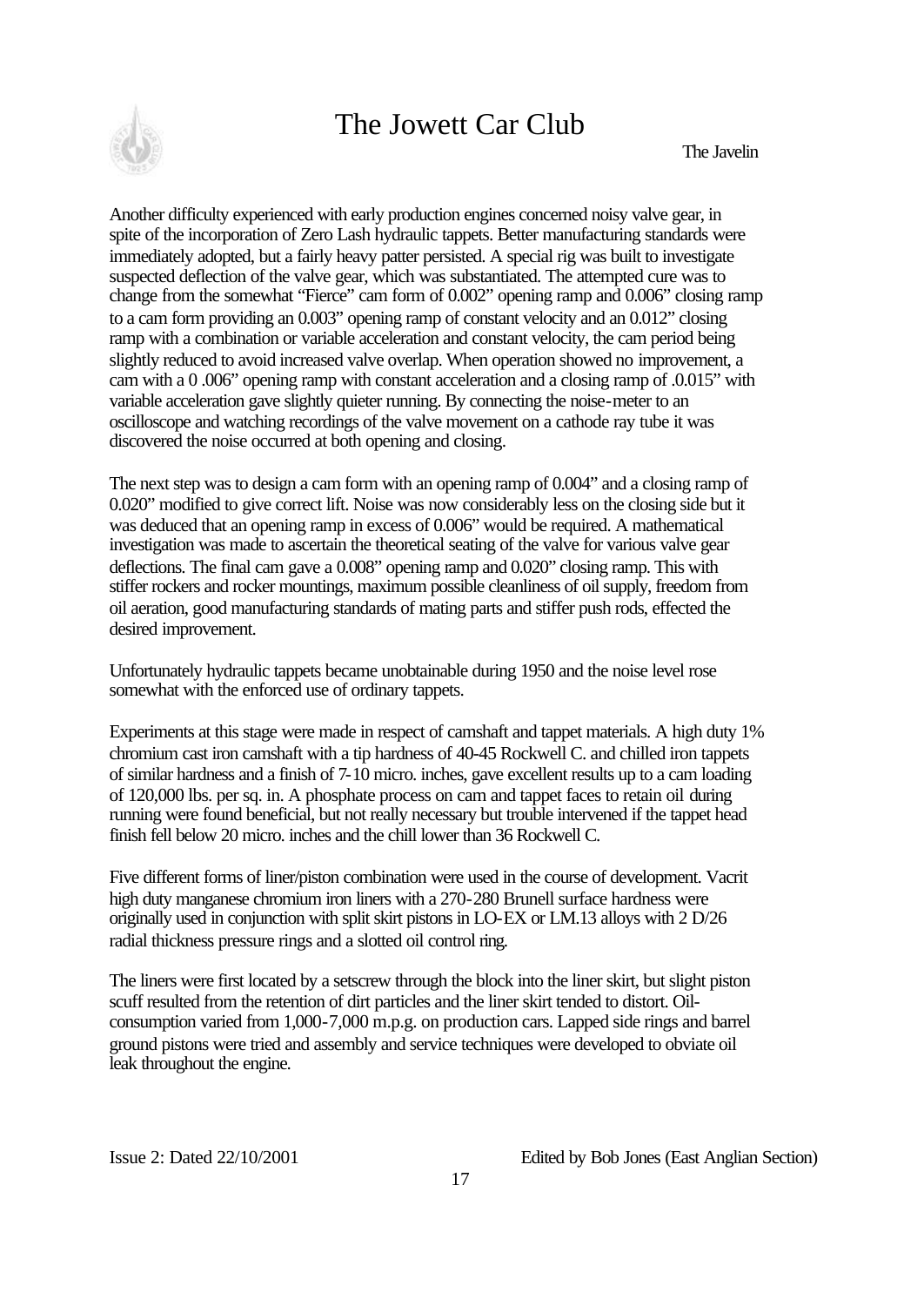Another difficulty experienced with early production engines concerned noisy valve gear, in spite of the incorporation of Zero Lash hydraulic tappets. Better manufacturing standards were immediately adopted, but a fairly heavy patter persisted. A special rig was built to investigate suspected deflection of the valve gear, which was substantiated. The attempted cure was to change from the somewhat "Fierce" cam form of 0.002" opening ramp and 0.006" closing ramp to a cam form providing an 0.003" opening ramp of constant velocity and an 0.012" closing ramp with a combination or variable acceleration and constant velocity, the cam period being slightly reduced to avoid increased valve overlap. When operation showed no improvement, a cam with a 0 .006" opening ramp with constant acceleration and a closing ramp of .0.015" with variable acceleration gave slightly quieter running. By connecting the noise-meter to an oscilloscope and watching recordings of the valve movement on a cathode ray tube it was discovered the noise occurred at both opening and closing.

The next step was to design a cam form with an opening ramp of 0.004" and a closing ramp of 0.020" modified to give correct lift. Noise was now considerably less on the closing side but it was deduced that an opening ramp in excess of 0.006" would be required. A mathematical investigation was made to ascertain the theoretical seating of the valve for various valve gear deflections. The final cam gave a 0.008" opening ramp and 0.020" closing ramp. This with stiffer rockers and rocker mountings, maximum possible cleanliness of oil supply, freedom from oil aeration, good manufacturing standards of mating parts and stiffer push rods, effected the desired improvement.

Unfortunately hydraulic tappets became unobtainable during 1950 and the noise level rose somewhat with the enforced use of ordinary tappets.

Experiments at this stage were made in respect of camshaft and tappet materials. A high duty 1% chromium cast iron camshaft with a tip hardness of 40-45 Rockwell C. and chilled iron tappets of similar hardness and a finish of 7-10 micro. inches, gave excellent results up to a cam loading of 120,000 lbs. per sq. in. A phosphate process on cam and tappet faces to retain oil during running were found beneficial, but not really necessary but trouble intervened if the tappet head finish fell below 20 micro. inches and the chill lower than 36 Rockwell C.

Five different forms of liner/piston combination were used in the course of development. Vacrit high duty manganese chromium iron liners with a 270-280 Brunell surface hardness were originally used in conjunction with split skirt pistons in LO-EX or LM.13 alloys with 2 D/26 radial thickness pressure rings and a slotted oil control ring.

The liners were first located by a setscrew through the block into the liner skirt, but slight piston scuff resulted from the retention of dirt particles and the liner skirt tended to distort. Oil-consumption varied from 1,000-7,000 m.p.g. on production cars. Lapped side rings and barrel ground pistons were tried and assembly and service techniques were developed to obviate oil leak throughout the engine.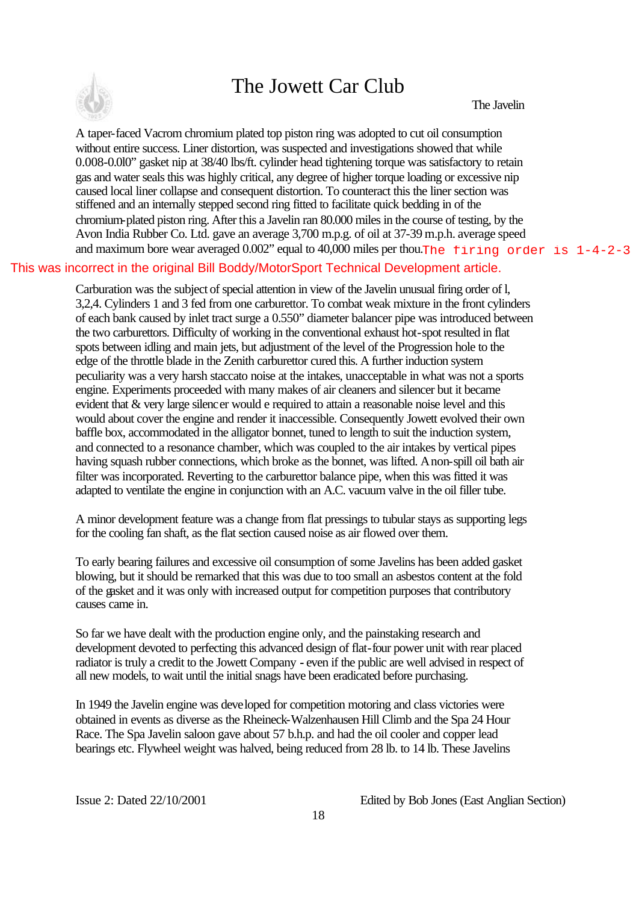A taper-faced Vacrom chromium plated top piston ring was adopted to cut oil consumption without entire success. Liner distortion, was suspected and investigations showed that while 0.008-0.0l0" gasket nip at 38/40 lbs/ft. cylinder head tightening torque was satisfactory to retain gas and water seals this was highly critical, any degree of higher torque loading or excessive nip caused local liner collapse and consequent distortion. To counteract this the liner section was stiffened and an internally stepped second ring fitted to facilitate quick bedding in of the chromium-plated piston ring. After this a Javelin ran 80.000 miles in the course of testing, by the Avon India Rubber Co. Ltd. gave an average 3,700 m.p.g. of oil at 37-39 m.p.h. average speed and maximum bore wear averaged 0.002" equal to 40,000 miles per thou.

The firing order is 1-4-2-3 This was incorrect in the original Bill Boddy/MotorSport Technical Development article.

Carburation was the subject of special attention in view of the Javelin unusual firing order of l, 3,2,4. Cylinders 1 and 3 fed from one carburettor. To combat weak mixture in the front cylinders of each bank caused by inlet tract surge a 0.550" diameter balancer pipe was introduced between the two carburettors. Difficulty of working in the conventional exhaust hot-spot resulted in flat spots between idling and main jets, but adjustment of the level of the Progression hole to the edge of the throttle blade in the Zenith carburettor cured this. A further induction system peculiarity was a very harsh staccato noise at the intakes, unacceptable in what was not a sports engine. Experiments proceeded with many makes of air cleaners and silencer but it became evident that & very large silencer would e required to attain a reasonable noise level and this would about cover the engine and render it inaccessible. Consequently Jowett evolved their own baffle box, accommodated in the alligator bonnet, tuned to length to suit the induction system, and connected to a resonance chamber, which was coupled to the air intakes by vertical pipes having squash rubber connections, which broke as the bonnet, was lifted. A non-spill oil bath air filter was incorporated. Reverting to the carburettor balance pipe, when this was fitted it was adapted to ventilate the engine in conjunction with an A.C. vacuum valve in the oil filler tube.

A minor development feature was a change from flat pressings to tubular stays as supporting legs for the cooling fan shaft, as the flat section caused noise as air flowed over them.

To early bearing failures and excessive oil consumption of some Javelins has been added gasket blowing, but it should be remarked that this was due to too small an asbestos content at the fold of the gasket and it was only with increased output for competition purposes that contributory causes came in.

So far we have dealt with the production engine only, and the painstaking research and development devoted to perfecting this advanced design of flat-four power unit with rear placed radiator is truly a credit to the Jowett Company - even if the public are well advised in respect of all new models, to wait until the initial snags have been eradicated before purchasing.

In 1949 the Javelin engine was developed for competition motoring and class victories were obtained in events as diverse as the Rheineck-Walzenhausen Hill Climb and the Spa 24 Hour Race. The Spa Javelin saloon gave about 57 b.h.p. and had the oil cooler and copper lead bearings etc. Flywheel weight was halved, being reduced from 28 lb. to 14 lb. These Javelins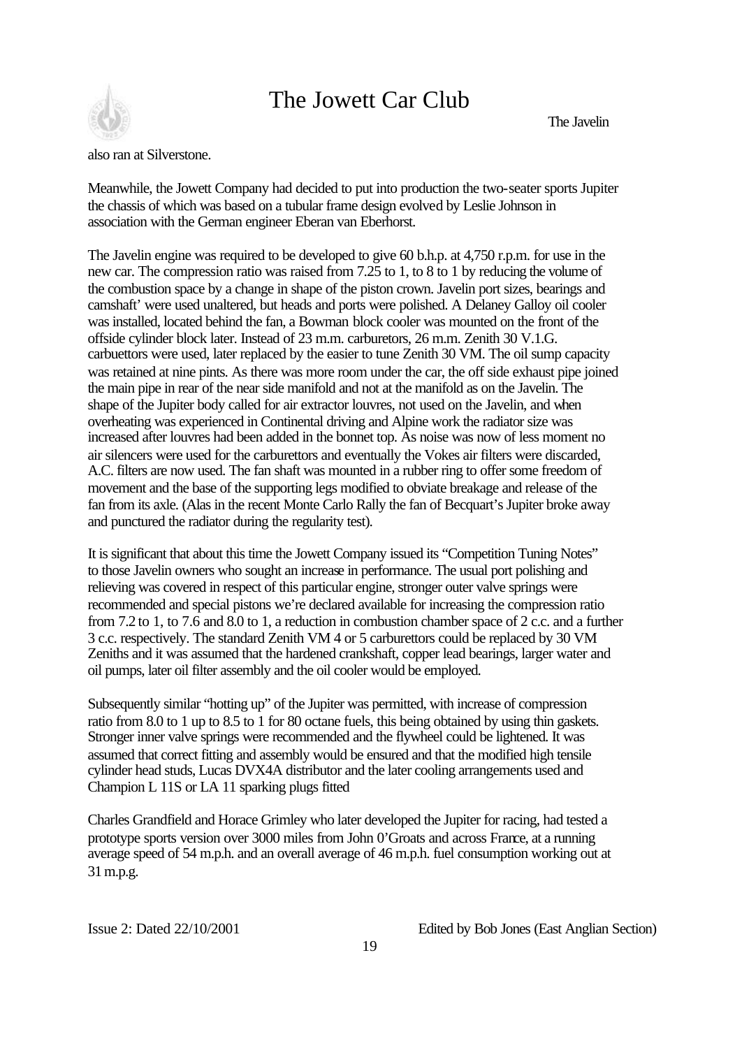also ran at Silverstone.

Meanwhile, the Jowett Company had decided to put into production the two-seater sports Jupiter the chassis of which was based on a tubular frame design evolved by Leslie Johnson in association with the German engineer Eberan van Eberhorst.

The Javelin engine was required to be developed to give 60 b.h.p. at 4,750 r.p.m. for use in the new car. The compression ratio was raised from 7.25 to 1, to 8 to 1 by reducing the volume of the combustion space by a change in shape of the piston crown. Javelin port sizes, bearings and camshaft' were used unaltered, but heads and ports were polished. A Delaney Galloy oil cooler was installed, located behind the fan, a Bowman block cooler was mounted on the front of the offside cylinder block later. Instead of 23 m.m. carburetors, 26 m.m. Zenith 30 V.1.G. carbuettors were used, later replaced by the easier to tune Zenith 30 VM. The oil sump capacity was retained at nine pints. As there was more room under the car, the off side exhaust pipe joined the main pipe in rear of the near side manifold and not at the manifold as on the Javelin. The shape of the Jupiter body called for air extractor louvres, not used on the Javelin, and when overheating was experienced in Continental driving and Alpine work the radiator size was increased after louvres had been added in the bonnet top. As noise was now of less moment no air silencers were used for the carburettors and eventually the Vokes air filters were discarded, A.C. filters are now used. The fan shaft was mounted in a rubber ring to offer some freedom of movement and the base of the supporting legs modified to obviate breakage and release of the fan from its axle. (Alas in the recent Monte Carlo Rally the fan of Becquart's Jupiter broke away and punctured the radiator during the regularity test).

It is significant that about this time the Jowett Company issued its "Competition Tuning Notes" to those Javelin owners who sought an increase in performance. The usual port polishing and relieving was covered in respect of this particular engine, stronger outer valve springs were recommended and special pistons we're declared available for increasing the compression ratio from 7.2 to 1, to 7.6 and 8.0 to 1, a reduction in combustion chamber space of 2 c.c. and a further 3 c.c. respectively. The standard Zenith VM 4 or 5 carburettors could be replaced by 30 VM Zeniths and it was assumed that the hardened crankshaft, copper lead bearings, larger water and oil pumps, later oil filter assembly and the oil cooler would be employed.

Subsequently similar "hotting up" of the Jupiter was permitted, with increase of compression ratio from 8.0 to 1 up to 8.5 to 1 for 80 octane fuels, this being obtained by using thin gaskets. Stronger inner valve springs were recommended and the flywheel could be lightened. It was assumed that correct fitting and assembly would be ensured and that the modified high tensile cylinder head studs, Lucas DVX4A distributor and the later cooling arrangements used and Champion L 11S or LA 11 sparking plugs fitted

Charles Grandfield and Horace Grimley who later developed the Jupiter for racing, had tested a prototype sports version over 3000 miles from John 0'Groats and across France, at a running average speed of 54 m.p.h. and an overall average of 46 m.p.h. fuel consumption working out at 31 m.p.g.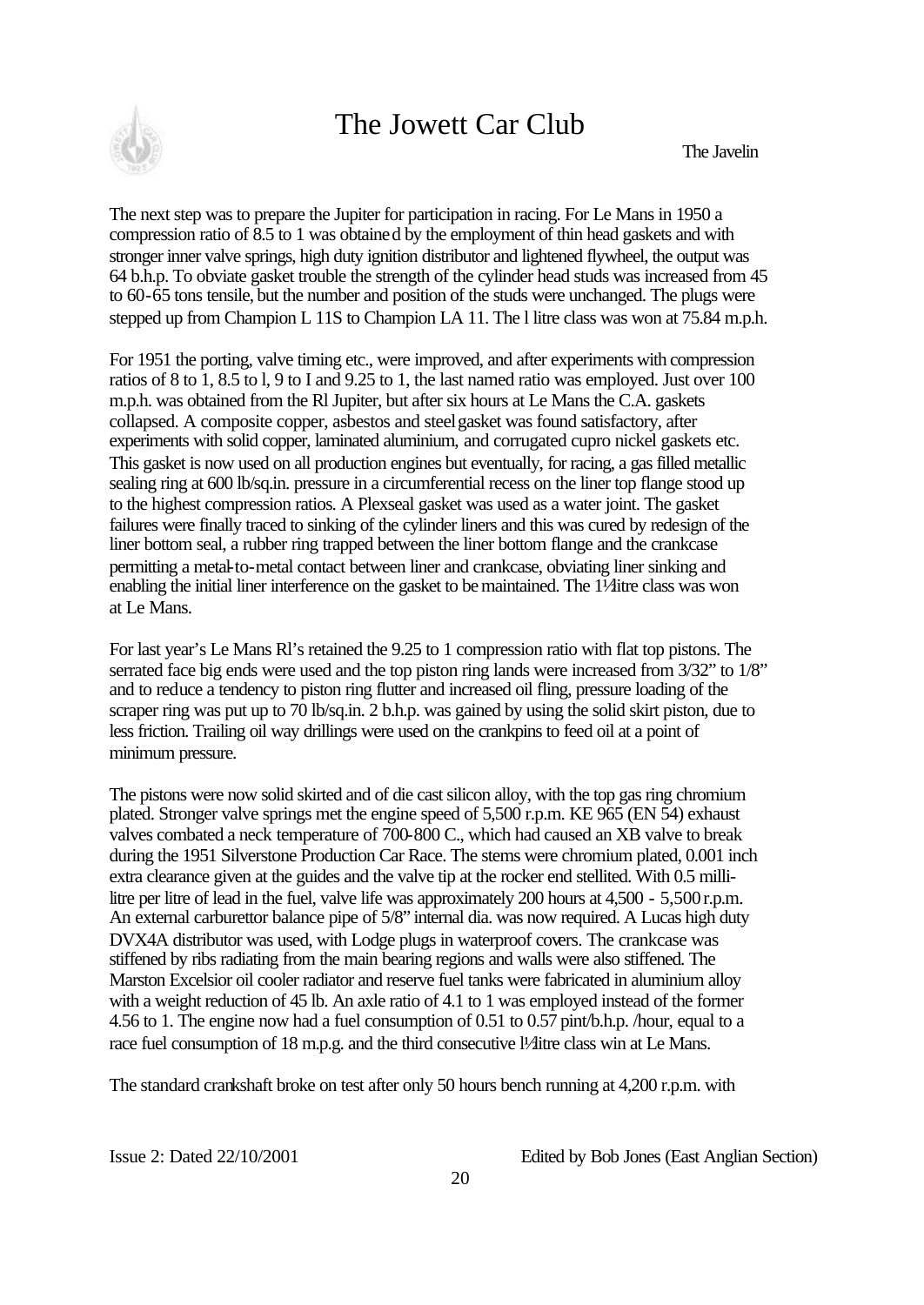The next step was to prepare the Jupiter for participation in racing. For Le Mans in 1950 a compression ratio of 8.5 to 1 was obtained by the employment of thin head gaskets and with stronger inner valve springs, high duty ignition distributor and lightened flywheel, the output was 64 b.h.p. To obviate gasket trouble the strength of the cylinder head studs was increased from 45 to 60-65 tons tensile, but the number and position of the studs were unchanged. The plugs were stepped up from Champion L 11S to Champion LA 11. The l litre class was won at 75.84 m.p.h.

For 1951 the porting, valve timing etc., were improved, and after experiments with compression ratios of 8 to 1, 8.5 to l, 9 to I and 9.25 to 1, the last named ratio was employed. Just over 100 m.p.h. was obtained from the Rl Jupiter, but after six hours at Le Mans the C.A. gaskets collapsed. A composite copper, asbestos and steel gasket was found satisfactory, after experiments with solid copper, laminated aluminium, and corrugated cupro nickel gaskets etc. This gasket is now used on all production engines but eventually, for racing, a gas filled metallic sealing ring at 600 lb/sq.in. pressure in a circumferential recess on the liner top flange stood up to the highest compression ratios. A Plexseal gasket was used as a water joint. The gasket failures were finally traced to sinking of the cylinder liners and this was cured by redesign of the liner bottom seal, a rubber ring trapped between the liner bottom flange and the crankcase permitting a metal-to-metal contact between liner and crankcase, obviating liner sinking and enabling the initial liner interference on the gasket to be maintained. The 1½ litre class was won at Le Mans.

For last year's Le Mans Rl's retained the 9.25 to 1 compression ratio with flat top pistons. The serrated face big ends were used and the top piston ring lands were increased from 3/32" to 1/8" and to reduce a tendency to piston ring flutter and increased oil fling, pressure loading of the scraper ring was put up to 70 lb/sq.in. 2 b.h.p. was gained by using the solid skirt piston, due to less friction. Trailing oil way drillings were used on the crankpins to feed oil at a point of minimum pressure.

The pistons were now solid skirted and of die cast silicon alloy, with the top gas ring chromium plated. Stronger valve springs met the engine speed of 5,500 r.p.m. KE 965 (EN 54) exhaust valves combated a neck temperature of 700-800 C., which had caused an XB valve to break during the 1951 Silverstone Production Car Race. The stems were chromium plated, 0.001 inch extra clearance given at the guides and the valve tip at the rocker end stellited. With 0.5 milli-litre per litre of lead in the fuel, valve life was approximately 200 hours at 4,500 - 5,500 r.p.m. An external carburettor balance pipe of 5/8" internal dia. was now required. A Lucas high duty DVX4A distributor was used, with Lodge plugs in waterproof covers. The crankcase was stiffened by ribs radiating from the main bearing regions and walls were also stiffened. The Marston Excelsior oil cooler radiator and reserve fuel tanks were fabricated in aluminium alloy with a weight reduction of 45 lb. An axle ratio of 4.1 to 1 was employed instead of the former 4.56 to 1. The engine now had a fuel consumption of 0.51 to 0.57 pint/b.h.p. /hour, equal to a race fuel consumption of 18 m.p.g. and the third consecutive l½ litre class win at Le Mans.

The standard crankshaft broke on test after only 50 hours bench running at 4,200 r.p.m. with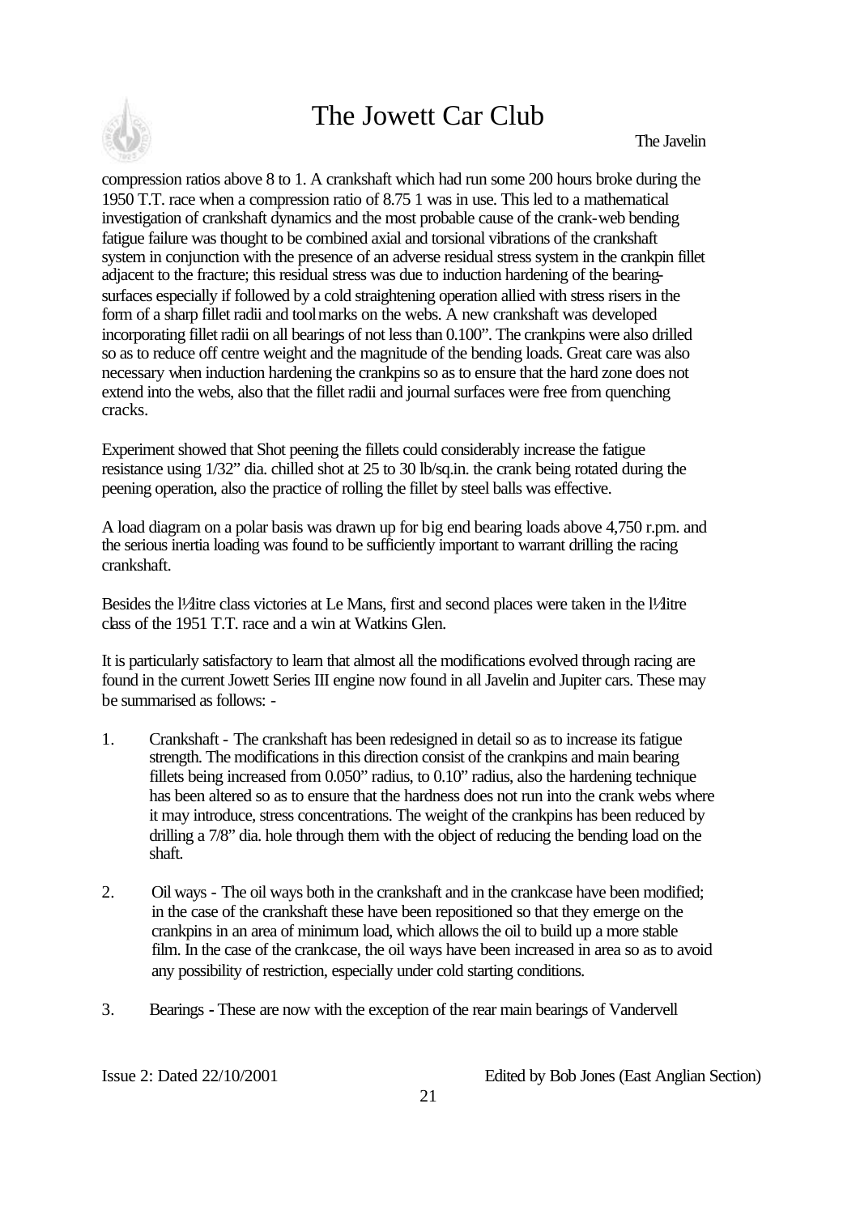compression ratios above 8 to 1. A crankshaft which had run some 200 hours broke during the 1950 T.T. race when a compression ratio of 8.75 1 was in use. This led to a mathematical investigation of crankshaft dynamics and the most probable cause of the crank-web bending fatigue failure was thought to be combined axial and torsional vibrations of the crankshaft system in conjunction with the presence of an adverse residual stress system in the crankpin fillet adjacent to the fracture; this residual stress was due to induction hardening of the bearing-surfaces especially if followed by a cold straightening operation allied with stress risers in the form of a sharp fillet radii and tool marks on the webs. A new crankshaft was developed incorporating fillet radii on all bearings of not less than 0.100". The crankpins were also drilled so as to reduce off centre weight and the magnitude of the bending loads. Great care was also necessary when induction hardening the crankpins so as to ensure that the hard zone does not extend into the webs, also that the fillet radii and journal surfaces were free from quenching cracks.

Experiment showed that Shot peening the fillets could considerably increase the fatigue resistance using 1/32" dia. chilled shot at 25 to 30 lb/sq.in. the crank being rotated during the peening operation, also the practice of rolling the fillet by steel balls was effective.

A load diagram on a polar basis was drawn up for big end bearing loads above 4,750 r.pm. and the serious inertia loading was found to be sufficiently important to warrant drilling the racing crankshaft.

Besides the l½litre class victories at Le Mans, first and second places were taken in the l½litre class of the 1951 T.T. race and a win at Watkins Glen.

It is particularly satisfactory to learn that almost all the modifications evolved through racing are found in the current Jowett Series III engine now found in all Javelin and Jupiter cars. These may be summarised as follows: -

1. Crankshaft - The crankshaft has been redesigned in detail so as to increase its fatigue strength. The modifications in this direction consist of the crankpins and main bearing fillets being increased from 0.050" radius, to 0.10" radius, also the hardening technique has been altered so as to ensure that the hardness does not run into the crank webs where it may introduce, stress concentrations. The weight of the crankpins has been reduced by drilling a 7/8" dia. hole through them with the object of reducing the bending load on the shaft.

2. Oil ways - The oil ways both in the crankshaft and in the crankcase have been modified; in the case of the crankshaft these have been repositioned so that they emerge on the crankpins in an area of minimum load, which allows the oil to build up a more stable film. In the case of the crankcase, the oil ways have been increased in area so as to avoid any possibility of restriction, especially under cold starting conditions.

3. Bearings - These are now with the exception of the rear main bearings of Vandervell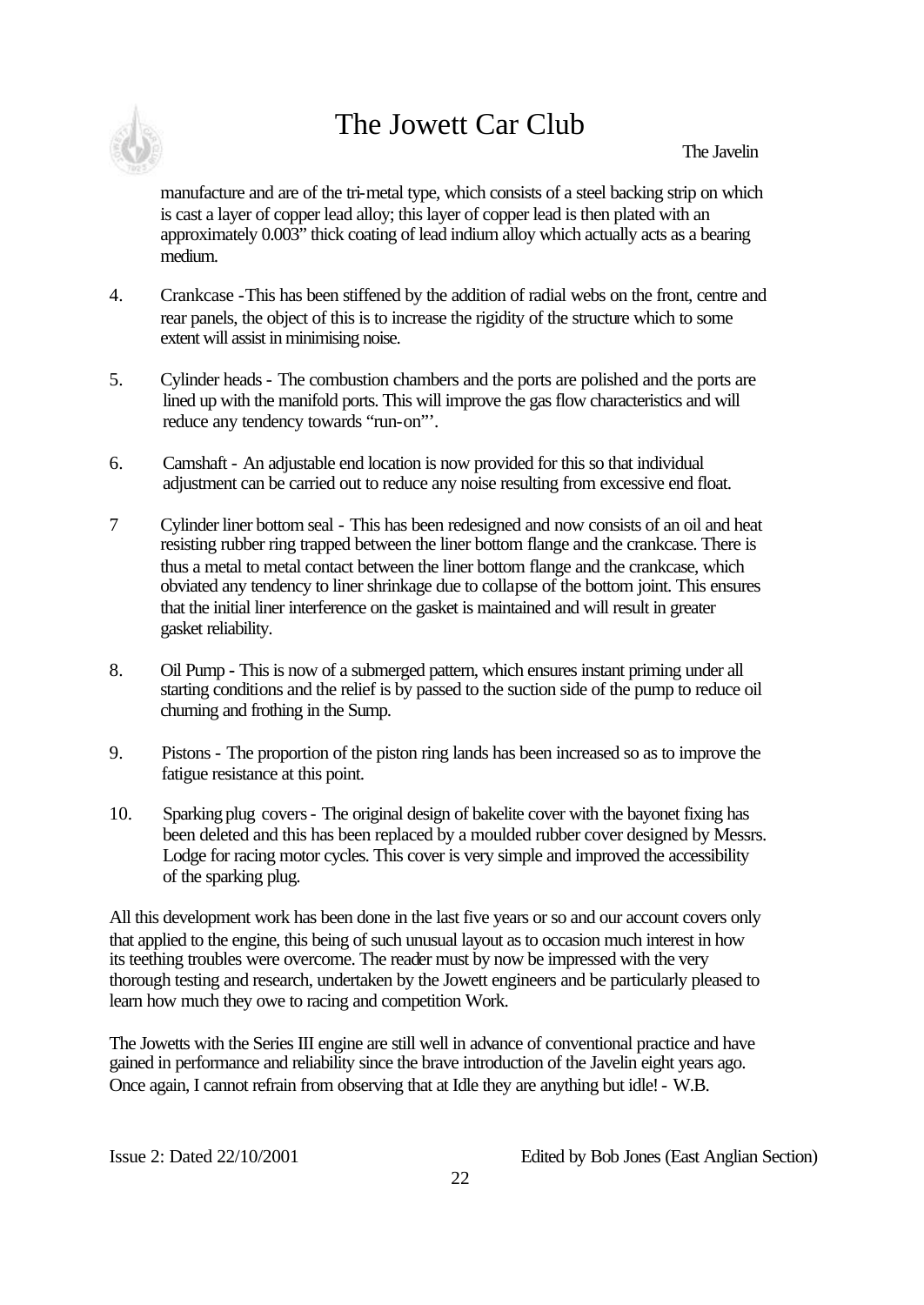manufacture and are of the tri-metal type, which consists of a steel backing strip on which is cast a layer of copper lead alloy; this layer of copper lead is then plated with an approximately 0.003" thick coating of lead indium alloy which actually acts as a bearing medium.

4. Crankcase - This has been stiffened by the addition of radial webs on the front, centre and rear panels, the object of this is to increase the rigidity of the structure which to some extent will assist in minimising noise.

5. Cylinder heads - The combustion chambers and the ports are polished and the ports are lined up with the manifold ports. This will improve the gas flow characteristics and will reduce any tendency towards "run-on"'.

6. Camshaft - An adjustable end location is now provided for this so that individual adjustment can be carried out to reduce any noise resulting from excessive end float.

7 Cylinder liner bottom seal - This has been redesigned and now consists of an oil and heat resisting rubber ring trapped between the liner bottom flange and the crankcase. There is thus a metal to metal contact between the liner bottom flange and the crankcase, which obviated any tendency to liner shrinkage due to collapse of the bottom joint. This ensures that the initial liner interference on the gasket is maintained and will result in greater gasket reliability.

8. Oil Pump - This is now of a submerged pattern, which ensures instant priming under all starting conditions and the relief is by passed to the suction side of the pump to reduce oil churning and frothing in the Sump.

9. Pistons - The proportion of the piston ring lands has been increased so as to improve the fatigue resistance at this point.

10. Sparking plug covers - The original design of bakelite cover with the bayonet fixing has been deleted and this has been replaced by a moulded rubber cover designed by Messrs. Lodge for racing motor cycles. This cover is very simple and improved the accessibility of the sparking plug.

All this development work has been done in the last five years or so and our account covers only that applied to the engine, this being of such unusual layout as to occasion much interest in how its teething troubles were overcome. The reader must by now be impressed with the very thorough testing and research, undertaken by the Jowett engineers and be particularly pleased to learn how much they owe to racing and competition Work.

The Jowetts with the Series III engine are still well in advance of conventional practice and have gained in performance and reliability since the brave introduction of the Javelin eight years ago. Once again, I cannot refrain from observing that at Idle they are anything but idle! - W.B.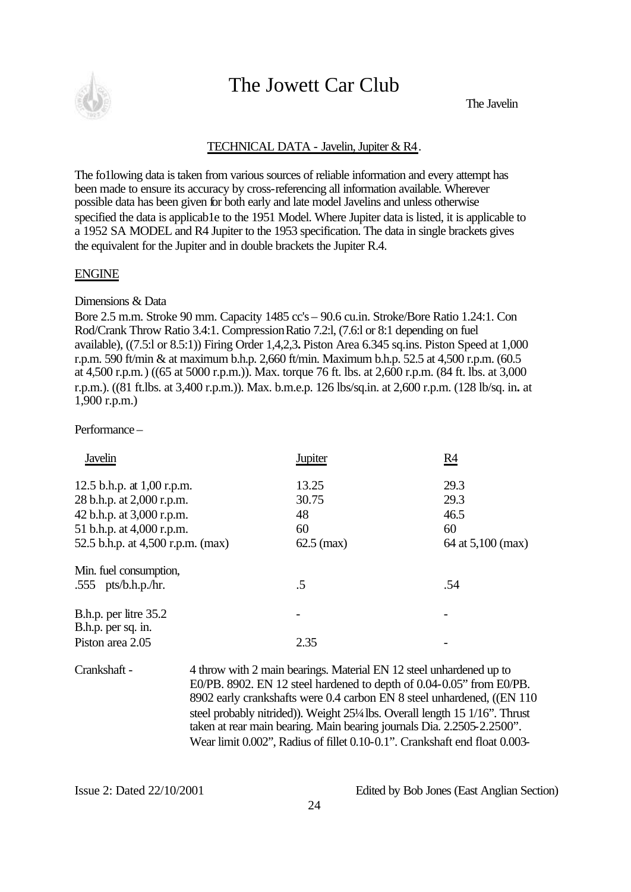# The Jowett Car Club

The Javelin

## TECHNICAL DATA - Javelin, Jupiter & R4.

The fo1lowing data is taken from various sources of reliable information and every attempt has been made to ensure its accuracy by cross-referencing all information available. Wherever possible data has been given for both early and late model Javelins and unless otherwise specified the data is applicab1e to the 1951 Model. Where Jupiter data is listed, it is applicable to a 1952 SA MODEL and R4 Jupiter to the 1953 specification. The data in single brackets gives the equivalent for the Jupiter and in double brackets the Jupiter R.4.

### ENGINE

Dimensions & Data

Bore 2.5 m.m. Stroke 90 mm. Capacity 1485 cc's – 90.6 cu.in. Stroke/Bore Ratio 1.24:1. Con Rod/Crank Throw Ratio 3.4:1. Compression Ratio 7.2:l, (7.6:l or 8:1 depending on fuel available), ((7.5:l or 8.5:1)) Firing Order 1,4,2,3**.** Piston Area 6.345 sq.ins. Piston Speed at 1,000 r.p.m. 590 ft/min & at maximum b.h.p. 2,660 ft/min. Maximum b.h.p. 52.5 at 4,500 r.p.m. (60.5 at 4,500 r.p.m.) ((65 at 5000 r.p.m.)). Max. torque 76 ft. lbs. at 2,600 r.p.m. (84 ft. lbs. at 3,000 r.p.m.). ((81 ft.lbs. at 3,400 r.p.m.)). Max. b.m.e.p. 126 lbs/sq.in. at 2,600 r.p.m. (128 lb/sq. in**.** at 1,900 r.p.m.)

Performance –

| Javelin | Jupiter | R4 |
|---|---|---|
| 12.5 b.h.p. at 1,00 r.p.m. | 13.25 | 29.3 |
| 28 b.h.p. at 2,000 r.p.m. | 30.75 | 29.3 |
| 42 b.h.p. at 3,000 r.p.m. | 48 | 46.5 |
| 51 b.h.p. at 4,000 r.p.m. | 60 | 60 |
| 52.5 b.h.p. at 4,500 r.p.m. (max) | 62.5 (max) | 64 at 5,100 (max) |
| Min. fuel consumption, .555 pts/b.h.p./hr. | .5 | .54 |
| B.h.p. per litre 35.2 | - | - |
| B.h.p. per sq. in. Piston area 2.05 | 2.35 | - |

Crankshaft - 4 throw with 2 main bearings. Material EN 12 steel unhardened up to E0/PB. 8902. EN 12 steel hardened to depth of 0.04-0.05" from E0/PB. 8902 early crankshafts were 0.4 carbon EN 8 steel unhardened, ((EN 110 steel probably nitrided)). Weight 25¼ lbs. Overall length 15 1/16". Thrust taken at rear main bearing. Main bearing journals Dia. 2.2505-2.2500". Wear limit 0.002", Radius of fillet 0.10-0.1". Crankshaft end float 0.003-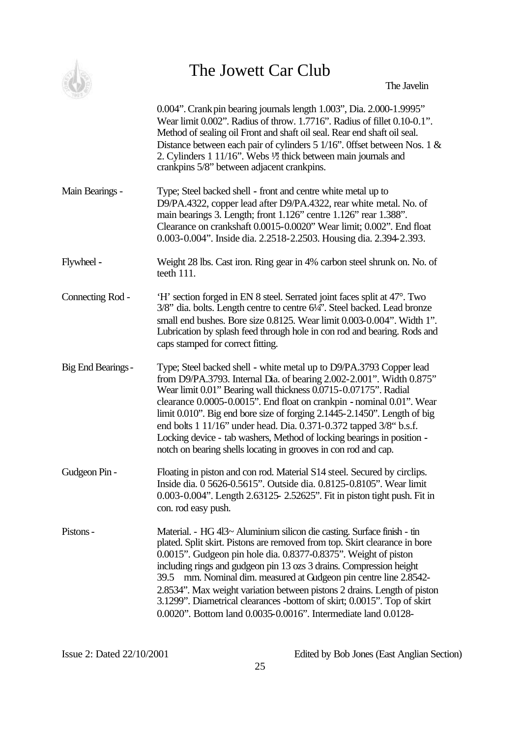0.004". Crank pin bearing journals length 1.003", Dia. 2.000-1.9995" Wear limit 0.002". Radius of throw. 1.7716". Radius of fillet 0.10-0.1". Method of sealing oil Front and shaft oil seal. Rear end shaft oil seal. Distance between each pair of cylinders 5 1/16". 0ffset between Nos. 1 & 2. Cylinders 1 11/16". Webs ½" thick between main journals and crankpins 5/8" between adjacent crankpins.

| | |
|---|---|
| Main Bearings - | Type; Steel backed shell - front and centre white metal up to D9/PA.4322, copper lead after D9/PA.4322, rear white metal. No. of main bearings 3. Length; front 1.126" centre 1.126" rear 1.388". Clearance on crankshaft 0.0015-0.0020" Wear limit; 0.002". End float 0.003-0.004". Inside dia. 2.2518-2.2503. Housing dia. 2.394-2.393. |
| Flywheel - | Weight 28 lbs. Cast iron. Ring gear in 4% carbon steel shrunk on. No. of teeth 111. |
| Connecting Rod - | 'H' section forged in EN 8 steel. Serrated joint faces split at 47°. Two 3/8" dia. bolts. Length centre to centre 6¼". Steel backed. Lead bronze small end bushes. Bore size 0.8125. Wear limit 0.003-0.004". Width 1". Lubrication by splash feed through hole in con rod and bearing. Rods and caps stamped for correct fitting. |
| Big End Bearings - | Type; Steel backed shell - white metal up to D9/PA.3793 Copper lead from D9/PA.3793. Internal Dia. of bearing 2.002-2.001". Width 0.875" Wear limit 0.01" Bearing wall thickness 0.0715-0.07175". Radial clearance 0.0005-0.0015". End float on crankpin - nominal 0.01". Wear limit 0.010". Big end bore size of forging 2.1445-2.1450". Length of big end bolts 1 11/16" under head. Dia. 0.371-0.372 tapped 3/8" b.s.f. Locking device - tab washers, Method of locking bearings in position - notch on bearing shells locating in grooves in con rod and cap. |
| Gudgeon Pin - | Floating in piston and con rod. Material S14 steel. Secured by circlips. Inside dia. 0 5626-0.5615". Outside dia. 0.8125-0.8105". Wear limit 0.003-0.004". Length 2.63125- 2.52625". Fit in piston tight push. Fit in con. rod easy push. |
| Pistons - | Material. - HG 4l3~ Aluminium silicon die casting. Surface finish - tin plated. Split skirt. Pistons are removed from top. Skirt clearance in bore 0.0015". Gudgeon pin hole dia. 0.8377-0.8375". Weight of piston including rings and gudgeon pin 13 ozs 3 drains. Compression height 39.5 mm. Nominal dim. measured at Gudgeon pin centre line 2.8542-2.8534". Max weight variation between pistons 2 drains. Length of piston 3.1299". Diametrical clearances -bottom of skirt; 0.0015". Top of skirt 0.0020". Bottom land 0.0035-0.0016". Intermediate land 0.0128- |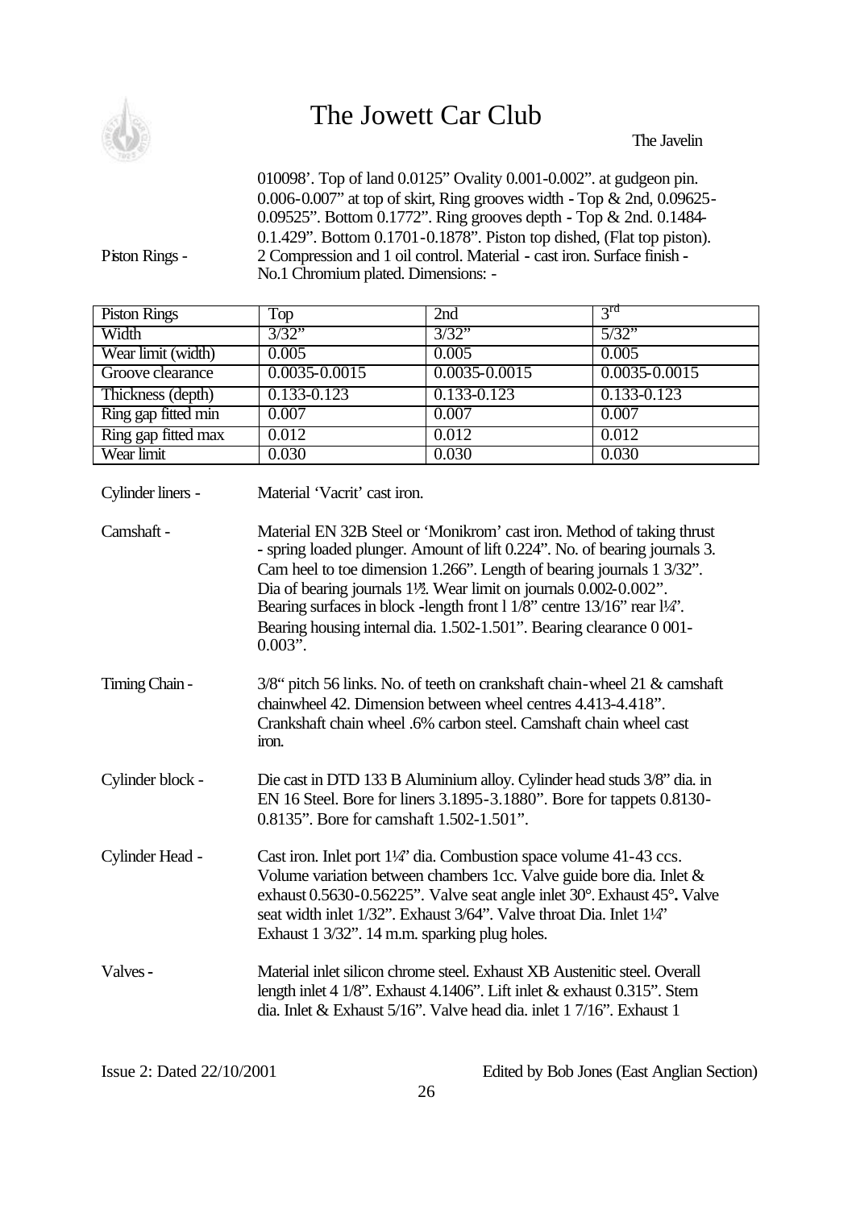010098'. Top of land 0.0125" Ovality 0.001-0.002". at gudgeon pin. 0.006-0.007" at top of skirt, Ring grooves width - Top & 2nd, 0.09625-0.09525". Bottom 0.1772". Ring grooves depth - Top & 2nd. 0.1484-0.1.429". Bottom 0.1701-0.1878". Piston top dished, (Flat top piston).

Piston Rings - 2 Compression and 1 oil control. Material - cast iron. Surface finish - No.1 Chromium plated. Dimensions: -

| Piston Rings | Top | 2nd | 3rd |
|---|---|---|---|
| Width | 3/32" | 3/32" | 5/32" |
| Wear limit (width) | 0.005 | 0.005 | 0.005 |
| Groove clearance | 0.0035-0.0015 | 0.0035-0.0015 | 0.0035-0.0015 |
| Thickness (depth) | 0.133-0.123 | 0.133-0.123 | 0.133-0.123 |
| Ring gap fitted min | 0.007 | 0.007 | 0.007 |
| Ring gap fitted max | 0.012 | 0.012 | 0.012 |
| Wear limit | 0.030 | 0.030 | 0.030 |

Cylinder liners - Material 'Vacrit' cast iron.

Camshaft - Material EN 32B Steel or 'Monikrom' cast iron. Method of taking thrust - spring loaded plunger. Amount of lift 0.224". No. of bearing journals 3. Cam heel to toe dimension 1.266". Length of bearing journals 1 3/32". Dia of bearing journals 1½. Wear limit on journals 0.002-0.002". Bearing surfaces in block -length front l 1/8" centre 13/16" rear l¼". Bearing housing internal dia. 1.502-1.501". Bearing clearance 0 001-0.003".

Timing Chain - 3/8" pitch 56 links. No. of teeth on crankshaft chain-wheel 21 & camshaft chainwheel 42. Dimension between wheel centres 4.413-4.418". Crankshaft chain wheel .6% carbon steel. Camshaft chain wheel cast iron.

Cylinder block - Die cast in DTD 133 B Aluminium alloy. Cylinder head studs 3/8" dia. in EN 16 Steel. Bore for liners 3.1895-3.1880". Bore for tappets 0.8130-0.8135". Bore for camshaft 1.502-1.501".

Cylinder Head - Cast iron. Inlet port 1¼" dia. Combustion space volume 41-43 ccs. Volume variation between chambers 1cc. Valve guide bore dia. Inlet & exhaust 0.5630-0.56225". Valve seat angle inlet 30°. Exhaust 45°. Valve seat width inlet 1/32". Exhaust 3/64". Valve throat Dia. Inlet 1¼" Exhaust 1 3/32". 14 m.m. sparking plug holes.

Valves - Material inlet silicon chrome steel. Exhaust XB Austenitic steel. Overall length inlet 4 1/8". Exhaust 4.1406". Lift inlet & exhaust 0.315". Stem dia. Inlet & Exhaust 5/16". Valve head dia. inlet 1 7/16". Exhaust 1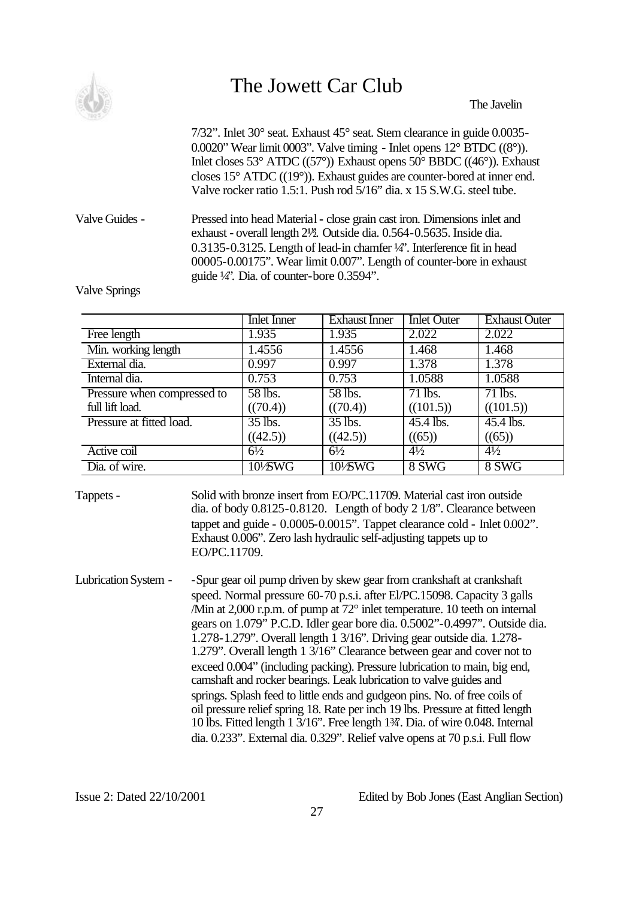7/32". Inlet 30° seat. Exhaust 45° seat. Stem clearance in guide 0.0035-0.0020" Wear limit 0003". Valve timing - Inlet opens 12° BTDC ((8°)). Inlet closes 53° ATDC ((57°)) Exhaust opens 50° BBDC ((46°)). Exhaust closes 15° ATDC ((19°)). Exhaust guides are counter-bored at inner end. Valve rocker ratio 1.5:1. Push rod 5/16" dia. x 15 S.W.G. steel tube.

Valve Guides - Pressed into head Material - close grain cast iron. Dimensions inlet and exhaust - overall length 2½". Outside dia. 0.564-0.5635. Inside dia. 0.3135-0.3125. Length of lead-in chamfer ¼". Interference fit in head 00005-0.00175". Wear limit 0.007". Length of counter-bore in exhaust guide ¼". Dia. of counter-bore 0.3594".

Valve Springs

| | Inlet Inner | Exhaust Inner | Inlet Outer | Exhaust Outer |
|---|---|---|---|---|
| Free length | 1.935 | 1.935 | 2.022 | 2.022 |
| Min. working length | 1.4556 | 1.4556 | 1.468 | 1.468 |
| External dia. | 0.997 | 0.997 | 1.378 | 1.378 |
| Internal dia. | 0.753 | 0.753 | 1.0588 | 1.0588 |
| Pressure when compressed to full lift load. | 58 lbs. ((70.4)) | 58 lbs. ((70.4)) | 71 lbs. ((101.5)) | 71 lbs. ((101.5)) |
| Pressure at fitted load. | 35 lbs. ((42.5)) | 35 lbs. ((42.5)) | 45.4 lbs. ((65)) | 45.4 lbs. ((65)) |
| Active coil | 6½ | 6½ | 4½ | 4½ |
| Dia. of wire. | 10½SWG | 10½SWG | 8 SWG | 8 SWG |

Tappets - Solid with bronze insert from EO/PC.11709. Material cast iron outside dia. of body 0.8125-0.8120. Length of body 2 1/8". Clearance between tappet and guide - 0.0005-0.0015". Tappet clearance cold - Inlet 0.002". Exhaust 0.006". Zero lash hydraulic self-adjusting tappets up to EO/PC.11709.

Lubrication System - -Spur gear oil pump driven by skew gear from crankshaft at crankshaft speed. Normal pressure 60-70 p.s.i. after El/PC.15098. Capacity 3 galls /Min at 2,000 r.p.m. of pump at 72° inlet temperature. 10 teeth on internal gears on 1.079" P.C.D. Idler gear bore dia. 0.5002"-0.4997". Outside dia. 1.278-1.279". Overall length 1 3/16". Driving gear outside dia. 1.278-1.279". Overall length 1 3/16" Clearance between gear and cover not to exceed 0.004" (including packing). Pressure lubrication to main, big end, camshaft and rocker bearings. Leak lubrication to valve guides and springs. Splash feed to little ends and gudgeon pins. No. of free coils of oil pressure relief spring 18. Rate per inch 19 lbs. Pressure at fitted length 10 lbs. Fitted length 1 3/16". Free length 1¾". Dia. of wire 0.048. Internal dia. 0.233". External dia. 0.329". Relief valve opens at 70 p.s.i. Full flow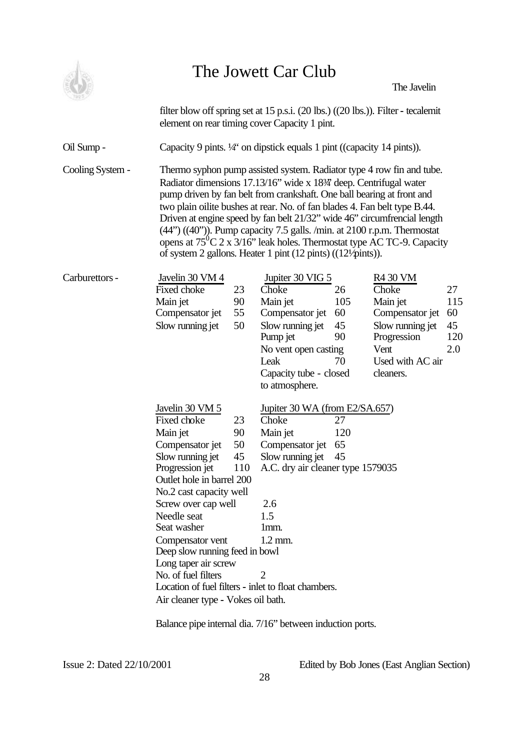filter blow off spring set at 15 p.s.i. (20 lbs.) ((20 lbs.)). Filter - tecalemit element on rear timing cover Capacity 1 pint.

Oil Sump - Capacity 9 pints. ¼" on dipstick equals 1 pint ((capacity 14 pints)).

Cooling System - Thermo syphon pump assisted system. Radiator type 4 row fin and tube. Radiator dimensions 17.13/16" wide x 18¾" deep. Centrifugal water pump driven by fan belt from crankshaft. One ball bearing at front and two plain oilite bushes at rear. No. of fan blades 4. Fan belt type B.44. Driven at engine speed by fan belt 21/32" wide 46" circumfrencial length (44") ((40")). Pump capacity 7.5 galls. /min. at 2100 r.p.m. Thermostat opens at $75^0$C 2 x 3/16" leak holes. Thermostat type AC TC-9. Capacity of system 2 gallons. Heater 1 pint (12 pints) ((12½pints)).

Carburettors -

| Javelin 30 VM 4 | | Jupiter 30 VIG 5 | | R4 30 VM | |
|---|---|---|---|---|---|
| Fixed choke | 23 | Choke | 26 | Choke | 27 |
| Main jet | 90 | Main jet | 105 | Main jet | 115 |
| Compensator jet | 55 | Compensator jet | 60 | Compensator jet | 60 |
| Slow running jet | 50 | Slow running jet | 45 | Slow running jet | 45 |
| | | Pump jet | 90 | Progression | 120 |
| | | No vent open casting | | Vent | 2.0 |
| | | Leak | 70 | Used with AC air cleaners. | |
| | | Capacity tube - closed to atmosphere. | | | |

| Javelin 30 VM 5 | | Jupiter 30 WA (from E2/SA.657) | |
|---|---|---|---|
| Fixed choke | 23 | Choke | 27 |
| Main jet | 90 | Main jet | 120 |
| Compensator jet | 50 | Compensator jet | 65 |
| Slow running jet | 45 | Slow running jet | 45 |
| Progression jet | 110 | A.C. dry air cleaner type 1579035 | |
| Outlet hole in barrel 200 | | | |
| No.2 cast capacity well | | | |
| Screw over cap well | 2.6 | | |
| Needle seat | 1.5 | | |
| Seat washer | 1mm. | | |
| Compensator vent | 1.2 mm. | | |
| Deep slow running feed in bowl | | | |
| Long taper air screw | | | |
| No. of fuel filters | 2 | | |
| Location of fuel filters - inlet to float chambers. | | | |
| Air cleaner type - Vokes oil bath. | | | |

Balance pipe internal dia. 7/16" between induction ports.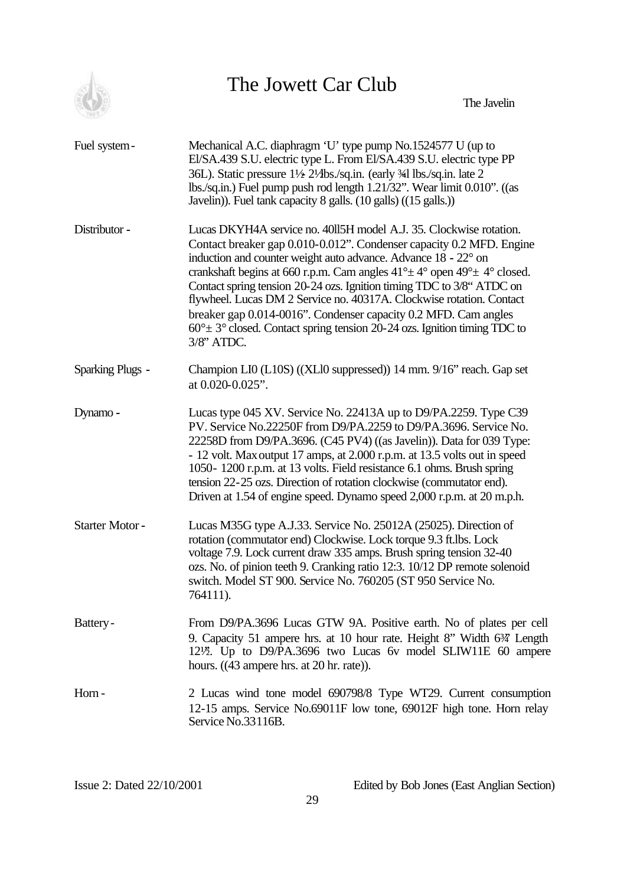| | |
|---|---|
| Fuel system - | Mechanical A.C. diaphragm 'U' type pump No.1524577 U (up to El/SA.439 S.U. electric type L. From El/SA.439 S.U. electric type PP 36L). Static pressure 1½- 2½lbs./sq.in. (early ¾l lbs./sq.in. late 2 lbs./sq.in.) Fuel pump push rod length 1.21/32". Wear limit 0.010". ((as Javelin)). Fuel tank capacity 8 galls. (10 galls) ((15 galls.)) |
| Distributor - | Lucas DKYH4A service no. 40ll5H model A.J. 35. Clockwise rotation. Contact breaker gap 0.010-0.012". Condenser capacity 0.2 MFD. Engine induction and counter weight auto advance. Advance 18 - 22° on crankshaft begins at 660 r.p.m. Cam angles 41°± 4° open 49°± 4° closed. Contact spring tension 20-24 ozs. Ignition timing TDC to 3/8" ATDC on flywheel. Lucas DM 2 Service no. 40317A. Clockwise rotation. Contact breaker gap 0.014-0016". Condenser capacity 0.2 MFD. Cam angles 60°± 3° closed. Contact spring tension 20-24 ozs. Ignition timing TDC to 3/8" ATDC. |
| Sparking Plugs - | Champion LI0 (L10S) ((XLl0 suppressed)) 14 mm. 9/16" reach. Gap set at 0.020-0.025". |
| Dynamo - | Lucas type 045 XV. Service No. 22413A up to D9/PA.2259. Type C39 PV. Service No.22250F from D9/PA.2259 to D9/PA.3696. Service No. 22258D from D9/PA.3696. (C45 PV4) ((as Javelin)). Data for 039 Type: - 12 volt. Max output 17 amps, at 2.000 r.p.m. at 13.5 volts out in speed 1050- 1200 r.p.m. at 13 volts. Field resistance 6.1 ohms. Brush spring tension 22-25 ozs. Direction of rotation clockwise (commutator end). Driven at 1.54 of engine speed. Dynamo speed 2,000 r.p.m. at 20 m.p.h. |
| Starter Motor - | Lucas M35G type A.J.33. Service No. 25012A (25025). Direction of rotation (commutator end) Clockwise. Lock torque 9.3 ft.lbs. Lock voltage 7.9. Lock current draw 335 amps. Brush spring tension 32-40 ozs. No. of pinion teeth 9. Cranking ratio 12:3. 10/12 DP remote solenoid switch. Model ST 900. Service No. 760205 (ST 950 Service No. 764111). |
| Battery - | From D9/PA.3696 Lucas GTW 9A. Positive earth. No of plates per cell 9. Capacity 51 ampere hrs. at 10 hour rate. Height 8" Width 6¾" Length 12½". Up to D9/PA.3696 two Lucas 6v model SLIW11E 60 ampere hours. ((43 ampere hrs. at 20 hr. rate)). |
| Horn - | 2 Lucas wind tone model 690798/8 Type WT29. Current consumption 12-15 amps. Service No.69011F low tone, 69012F high tone. Horn relay Service No.33116B. |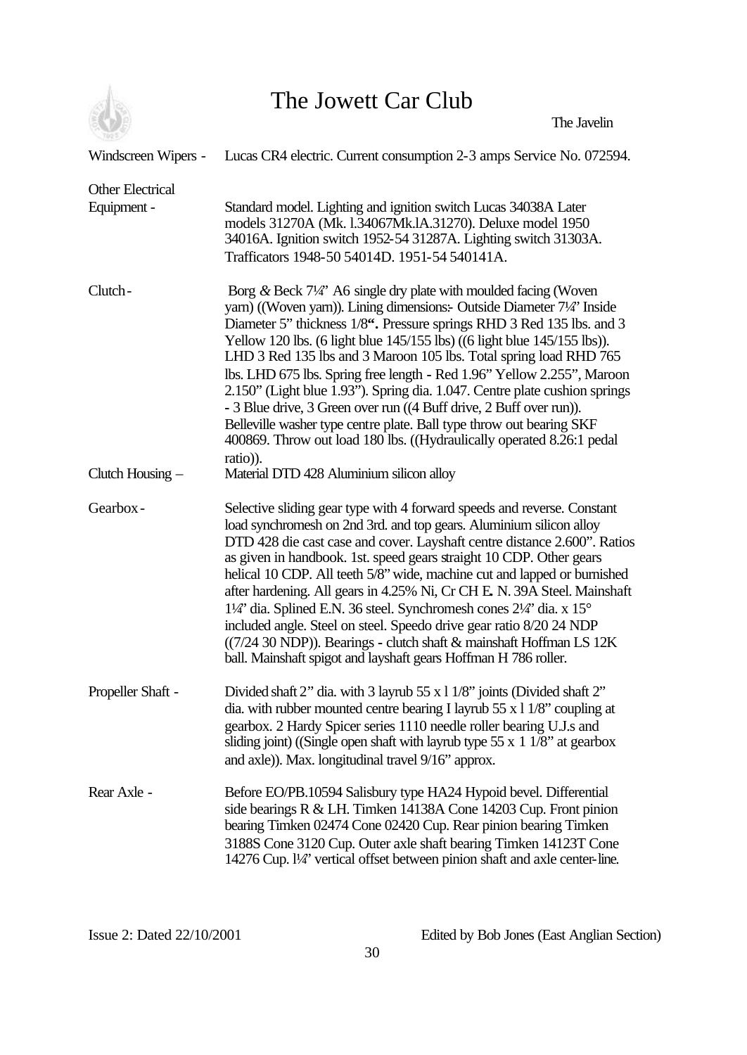| | |
|---|---|
| Windscreen Wipers - | Lucas CR4 electric. Current consumption 2-3 amps Service No. 072594. |
| Other Electrical Equipment - | Standard model. Lighting and ignition switch Lucas 34038A Later models 31270A (Mk. l.34067Mk.lA.31270). Deluxe model 1950 34016A. Ignition switch 1952-54 31287A. Lighting switch 31303A. Trafficators 1948-50 54014D. 1951-54 540141A. |
| Clutch - | Borg & Beck 7¼" A6 single dry plate with moulded facing (Woven yarn) ((Woven yarn)). Lining dimensions:- Outside Diameter 7¼" Inside Diameter 5" thickness 1/8**"**. Pressure springs RHD 3 Red 135 lbs. and 3 Yellow 120 lbs. (6 light blue 145/155 lbs) ((6 light blue 145/155 lbs)). LHD 3 Red 135 lbs and 3 Maroon 105 lbs. Total spring load RHD 765 lbs. LHD 675 lbs. Spring free length - Red 1.96" Yellow 2.255", Maroon 2.150" (Light blue 1.93"). Spring dia. 1.047. Centre plate cushion springs - 3 Blue drive, 3 Green over run ((4 Buff drive, 2 Buff over run)). Belleville washer type centre plate. Ball type throw out bearing SKF 400869. Throw out load 180 lbs. ((Hydraulically operated 8.26:1 pedal ratio)). |
| Clutch Housing – | Material DTD 428 Aluminium silicon alloy |
| Gearbox - | Selective sliding gear type with 4 forward speeds and reverse. Constant load synchromesh on 2nd 3rd. and top gears. Aluminium silicon alloy DTD 428 die cast case and cover. Layshaft centre distance 2.600". Ratios as given in handbook. 1st. speed gears straight 10 CDP. Other gears helical 10 CDP. All teeth 5/8" wide, machine cut and lapped or burnished after hardening. All gears in 4.25% Ni, Cr CH E**.** N. 39A Steel. Mainshaft 1¼" dia. Splined E.N. 36 steel. Synchromesh cones 2¼" dia. x 15° included angle. Steel on steel. Speedo drive gear ratio 8/20 24 NDP ((7/24 30 NDP)). Bearings - clutch shaft & mainshaft Hoffman LS 12K ball. Mainshaft spigot and layshaft gears Hoffman H 786 roller. |
| Propeller Shaft - | Divided shaft 2" dia. with 3 layrub 55 x l 1/8" joints (Divided shaft 2" dia. with rubber mounted centre bearing I layrub 55 x l 1/8" coupling at gearbox. 2 Hardy Spicer series 1110 needle roller bearing U.J.s and sliding joint) ((Single open shaft with layrub type 55 x 1 1/8" at gearbox and axle)). Max. longitudinal travel 9/16" approx. |
| Rear Axle - | Before EO/PB.10594 Salisbury type HA24 Hypoid bevel. Differential side bearings R & LH. Timken 14138A Cone 14203 Cup. Front pinion bearing Timken 02474 Cone 02420 Cup. Rear pinion bearing Timken 3188S Cone 3120 Cup. Outer axle shaft bearing Timken 14123T Cone 14276 Cup. l¼" vertical offset between pinion shaft and axle center-line. |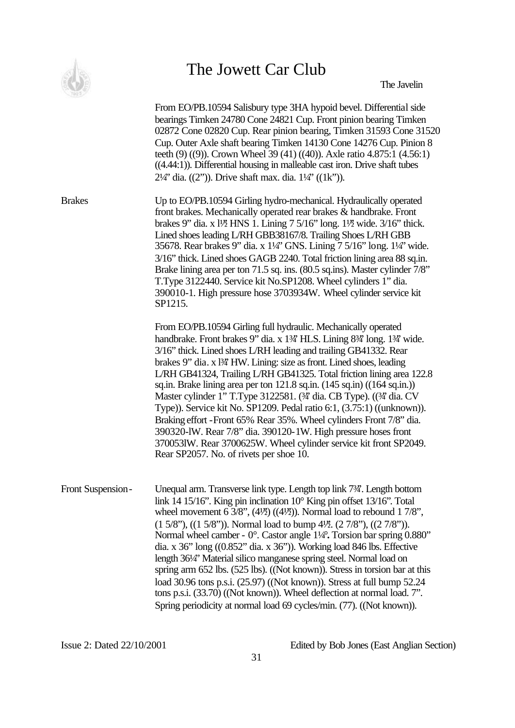From EO/PB.10594 Salisbury type 3HA hypoid bevel. Differential side bearings Timken 24780 Cone 24821 Cup. Front pinion bearing Timken 02872 Cone 02820 Cup. Rear pinion bearing, Timken 31593 Cone 31520 Cup. Outer Axle shaft bearing Timken 14130 Cone 14276 Cup. Pinion 8 teeth (9) ((9)). Crown Wheel 39 (41) ((40)). Axle ratio 4.875:1 (4.56:1) ((4.44:1)). Differential housing in malleable cast iron. Drive shaft tubes 2¼" dia. ((2")). Drive shaft max. dia. 1¼" ((1k")).

**Brakes**

Up to EO/PB.10594 Girling hydro-mechanical. Hydraulically operated front brakes. Mechanically operated rear brakes & handbrake. Front brakes 9" dia. x 1½ HNS 1. Lining 7 5/16" long. 1½ wide. 3/16" thick. Lined shoes leading L/RH GBB38167/8. Trailing Shoes L/RH GBB 35678. Rear brakes 9" dia. x 1¼" GNS. Lining 7 5/16" long. 1¼" wide. 3/16" thick. Lined shoes GAGB 2240. Total friction lining area 88 sq.in. Brake lining area per ton 71.5 sq. ins. (80.5 sq.ins). Master cylinder 7/8" T.Type 3122440. Service kit No.SP1208. Wheel cylinders 1" dia. 390010-1. High pressure hose 3703934W. Wheel cylinder service kit SP1215.

From EO/PB.10594 Girling full hydraulic. Mechanically operated handbrake. Front brakes 9" dia. x 1¾" HLS. Lining 8¾" long. 1¾" wide. 3/16" thick. Lined shoes L/RH leading and trailing GB41332. Rear brakes 9" dia. x 1¾" HW. Lining: size as front. Lined shoes, leading L/RH GB41324, Trailing L/RH GB41325. Total friction lining area 122.8 sq.in. Brake lining area per ton 121.8 sq.in (145 sq.in) ((164 sq.in.)) Master cylinder 1" T.Type 3122581. (¾" dia. CB Type). ((¾" dia. CV Type)). Service kit No. SP1209. Pedal ratio 6:1, (3.75:1) ((unknown)). Braking effort -Front 65% Rear 35%. Wheel cylinders Front 7/8" dia. 390320-lW. Rear 7/8" dia. 390120-1W. High pressure hoses front 370053lW. Rear 3700625W. Wheel cylinder service kit front SP2049. Rear SP2057. No. of rivets per shoe 10.

**Front Suspension** -

Unequal arm. Transverse link type. Length top link 7¾". Length bottom link 14 15/16". King pin inclination 10° King pin offset 13/16". Total wheel movement 6 3/8", (4½) ((4½)). Normal load to rebound 1 7/8", (1 5/8"), ((1 5/8")). Normal load to bump 4½. (2 7/8"), ((2 7/8")). Normal wheel camber - 0°. Castor angle 1¼°**.** Torsion bar spring 0.880" dia. x 36" long ((0.852" dia. x 36")). Working load 846 lbs. Effective length 36¼" Material silico manganese spring steel. Normal load on spring arm 652 lbs. (525 lbs). ((Not known)). Stress in torsion bar at this load 30.96 tons p.s.i. (25.97) ((Not known)). Stress at full bump 52.24 tons p.s.i. (33.70) ((Not known)). Wheel deflection at normal load. 7". Spring periodicity at normal load 69 cycles/min. (77). ((Not known)).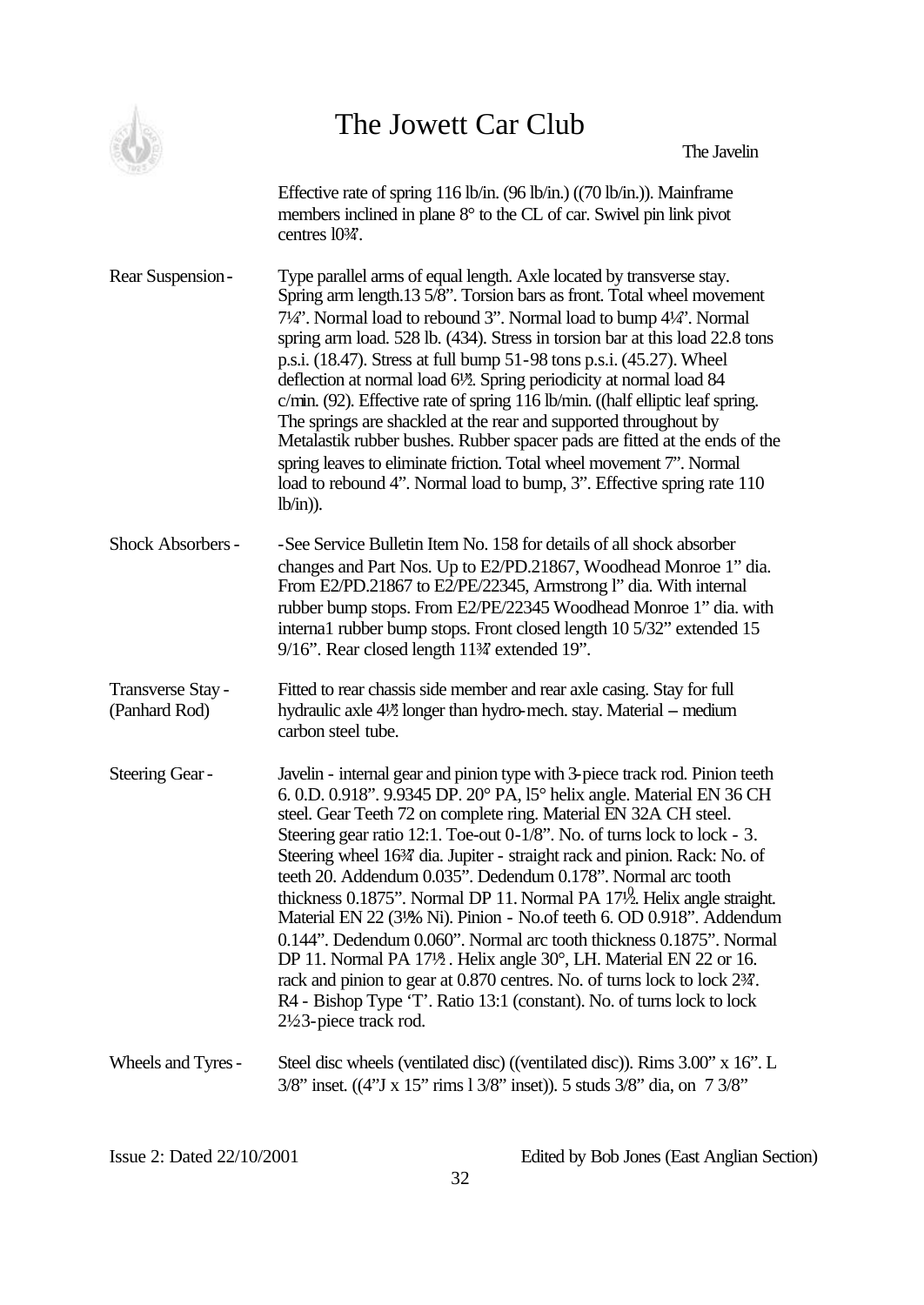Effective rate of spring 116 lb/in. (96 lb/in.) ((70 lb/in.)). Mainframe members inclined in plane 8° to the CL of car. Swivel pin link pivot centres l0¾".

Rear Suspension - Type parallel arms of equal length. Axle located by transverse stay. Spring arm length.13 5/8". Torsion bars as front. Total wheel movement 7¼". Normal load to rebound 3". Normal load to bump 4¼". Normal spring arm load. 528 lb. (434). Stress in torsion bar at this load 22.8 tons p.s.i. (18.47). Stress at full bump 51-98 tons p.s.i. (45.27). Wheel deflection at normal load 6½. Spring periodicity at normal load 84 c/min. (92). Effective rate of spring 116 lb/min. ((half elliptic leaf spring. The springs are shackled at the rear and supported throughout by Metalastik rubber bushes. Rubber spacer pads are fitted at the ends of the spring leaves to eliminate friction. Total wheel movement 7". Normal load to rebound 4". Normal load to bump, 3". Effective spring rate 110 lb/in)).

Shock Absorbers - -See Service Bulletin Item No. 158 for details of all shock absorber changes and Part Nos. Up to E2/PD.21867, Woodhead Monroe 1" dia. From E2/PD.21867 to E2/PE/22345, Armstrong l" dia. With internal rubber bump stops. From E2/PE/22345 Woodhead Monroe 1" dia. with interna1 rubber bump stops. Front closed length 10 5/32" extended 15 9/16". Rear closed length 11¾" extended 19".

Transverse Stay - (Panhard Rod) Fitted to rear chassis side member and rear axle casing. Stay for full hydraulic axle 4½ longer than hydro-mech. stay. Material – medium carbon steel tube.

Steering Gear - Javelin - internal gear and pinion type with 3-piece track rod. Pinion teeth 6. 0.D. 0.918". 9.9345 DP. 20° PA, l5° helix angle. Material EN 36 CH steel. Gear Teeth 72 on complete ring. Material EN 32A CH steel. Steering gear ratio 12:1. Toe-out 0-1/8". No. of turns lock to lock - 3. Steering wheel 16¾" dia. Jupiter - straight rack and pinion. Rack: No. of teeth 20. Addendum 0.035". Dedendum 0.178". Normal arc tooth thickness 0.1875". Normal DP 11. Normal PA 17½°. Helix angle straight. Material EN 22 (3½% Ni). Pinion - No.of teeth 6. OD 0.918". Addendum 0.144". Dedendum 0.060". Normal arc tooth thickness 0.1875". Normal DP 11. Normal PA 17½ . Helix angle 30°, LH. Material EN 22 or 16. rack and pinion to gear at 0.870 centres. No. of turns lock to lock 2¾". R4 - Bishop Type 'T'. Ratio 13:1 (constant). No. of turns lock to lock 2½ 3-piece track rod.

Wheels and Tyres - Steel disc wheels (ventilated disc) ((ventilated disc)). Rims 3.00" x 16". L 3/8" inset. ((4"J x 15" rims l 3/8" inset)). 5 studs 3/8" dia, on 7 3/8"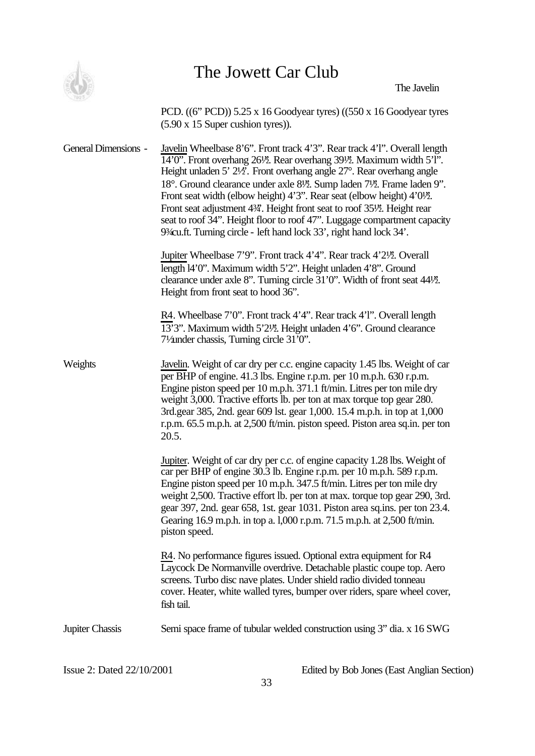PCD. ((6" PCD)) 5.25 x 16 Goodyear tyres) ((550 x 16 Goodyear tyres (5.90 x 15 Super cushion tyres)).

**General Dimensions -**

Javelin Wheelbase 8'6". Front track 4'3". Rear track 4'l". Overall length 14'0". Front overhang 26½". Rear overhang 39½". Maximum width 5'l". Height unladen 5' 2½". Front overhang angle 27°. Rear overhang angle 18°. Ground clearance under axle 8½". Sump laden 7½". Frame laden 9". Front seat width (elbow height) 4'3". Rear seat (elbow height) 4'0½". Front seat adjustment 4¾". Height front seat to roof 35½". Height rear seat to roof 34". Height floor to roof 47". Luggage compartment capacity 9¾cu.ft. Turning circle - left hand lock 33', right hand lock 34'.

Jupiter Wheelbase 7'9". Front track 4'4". Rear track 4'2½". Overall length l4'0". Maximum width 5'2". Height unladen 4'8". Ground clearance under axle 8". Turning circle 31'0". Width of front seat 44½". Height from front seat to hood 36".

R4. Wheelbase 7'0". Front track 4'4". Rear track 4'l". Overall length 13'3". Maximum width 5'2½". Height unladen 4'6". Ground clearance 7½under chassis, Turning circle 31'0".

**Weights**

Javelin. Weight of car dry per c.c. engine capacity 1.45 lbs. Weight of car per BHP of engine. 41.3 lbs. Engine r.p.m. per 10 m.p.h. 630 r.p.m. Engine piston speed per 10 m.p.h. 371.1 ft/min. Litres per ton mile dry weight 3,000. Tractive efforts lb. per ton at max torque top gear 280. 3rd.gear 385, 2nd. gear 609 lst. gear 1,000. 15.4 m.p.h. in top at 1,000 r.p.m. 65.5 m.p.h. at 2,500 ft/min. piston speed. Piston area sq.in. per ton 20.5.

Jupiter. Weight of car dry per c.c. of engine capacity 1.28 lbs. Weight of car per BHP of engine 30.3 lb. Engine r.p.m. per 10 m.p.h. 589 r.p.m. Engine piston speed per 10 m.p.h. 347.5 ft/min. Litres per ton mile dry weight 2,500. Tractive effort lb. per ton at max. torque top gear 290, 3rd. gear 397, 2nd. gear 658, 1st. gear 1031. Piston area sq.ins. per ton 23.4. Gearing 16.9 m.p.h. in top a. l,000 r.p.m. 71.5 m.p.h. at 2,500 ft/min. piston speed.

R4. No performance figures issued. Optional extra equipment for R4 Laycock De Normanville overdrive. Detachable plastic coupe top. Aero screens. Turbo disc nave plates. Under shield radio divided tonneau cover. Heater, white walled tyres, bumper over riders, spare wheel cover, fish tail.

**Jupiter Chassis**

Semi space frame of tubular welded construction using 3" dia. x 16 SWG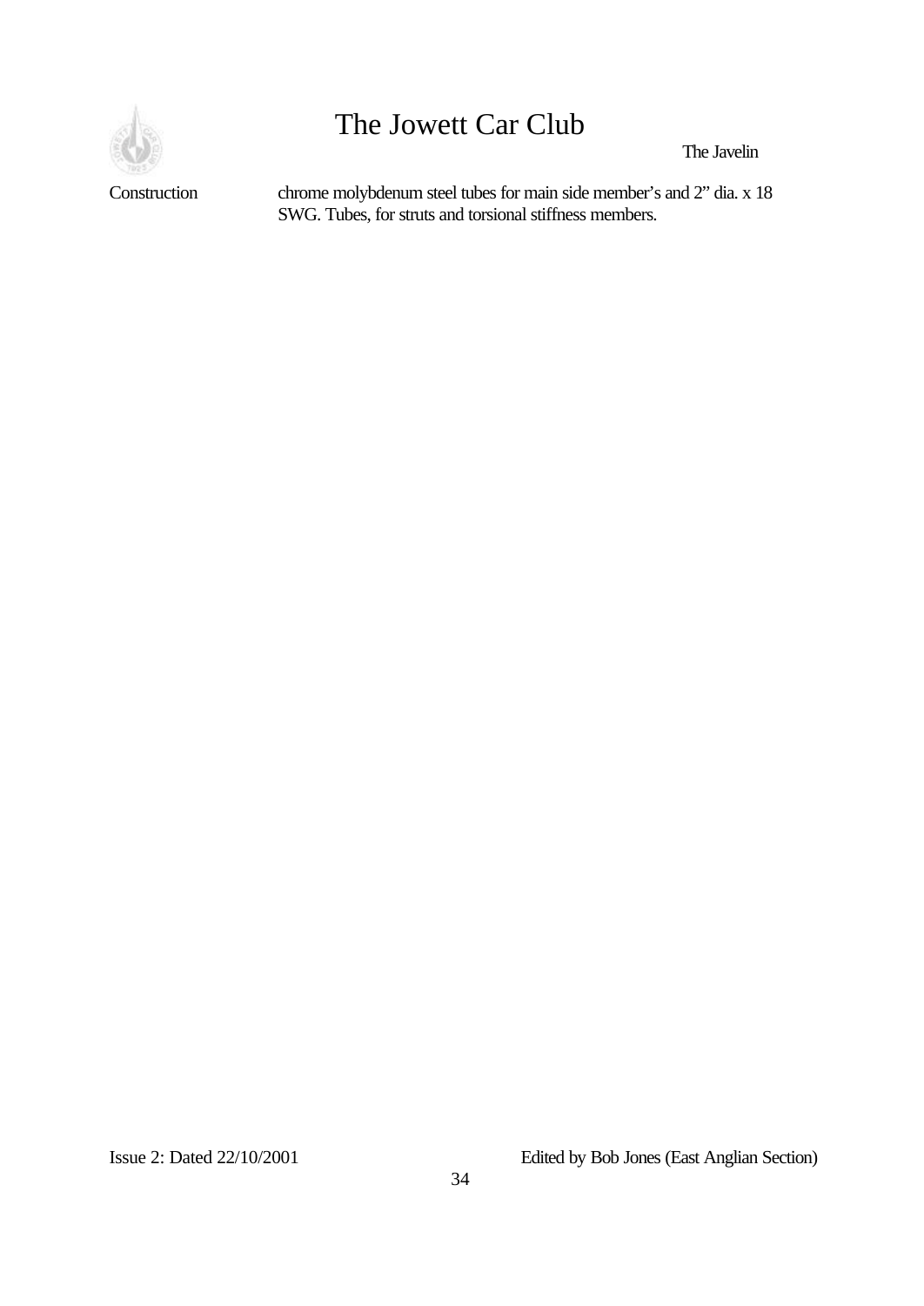| | |
|---|---|
| Construction | chrome molybdenum steel tubes for main side member's and 2" dia. x 18 SWG. Tubes, for struts and torsional stiffness members. |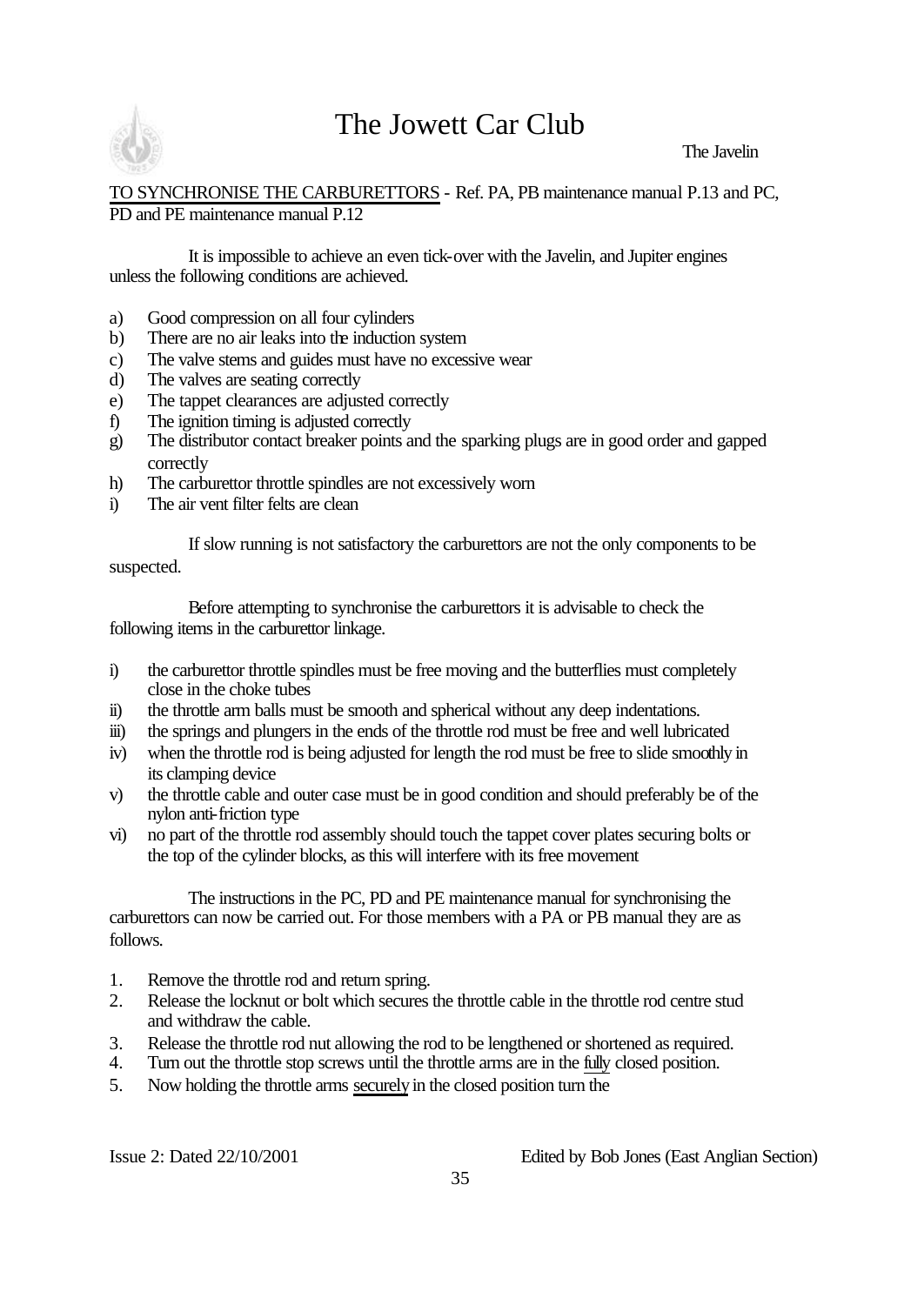TO SYNCHRONISE THE CARBURETTORS - Ref. PA, PB maintenance manual P.13 and PC, PD and PE maintenance manual P.12

It is impossible to achieve an even tick-over with the Javelin, and Jupiter engines unless the following conditions are achieved.

a) Good compression on all four cylinders
b) There are no air leaks into the induction system
c) The valve stems and guides must have no excessive wear
d) The valves are seating correctly
e) The tappet clearances are adjusted correctly
f) The ignition timing is adjusted correctly
g) The distributor contact breaker points and the sparking plugs are in good order and gapped correctly
h) The carburettor throttle spindles are not excessively worn
i) The air vent filter felts are clean

If slow running is not satisfactory the carburettors are not the only components to be suspected.

Before attempting to synchronise the carburettors it is advisable to check the following items in the carburettor linkage.

i) the carburettor throttle spindles must be free moving and the butterflies must completely close in the choke tubes
ii) the throttle arm balls must be smooth and spherical without any deep indentations.
iii) the springs and plungers in the ends of the throttle rod must be free and well lubricated
iv) when the throttle rod is being adjusted for length the rod must be free to slide smoothly in its clamping device
v) the throttle cable and outer case must be in good condition and should preferably be of the nylon anti-friction type
vi) no part of the throttle rod assembly should touch the tappet cover plates securing bolts or the top of the cylinder blocks, as this will interfere with its free movement

The instructions in the PC, PD and PE maintenance manual for synchronising the carburettors can now be carried out. For those members with a PA or PB manual they are as follows.

1. Remove the throttle rod and return spring.
2. Release the locknut or bolt which secures the throttle cable in the throttle rod centre stud and withdraw the cable.
3. Release the throttle rod nut allowing the rod to be lengthened or shortened as required.
4. Turn out the throttle stop screws until the throttle arms are in the fully closed position.
5. Now holding the throttle arms securely in the closed position turn the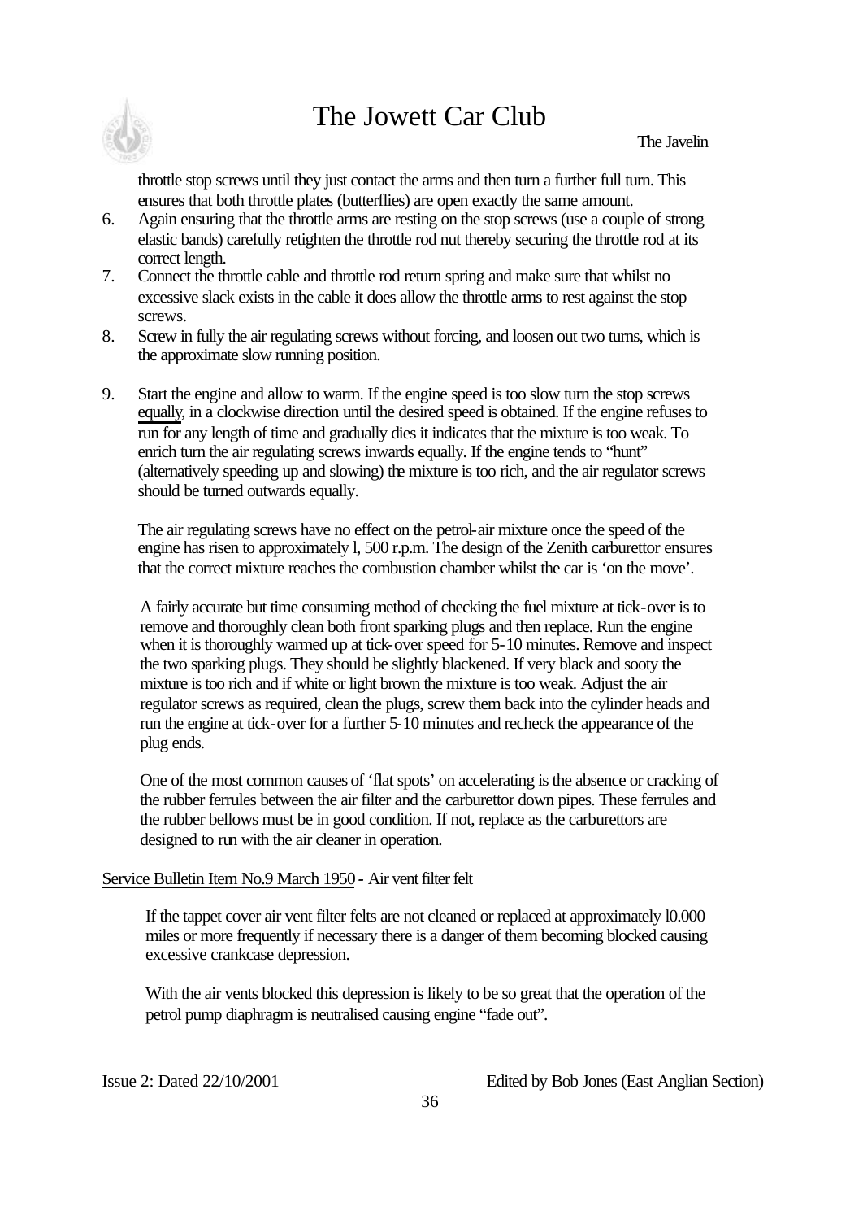throttle stop screws until they just contact the arms and then turn a further full turn. This ensures that both throttle plates (butterflies) are open exactly the same amount.

6. Again ensuring that the throttle arms are resting on the stop screws (use a couple of strong elastic bands) carefully retighten the throttle rod nut thereby securing the throttle rod at its correct length.
7. Connect the throttle cable and throttle rod return spring and make sure that whilst no excessive slack exists in the cable it does allow the throttle arms to rest against the stop screws.
8. Screw in fully the air regulating screws without forcing, and loosen out two turns, which is the approximate slow running position.
9. Start the engine and allow to warm. If the engine speed is too slow turn the stop screws equally, in a clockwise direction until the desired speed is obtained. If the engine refuses to run for any length of time and gradually dies it indicates that the mixture is too weak. To enrich turn the air regulating screws inwards equally. If the engine tends to "hunt" (alternatively speeding up and slowing) the mixture is too rich, and the air regulator screws should be turned outwards equally.

The air regulating screws have no effect on the petrol-air mixture once the speed of the engine has risen to approximately l, 500 r.p.m. The design of the Zenith carburettor ensures that the correct mixture reaches the combustion chamber whilst the car is 'on the move'.

A fairly accurate but time consuming method of checking the fuel mixture at tick-over is to remove and thoroughly clean both front sparking plugs and then replace. Run the engine when it is thoroughly warmed up at tick-over speed for 5-10 minutes. Remove and inspect the two sparking plugs. They should be slightly blackened. If very black and sooty the mixture is too rich and if white or light brown the mixture is too weak. Adjust the air regulator screws as required, clean the plugs, screw them back into the cylinder heads and run the engine at tick-over for a further 5-10 minutes and recheck the appearance of the plug ends.

One of the most common causes of 'flat spots' on accelerating is the absence or cracking of the rubber ferrules between the air filter and the carburettor down pipes. These ferrules and the rubber bellows must be in good condition. If not, replace as the carburettors are designed to run with the air cleaner in operation.

Service Bulletin Item No.9 March 1950 - Air vent filter felt

If the tappet cover air vent filter felts are not cleaned or replaced at approximately l0.000 miles or more frequently if necessary there is a danger of them becoming blocked causing excessive crankcase depression.

With the air vents blocked this depression is likely to be so great that the operation of the petrol pump diaphragm is neutralised causing engine "fade out".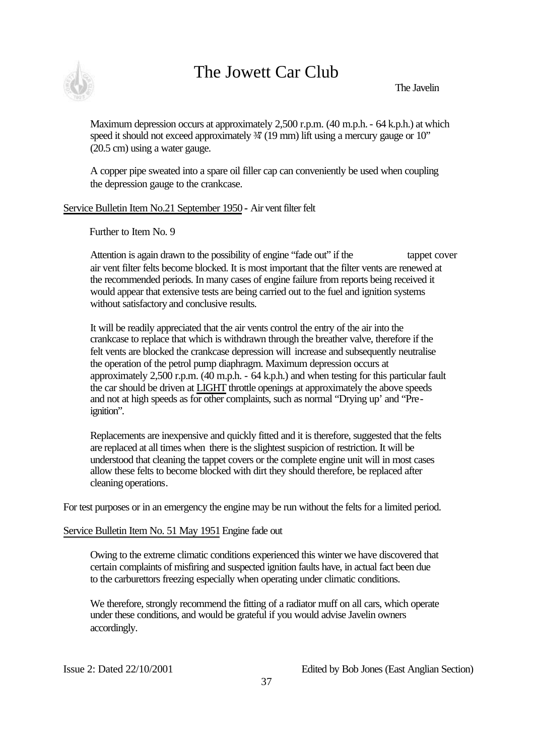Maximum depression occurs at approximately 2,500 r.p.m. (40 m.p.h. - 64 k.p.h.) at which speed it should not exceed approximately ¾" (19 mm) lift using a mercury gauge or 10" (20.5 cm) using a water gauge.

A copper pipe sweated into a spare oil filler cap can conveniently be used when coupling the depression gauge to the crankcase.

Service Bulletin Item No.21 September 1950 - Air vent filter felt

Further to Item No. 9

Attention is again drawn to the possibility of engine "fade out" if the tappet cover air vent filter felts become blocked. It is most important that the filter vents are renewed at the recommended periods. In many cases of engine failure from reports being received it would appear that extensive tests are being carried out to the fuel and ignition systems without satisfactory and conclusive results.

It will be readily appreciated that the air vents control the entry of the air into the crankcase to replace that which is withdrawn through the breather valve, therefore if the felt vents are blocked the crankcase depression will increase and subsequently neutralise the operation of the petrol pump diaphragm. Maximum depression occurs at approximately 2,500 r.p.m. (40 m.p.h. - 64 k.p.h.) and when testing for this particular fault the car should be driven at LIGHT throttle openings at approximately the above speeds and not at high speeds as for other complaints, such as normal "Drying up' and "Pre-ignition".

Replacements are inexpensive and quickly fitted and it is therefore, suggested that the felts are replaced at all times when there is the slightest suspicion of restriction. It will be understood that cleaning the tappet covers or the complete engine unit will in most cases allow these felts to become blocked with dirt they should therefore, be replaced after cleaning operations.

For test purposes or in an emergency the engine may be run without the felts for a limited period.

Service Bulletin Item No. 51 May 1951 Engine fade out

Owing to the extreme climatic conditions experienced this winter we have discovered that certain complaints of misfiring and suspected ignition faults have, in actual fact been due to the carburettors freezing especially when operating under climatic conditions.

We therefore, strongly recommend the fitting of a radiator muff on all cars, which operate under these conditions, and would be grateful if you would advise Javelin owners accordingly.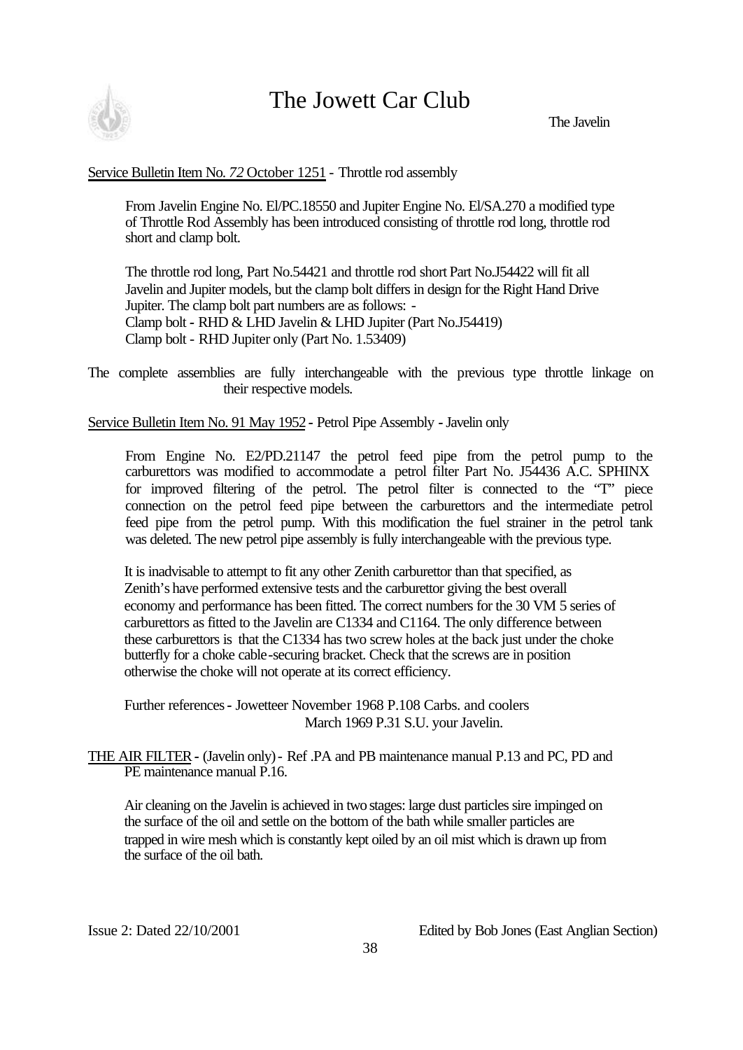Service Bulletin Item No. *72* October 1251 - Throttle rod assembly

From Javelin Engine No. El/PC.18550 and Jupiter Engine No. El/SA.270 a modified type of Throttle Rod Assembly has been introduced consisting of throttle rod long, throttle rod short and clamp bolt.

The throttle rod long, Part No.54421 and throttle rod short Part No.J54422 will fit all Javelin and Jupiter models, but the clamp bolt differs in design for the Right Hand Drive Jupiter. The clamp bolt part numbers are as follows: -
Clamp bolt - RHD & LHD Javelin & LHD Jupiter (Part No.J54419)
Clamp bolt - RHD Jupiter only (Part No. 1.53409)

The complete assemblies are fully interchangeable with the previous type throttle linkage on their respective models.

Service Bulletin Item No. 91 May 1952 - Petrol Pipe Assembly - Javelin only

From Engine No. E2/PD.21147 the petrol feed pipe from the petrol pump to the carburettors was modified to accommodate a petrol filter Part No. J54436 A.C. SPHINX for improved filtering of the petrol. The petrol filter is connected to the "T" piece connection on the petrol feed pipe between the carburettors and the intermediate petrol feed pipe from the petrol pump. With this modification the fuel strainer in the petrol tank was deleted. The new petrol pipe assembly is fully interchangeable with the previous type.

It is inadvisable to attempt to fit any other Zenith carburettor than that specified, as Zenith's have performed extensive tests and the carburettor giving the best overall economy and performance has been fitted. The correct numbers for the 30 VM 5 series of carburettors as fitted to the Javelin are C1334 and C1164. The only difference between these carburettors is that the C1334 has two screw holes at the back just under the choke butterfly for a choke cable-securing bracket. Check that the screws are in position otherwise the choke will not operate at its correct efficiency.

Further references - Jowetteer November 1968 P.108 Carbs. and coolers
March 1969 P.31 S.U. your Javelin.

THE AIR FILTER - (Javelin only) - Ref .PA and PB maintenance manual P.13 and PC, PD and PE maintenance manual P.16.

Air cleaning on the Javelin is achieved in two stages: large dust particles sire impinged on the surface of the oil and settle on the bottom of the bath while smaller particles are trapped in wire mesh which is constantly kept oiled by an oil mist which is drawn up from the surface of the oil bath.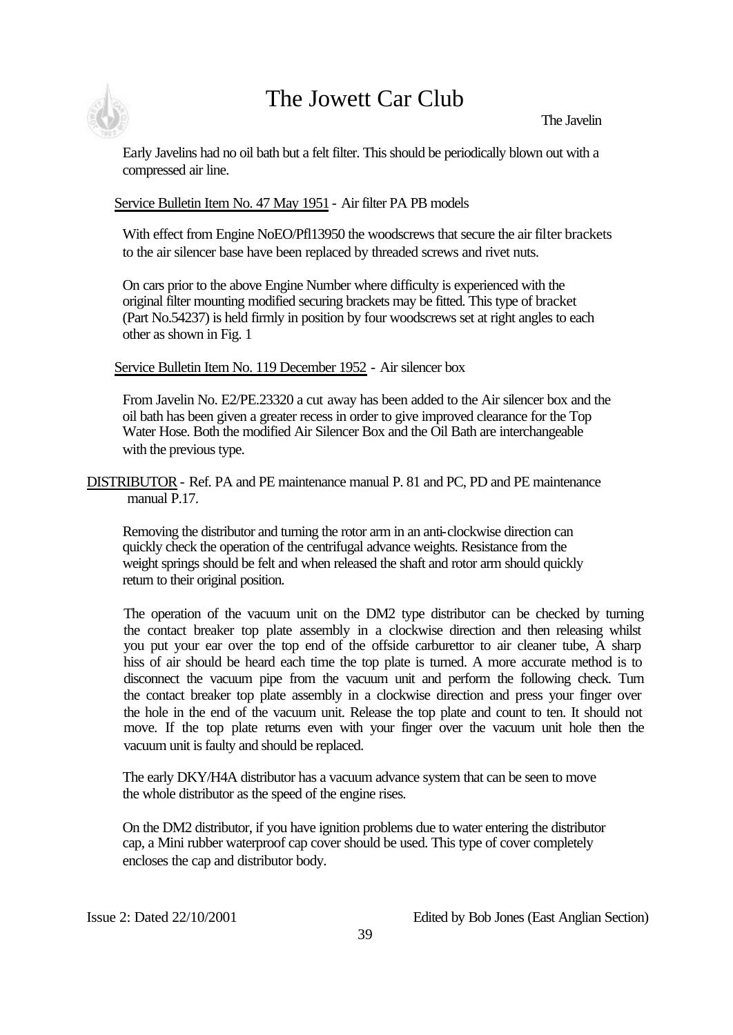Early Javelins had no oil bath but a felt filter. This should be periodically blown out with a compressed air line.

Service Bulletin Item No. 47 May 1951 - Air filter PA PB models

With effect from Engine NoEO/Pfl13950 the woodscrews that secure the air filter brackets to the air silencer base have been replaced by threaded screws and rivet nuts.

On cars prior to the above Engine Number where difficulty is experienced with the original filter mounting modified securing brackets may be fitted. This type of bracket (Part No.54237) is held firmly in position by four woodscrews set at right angles to each other as shown in Fig. 1

Service Bulletin Item No. 119 December 1952 - Air silencer box

From Javelin No. E2/PE.23320 a cut away has been added to the Air silencer box and the oil bath has been given a greater recess in order to give improved clearance for the Top Water Hose. Both the modified Air Silencer Box and the Oil Bath are interchangeable with the previous type.

DISTRIBUTOR - Ref. PA and PE maintenance manual P. 81 and PC, PD and PE maintenance manual P.17.

Removing the distributor and turning the rotor arm in an anti-clockwise direction can quickly check the operation of the centrifugal advance weights. Resistance from the weight springs should be felt and when released the shaft and rotor arm should quickly return to their original position.

The operation of the vacuum unit on the DM2 type distributor can be checked by turning the contact breaker top plate assembly in a clockwise direction and then releasing whilst you put your ear over the top end of the offside carburettor to air cleaner tube, A sharp hiss of air should be heard each time the top plate is turned. A more accurate method is to disconnect the vacuum pipe from the vacuum unit and perform the following check. Turn the contact breaker top plate assembly in a clockwise direction and press your finger over the hole in the end of the vacuum unit. Release the top plate and count to ten. It should not move. If the top plate returns even with your finger over the vacuum unit hole then the vacuum unit is faulty and should be replaced.

The early DKY/H4A distributor has a vacuum advance system that can be seen to move the whole distributor as the speed of the engine rises.

On the DM2 distributor, if you have ignition problems due to water entering the distributor cap, a Mini rubber waterproof cap cover should be used. This type of cover completely encloses the cap and distributor body.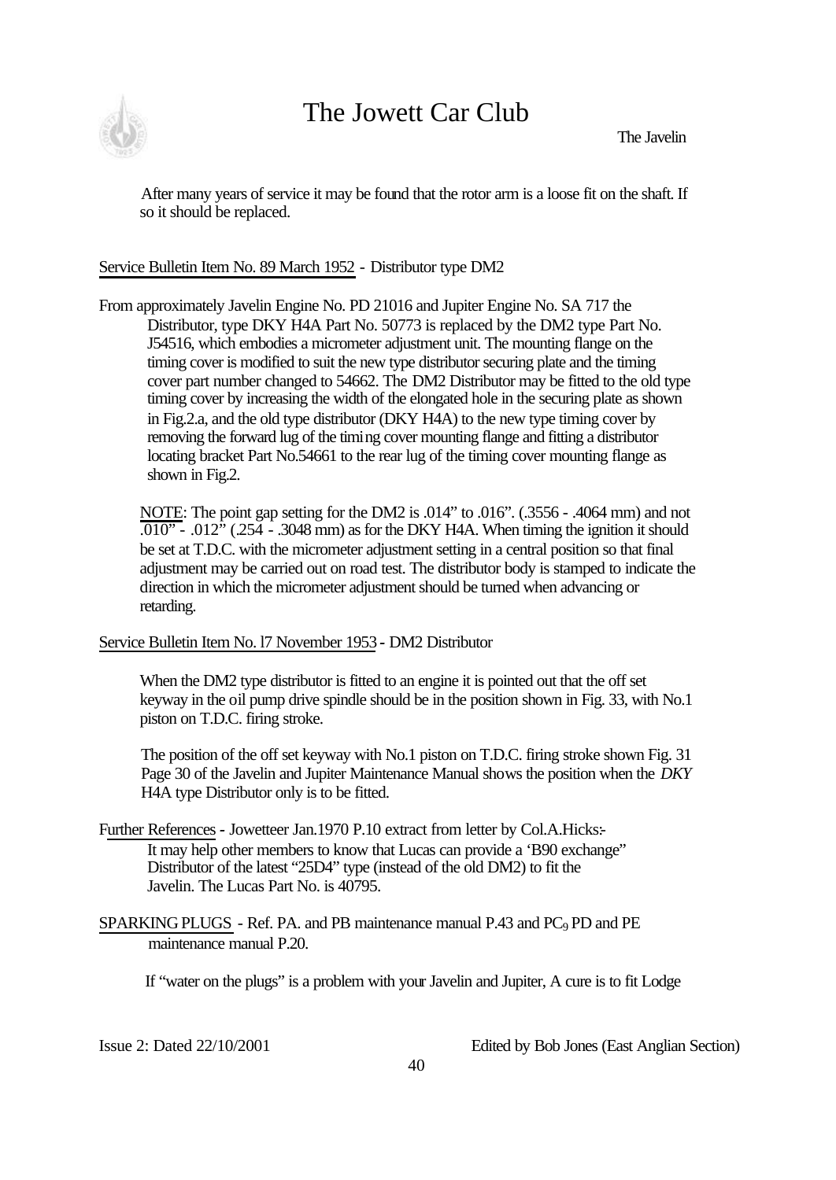After many years of service it may be found that the rotor arm is a loose fit on the shaft. If so it should be replaced.

Service Bulletin Item No. 89 March 1952 - Distributor type DM2

From approximately Javelin Engine No. PD 21016 and Jupiter Engine No. SA 717 the Distributor, type DKY H4A Part No. 50773 is replaced by the DM2 type Part No. J54516, which embodies a micrometer adjustment unit. The mounting flange on the timing cover is modified to suit the new type distributor securing plate and the timing cover part number changed to 54662. The DM2 Distributor may be fitted to the old type timing cover by increasing the width of the elongated hole in the securing plate as shown in Fig.2.a, and the old type distributor (DKY H4A) to the new type timing cover by removing the forward lug of the timing cover mounting flange and fitting a distributor locating bracket Part No.54661 to the rear lug of the timing cover mounting flange as shown in Fig.2.

NOTE: The point gap setting for the DM2 is .014" to .016". (.3556 - .4064 mm) and not .010" - .012" (.254 - .3048 mm) as for the DKY H4A. When timing the ignition it should be set at T.D.C. with the micrometer adjustment setting in a central position so that final adjustment may be carried out on road test. The distributor body is stamped to indicate the direction in which the micrometer adjustment should be turned when advancing or retarding.

Service Bulletin Item No. l7 November 1953 - DM2 Distributor

When the DM2 type distributor is fitted to an engine it is pointed out that the off set keyway in the oil pump drive spindle should be in the position shown in Fig. 33, with No.1 piston on T.D.C. firing stroke.

The position of the off set keyway with No.1 piston on T.D.C. firing stroke shown Fig. 31 Page 30 of the Javelin and Jupiter Maintenance Manual shows the position when the *DKY* H4A type Distributor only is to be fitted.

Further References - Jowetteer Jan.1970 P.10 extract from letter by Col.A.Hicks:-
It may help other members to know that Lucas can provide a 'B90 exchange" Distributor of the latest "25D4" type (instead of the old DM2) to fit the Javelin. The Lucas Part No. is 40795.

SPARKING PLUGS - Ref. PA. and PB maintenance manual P.43 and $PC_9$ PD and PE maintenance manual P.20.

If "water on the plugs" is a problem with your Javelin and Jupiter, A cure is to fit Lodge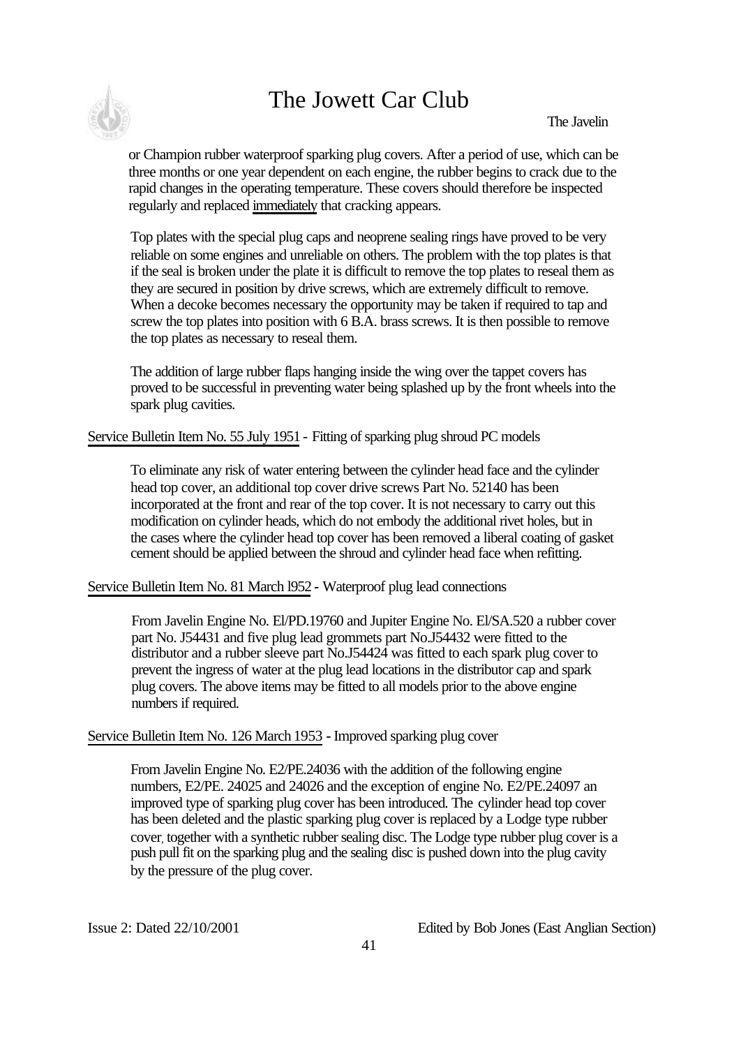or Champion rubber waterproof sparking plug covers. After a period of use, which can be three months or one year dependent on each engine, the rubber begins to crack due to the rapid changes in the operating temperature. These covers should therefore be inspected regularly and replaced immediately that cracking appears.

Top plates with the special plug caps and neoprene sealing rings have proved to be very reliable on some engines and unreliable on others. The problem with the top plates is that if the seal is broken under the plate it is difficult to remove the top plates to reseal them as they are secured in position by drive screws, which are extremely difficult to remove. When a decoke becomes necessary the opportunity may be taken if required to tap and screw the top plates into position with 6 B.A. brass screws. It is then possible to remove the top plates as necessary to reseal them.

The addition of large rubber flaps hanging inside the wing over the tappet covers has proved to be successful in preventing water being splashed up by the front wheels into the spark plug cavities.

Service Bulletin Item No. 55 July 1951 - Fitting of sparking plug shroud PC models

To eliminate any risk of water entering between the cylinder head face and the cylinder head top cover, an additional top cover drive screws Part No. 52140 has been incorporated at the front and rear of the top cover. It is not necessary to carry out this modification on cylinder heads, which do not embody the additional rivet holes, but in the cases where the cylinder head top cover has been removed a liberal coating of gasket cement should be applied between the shroud and cylinder head face when refitting.

Service Bulletin Item No. 81 March l952 - Waterproof plug lead connections

From Javelin Engine No. El/PD.19760 and Jupiter Engine No. El/SA.520 a rubber cover part No. J54431 and five plug lead grommets part No.J54432 were fitted to the distributor and a rubber sleeve part No.J54424 was fitted to each spark plug cover to prevent the ingress of water at the plug lead locations in the distributor cap and spark plug covers. The above items may be fitted to all models prior to the above engine numbers if required.

Service Bulletin Item No. 126 March 1953 - Improved sparking plug cover

From Javelin Engine No. E2/PE.24036 with the addition of the following engine numbers, E2/PE. 24025 and 24026 and the exception of engine No. E2/PE.24097 an improved type of sparking plug cover has been introduced. The cylinder head top cover has been deleted and the plastic sparking plug cover is replaced by a Lodge type rubber cover, together with a synthetic rubber sealing disc. The Lodge type rubber plug cover is a push pull fit on the sparking plug and the sealing disc is pushed down into the plug cavity by the pressure of the plug cover.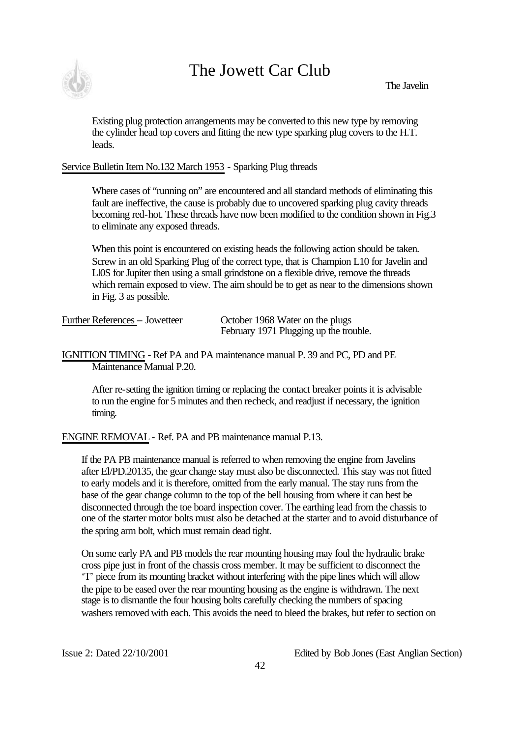Existing plug protection arrangements may be converted to this new type by removing the cylinder head top covers and fitting the new type sparking plug covers to the H.T. leads.

Service Bulletin Item No.132 March 1953 - Sparking Plug threads

Where cases of "running on" are encountered and all standard methods of eliminating this fault are ineffective, the cause is probably due to uncovered sparking plug cavity threads becoming red-hot. These threads have now been modified to the condition shown in Fig.3 to eliminate any exposed threads.

When this point is encountered on existing heads the following action should be taken. Screw in an old Sparking Plug of the correct type, that is Champion L10 for Javelin and Ll0S for Jupiter then using a small grindstone on a flexible drive, remove the threads which remain exposed to view. The aim should be to get as near to the dimensions shown in Fig. 3 as possible.

Further References – Jowetteer    October 1968 Water on the plugs
February 1971 Plugging up the trouble.

IGNITION TIMING - Ref PA and PA maintenance manual P. 39 and PC, PD and PE Maintenance Manual P.20.

After re-setting the ignition timing or replacing the contact breaker points it is advisable to run the engine for 5 minutes and then recheck, and readjust if necessary, the ignition timing.

ENGINE REMOVAL - Ref. PA and PB maintenance manual P.13.

If the PA PB maintenance manual is referred to when removing the engine from Javelins after El/PD.20135, the gear change stay must also be disconnected. This stay was not fitted to early models and it is therefore, omitted from the early manual. The stay runs from the base of the gear change column to the top of the bell housing from where it can best be disconnected through the toe board inspection cover. The earthing lead from the chassis to one of the starter motor bolts must also be detached at the starter and to avoid disturbance of the spring arm bolt, which must remain dead tight.

On some early PA and PB models the rear mounting housing may foul the hydraulic brake cross pipe just in front of the chassis cross member. It may be sufficient to disconnect the 'T' piece from its mounting bracket without interfering with the pipe lines which will allow the pipe to be eased over the rear mounting housing as the engine is withdrawn. The next stage is to dismantle the four housing bolts carefully checking the numbers of spacing washers removed with each. This avoids the need to bleed the brakes, but refer to section on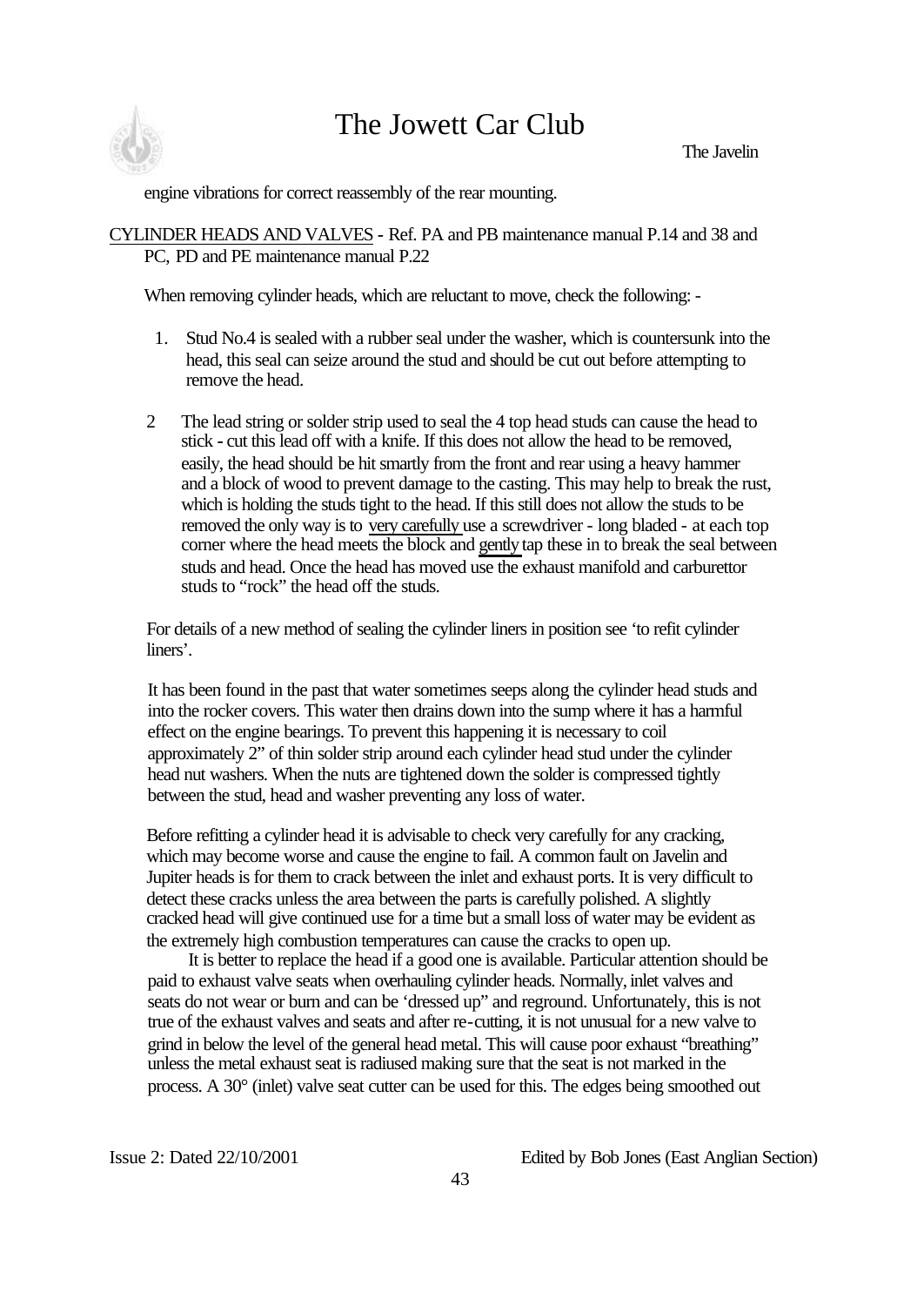engine vibrations for correct reassembly of the rear mounting.

CYLINDER HEADS AND VALVES - Ref. PA and PB maintenance manual P.14 and 38 and PC, PD and PE maintenance manual P.22

When removing cylinder heads, which are reluctant to move, check the following: -

1. Stud No.4 is sealed with a rubber seal under the washer, which is countersunk into the head, this seal can seize around the stud and should be cut out before attempting to remove the head.

2. The lead string or solder strip used to seal the 4 top head studs can cause the head to stick - cut this lead off with a knife. If this does not allow the head to be removed, easily, the head should be hit smartly from the front and rear using a heavy hammer and a block of wood to prevent damage to the casting. This may help to break the rust, which is holding the studs tight to the head. If this still does not allow the studs to be removed the only way is to very carefully use a screwdriver - long bladed - at each top corner where the head meets the block and gently tap these in to break the seal between studs and head. Once the head has moved use the exhaust manifold and carburettor studs to "rock" the head off the studs.

For details of a new method of sealing the cylinder liners in position see 'to refit cylinder liners'.

It has been found in the past that water sometimes seeps along the cylinder head studs and into the rocker covers. This water then drains down into the sump where it has a harmful effect on the engine bearings. To prevent this happening it is necessary to coil approximately 2" of thin solder strip around each cylinder head stud under the cylinder head nut washers. When the nuts are tightened down the solder is compressed tightly between the stud, head and washer preventing any loss of water.

Before refitting a cylinder head it is advisable to check very carefully for any cracking, which may become worse and cause the engine to fail. A common fault on Javelin and Jupiter heads is for them to crack between the inlet and exhaust ports. It is very difficult to detect these cracks unless the area between the parts is carefully polished. A slightly cracked head will give continued use for a time but a small loss of water may be evident as the extremely high combustion temperatures can cause the cracks to open up.

It is better to replace the head if a good one is available. Particular attention should be paid to exhaust valve seats when overhauling cylinder heads. Normally, inlet valves and seats do not wear or burn and can be 'dressed up" and reground. Unfortunately, this is not true of the exhaust valves and seats and after re-cutting, it is not unusual for a new valve to grind in below the level of the general head metal. This will cause poor exhaust "breathing" unless the metal exhaust seat is radiused making sure that the seat is not marked in the process. A 30° (inlet) valve seat cutter can be used for this. The edges being smoothed out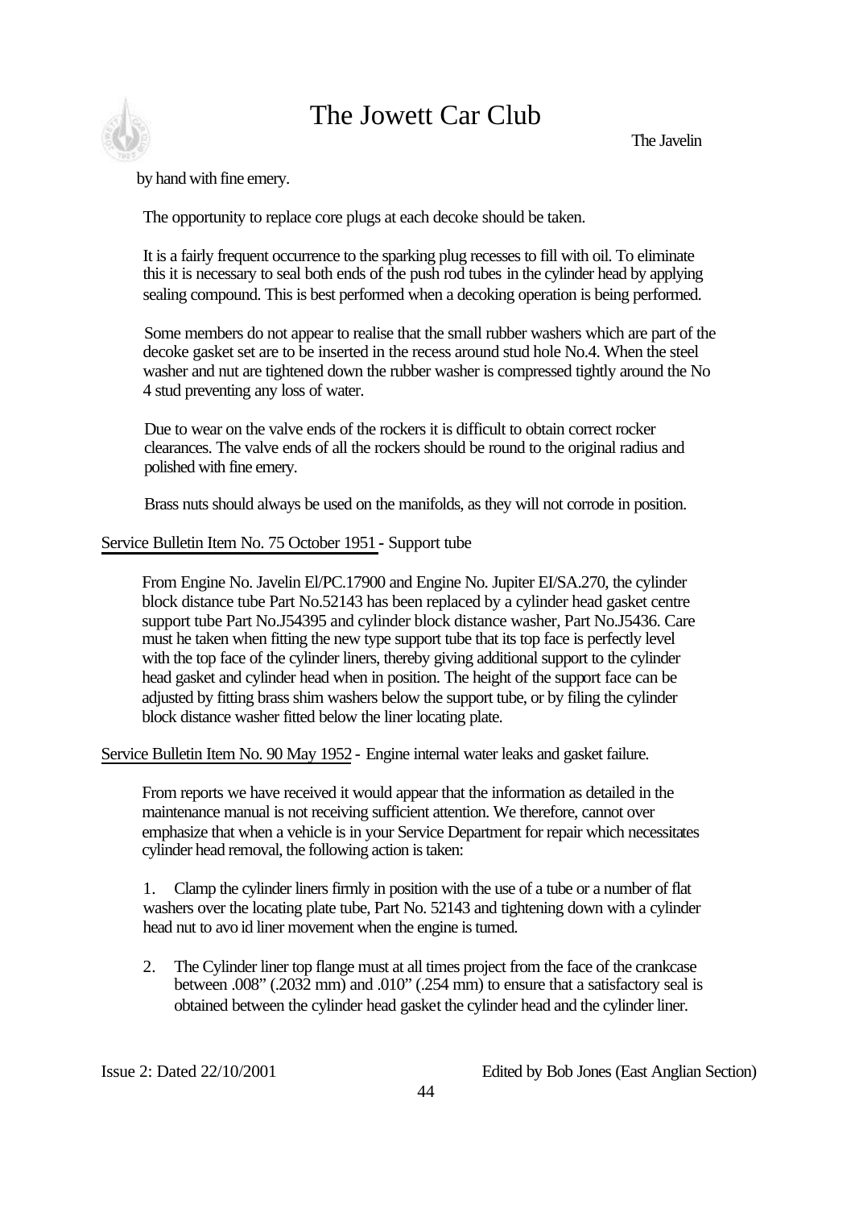by hand with fine emery.

The opportunity to replace core plugs at each decoke should be taken.

It is a fairly frequent occurrence to the sparking plug recesses to fill with oil. To eliminate this it is necessary to seal both ends of the push rod tubes in the cylinder head by applying sealing compound. This is best performed when a decoking operation is being performed.

Some members do not appear to realise that the small rubber washers which are part of the decoke gasket set are to be inserted in the recess around stud hole No.4. When the steel washer and nut are tightened down the rubber washer is compressed tightly around the No 4 stud preventing any loss of water.

Due to wear on the valve ends of the rockers it is difficult to obtain correct rocker clearances. The valve ends of all the rockers should be round to the original radius and polished with fine emery.

Brass nuts should always be used on the manifolds, as they will not corrode in position.

Service Bulletin Item No. 75 October 1951 - Support tube

From Engine No. Javelin El/PC.17900 and Engine No. Jupiter EI/SA.270, the cylinder block distance tube Part No.52143 has been replaced by a cylinder head gasket centre support tube Part No.J54395 and cylinder block distance washer, Part No.J5436. Care must he taken when fitting the new type support tube that its top face is perfectly level with the top face of the cylinder liners, thereby giving additional support to the cylinder head gasket and cylinder head when in position. The height of the support face can be adjusted by fitting brass shim washers below the support tube, or by filing the cylinder block distance washer fitted below the liner locating plate.

Service Bulletin Item No. 90 May 1952 - Engine internal water leaks and gasket failure.

From reports we have received it would appear that the information as detailed in the maintenance manual is not receiving sufficient attention. We therefore, cannot over emphasize that when a vehicle is in your Service Department for repair which necessitates cylinder head removal, the following action is taken:

1. Clamp the cylinder liners firmly in position with the use of a tube or a number of flat washers over the locating plate tube, Part No. 52143 and tightening down with a cylinder head nut to avo id liner movement when the engine is turned.

2. The Cylinder liner top flange must at all times project from the face of the crankcase between .008" (.2032 mm) and .010" (.254 mm) to ensure that a satisfactory seal is obtained between the cylinder head gasket the cylinder head and the cylinder liner.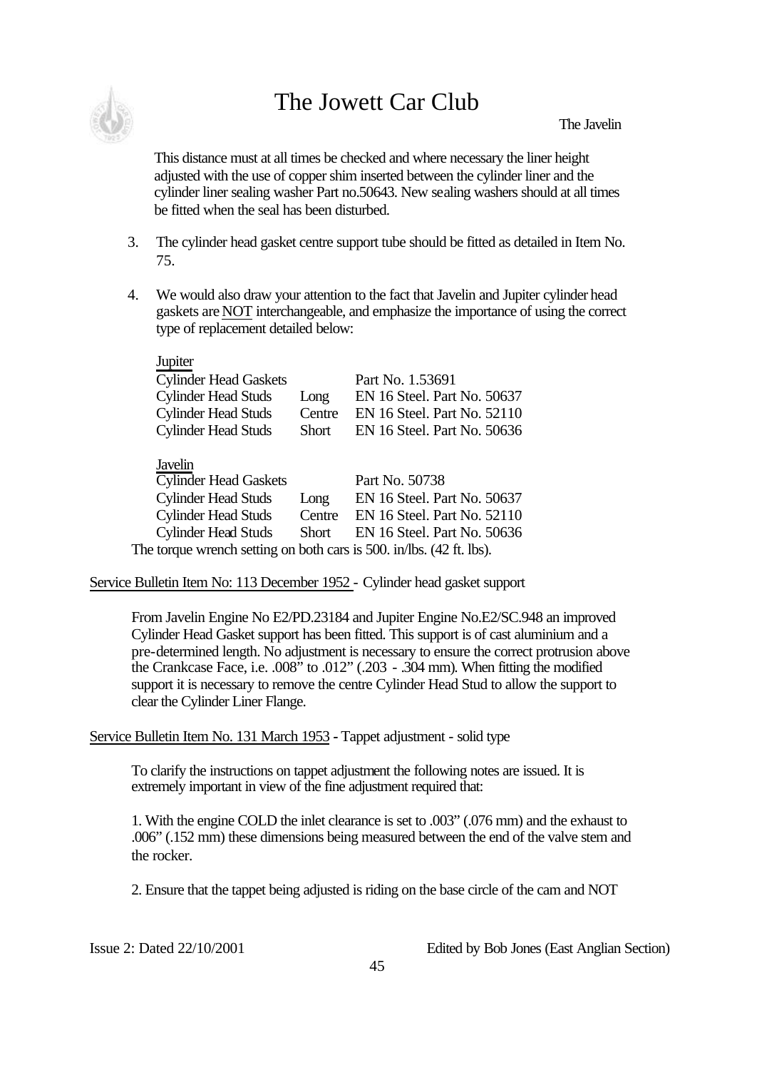This distance must at all times be checked and where necessary the liner height adjusted with the use of copper shim inserted between the cylinder liner and the cylinder liner sealing washer Part no.50643. New sealing washers should at all times be fitted when the seal has been disturbed.

3. The cylinder head gasket centre support tube should be fitted as detailed in Item No. 75.

4. We would also draw your attention to the fact that Javelin and Jupiter cylinder head gaskets are NOT interchangeable, and emphasize the importance of using the correct type of replacement detailed below:

**Jupiter**

| | | |
|---|---|---|
| Cylinder Head Gaskets | | Part No. 1.53691 |
| Cylinder Head Studs | Long | EN 16 Steel. Part No. 50637 |
| Cylinder Head Studs | Centre | EN 16 Steel. Part No. 52110 |
| Cylinder Head Studs | Short | EN 16 Steel. Part No. 50636 |

**Javelin**

| | | |
|---|---|---|
| Cylinder Head Gaskets | | Part No. 50738 |
| Cylinder Head Studs | Long | EN 16 Steel. Part No. 50637 |
| Cylinder Head Studs | Centre | EN 16 Steel. Part No. 52110 |
| Cylinder Head Studs | Short | EN 16 Steel. Part No. 50636 |

The torque wrench setting on both cars is 500. in/lbs. (42 ft. lbs).

Service Bulletin Item No: 113 December 1952 - Cylinder head gasket support

From Javelin Engine No E2/PD.23184 and Jupiter Engine No.E2/SC.948 an improved Cylinder Head Gasket support has been fitted. This support is of cast aluminium and a pre-determined length. No adjustment is necessary to ensure the correct protrusion above the Crankcase Face, i.e. .008" to .012" (.203 - .304 mm). When fitting the modified support it is necessary to remove the centre Cylinder Head Stud to allow the support to clear the Cylinder Liner Flange.

Service Bulletin Item No. 131 March 1953 - Tappet adjustment - solid type

To clarify the instructions on tappet adjustment the following notes are issued. It is extremely important in view of the fine adjustment required that:

1. With the engine COLD the inlet clearance is set to .003" (.076 mm) and the exhaust to .006" (.152 mm) these dimensions being measured between the end of the valve stem and the rocker.

2. Ensure that the tappet being adjusted is riding on the base circle of the cam and NOT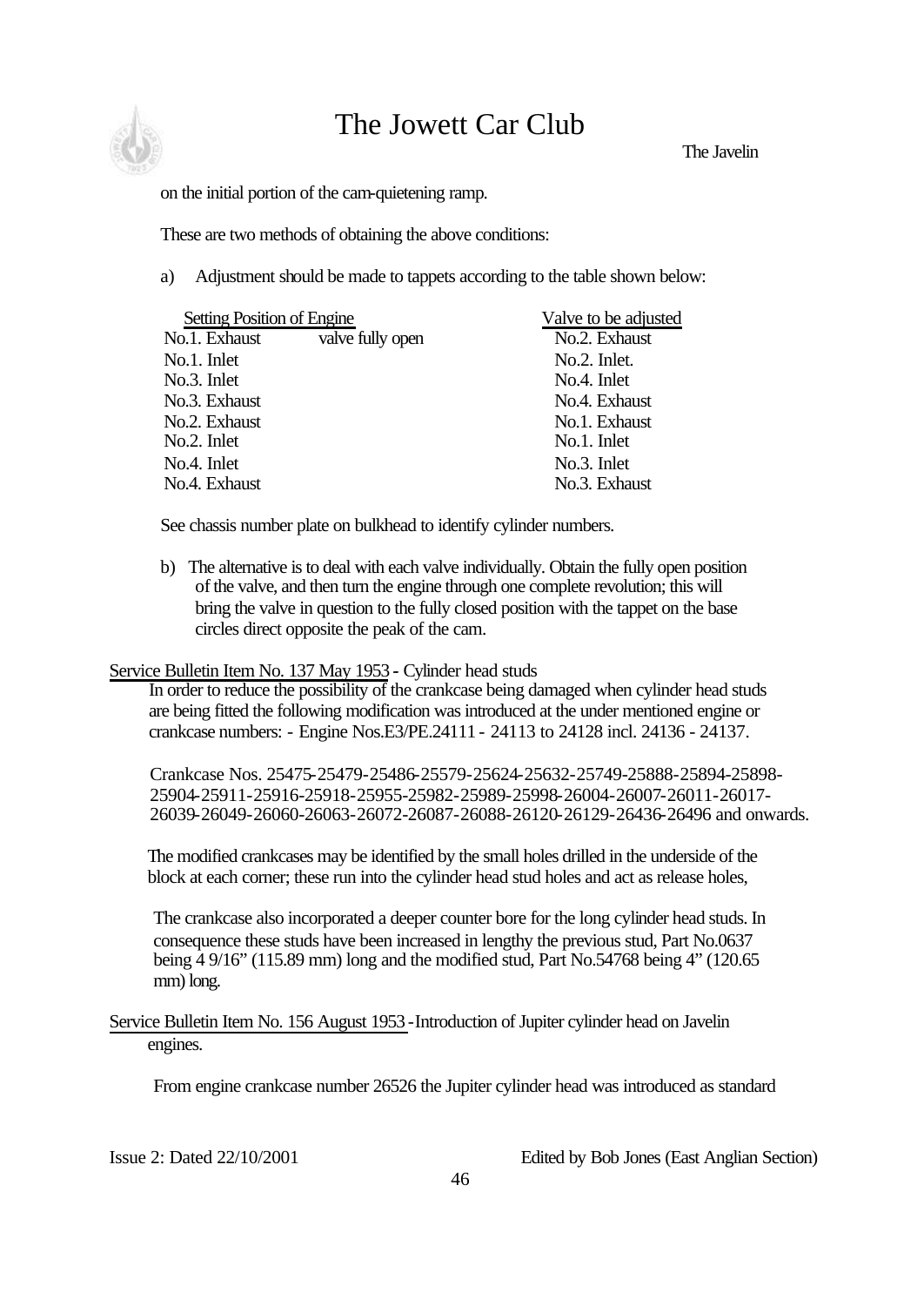on the initial portion of the cam-quietening ramp.

These are two methods of obtaining the above conditions:

a) Adjustment should be made to tappets according to the table shown below:

| Setting Position of Engine | | Valve to be adjusted |
|---|---|---|
| No.1. Exhaust | valve fully open | No.2. Exhaust |
| No.1. Inlet | | No.2. Inlet. |
| No.3. Inlet | | No.4. Inlet |
| No.3. Exhaust | | No.4. Exhaust |
| No.2. Exhaust | | No.1. Exhaust |
| No.2. Inlet | | No.1. Inlet |
| No.4. Inlet | | No.3. Inlet |
| No.4. Exhaust | | No.3. Exhaust |

See chassis number plate on bulkhead to identify cylinder numbers.

b) The alternative is to deal with each valve individually. Obtain the fully open position of the valve, and then turn the engine through one complete revolution; this will bring the valve in question to the fully closed position with the tappet on the base circles direct opposite the peak of the cam.

Service Bulletin Item No. 137 May 1953 - Cylinder head studs

In order to reduce the possibility of the crankcase being damaged when cylinder head studs are being fitted the following modification was introduced at the under mentioned engine or crankcase numbers: - Engine Nos.E3/PE.24111 - 24113 to 24128 incl. 24136 - 24137.

Crankcase Nos. 25475-25479-25486-25579-25624-25632-25749-25888-25894-25898-25904-25911-25916-25918-25955-25982-25989-25998-26004-26007-26011-26017-26039-26049-26060-26063-26072-26087-26088-26120-26129-26436-26496 and onwards.

The modified crankcases may be identified by the small holes drilled in the underside of the block at each corner; these run into the cylinder head stud holes and act as release holes,

The crankcase also incorporated a deeper counter bore for the long cylinder head studs. In consequence these studs have been increased in lengthy the previous stud, Part No.0637 being 4 9/16" (115.89 mm) long and the modified stud, Part No.54768 being 4" (120.65 mm) long.

Service Bulletin Item No. 156 August 1953 - Introduction of Jupiter cylinder head on Javelin engines.

From engine crankcase number 26526 the Jupiter cylinder head was introduced as standard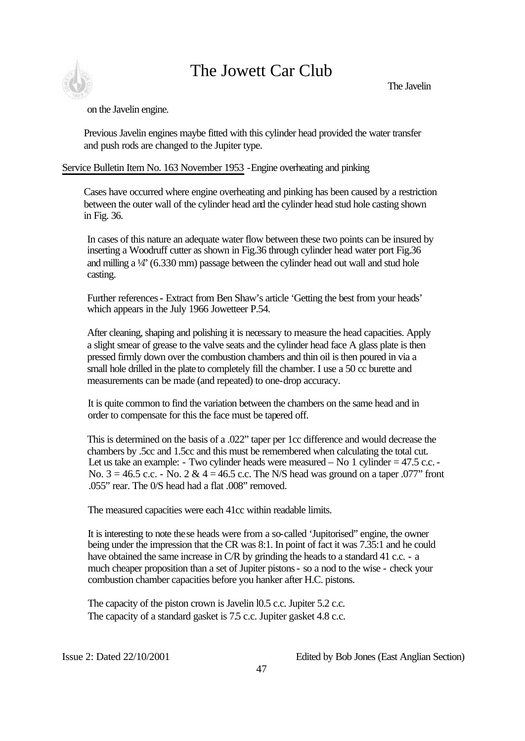on the Javelin engine.

Previous Javelin engines maybe fitted with this cylinder head provided the water transfer and push rods are changed to the Jupiter type.

Service Bulletin Item No. 163 November 1953 - Engine overheating and pinking

Cases have occurred where engine overheating and pinking has been caused by a restriction between the outer wall of the cylinder head and the cylinder head stud hole casting shown in Fig. 36.

In cases of this nature an adequate water flow between these two points can be insured by inserting a Woodruff cutter as shown in Fig.36 through cylinder head water port Fig.36 and milling a ¼" (6.330 mm) passage between the cylinder head out wall and stud hole casting.

Further references - Extract from Ben Shaw's article 'Getting the best from your heads' which appears in the July 1966 Jowetteer P.54.

After cleaning, shaping and polishing it is necessary to measure the head capacities. Apply a slight smear of grease to the valve seats and the cylinder head face A glass plate is then pressed firmly down over the combustion chambers and thin oil is then poured in via a small hole drilled in the plate to completely fill the chamber. I use a 50 cc burette and measurements can be made (and repeated) to one-drop accuracy.

It is quite common to find the variation between the chambers on the same head and in order to compensate for this the face must be tapered off.

This is determined on the basis of a .022" taper per 1cc difference and would decrease the chambers by .5cc and 1.5cc and this must be remembered when calculating the total cut. Let us take an example: - Two cylinder heads were measured – No 1 cylinder = 47.5 c.c. - No. 3 = 46.5 c.c. - No. 2 & 4 = 46.5 c.c. The N/S head was ground on a taper .077" front .055" rear. The 0/S head had a flat .008" removed.

The measured capacities were each 41cc within readable limits.

It is interesting to note these heads were from a so-called 'Jupitorised" engine, the owner being under the impression that the CR was 8:1. In point of fact it was 7.35:1 and he could have obtained the same increase in C/R by grinding the heads to a standard 41 c.c. - a much cheaper proposition than a set of Jupiter pistons - so a nod to the wise - check your combustion chamber capacities before you hanker after H.C. pistons.

The capacity of the piston crown is Javelin l0.5 c.c. Jupiter 5.2 c.c.
The capacity of a standard gasket is 7.5 c.c. Jupiter gasket 4.8 c.c.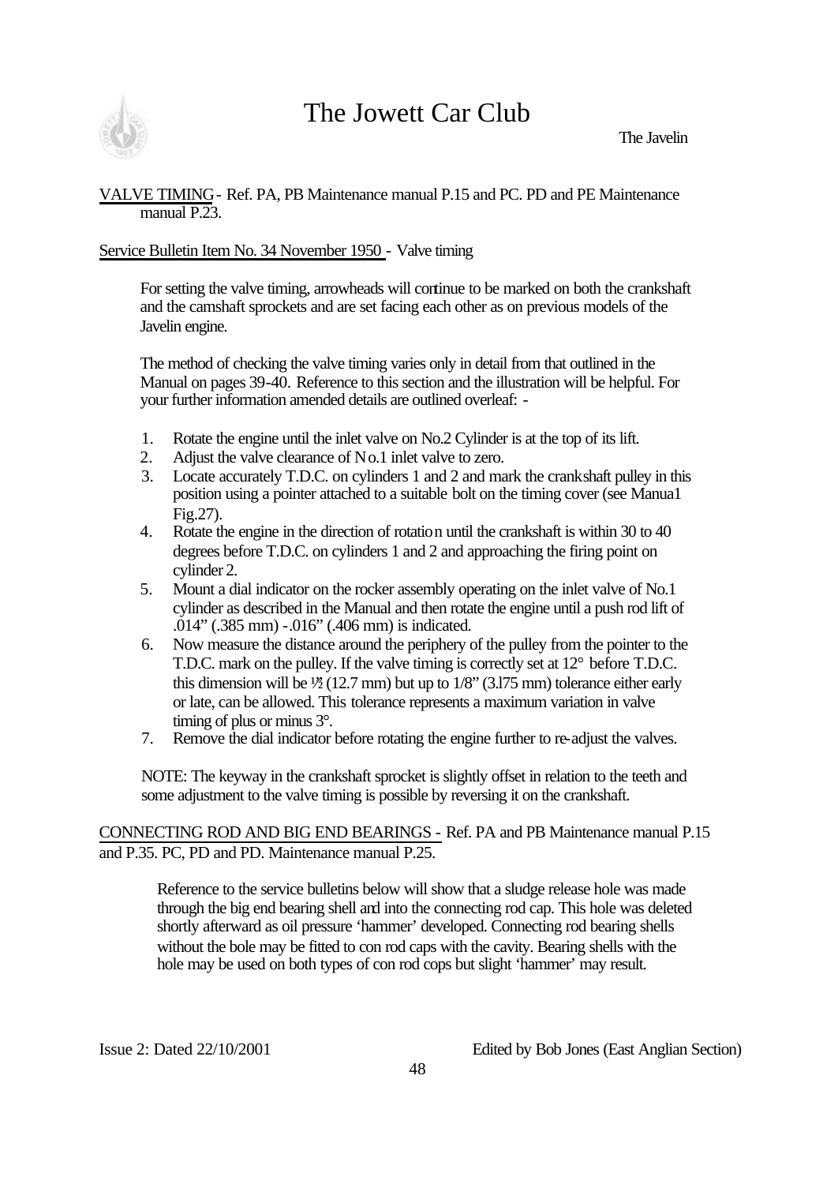VALVE TIMING - Ref. PA, PB Maintenance manual P.15 and PC. PD and PE Maintenance manual P.23.

Service Bulletin Item No. 34 November 1950 - Valve timing

For setting the valve timing, arrowheads will continue to be marked on both the crankshaft and the camshaft sprockets and are set facing each other as on previous models of the Javelin engine.

The method of checking the valve timing varies only in detail from that outlined in the Manual on pages 39-40. Reference to this section and the illustration will be helpful. For your further information amended details are outlined overleaf: -

1. Rotate the engine until the inlet valve on No.2 Cylinder is at the top of its lift.
2. Adjust the valve clearance of No.1 inlet valve to zero.
3. Locate accurately T.D.C. on cylinders 1 and 2 and mark the crankshaft pulley in this position using a pointer attached to a suitable bolt on the timing cover (see Manua1 Fig.27).
4. Rotate the engine in the direction of rotation until the crankshaft is within 30 to 40 degrees before T.D.C. on cylinders 1 and 2 and approaching the firing point on cylinder 2.
5. Mount a dial indicator on the rocker assembly operating on the inlet valve of No.1 cylinder as described in the Manual and then rotate the engine until a push rod lift of .014" (.385 mm) -.016" (.406 mm) is indicated.
6. Now measure the distance around the periphery of the pulley from the pointer to the T.D.C. mark on the pulley. If the valve timing is correctly set at 12° before T.D.C. this dimension will be ½" (12.7 mm) but up to 1/8" (3.175 mm) tolerance either early or late, can be allowed. This tolerance represents a maximum variation in valve timing of plus or minus 3°.
7. Remove the dial indicator before rotating the engine further to re-adjust the valves.

NOTE: The keyway in the crankshaft sprocket is slightly offset in relation to the teeth and some adjustment to the valve timing is possible by reversing it on the crankshaft.

CONNECTING ROD AND BIG END BEARINGS - Ref. PA and PB Maintenance manual P.15 and P.35. PC, PD and PD. Maintenance manual P.25.

Reference to the service bulletins below will show that a sludge release hole was made through the big end bearing shell and into the connecting rod cap. This hole was deleted shortly afterward as oil pressure 'hammer' developed. Connecting rod bearing shells without the bole may be fitted to con rod caps with the cavity. Bearing shells with the hole may be used on both types of con rod cops but slight 'hammer' may result.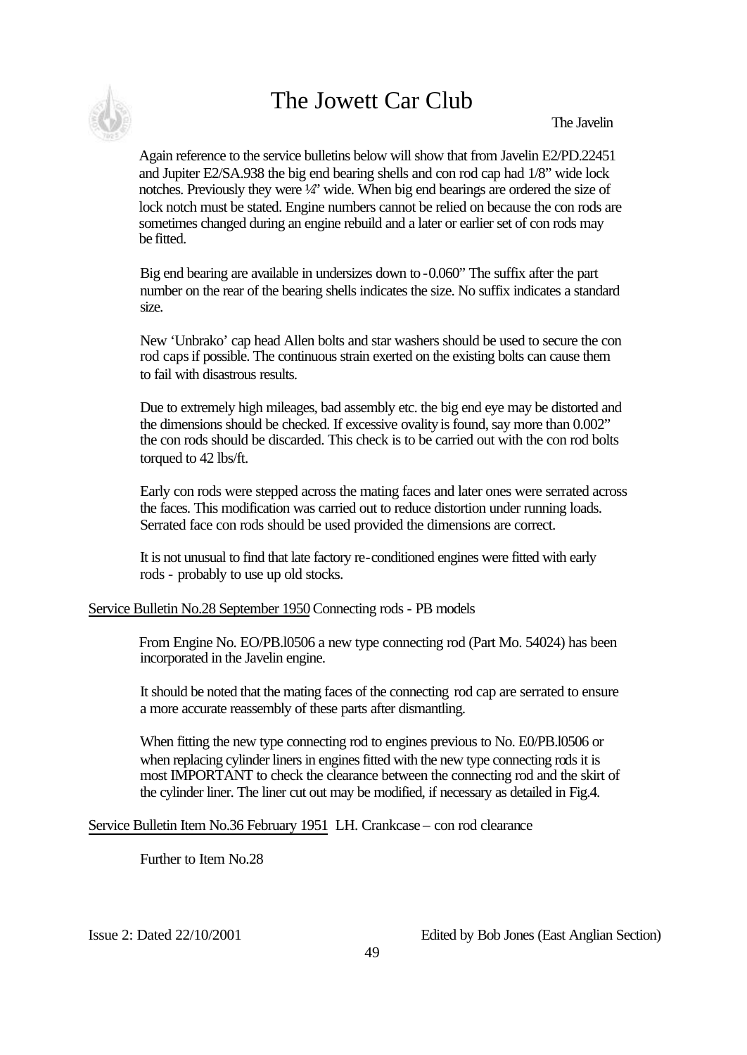Again reference to the service bulletins below will show that from Javelin E2/PD.22451 and Jupiter E2/SA.938 the big end bearing shells and con rod cap had 1/8" wide lock notches. Previously they were ¼" wide. When big end bearings are ordered the size of lock notch must be stated. Engine numbers cannot be relied on because the con rods are sometimes changed during an engine rebuild and a later or earlier set of con rods may be fitted.

Big end bearing are available in undersizes down to -0.060" The suffix after the part number on the rear of the bearing shells indicates the size. No suffix indicates a standard size.

New 'Unbrako' cap head Allen bolts and star washers should be used to secure the con rod caps if possible. The continuous strain exerted on the existing bolts can cause them to fail with disastrous results.

Due to extremely high mileages, bad assembly etc. the big end eye may be distorted and the dimensions should be checked. If excessive ovality is found, say more than 0.002" the con rods should be discarded. This check is to be carried out with the con rod bolts torqued to 42 lbs/ft.

Early con rods were stepped across the mating faces and later ones were serrated across the faces. This modification was carried out to reduce distortion under running loads. Serrated face con rods should be used provided the dimensions are correct.

It is not unusual to find that late factory re-conditioned engines were fitted with early rods - probably to use up old stocks.

Service Bulletin No.28 September 1950 Connecting rods - PB models

From Engine No. EO/PB.l0506 a new type connecting rod (Part Mo. 54024) has been incorporated in the Javelin engine.

It should be noted that the mating faces of the connecting rod cap are serrated to ensure a more accurate reassembly of these parts after dismantling.

When fitting the new type connecting rod to engines previous to No. E0/PB.l0506 or when replacing cylinder liners in engines fitted with the new type connecting rods it is most IMPORTANT to check the clearance between the connecting rod and the skirt of the cylinder liner. The liner cut out may be modified, if necessary as detailed in Fig.4.

Service Bulletin Item No.36 February 1951 LH. Crankcase – con rod clearance

Further to Item No.28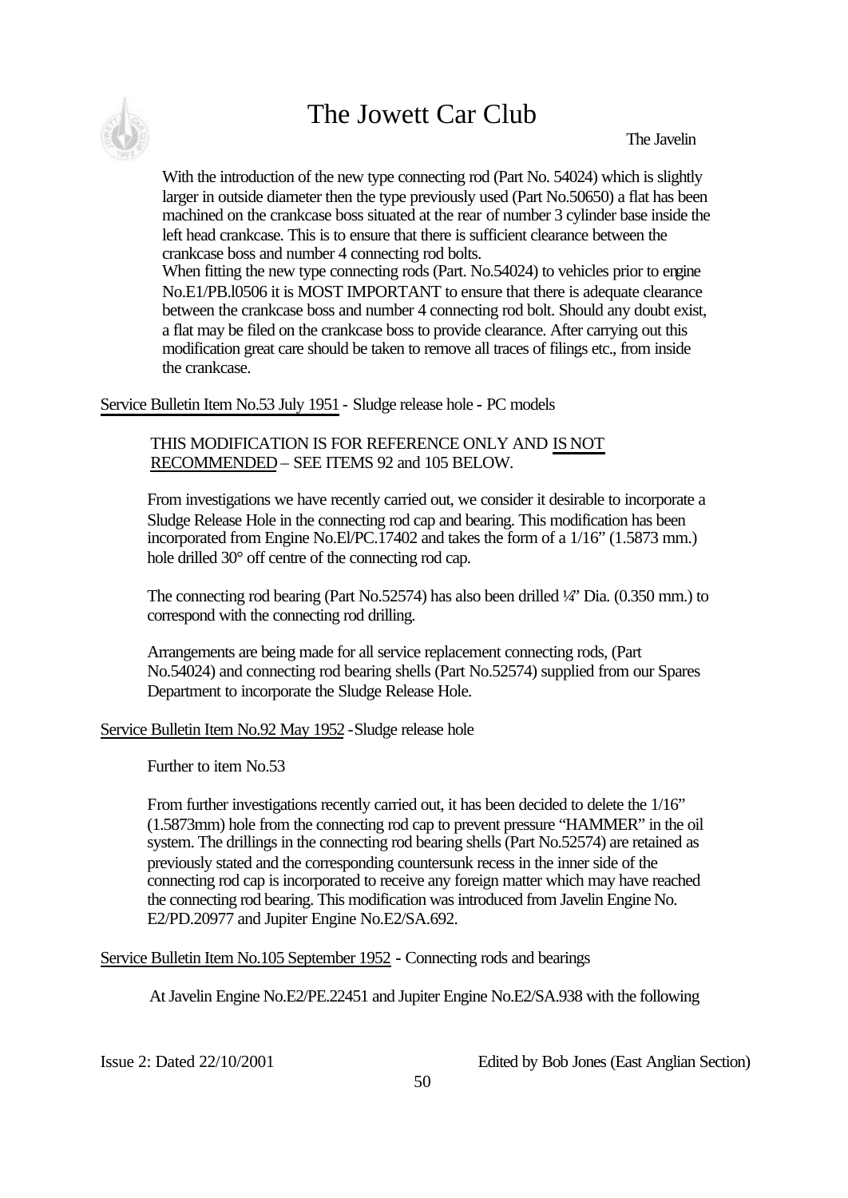With the introduction of the new type connecting rod (Part No. 54024) which is slightly larger in outside diameter then the type previously used (Part No.50650) a flat has been machined on the crankcase boss situated at the rear of number 3 cylinder base inside the left head crankcase. This is to ensure that there is sufficient clearance between the crankcase boss and number 4 connecting rod bolts.
When fitting the new type connecting rods (Part. No.54024) to vehicles prior to engine No.E1/PB.l0506 it is MOST IMPORTANT to ensure that there is adequate clearance between the crankcase boss and number 4 connecting rod bolt. Should any doubt exist, a flat may be filed on the crankcase boss to provide clearance. After carrying out this modification great care should be taken to remove all traces of filings etc., from inside the crankcase.

Service Bulletin Item No.53 July 1951 - Sludge release hole - PC models

THIS MODIFICATION IS FOR REFERENCE ONLY AND IS NOT RECOMMENDED – SEE ITEMS 92 and 105 BELOW.

From investigations we have recently carried out, we consider it desirable to incorporate a Sludge Release Hole in the connecting rod cap and bearing. This modification has been incorporated from Engine No.El/PC.17402 and takes the form of a 1/16" (1.5873 mm.) hole drilled 30° off centre of the connecting rod cap.

The connecting rod bearing (Part No.52574) has also been drilled ¼" Dia. (0.350 mm.) to correspond with the connecting rod drilling.

Arrangements are being made for all service replacement connecting rods, (Part No.54024) and connecting rod bearing shells (Part No.52574) supplied from our Spares Department to incorporate the Sludge Release Hole.

Service Bulletin Item No.92 May 1952 - Sludge release hole

Further to item No.53

From further investigations recently carried out, it has been decided to delete the 1/16" (1.5873mm) hole from the connecting rod cap to prevent pressure "HAMMER" in the oil system. The drillings in the connecting rod bearing shells (Part No.52574) are retained as previously stated and the corresponding countersunk recess in the inner side of the connecting rod cap is incorporated to receive any foreign matter which may have reached the connecting rod bearing. This modification was introduced from Javelin Engine No. E2/PD.20977 and Jupiter Engine No.E2/SA.692.

Service Bulletin Item No.105 September 1952 - Connecting rods and bearings

At Javelin Engine No.E2/PE.22451 and Jupiter Engine No.E2/SA.938 with the following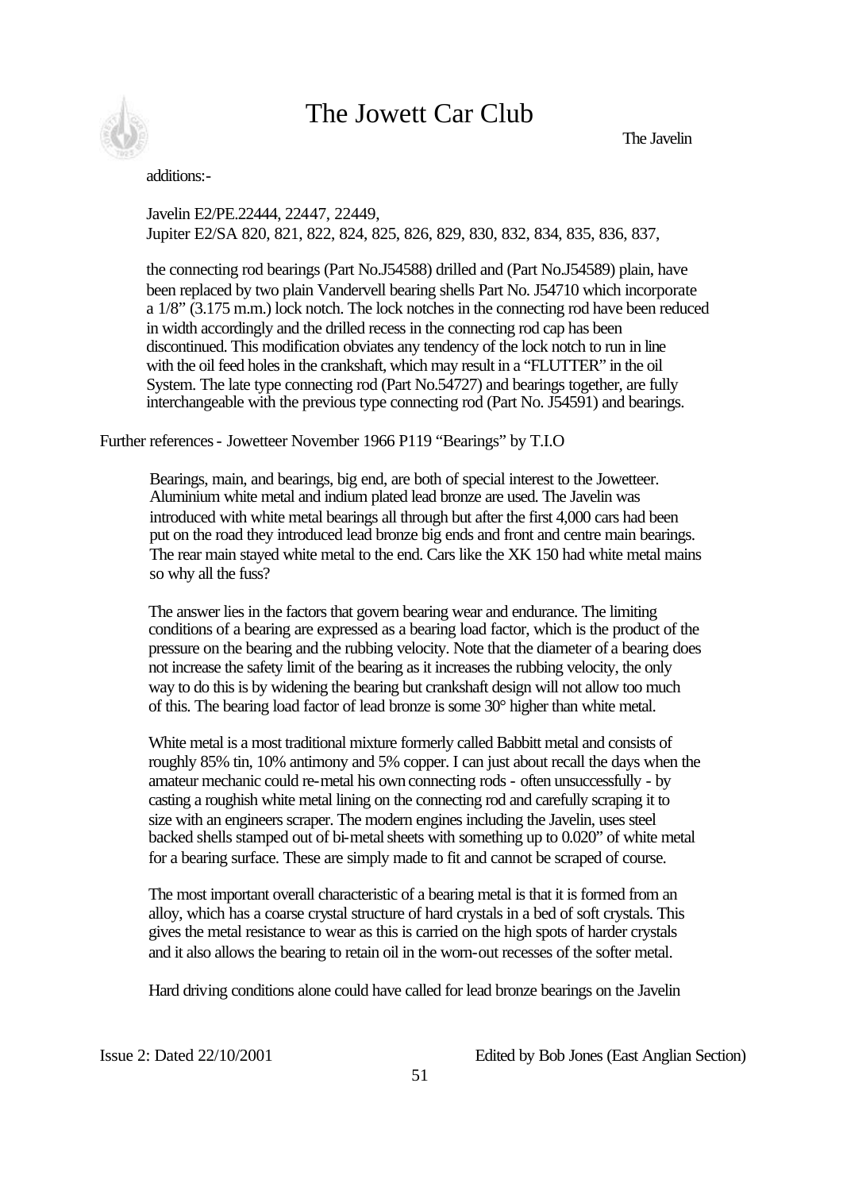additions:-

Javelin E2/PE.22444, 22447, 22449,
Jupiter E2/SA 820, 821, 822, 824, 825, 826, 829, 830, 832, 834, 835, 836, 837,

the connecting rod bearings (Part No.J54588) drilled and (Part No.J54589) plain, have been replaced by two plain Vandervell bearing shells Part No. J54710 which incorporate a 1/8" (3.175 m.m.) lock notch. The lock notches in the connecting rod have been reduced in width accordingly and the drilled recess in the connecting rod cap has been discontinued. This modification obviates any tendency of the lock notch to run in line with the oil feed holes in the crankshaft, which may result in a "FLUTTER" in the oil System. The late type connecting rod (Part No.54727) and bearings together, are fully interchangeable with the previous type connecting rod (Part No. J54591) and bearings.

Further references - Jowetteer November 1966 P119 "Bearings" by T.I.O

Bearings, main, and bearings, big end, are both of special interest to the Jowetteer. Aluminium white metal and indium plated lead bronze are used. The Javelin was introduced with white metal bearings all through but after the first 4,000 cars had been put on the road they introduced lead bronze big ends and front and centre main bearings. The rear main stayed white metal to the end. Cars like the XK 150 had white metal mains so why all the fuss?

The answer lies in the factors that govern bearing wear and endurance. The limiting conditions of a bearing are expressed as a bearing load factor, which is the product of the pressure on the bearing and the rubbing velocity. Note that the diameter of a bearing does not increase the safety limit of the bearing as it increases the rubbing velocity, the only way to do this is by widening the bearing but crankshaft design will not allow too much of this. The bearing load factor of lead bronze is some 30° higher than white metal.

White metal is a most traditional mixture formerly called Babbitt metal and consists of roughly 85% tin, 10% antimony and 5% copper. I can just about recall the days when the amateur mechanic could re-metal his own connecting rods - often unsuccessfully - by casting a roughish white metal lining on the connecting rod and carefully scraping it to size with an engineers scraper. The modern engines including the Javelin, uses steel backed shells stamped out of bi-metal sheets with something up to 0.020" of white metal for a bearing surface. These are simply made to fit and cannot be scraped of course.

The most important overall characteristic of a bearing metal is that it is formed from an alloy, which has a coarse crystal structure of hard crystals in a bed of soft crystals. This gives the metal resistance to wear as this is carried on the high spots of harder crystals and it also allows the bearing to retain oil in the worn-out recesses of the softer metal.

Hard driving conditions alone could have called for lead bronze bearings on the Javelin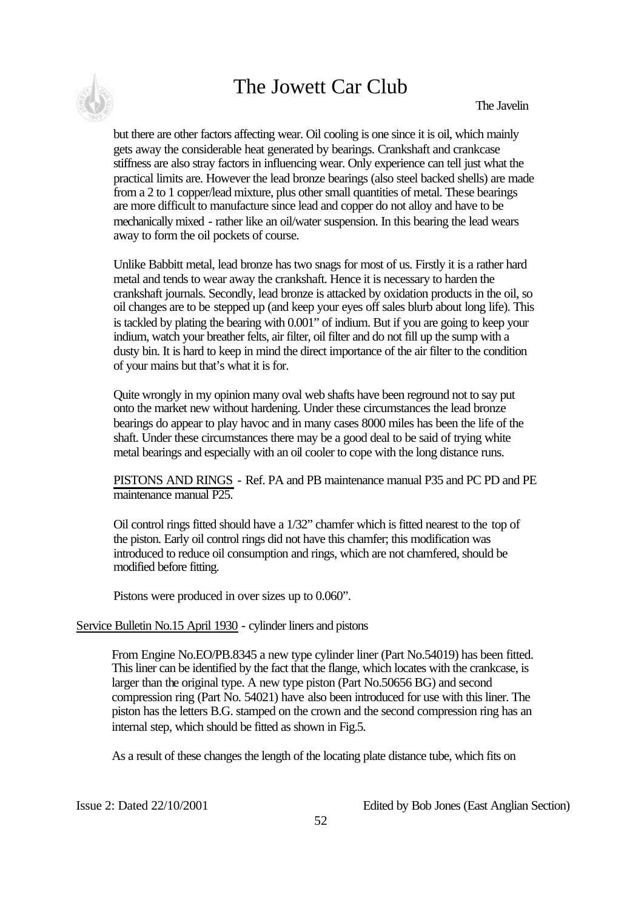but there are other factors affecting wear. Oil cooling is one since it is oil, which mainly gets away the considerable heat generated by bearings. Crankshaft and crankcase stiffness are also stray factors in influencing wear. Only experience can tell just what the practical limits are. However the lead bronze bearings (also steel backed shells) are made from a 2 to 1 copper/lead mixture, plus other small quantities of metal. These bearings are more difficult to manufacture since lead and copper do not alloy and have to be mechanically mixed - rather like an oil/water suspension. In this bearing the lead wears away to form the oil pockets of course.

Unlike Babbitt metal, lead bronze has two snags for most of us. Firstly it is a rather hard metal and tends to wear away the crankshaft. Hence it is necessary to harden the crankshaft journals. Secondly, lead bronze is attacked by oxidation products in the oil, so oil changes are to be stepped up (and keep your eyes off sales blurb about long life). This is tackled by plating the bearing with 0.001" of indium. But if you are going to keep your indium, watch your breather felts, air filter, oil filter and do not fill up the sump with a dusty bin. It is hard to keep in mind the direct importance of the air filter to the condition of your mains but that's what it is for.

Quite wrongly in my opinion many oval web shafts have been reground not to say put onto the market new without hardening. Under these circumstances the lead bronze bearings do appear to play havoc and in many cases 8000 miles has been the life of the shaft. Under these circumstances there may be a good deal to be said of trying white metal bearings and especially with an oil cooler to cope with the long distance runs.

PISTONS AND RINGS - Ref. PA and PB maintenance manual P35 and PC PD and PE maintenance manual P25.

Oil control rings fitted should have a 1/32" chamfer which is fitted nearest to the top of the piston. Early oil control rings did not have this chamfer; this modification was introduced to reduce oil consumption and rings, which are not chamfered, should be modified before fitting.

Pistons were produced in over sizes up to 0.060".

Service Bulletin No.15 April 1930 - cylinder liners and pistons

From Engine No.EO/PB.8345 a new type cylinder liner (Part No.54019) has been fitted. This liner can be identified by the fact that the flange, which locates with the crankcase, is larger than the original type. A new type piston (Part No.50656 BG) and second compression ring (Part No. 54021) have also been introduced for use with this liner. The piston has the letters B.G. stamped on the crown and the second compression ring has an internal step, which should be fitted as shown in Fig.5.

As a result of these changes the length of the locating plate distance tube, which fits on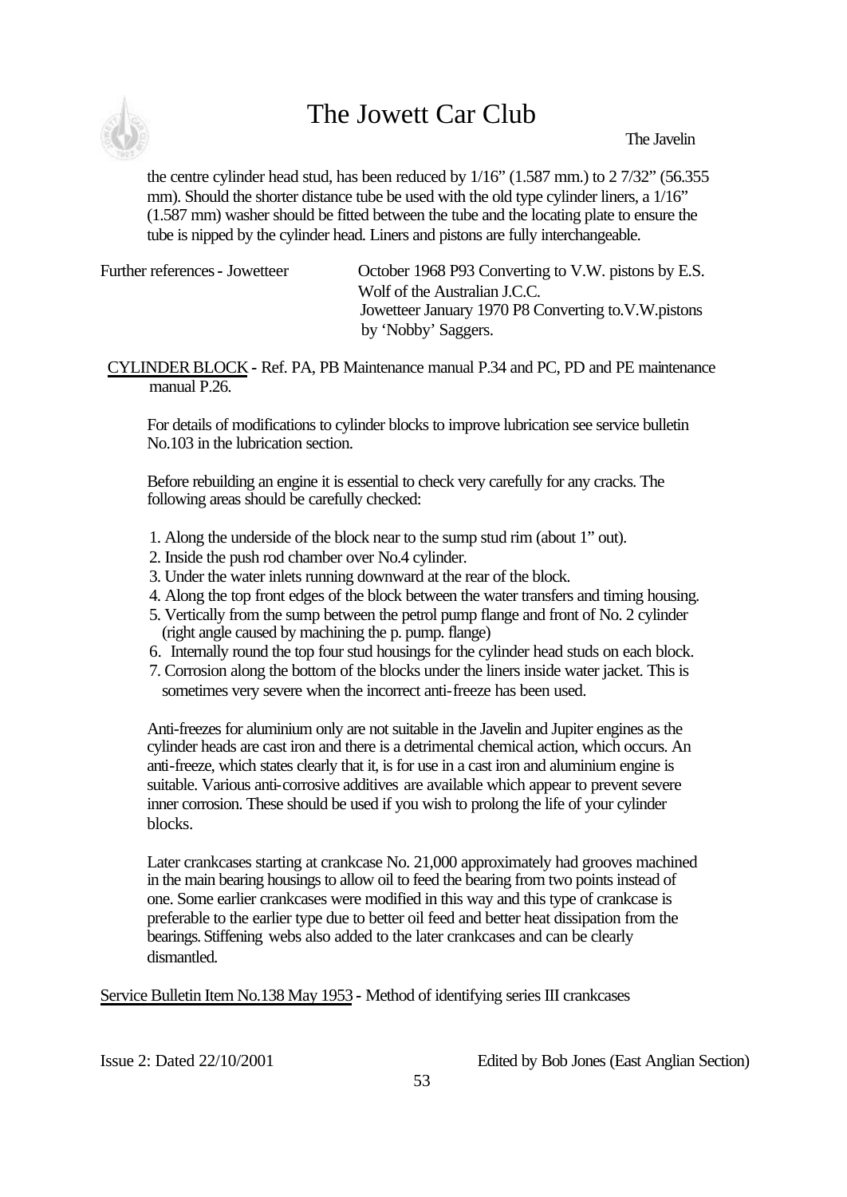the centre cylinder head stud, has been reduced by 1/16" (1.587 mm.) to 2 7/32" (56.355 mm). Should the shorter distance tube be used with the old type cylinder liners, a 1/16" (1.587 mm) washer should be fitted between the tube and the locating plate to ensure the tube is nipped by the cylinder head. Liners and pistons are fully interchangeable.

Further references - Jowetteer October 1968 P93 Converting to V.W. pistons by E.S. Wolf of the Australian J.C.C.
Jowetteer January 1970 P8 Converting to.V.W.pistons by 'Nobby' Saggers.

CYLINDER BLOCK - Ref. PA, PB Maintenance manual P.34 and PC, PD and PE maintenance manual P.26.

For details of modifications to cylinder blocks to improve lubrication see service bulletin No.103 in the lubrication section.

Before rebuilding an engine it is essential to check very carefully for any cracks. The following areas should be carefully checked:

1. Along the underside of the block near to the sump stud rim (about 1" out).
2. Inside the push rod chamber over No.4 cylinder.
3. Under the water inlets running downward at the rear of the block.
4. Along the top front edges of the block between the water transfers and timing housing.
5. Vertically from the sump between the petrol pump flange and front of No. 2 cylinder (right angle caused by machining the p. pump. flange)
6. Internally round the top four stud housings for the cylinder head studs on each block.
7. Corrosion along the bottom of the blocks under the liners inside water jacket. This is sometimes very severe when the incorrect anti-freeze has been used.

Anti-freezes for aluminium only are not suitable in the Javelin and Jupiter engines as the cylinder heads are cast iron and there is a detrimental chemical action, which occurs. An anti-freeze, which states clearly that it, is for use in a cast iron and aluminium engine is suitable. Various anti-corrosive additives are available which appear to prevent severe inner corrosion. These should be used if you wish to prolong the life of your cylinder blocks.

Later crankcases starting at crankcase No. 21,000 approximately had grooves machined in the main bearing housings to allow oil to feed the bearing from two points instead of one. Some earlier crankcases were modified in this way and this type of crankcase is preferable to the earlier type due to better oil feed and better heat dissipation from the bearings. Stiffening webs also added to the later crankcases and can be clearly dismantled.

Service Bulletin Item No.138 May 1953 - Method of identifying series III crankcases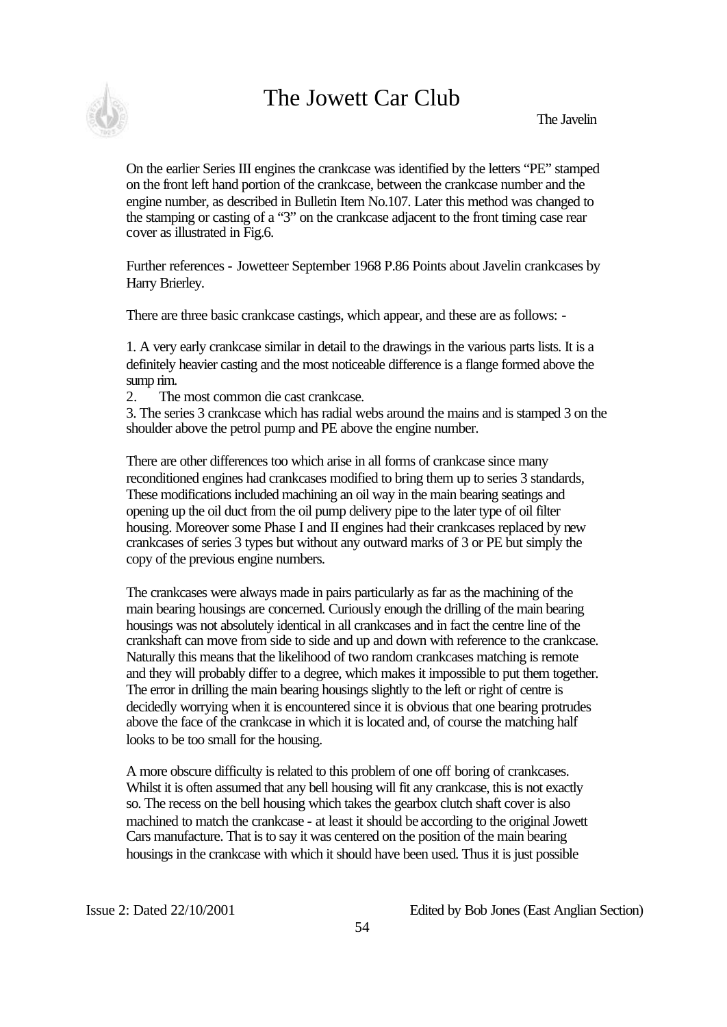On the earlier Series III engines the crankcase was identified by the letters "PE" stamped on the front left hand portion of the crankcase, between the crankcase number and the engine number, as described in Bulletin Item No.107. Later this method was changed to the stamping or casting of a "3" on the crankcase adjacent to the front timing case rear cover as illustrated in Fig.6.

Further references - Jowetteer September 1968 P.86 Points about Javelin crankcases by Harry Brierley.

There are three basic crankcase castings, which appear, and these are as follows: -

1. A very early crankcase similar in detail to the drawings in the various parts lists. It is a definitely heavier casting and the most noticeable difference is a flange formed above the sump rim.
2. The most common die cast crankcase.
3. The series 3 crankcase which has radial webs around the mains and is stamped 3 on the shoulder above the petrol pump and PE above the engine number.

There are other differences too which arise in all forms of crankcase since many reconditioned engines had crankcases modified to bring them up to series 3 standards, These modifications included machining an oil way in the main bearing seatings and opening up the oil duct from the oil pump delivery pipe to the later type of oil filter housing. Moreover some Phase I and II engines had their crankcases replaced by new crankcases of series 3 types but without any outward marks of 3 or PE but simply the copy of the previous engine numbers.

The crankcases were always made in pairs particularly as far as the machining of the main bearing housings are concerned. Curiously enough the drilling of the main bearing housings was not absolutely identical in all crankcases and in fact the centre line of the crankshaft can move from side to side and up and down with reference to the crankcase. Naturally this means that the likelihood of two random crankcases matching is remote and they will probably differ to a degree, which makes it impossible to put them together. The error in drilling the main bearing housings slightly to the left or right of centre is decidedly worrying when it is encountered since it is obvious that one bearing protrudes above the face of the crankcase in which it is located and, of course the matching half looks to be too small for the housing.

A more obscure difficulty is related to this problem of one off boring of crankcases. Whilst it is often assumed that any bell housing will fit any crankcase, this is not exactly so. The recess on the bell housing which takes the gearbox clutch shaft cover is also machined to match the crankcase - at least it should be according to the original Jowett Cars manufacture. That is to say it was centered on the position of the main bearing housings in the crankcase with which it should have been used. Thus it is just possible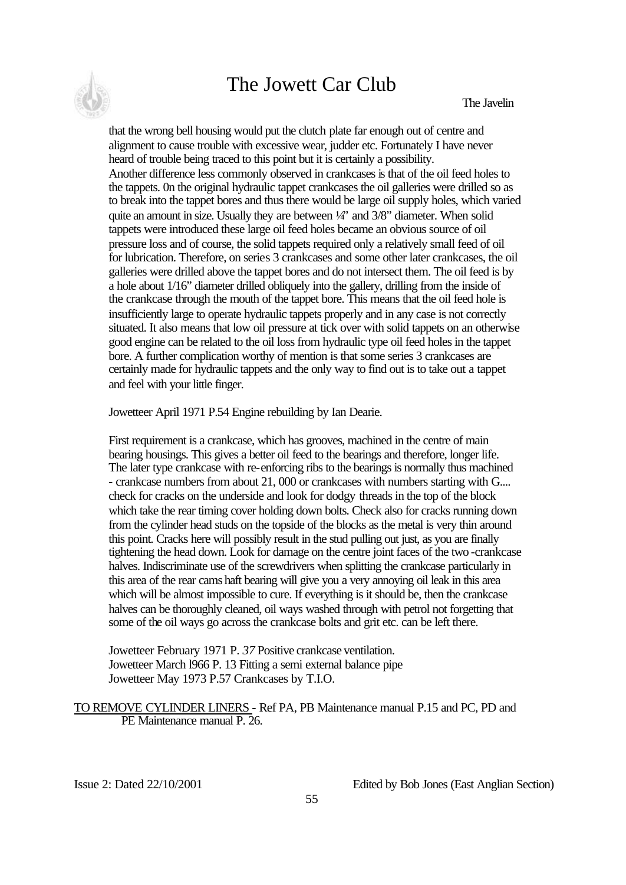that the wrong bell housing would put the clutch plate far enough out of centre and alignment to cause trouble with excessive wear, judder etc. Fortunately I have never heard of trouble being traced to this point but it is certainly a possibility.
Another difference less commonly observed in crankcases is that of the oil feed holes to the tappets. 0n the original hydraulic tappet crankcases the oil galleries were drilled so as to break into the tappet bores and thus there would be large oil supply holes, which varied quite an amount in size. Usually they are between ¼" and 3/8" diameter. When solid tappets were introduced these large oil feed holes became an obvious source of oil pressure loss and of course, the solid tappets required only a relatively small feed of oil for lubrication. Therefore, on series 3 crankcases and some other later crankcases, the oil galleries were drilled above the tappet bores and do not intersect them. The oil feed is by a hole about 1/16" diameter drilled obliquely into the gallery, drilling from the inside of the crankcase through the mouth of the tappet bore. This means that the oil feed hole is insufficiently large to operate hydraulic tappets properly and in any case is not correctly situated. It also means that low oil pressure at tick over with solid tappets on an otherwise good engine can be related to the oil loss from hydraulic type oil feed holes in the tappet bore. A further complication worthy of mention is that some series 3 crankcases are certainly made for hydraulic tappets and the only way to find out is to take out a tappet and feel with your little finger.

Jowetteer April 1971 P.54 Engine rebuilding by Ian Dearie.

First requirement is a crankcase, which has grooves, machined in the centre of main bearing housings. This gives a better oil feed to the bearings and therefore, longer life. The later type crankcase with re-enforcing ribs to the bearings is normally thus machined - crankcase numbers from about 21, 000 or crankcases with numbers starting with G.... check for cracks on the underside and look for dodgy threads in the top of the block which take the rear timing cover holding down bolts. Check also for cracks running down from the cylinder head studs on the topside of the blocks as the metal is very thin around this point. Cracks here will possibly result in the stud pulling out just, as you are finally tightening the head down. Look for damage on the centre joint faces of the two-crankcase halves. Indiscriminate use of the screwdrivers when splitting the crankcase particularly in this area of the rear camshaft bearing will give you a very annoying oil leak in this area which will be almost impossible to cure. If everything is it should be, then the crankcase halves can be thoroughly cleaned, oil ways washed through with petrol not forgetting that some of the oil ways go across the crankcase bolts and grit etc. can be left there.

Jowetteer February 1971 P. 37 Positive crankcase ventilation.
Jowetteer March 1966 P. 13 Fitting a semi external balance pipe
Jowetteer May 1973 P.57 Crankcases by T.I.O.

TO REMOVE CYLINDER LINERS - Ref PA, PB Maintenance manual P.15 and PC, PD and PE Maintenance manual P. 26.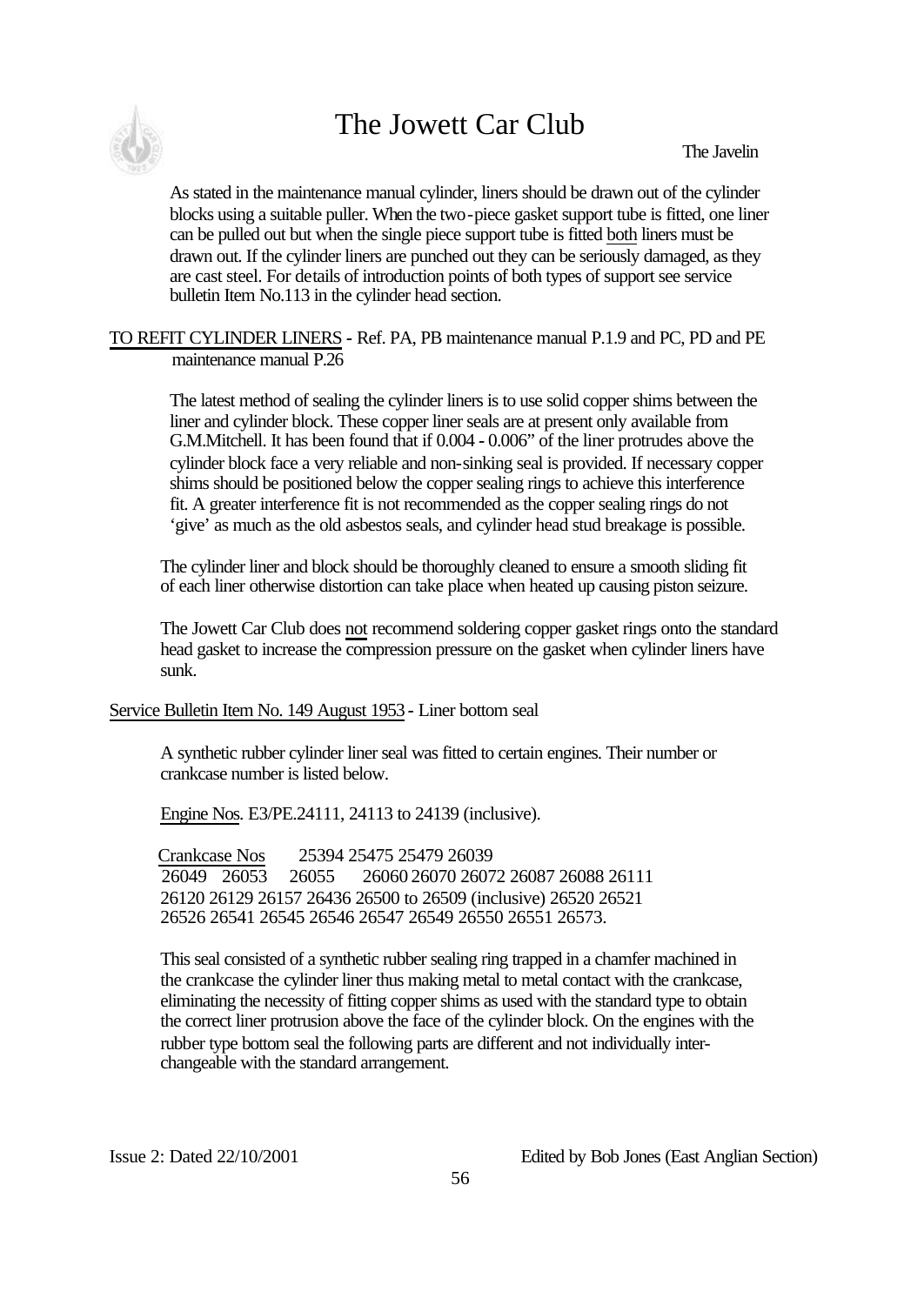As stated in the maintenance manual cylinder, liners should be drawn out of the cylinder blocks using a suitable puller. When the two-piece gasket support tube is fitted, one liner can be pulled out but when the single piece support tube is fitted both liners must be drawn out. If the cylinder liners are punched out they can be seriously damaged, as they are cast steel. For details of introduction points of both types of support see service bulletin Item No.113 in the cylinder head section.

TO REFIT CYLINDER LINERS - Ref. PA, PB maintenance manual P.1.9 and PC, PD and PE maintenance manual P.26

The latest method of sealing the cylinder liners is to use solid copper shims between the liner and cylinder block. These copper liner seals are at present only available from G.M.Mitchell. It has been found that if 0.004 - 0.006" of the liner protrudes above the cylinder block face a very reliable and non-sinking seal is provided. If necessary copper shims should be positioned below the copper sealing rings to achieve this interference fit. A greater interference fit is not recommended as the copper sealing rings do not 'give' as much as the old asbestos seals, and cylinder head stud breakage is possible.

The cylinder liner and block should be thoroughly cleaned to ensure a smooth sliding fit of each liner otherwise distortion can take place when heated up causing piston seizure.

The Jowett Car Club does not recommend soldering copper gasket rings onto the standard head gasket to increase the compression pressure on the gasket when cylinder liners have sunk.

Service Bulletin Item No. 149 August 1953 - Liner bottom seal

A synthetic rubber cylinder liner seal was fitted to certain engines. Their number or crankcase number is listed below.

Engine Nos. E3/PE.24111, 24113 to 24139 (inclusive).

Crankcase Nos 25394 25475 25479 26039 26049 26053 26055 26060 26070 26072 26087 26088 26111 26120 26129 26157 26436 26500 to 26509 (inclusive) 26520 26521 26526 26541 26545 26546 26547 26549 26550 26551 26573.

This seal consisted of a synthetic rubber sealing ring trapped in a chamfer machined in the crankcase the cylinder liner thus making metal to metal contact with the crankcase, eliminating the necessity of fitting copper shims as used with the standard type to obtain the correct liner protrusion above the face of the cylinder block. On the engines with the rubber type bottom seal the following parts are different and not individually interchangeable with the standard arrangement.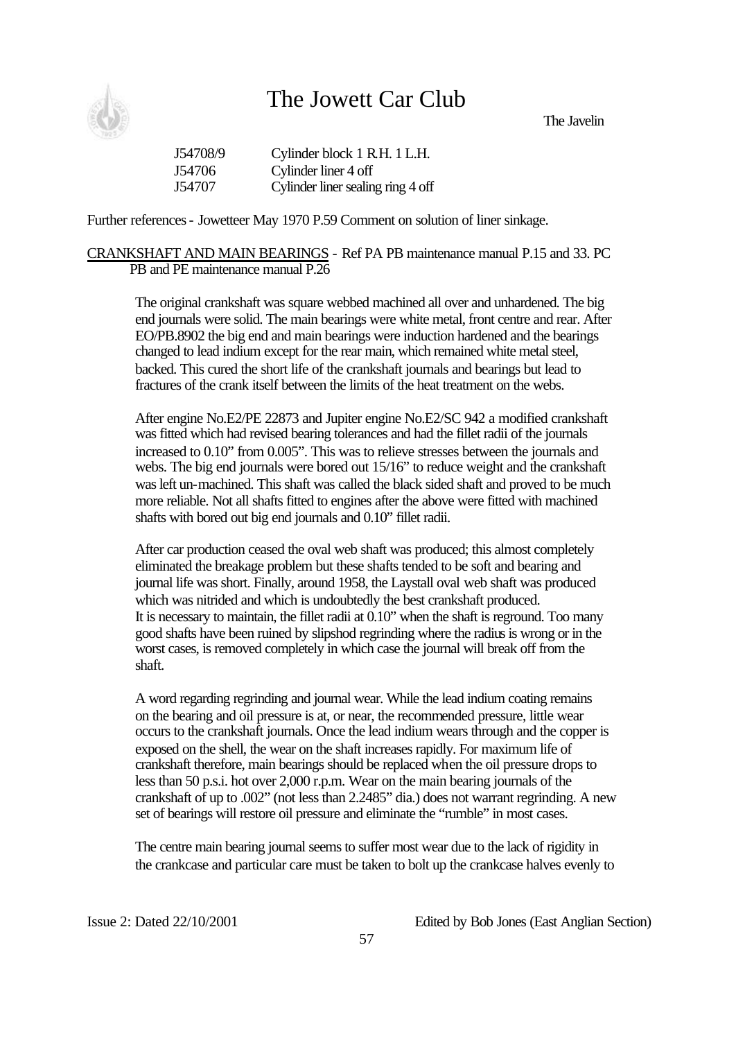| | |
|---|---|
| J54708/9 | Cylinder block 1 R.H. 1 L.H. |
| J54706 | Cylinder liner 4 off |
| J54707 | Cylinder liner sealing ring 4 off |

Further references - Jowetteer May 1970 P.59 Comment on solution of liner sinkage.

CRANKSHAFT AND MAIN BEARINGS - Ref PA PB maintenance manual P.15 and 33. PC PB and PE maintenance manual P.26

The original crankshaft was square webbed machined all over and unhardened. The big end journals were solid. The main bearings were white metal, front centre and rear. After EO/PB.8902 the big end and main bearings were induction hardened and the bearings changed to lead indium except for the rear main, which remained white metal steel, backed. This cured the short life of the crankshaft journals and bearings but lead to fractures of the crank itself between the limits of the heat treatment on the webs.

After engine No.E2/PE 22873 and Jupiter engine No.E2/SC 942 a modified crankshaft was fitted which had revised bearing tolerances and had the fillet radii of the journals increased to 0.10" from 0.005". This was to relieve stresses between the journals and webs. The big end journals were bored out 15/16" to reduce weight and the crankshaft was left un-machined. This shaft was called the black sided shaft and proved to be much more reliable. Not all shafts fitted to engines after the above were fitted with machined shafts with bored out big end journals and 0.10" fillet radii.

After car production ceased the oval web shaft was produced; this almost completely eliminated the breakage problem but these shafts tended to be soft and bearing and journal life was short. Finally, around 1958, the Laystall oval web shaft was produced which was nitrided and which is undoubtedly the best crankshaft produced.
It is necessary to maintain, the fillet radii at 0.10" when the shaft is reground. Too many good shafts have been ruined by slipshod regrinding where the radius is wrong or in the worst cases, is removed completely in which case the journal will break off from the shaft.

A word regarding regrinding and journal wear. While the lead indium coating remains on the bearing and oil pressure is at, or near, the recommended pressure, little wear occurs to the crankshaft journals. Once the lead indium wears through and the copper is exposed on the shell, the wear on the shaft increases rapidly. For maximum life of crankshaft therefore, main bearings should be replaced when the oil pressure drops to less than 50 p.s.i. hot over 2,000 r.p.m. Wear on the main bearing journals of the crankshaft of up to .002" (not less than 2.2485" dia.) does not warrant regrinding. A new set of bearings will restore oil pressure and eliminate the "rumble" in most cases.

The centre main bearing journal seems to suffer most wear due to the lack of rigidity in the crankcase and particular care must be taken to bolt up the crankcase halves evenly to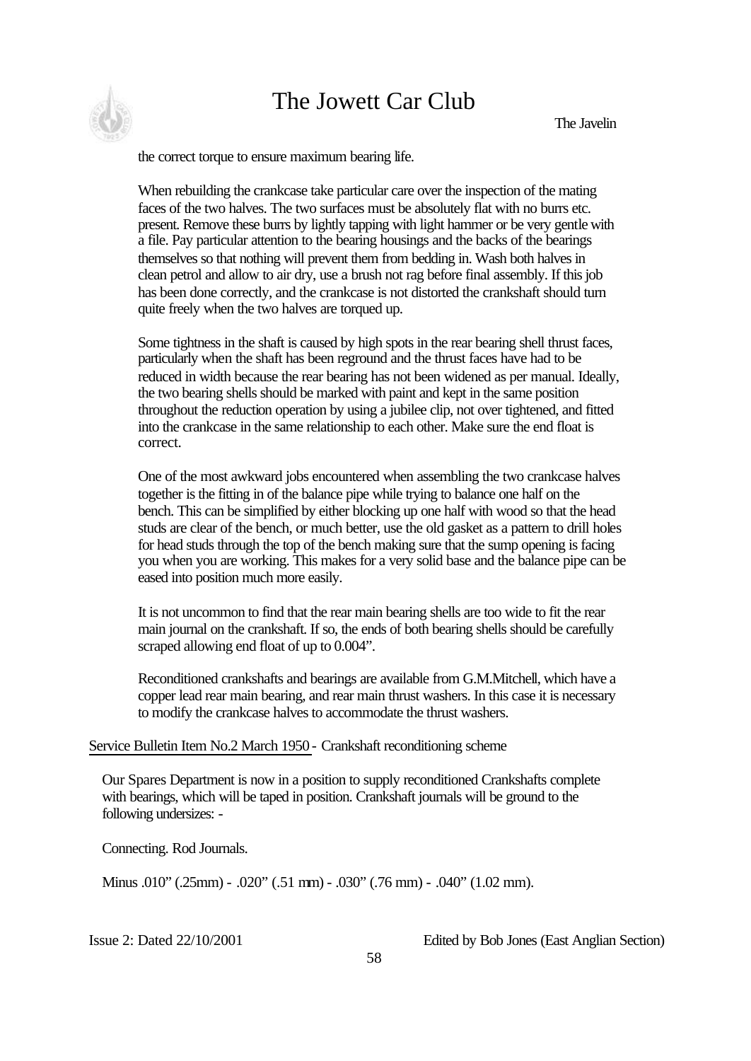the correct torque to ensure maximum bearing life.

When rebuilding the crankcase take particular care over the inspection of the mating faces of the two halves. The two surfaces must be absolutely flat with no burrs etc. present. Remove these burrs by lightly tapping with light hammer or be very gentle with a file. Pay particular attention to the bearing housings and the backs of the bearings themselves so that nothing will prevent them from bedding in. Wash both halves in clean petrol and allow to air dry, use a brush not rag before final assembly. If this job has been done correctly, and the crankcase is not distorted the crankshaft should turn quite freely when the two halves are torqued up.

Some tightness in the shaft is caused by high spots in the rear bearing shell thrust faces, particularly when the shaft has been reground and the thrust faces have had to be reduced in width because the rear bearing has not been widened as per manual. Ideally, the two bearing shells should be marked with paint and kept in the same position throughout the reduction operation by using a jubilee clip, not over tightened, and fitted into the crankcase in the same relationship to each other. Make sure the end float is correct.

One of the most awkward jobs encountered when assembling the two crankcase halves together is the fitting in of the balance pipe while trying to balance one half on the bench. This can be simplified by either blocking up one half with wood so that the head studs are clear of the bench, or much better, use the old gasket as a pattern to drill holes for head studs through the top of the bench making sure that the sump opening is facing you when you are working. This makes for a very solid base and the balance pipe can be eased into position much more easily.

It is not uncommon to find that the rear main bearing shells are too wide to fit the rear main journal on the crankshaft. If so, the ends of both bearing shells should be carefully scraped allowing end float of up to 0.004".

Reconditioned crankshafts and bearings are available from G.M.Mitchell, which have a copper lead rear main bearing, and rear main thrust washers. In this case it is necessary to modify the crankcase halves to accommodate the thrust washers.

Service Bulletin Item No.2 March 1950 - Crankshaft reconditioning scheme

Our Spares Department is now in a position to supply reconditioned Crankshafts complete with bearings, which will be taped in position. Crankshaft journals will be ground to the following undersizes: -

Connecting. Rod Journals.

Minus .010" (.25mm) - .020" (.51 mm) - .030" (.76 mm) - .040" (1.02 mm).

Issue 2: Dated 22/10/2001 Edited by Bob Jones (East Anglian Section)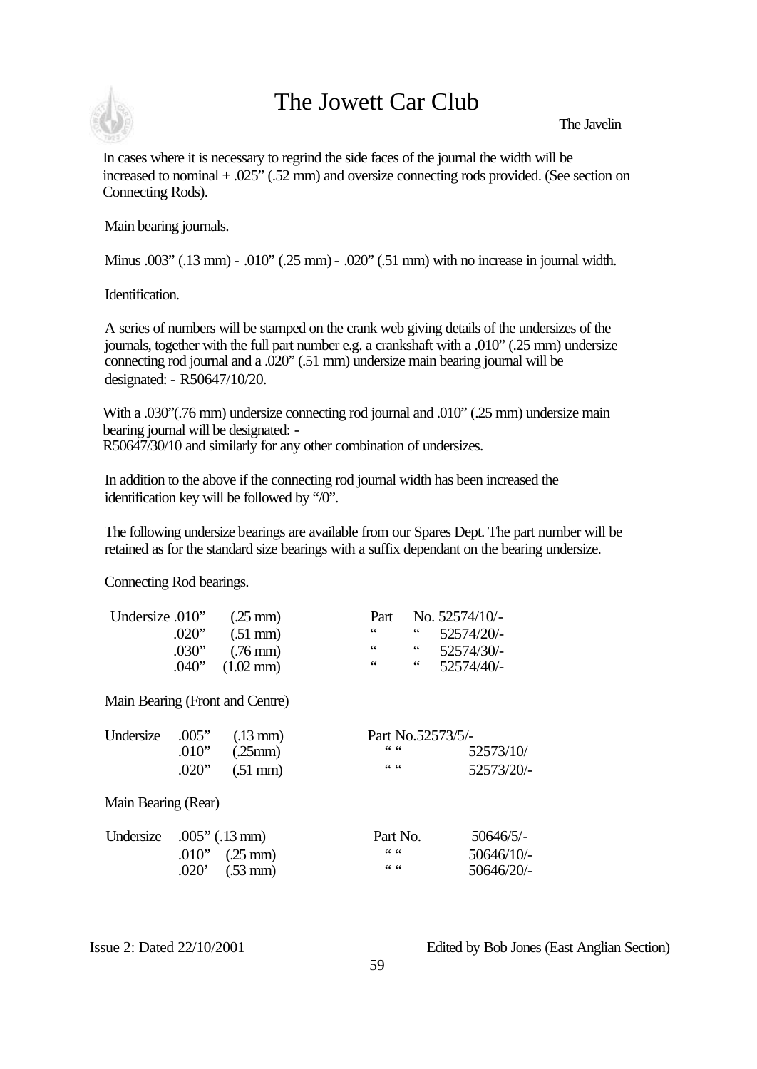In cases where it is necessary to regrind the side faces of the journal the width will be increased to nominal + .025" (.52 mm) and oversize connecting rods provided. (See section on Connecting Rods).

Main bearing journals.

Minus .003" (.13 mm) - .010" (.25 mm) - .020" (.51 mm) with no increase in journal width.

Identification.

A series of numbers will be stamped on the crank web giving details of the undersizes of the journals, together with the full part number e.g. a crankshaft with a .010" (.25 mm) undersize connecting rod journal and a .020" (.51 mm) undersize main bearing journal will be designated: - R50647/10/20.

With a .030"(.76 mm) undersize connecting rod journal and .010" (.25 mm) undersize main bearing journal will be designated: -
R50647/30/10 and similarly for any other combination of undersizes.

In addition to the above if the connecting rod journal width has been increased the identification key will be followed by "/0".

The following undersize bearings are available from our Spares Dept. The part number will be retained as for the standard size bearings with a suffix dependant on the bearing undersize.

Connecting Rod bearings.

| Undersize | | | Part No. |
|---|---|---|---|
| Undersize | .010" | (.25 mm) | Part No. 52574/10/- |
| | .020" | (.51 mm) | " " 52574/20/- |
| | .030" | (.76 mm) | " " 52574/30/- |
| | .040" | (1.02 mm) | " " 52574/40/- |

Main Bearing (Front and Centre)

| Undersize | | | Part No. |
|---|---|---|---|
| Undersize | .005" | (.13 mm) | Part No.52573/5/- |
| | .010" | (.25mm) | " " 52573/10/ |
| | .020" | (.51 mm) | " " 52573/20/- |

Main Bearing (Rear)

| Undersize | | | Part No. |
|---|---|---|---|
| Undersize | .005" | (.13 mm) | Part No. 50646/5/- |
| | .010" | (.25 mm) | " " 50646/10/- |
| | .020' | (.53 mm) | " " 50646/20/- |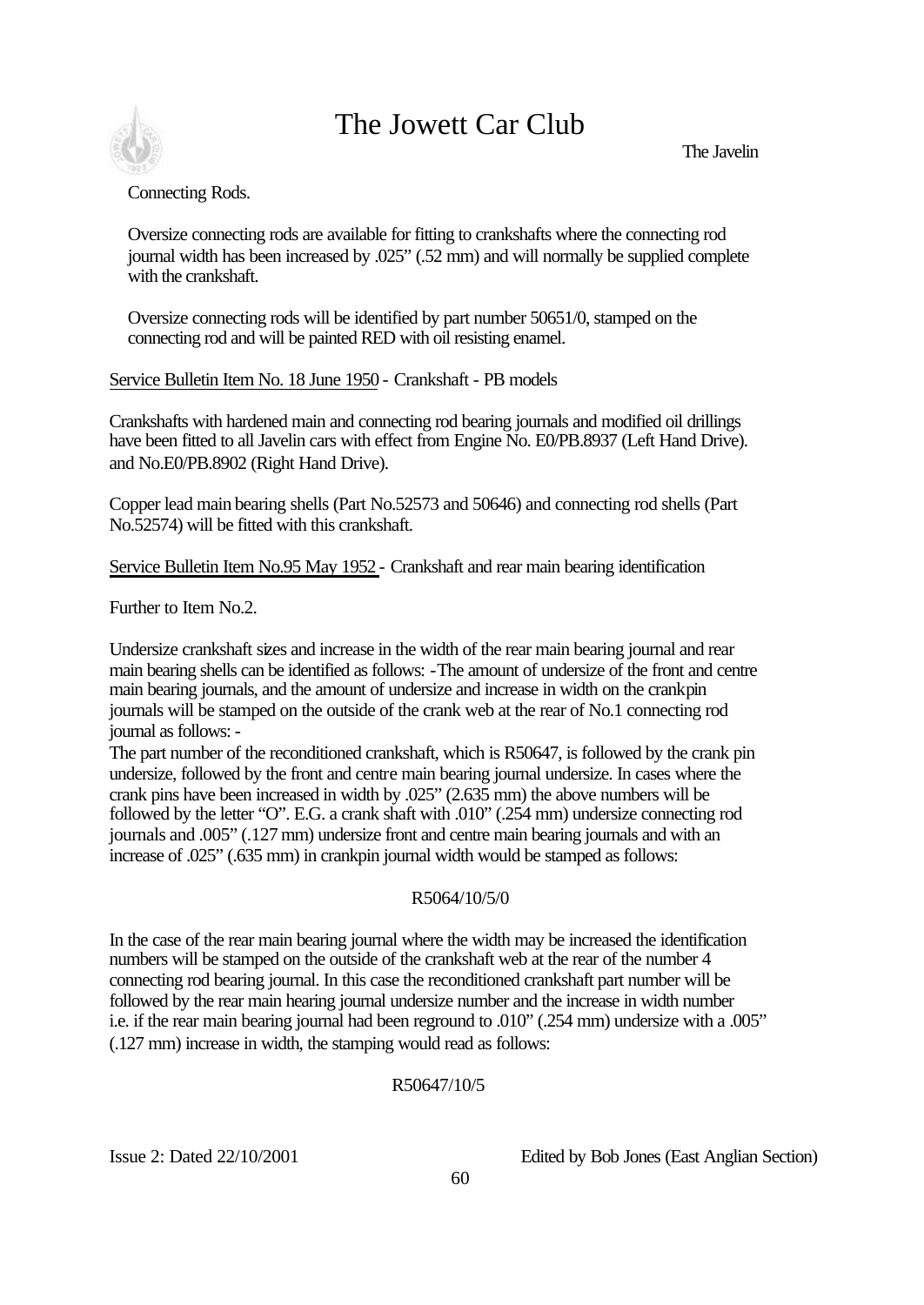Connecting Rods.

Oversize connecting rods are available for fitting to crankshafts where the connecting rod journal width has been increased by .025" (.52 mm) and will normally be supplied complete with the crankshaft.

Oversize connecting rods will be identified by part number 50651/0, stamped on the connecting rod and will be painted RED with oil resisting enamel.

Service Bulletin Item No. 18 June 1950 - Crankshaft - PB models

Crankshafts with hardened main and connecting rod bearing journals and modified oil drillings have been fitted to all Javelin cars with effect from Engine No. E0/PB.8937 (Left Hand Drive). and No.E0/PB.8902 (Right Hand Drive).

Copper lead main bearing shells (Part No.52573 and 50646) and connecting rod shells (Part No.52574) will be fitted with this crankshaft.

Service Bulletin Item No.95 May 1952 - Crankshaft and rear main bearing identification

Further to Item No.2.

Undersize crankshaft sizes and increase in the width of the rear main bearing journal and rear main bearing shells can be identified as follows: -The amount of undersize of the front and centre main bearing journals, and the amount of undersize and increase in width on the crankpin journals will be stamped on the outside of the crank web at the rear of No.1 connecting rod journal as follows: -
The part number of the reconditioned crankshaft, which is R50647, is followed by the crank pin undersize, followed by the front and centre main bearing journal undersize. In cases where the crank pins have been increased in width by .025" (2.635 mm) the above numbers will be followed by the letter "O". E.G. a crank shaft with .010" (.254 mm) undersize connecting rod journals and .005" (.127 mm) undersize front and centre main bearing journals and with an increase of .025" (.635 mm) in crankpin journal width would be stamped as follows:

R5064/10/5/0

In the case of the rear main bearing journal where the width may be increased the identification numbers will be stamped on the outside of the crankshaft web at the rear of the number 4 connecting rod bearing journal. In this case the reconditioned crankshaft part number will be followed by the rear main hearing journal undersize number and the increase in width number i.e. if the rear main bearing journal had been reground to .010" (.254 mm) undersize with a .005" (.127 mm) increase in width, the stamping would read as follows:

R50647/10/5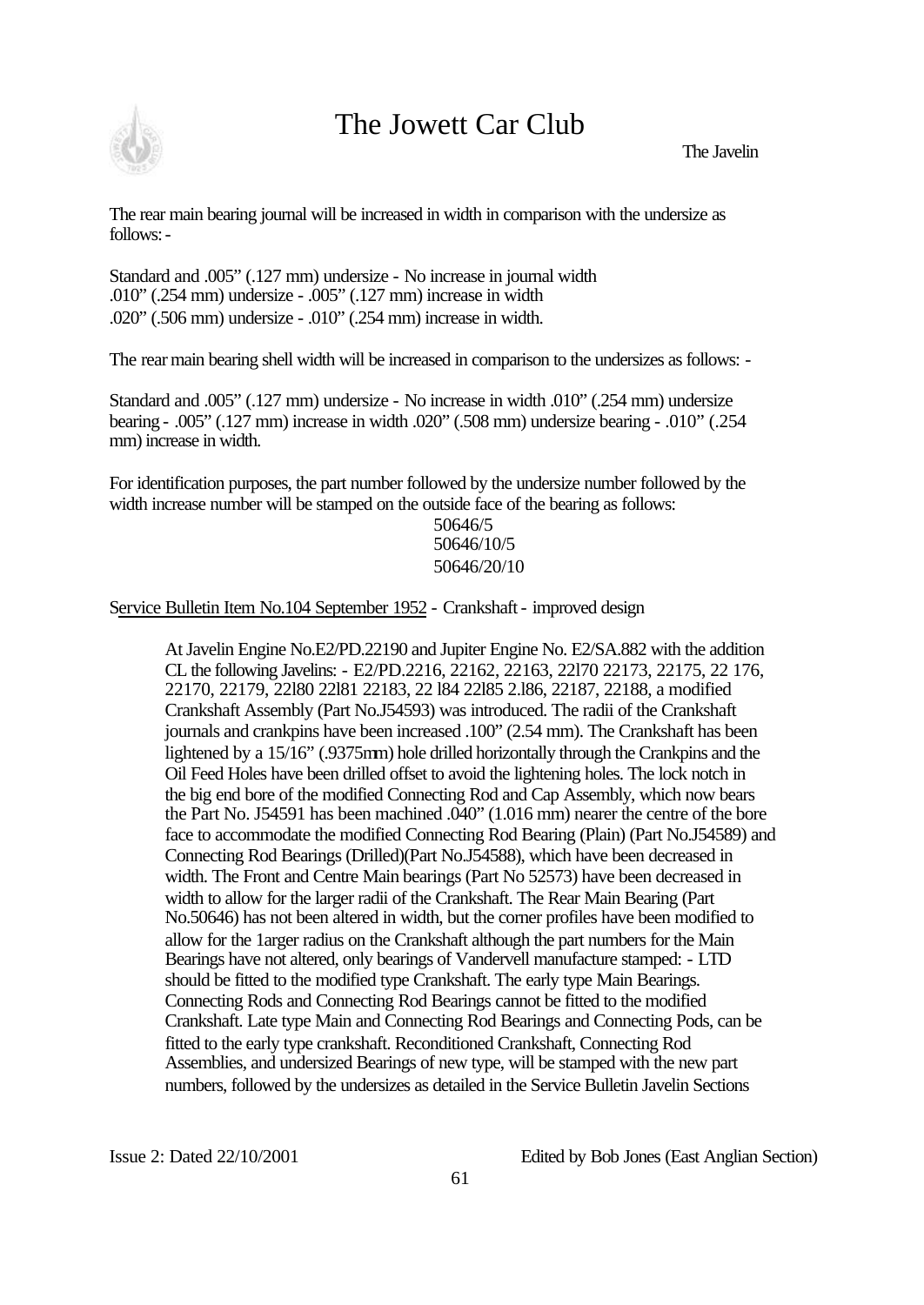The rear main bearing journal will be increased in width in comparison with the undersize as follows: -

Standard and .005" (.127 mm) undersize - No increase in journal width
.010" (.254 mm) undersize - .005" (.127 mm) increase in width
.020" (.506 mm) undersize - .010" (.254 mm) increase in width.

The rear main bearing shell width will be increased in comparison to the undersizes as follows: -

Standard and .005" (.127 mm) undersize - No increase in width .010" (.254 mm) undersize bearing - .005" (.127 mm) increase in width .020" (.508 mm) undersize bearing - .010" (.254 mm) increase in width.

For identification purposes, the part number followed by the undersize number followed by the width increase number will be stamped on the outside face of the bearing as follows:

50646/5
50646/10/5
50646/20/10

Service Bulletin Item No.104 September 1952 - Crankshaft - improved design

> At Javelin Engine No.E2/PD.22190 and Jupiter Engine No. E2/SA.882 with the addition CL the following Javelins: - E2/PD.2216, 22162, 22163, 22l70 22173, 22175, 22 176, 22170, 22179, 22l80 22l81 22183, 22 l84 22l85 2.l86, 22187, 22188, a modified Crankshaft Assembly (Part No.J54593) was introduced. The radii of the Crankshaft journals and crankpins have been increased .100" (2.54 mm). The Crankshaft has been lightened by a 15/16" (.9375mm) hole drilled horizontally through the Crankpins and the Oil Feed Holes have been drilled offset to avoid the lightening holes. The lock notch in the big end bore of the modified Connecting Rod and Cap Assembly, which now bears the Part No. J54591 has been machined .040" (1.016 mm) nearer the centre of the bore face to accommodate the modified Connecting Rod Bearing (Plain) (Part No.J54589) and Connecting Rod Bearings (Drilled)(Part No.J54588), which have been decreased in width. The Front and Centre Main bearings (Part No 52573) have been decreased in width to allow for the larger radii of the Crankshaft. The Rear Main Bearing (Part No.50646) has not been altered in width, but the corner profiles have been modified to allow for the 1arger radius on the Crankshaft although the part numbers for the Main Bearings have not altered, only bearings of Vandervell manufacture stamped: - LTD should be fitted to the modified type Crankshaft. The early type Main Bearings. Connecting Rods and Connecting Rod Bearings cannot be fitted to the modified Crankshaft. Late type Main and Connecting Rod Bearings and Connecting Pods, can be fitted to the early type crankshaft. Reconditioned Crankshaft, Connecting Rod Assemblies, and undersized Bearings of new type, will be stamped with the new part numbers, followed by the undersizes as detailed in the Service Bulletin Javelin Sections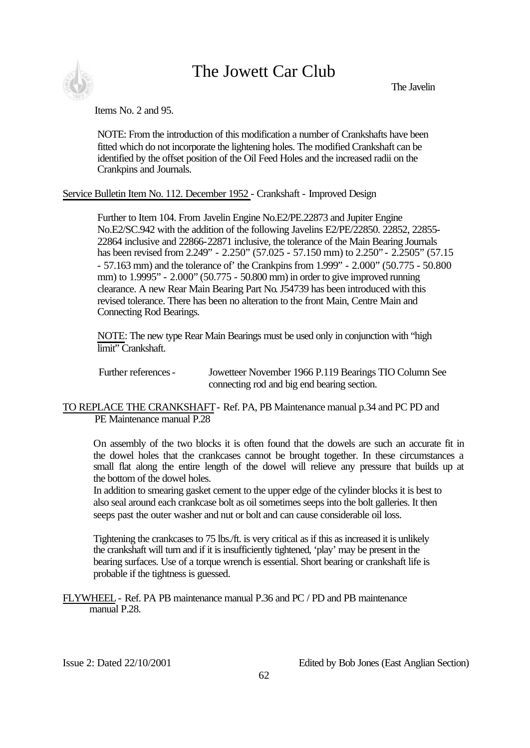Items No. 2 and 95.

NOTE: From the introduction of this modification a number of Crankshafts have been fitted which do not incorporate the lightening holes. The modified Crankshaft can be identified by the offset position of the Oil Feed Holes and the increased radii on the Crankpins and Journals.

Service Bulletin Item No. 112. December 1952 - Crankshaft - Improved Design

Further to Item 104. From Javelin Engine No.E2/PE.22873 and Jupiter Engine No.E2/SC.942 with the addition of the following Javelins E2/PE/22850. 22852, 22855-22864 inclusive and 22866-22871 inclusive, the tolerance of the Main Bearing Journals has been revised from 2.249" - 2.250" (57.025 - 57.150 mm) to 2.250" - 2.2505" (57.15 - 57.163 mm) and the tolerance of' the Crankpins from 1.999" - 2.000" (50.775 - 50.800 mm) to 1.9995" - 2.000" (50.775 - 50.800 mm) in order to give improved running clearance. A new Rear Main Bearing Part No. J54739 has been introduced with this revised tolerance. There has been no alteration to the front Main, Centre Main and Connecting Rod Bearings.

NOTE: The new type Rear Main Bearings must be used only in conjunction with "high limit" Crankshaft.

Further references - Jowetteer November 1966 P.119 Bearings TIO Column See connecting rod and big end bearing section.

TO REPLACE THE CRANKSHAFT - Ref. PA, PB Maintenance manual p.34 and PC PD and PE Maintenance manual P.28

On assembly of the two blocks it is often found that the dowels are such an accurate fit in the dowel holes that the crankcases cannot be brought together. In these circumstances a small flat along the entire length of the dowel will relieve any pressure that builds up at the bottom of the dowel holes.
In addition to smearing gasket cement to the upper edge of the cylinder blocks it is best to also seal around each crankcase bolt as oil sometimes seeps into the bolt galleries. It then seeps past the outer washer and nut or bolt and can cause considerable oil loss.

Tightening the crankcases to 75 lbs./ft. is very critical as if this as increased it is unlikely the crankshaft will turn and if it is insufficiently tightened, 'play' may be present in the bearing surfaces. Use of a torque wrench is essential. Short bearing or crankshaft life is probable if the tightness is guessed.

FLYWHEEL - Ref. PA PB maintenance manual P.36 and PC / PD and PB maintenance manual P.28.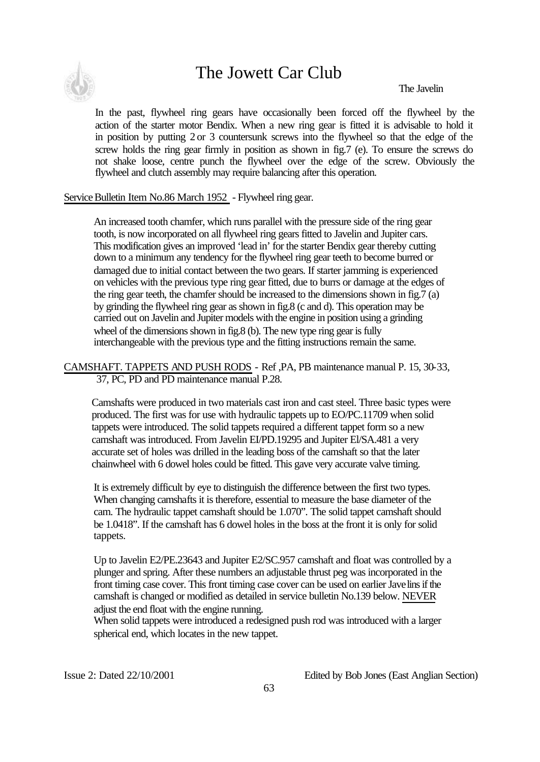In the past, flywheel ring gears have occasionally been forced off the flywheel by the action of the starter motor Bendix. When a new ring gear is fitted it is advisable to hold it in position by putting 2 or 3 countersunk screws into the flywheel so that the edge of the screw holds the ring gear firmly in position as shown in fig.7 (e). To ensure the screws do not shake loose, centre punch the flywheel over the edge of the screw. Obviously the flywheel and clutch assembly may require balancing after this operation.

Service Bulletin Item No.86 March 1952 - Flywheel ring gear.

An increased tooth chamfer, which runs parallel with the pressure side of the ring gear tooth, is now incorporated on all flywheel ring gears fitted to Javelin and Jupiter cars. This modification gives an improved 'lead in' for the starter Bendix gear thereby cutting down to a minimum any tendency for the flywheel ring gear teeth to become burred or damaged due to initial contact between the two gears. If starter jamming is experienced on vehicles with the previous type ring gear fitted, due to burrs or damage at the edges of the ring gear teeth, the chamfer should be increased to the dimensions shown in fig.7 (a) by grinding the flywheel ring gear as shown in fig.8 (c and d). This operation may be carried out on Javelin and Jupiter models with the engine in position using a grinding wheel of the dimensions shown in fig.8 (b). The new type ring gear is fully interchangeable with the previous type and the fitting instructions remain the same.

CAMSHAFT. TAPPETS AND PUSH RODS - Ref ,PA, PB maintenance manual P. 15, 30-33, 37, PC, PD and PD maintenance manual P.28.

Camshafts were produced in two materials cast iron and cast steel. Three basic types were produced. The first was for use with hydraulic tappets up to EO/PC.11709 when solid tappets were introduced. The solid tappets required a different tappet form so a new camshaft was introduced. From Javelin EI/PD.19295 and Jupiter El/SA.481 a very accurate set of holes was drilled in the leading boss of the camshaft so that the later chainwheel with 6 dowel holes could be fitted. This gave very accurate valve timing.

It is extremely difficult by eye to distinguish the difference between the first two types. When changing camshafts it is therefore, essential to measure the base diameter of the cam. The hydraulic tappet camshaft should be 1.070". The solid tappet camshaft should be 1.0418". If the camshaft has 6 dowel holes in the boss at the front it is only for solid tappets.

Up to Javelin E2/PE.23643 and Jupiter E2/SC.957 camshaft and float was controlled by a plunger and spring. After these numbers an adjustable thrust peg was incorporated in the front timing case cover. This front timing case cover can be used on earlier Javelins if the camshaft is changed or modified as detailed in service bulletin No.139 below. NEVER adjust the end float with the engine running.

When solid tappets were introduced a redesigned push rod was introduced with a larger spherical end, which locates in the new tappet.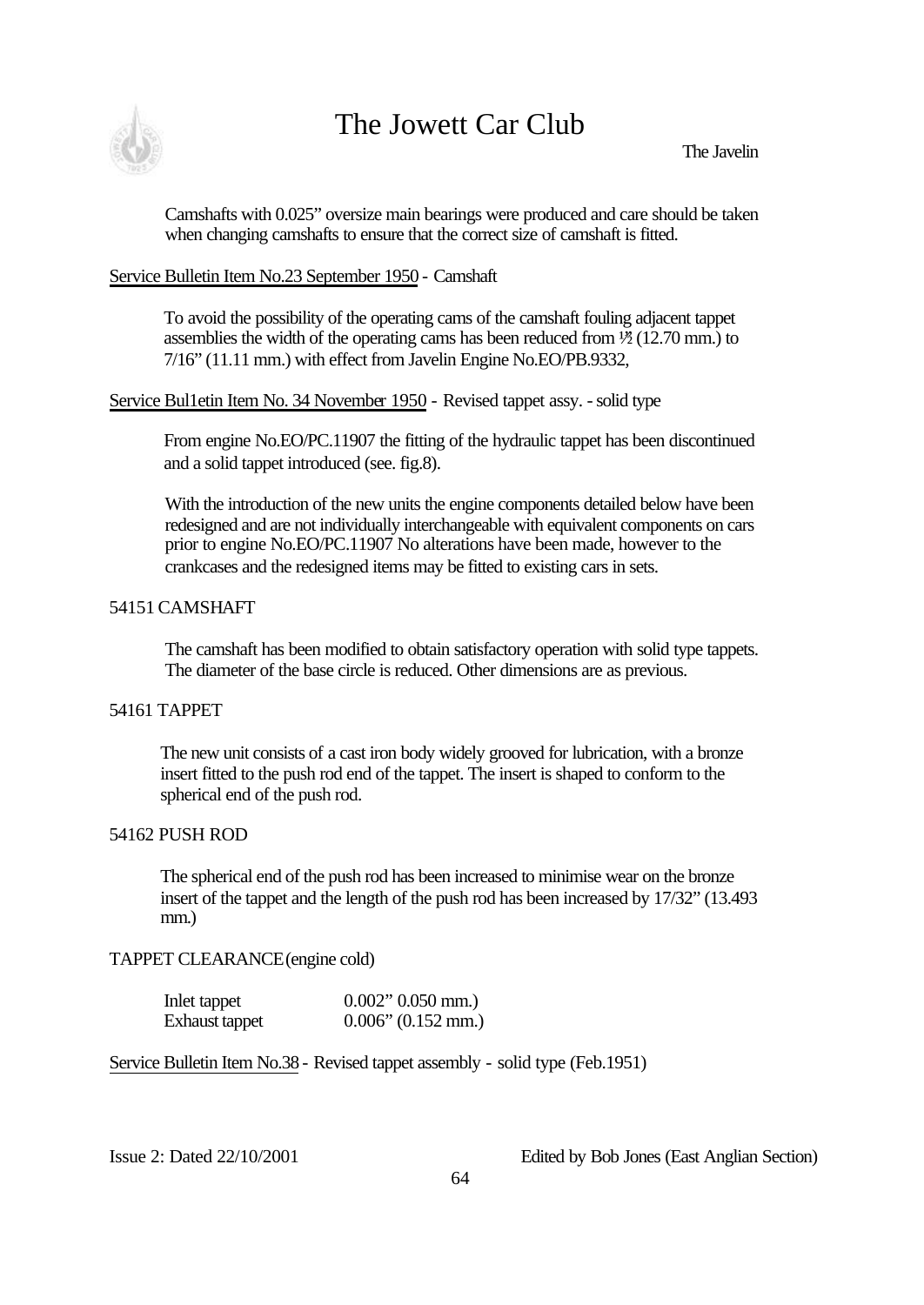Camshafts with 0.025" oversize main bearings were produced and care should be taken when changing camshafts to ensure that the correct size of camshaft is fitted.

Service Bulletin Item No.23 September 1950 - Camshaft

To avoid the possibility of the operating cams of the camshaft fouling adjacent tappet assemblies the width of the operating cams has been reduced from ½" (12.70 mm.) to 7/16" (11.11 mm.) with effect from Javelin Engine No.EO/PB.9332,

Service Bul1etin Item No. 34 November 1950 - Revised tappet assy. - solid type

From engine No.EO/PC.11907 the fitting of the hydraulic tappet has been discontinued and a solid tappet introduced (see. fig.8).

With the introduction of the new units the engine components detailed below have been redesigned and are not individually interchangeable with equivalent components on cars prior to engine No.EO/PC.11907 No alterations have been made, however to the crankcases and the redesigned items may be fitted to existing cars in sets.

54151 CAMSHAFT

The camshaft has been modified to obtain satisfactory operation with solid type tappets. The diameter of the base circle is reduced. Other dimensions are as previous.

54161 TAPPET

The new unit consists of a cast iron body widely grooved for lubrication, with a bronze insert fitted to the push rod end of the tappet. The insert is shaped to conform to the spherical end of the push rod.

54162 PUSH ROD

The spherical end of the push rod has been increased to minimise wear on the bronze insert of the tappet and the length of the push rod has been increased by 17/32" (13.493 mm.)

TAPPET CLEARANCE (engine cold)

| | |
|---|---|
| Inlet tappet | 0.002" 0.050 mm.) |
| Exhaust tappet | 0.006" (0.152 mm.) |

Service Bulletin Item No.38 - Revised tappet assembly - solid type (Feb.1951)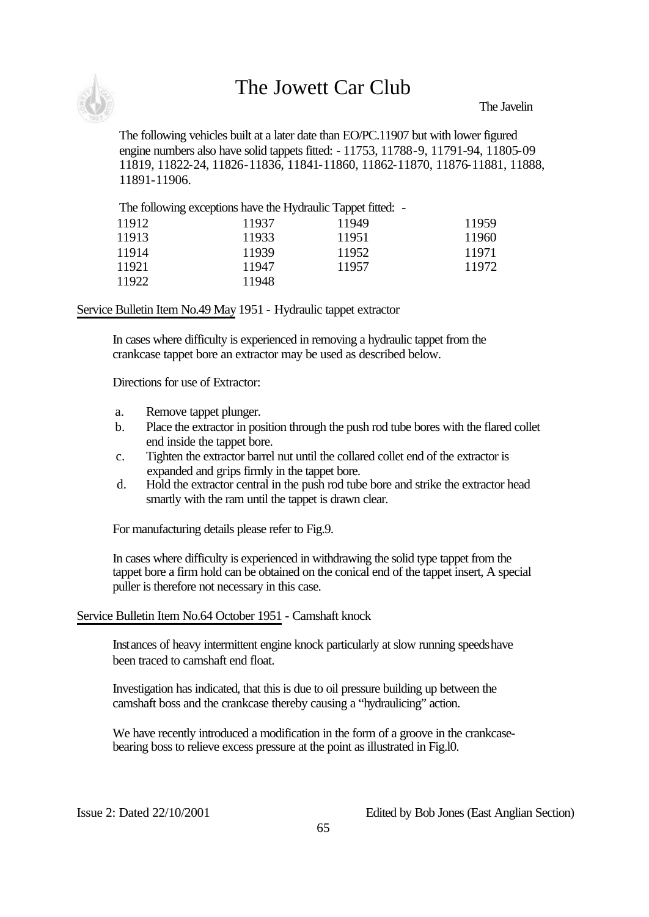The following vehicles built at a later date than EO/PC.11907 but with lower figured engine numbers also have solid tappets fitted: - 11753, 11788-9, 11791-94, 11805-09 11819, 11822-24, 11826-11836, 11841-11860, 11862-11870, 11876-11881, 11888, 11891-11906.

The following exceptions have the Hydraulic Tappet fitted: -

| | | | |
|---|---|---|---|
| 11912 | 11937 | 11949 | 11959 |
| 11913 | 11933 | 11951 | 11960 |
| 11914 | 11939 | 11952 | 11971 |
| 11921 | 11947 | 11957 | 11972 |
| 11922 | 11948 | | |

Service Bulletin Item No.49 May 1951 - Hydraulic tappet extractor

In cases where difficulty is experienced in removing a hydraulic tappet from the crankcase tappet bore an extractor may be used as described below.

Directions for use of Extractor:

a. Remove tappet plunger.
b. Place the extractor in position through the push rod tube bores with the flared collet end inside the tappet bore.
c. Tighten the extractor barrel nut until the collared collet end of the extractor is expanded and grips firmly in the tappet bore.
d. Hold the extractor central in the push rod tube bore and strike the extractor head smartly with the ram until the tappet is drawn clear.

For manufacturing details please refer to Fig.9.

In cases where difficulty is experienced in withdrawing the solid type tappet from the tappet bore a firm hold can be obtained on the conical end of the tappet insert, A special puller is therefore not necessary in this case.

Service Bulletin Item No.64 October 1951 - Camshaft knock

Instances of heavy intermittent engine knock particularly at slow running speeds have been traced to camshaft end float.

Investigation has indicated, that this is due to oil pressure building up between the camshaft boss and the crankcase thereby causing a "hydraulicing" action.

We have recently introduced a modification in the form of a groove in the crankcase-bearing boss to relieve excess pressure at the point as illustrated in Fig.l0.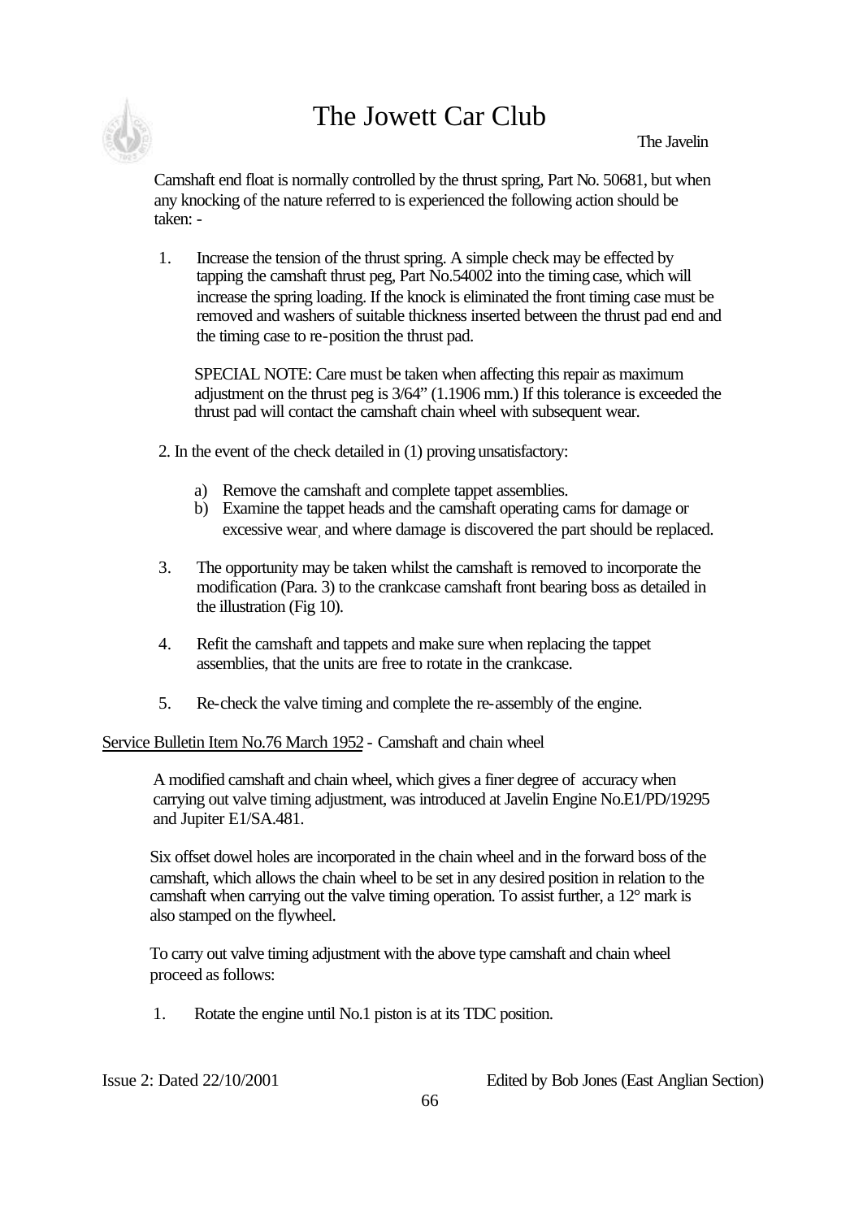Camshaft end float is normally controlled by the thrust spring, Part No. 50681, but when any knocking of the nature referred to is experienced the following action should be taken: -

1. Increase the tension of the thrust spring. A simple check may be effected by tapping the camshaft thrust peg, Part No.54002 into the timing case, which will increase the spring loading. If the knock is eliminated the front timing case must be removed and washers of suitable thickness inserted between the thrust pad end and the timing case to re-position the thrust pad.

   SPECIAL NOTE: Care must be taken when affecting this repair as maximum adjustment on the thrust peg is 3/64" (1.1906 mm.) If this tolerance is exceeded the thrust pad will contact the camshaft chain wheel with subsequent wear.

2. In the event of the check detailed in (1) proving unsatisfactory:

   a) Remove the camshaft and complete tappet assemblies.
   b) Examine the tappet heads and the camshaft operating cams for damage or excessive wear, and where damage is discovered the part should be replaced.

3. The opportunity may be taken whilst the camshaft is removed to incorporate the modification (Para. 3) to the crankcase camshaft front bearing boss as detailed in the illustration (Fig 10).

4. Refit the camshaft and tappets and make sure when replacing the tappet assemblies, that the units are free to rotate in the crankcase.

5. Re-check the valve timing and complete the re-assembly of the engine.

Service Bulletin Item No.76 March 1952 - Camshaft and chain wheel

A modified camshaft and chain wheel, which gives a finer degree of accuracy when carrying out valve timing adjustment, was introduced at Javelin Engine No.E1/PD/19295 and Jupiter E1/SA.481.

Six offset dowel holes are incorporated in the chain wheel and in the forward boss of the camshaft, which allows the chain wheel to be set in any desired position in relation to the camshaft when carrying out the valve timing operation. To assist further, a 12° mark is also stamped on the flywheel.

To carry out valve timing adjustment with the above type camshaft and chain wheel proceed as follows:

1. Rotate the engine until No.1 piston is at its TDC position.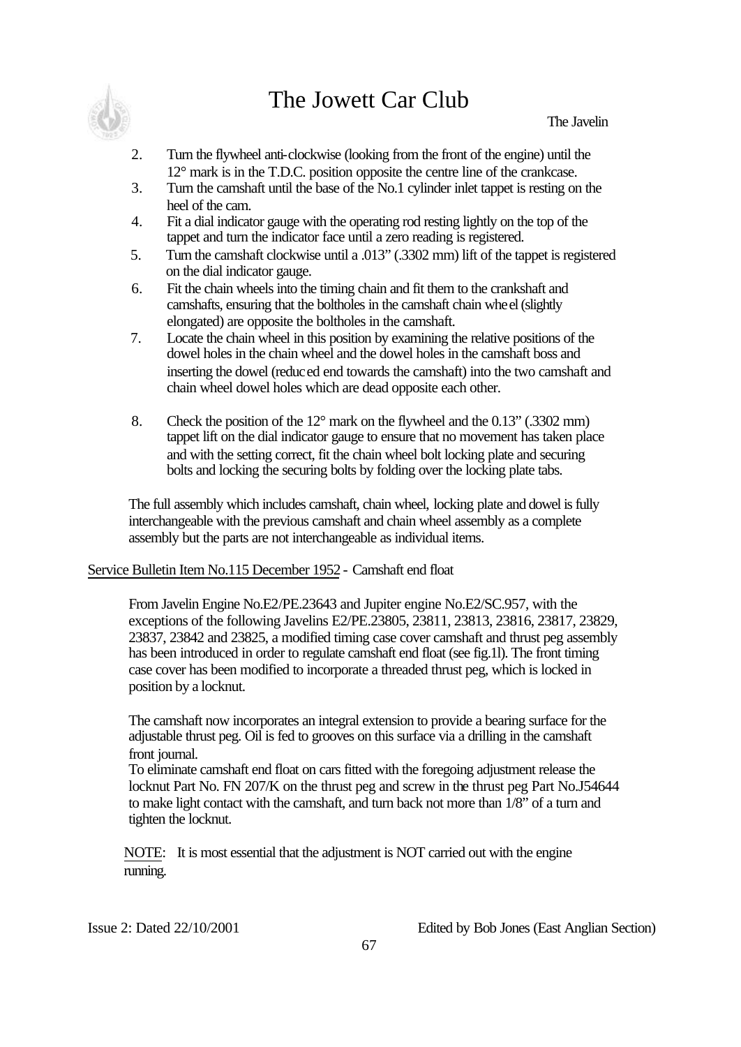2. Turn the flywheel anti-clockwise (looking from the front of the engine) until the 12° mark is in the T.D.C. position opposite the centre line of the crankcase.
3. Turn the camshaft until the base of the No.1 cylinder inlet tappet is resting on the heel of the cam.
4. Fit a dial indicator gauge with the operating rod resting lightly on the top of the tappet and turn the indicator face until a zero reading is registered.
5. Turn the camshaft clockwise until a .013" (.3302 mm) lift of the tappet is registered on the dial indicator gauge.
6. Fit the chain wheels into the timing chain and fit them to the crankshaft and camshafts, ensuring that the boltholes in the camshaft chain wheel (slightly elongated) are opposite the boltholes in the camshaft.
7. Locate the chain wheel in this position by examining the relative positions of the dowel holes in the chain wheel and the dowel holes in the camshaft boss and inserting the dowel (reduced end towards the camshaft) into the two camshaft and chain wheel dowel holes which are dead opposite each other.
8. Check the position of the 12° mark on the flywheel and the 0.13" (.3302 mm) tappet lift on the dial indicator gauge to ensure that no movement has taken place and with the setting correct, fit the chain wheel bolt locking plate and securing bolts and locking the securing bolts by folding over the locking plate tabs.

The full assembly which includes camshaft, chain wheel, locking plate and dowel is fully interchangeable with the previous camshaft and chain wheel assembly as a complete assembly but the parts are not interchangeable as individual items.

<u>Service Bulletin Item No.115 December 1952</u> - Camshaft end float

From Javelin Engine No.E2/PE.23643 and Jupiter engine No.E2/SC.957, with the exceptions of the following Javelins E2/PE.23805, 23811, 23813, 23816, 23817, 23829, 23837, 23842 and 23825, a modified timing case cover camshaft and thrust peg assembly has been introduced in order to regulate camshaft end float (see fig.1l). The front timing case cover has been modified to incorporate a threaded thrust peg, which is locked in position by a locknut.

The camshaft now incorporates an integral extension to provide a bearing surface for the adjustable thrust peg. Oil is fed to grooves on this surface via a drilling in the camshaft front journal.
To eliminate camshaft end float on cars fitted with the foregoing adjustment release the locknut Part No. FN 207/K on the thrust peg and screw in the thrust peg Part No.J54644 to make light contact with the camshaft, and turn back not more than 1/8" of a turn and tighten the locknut.

<u>NOTE</u>: It is most essential that the adjustment is NOT carried out with the engine running.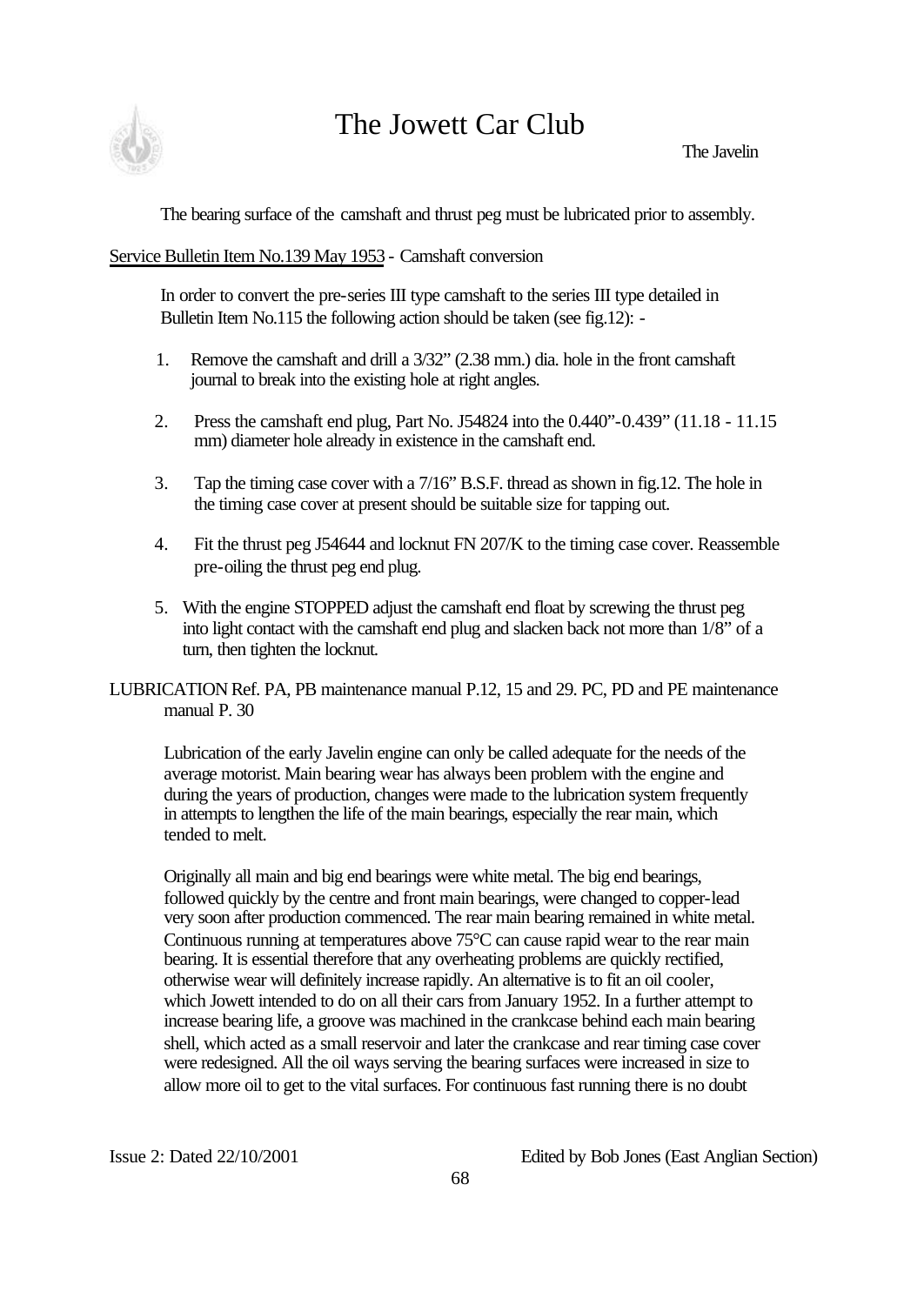The bearing surface of the camshaft and thrust peg must be lubricated prior to assembly.

Service Bulletin Item No.139 May 1953 - Camshaft conversion

In order to convert the pre-series III type camshaft to the series III type detailed in Bulletin Item No.115 the following action should be taken (see fig.12): -

1. Remove the camshaft and drill a 3/32" (2.38 mm.) dia. hole in the front camshaft journal to break into the existing hole at right angles.

2. Press the camshaft end plug, Part No. J54824 into the 0.440"-0.439" (11.18 - 11.15 mm) diameter hole already in existence in the camshaft end.

3. Tap the timing case cover with a 7/16" B.S.F. thread as shown in fig.12. The hole in the timing case cover at present should be suitable size for tapping out.

4. Fit the thrust peg J54644 and locknut FN 207/K to the timing case cover. Reassemble pre-oiling the thrust peg end plug.

5. With the engine STOPPED adjust the camshaft end float by screwing the thrust peg into light contact with the camshaft end plug and slacken back not more than 1/8" of a turn, then tighten the locknut.

LUBRICATION Ref. PA, PB maintenance manual P.12, 15 and 29. PC, PD and PE maintenance manual P. 30

Lubrication of the early Javelin engine can only be called adequate for the needs of the average motorist. Main bearing wear has always been problem with the engine and during the years of production, changes were made to the lubrication system frequently in attempts to lengthen the life of the main bearings, especially the rear main, which tended to melt.

Originally all main and big end bearings were white metal. The big end bearings, followed quickly by the centre and front main bearings, were changed to copper-lead very soon after production commenced. The rear main bearing remained in white metal. Continuous running at temperatures above 75°C can cause rapid wear to the rear main bearing. It is essential therefore that any overheating problems are quickly rectified, otherwise wear will definitely increase rapidly. An alternative is to fit an oil cooler, which Jowett intended to do on all their cars from January 1952. In a further attempt to increase bearing life, a groove was machined in the crankcase behind each main bearing shell, which acted as a small reservoir and later the crankcase and rear timing case cover were redesigned. All the oil ways serving the bearing surfaces were increased in size to allow more oil to get to the vital surfaces. For continuous fast running there is no doubt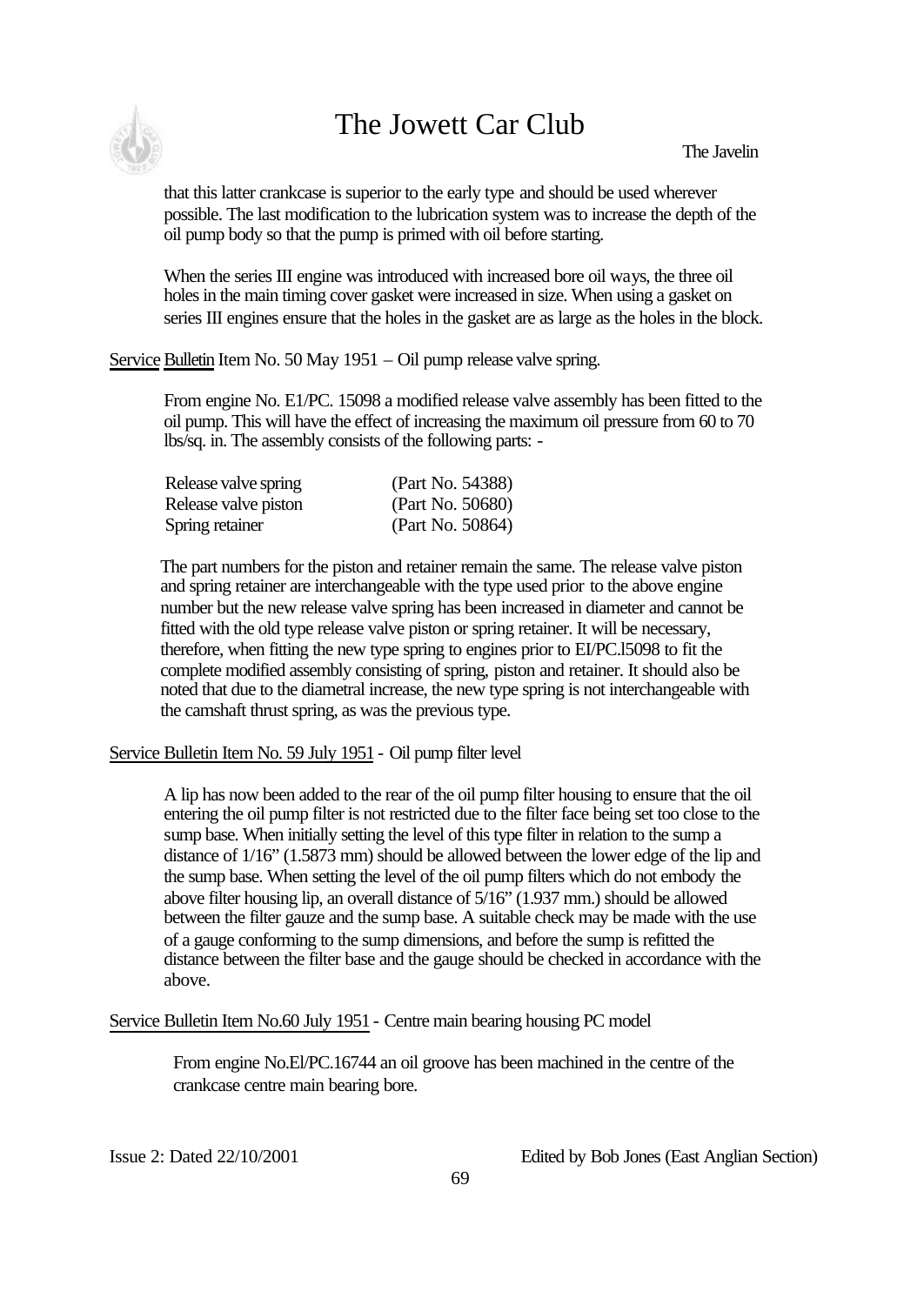that this latter crankcase is superior to the early type and should be used wherever possible. The last modification to the lubrication system was to increase the depth of the oil pump body so that the pump is primed with oil before starting.

When the series III engine was introduced with increased bore oil ways, the three oil holes in the main timing cover gasket were increased in size. When using a gasket on series III engines ensure that the holes in the gasket are as large as the holes in the block.

Service Bulletin Item No. 50 May 1951 – Oil pump release valve spring.

From engine No. E1/PC. 15098 a modified release valve assembly has been fitted to the oil pump. This will have the effect of increasing the maximum oil pressure from 60 to 70 lbs/sq. in. The assembly consists of the following parts: -

| | |
|---|---|
| Release valve spring | (Part No. 54388) |
| Release valve piston | (Part No. 50680) |
| Spring retainer | (Part No. 50864) |

The part numbers for the piston and retainer remain the same. The release valve piston and spring retainer are interchangeable with the type used prior to the above engine number but the new release valve spring has been increased in diameter and cannot be fitted with the old type release valve piston or spring retainer. It will be necessary, therefore, when fitting the new type spring to engines prior to EI/PC.l5098 to fit the complete modified assembly consisting of spring, piston and retainer. It should also be noted that due to the diametral increase, the new type spring is not interchangeable with the camshaft thrust spring, as was the previous type.

Service Bulletin Item No. 59 July 1951 - Oil pump filter level

A lip has now been added to the rear of the oil pump filter housing to ensure that the oil entering the oil pump filter is not restricted due to the filter face being set too close to the sump base. When initially setting the level of this type filter in relation to the sump a distance of 1/16" (1.5873 mm) should be allowed between the lower edge of the lip and the sump base. When setting the level of the oil pump filters which do not embody the above filter housing lip, an overall distance of 5/16" (1.937 mm.) should be allowed between the filter gauze and the sump base. A suitable check may be made with the use of a gauge conforming to the sump dimensions, and before the sump is refitted the distance between the filter base and the gauge should be checked in accordance with the above.

Service Bulletin Item No.60 July 1951 - Centre main bearing housing PC model

From engine No.El/PC.16744 an oil groove has been machined in the centre of the crankcase centre main bearing bore.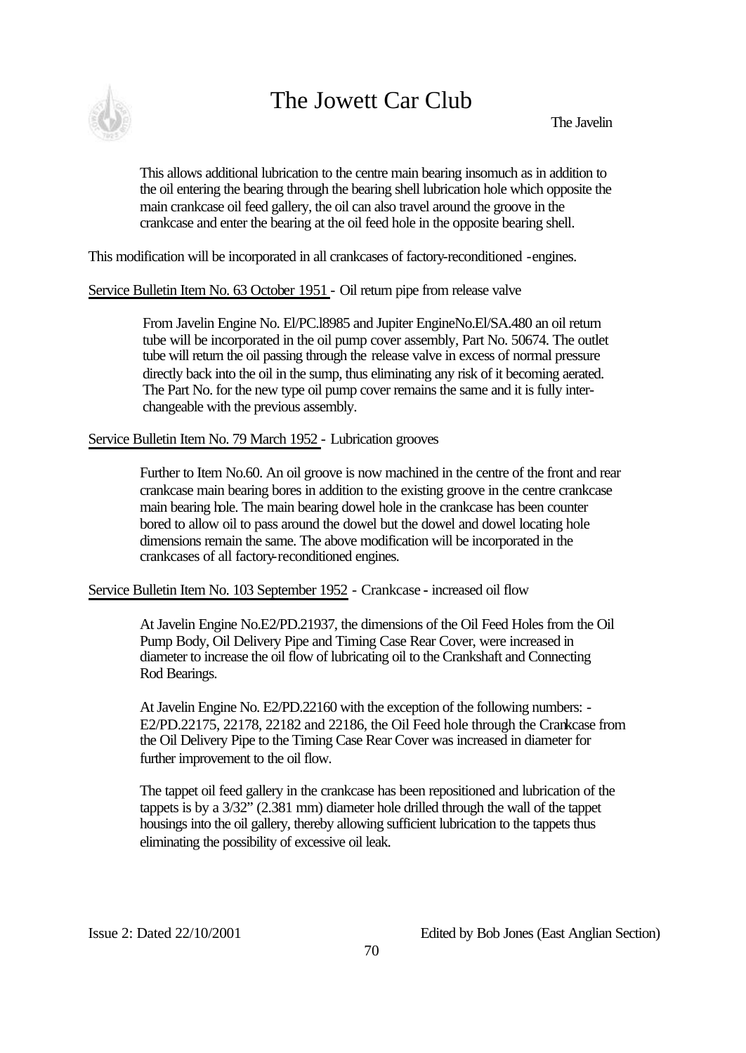This allows additional lubrication to the centre main bearing insomuch as in addition to the oil entering the bearing through the bearing shell lubrication hole which opposite the main crankcase oil feed gallery, the oil can also travel around the groove in the crankcase and enter the bearing at the oil feed hole in the opposite bearing shell.

This modification will be incorporated in all crankcases of factory-reconditioned -engines.

Service Bulletin Item No. 63 October 1951 - Oil return pipe from release valve

From Javelin Engine No. El/PC.l8985 and Jupiter EngineNo.El/SA.480 an oil return tube will be incorporated in the oil pump cover assembly, Part No. 50674. The outlet tube will return the oil passing through the release valve in excess of normal pressure directly back into the oil in the sump, thus eliminating any risk of it becoming aerated. The Part No. for the new type oil pump cover remains the same and it is fully interchangeable with the previous assembly.

Service Bulletin Item No. 79 March 1952 - Lubrication grooves

Further to Item No.60. An oil groove is now machined in the centre of the front and rear crankcase main bearing bores in addition to the existing groove in the centre crankcase main bearing hole. The main bearing dowel hole in the crankcase has been counter bored to allow oil to pass around the dowel but the dowel and dowel locating hole dimensions remain the same. The above modification will be incorporated in the crankcases of all factory-reconditioned engines.

Service Bulletin Item No. 103 September 1952 - Crankcase - increased oil flow

At Javelin Engine No.E2/PD.21937, the dimensions of the Oil Feed Holes from the Oil Pump Body, Oil Delivery Pipe and Timing Case Rear Cover, were increased in diameter to increase the oil flow of lubricating oil to the Crankshaft and Connecting Rod Bearings.

At Javelin Engine No. E2/PD.22160 with the exception of the following numbers: - E2/PD.22175, 22178, 22182 and 22186, the Oil Feed hole through the Crankcase from the Oil Delivery Pipe to the Timing Case Rear Cover was increased in diameter for further improvement to the oil flow.

The tappet oil feed gallery in the crankcase has been repositioned and lubrication of the tappets is by a 3/32" (2.381 mm) diameter hole drilled through the wall of the tappet housings into the oil gallery, thereby allowing sufficient lubrication to the tappets thus eliminating the possibility of excessive oil leak.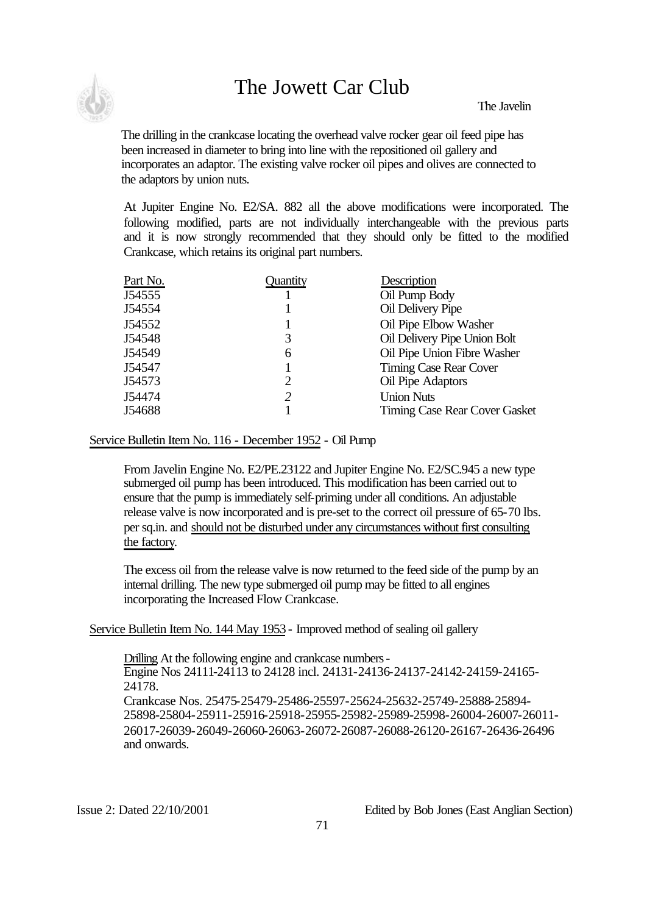The drilling in the crankcase locating the overhead valve rocker gear oil feed pipe has been increased in diameter to bring into line with the repositioned oil gallery and incorporates an adaptor. The existing valve rocker oil pipes and olives are connected to the adaptors by union nuts.

At Jupiter Engine No. E2/SA. 882 all the above modifications were incorporated. The following modified, parts are not individually interchangeable with the previous parts and it is now strongly recommended that they should only be fitted to the modified Crankcase, which retains its original part numbers.

| Part No. | Quantity | Description |
|---|---|---|
| J54555 | 1 | Oil Pump Body |
| J54554 | 1 | Oil Delivery Pipe |
| J54552 | 1 | Oil Pipe Elbow Washer |
| J54548 | 3 | Oil Delivery Pipe Union Bolt |
| J54549 | 6 | Oil Pipe Union Fibre Washer |
| J54547 | 1 | Timing Case Rear Cover |
| J54573 | 2 | Oil Pipe Adaptors |
| J54474 | *2* | Union Nuts |
| J54688 | 1 | Timing Case Rear Cover Gasket |

Service Bulletin Item No. 116 - December 1952 - Oil Pump

From Javelin Engine No. E2/PE.23122 and Jupiter Engine No. E2/SC.945 a new type submerged oil pump has been introduced. This modification has been carried out to ensure that the pump is immediately self-priming under all conditions. An adjustable release valve is now incorporated and is pre-set to the correct oil pressure of 65-70 lbs. per sq.in. and should not be disturbed under any circumstances without first consulting the factory.

The excess oil from the release valve is now returned to the feed side of the pump by an internal drilling. The new type submerged oil pump may be fitted to all engines incorporating the Increased Flow Crankcase.

Service Bulletin Item No. 144 May 1953 - Improved method of sealing oil gallery

Drilling At the following engine and crankcase numbers -
Engine Nos 24111-24113 to 24128 incl. 24131-24136-24137-24142-24159-24165-24178.
Crankcase Nos. 25475-25479-25486-25597-25624-25632-25749-25888-25894-25898-25804-25911-25916-25918-25955-25982-25989-25998-26004-26007-26011-26017-26039-26049-26060-26063-26072-26087-26088-26120-26167-26436-26496 and onwards.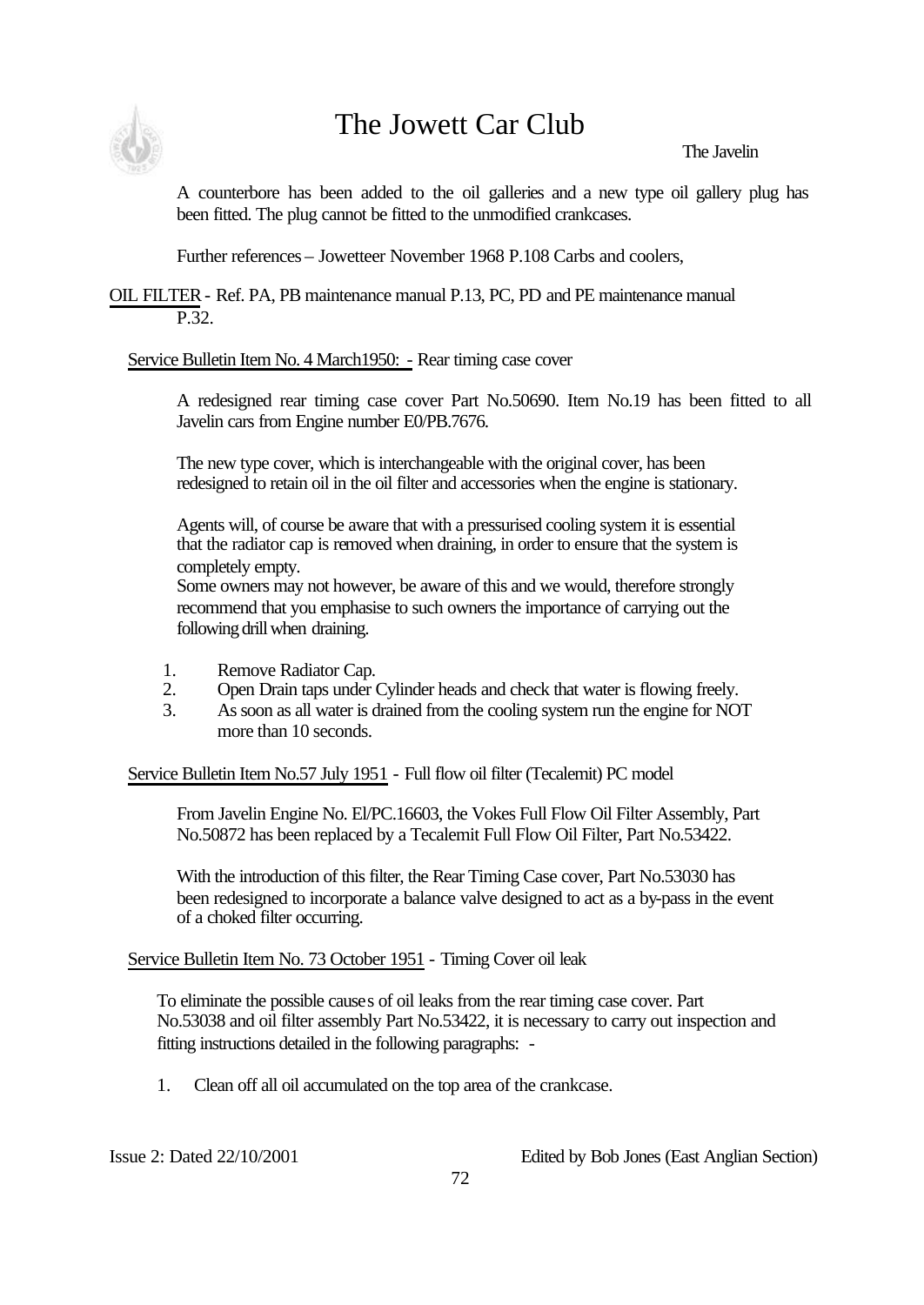A counterbore has been added to the oil galleries and a new type oil gallery plug has been fitted. The plug cannot be fitted to the unmodified crankcases.

Further references – Jowetteer November 1968 P.108 Carbs and coolers,

<u>OIL FILTER</u> - Ref. PA, PB maintenance manual P.13, PC, PD and PE maintenance manual P.32.

<u>Service Bulletin Item No. 4 March1950: -</u> Rear timing case cover

A redesigned rear timing case cover Part No.50690. Item No.19 has been fitted to all Javelin cars from Engine number E0/PB.7676.

The new type cover, which is interchangeable with the original cover, has been redesigned to retain oil in the oil filter and accessories when the engine is stationary.

Agents will, of course be aware that with a pressurised cooling system it is essential that the radiator cap is removed when draining, in order to ensure that the system is completely empty.
Some owners may not however, be aware of this and we would, therefore strongly recommend that you emphasise to such owners the importance of carrying out the following drill when draining.

1. Remove Radiator Cap.
2. Open Drain taps under Cylinder heads and check that water is flowing freely.
3. As soon as all water is drained from the cooling system run the engine for NOT more than 10 seconds.

<u>Service Bulletin Item No.57 July 1951</u> - Full flow oil filter (Tecalemit) PC model

From Javelin Engine No. El/PC.16603, the Vokes Full Flow Oil Filter Assembly, Part No.50872 has been replaced by a Tecalemit Full Flow Oil Filter, Part No.53422.

With the introduction of this filter, the Rear Timing Case cover, Part No.53030 has been redesigned to incorporate a balance valve designed to act as a by-pass in the event of a choked filter occurring.

<u>Service Bulletin Item No. 73 October 1951</u> - Timing Cover oil leak

To eliminate the possible causes of oil leaks from the rear timing case cover. Part No.53038 and oil filter assembly Part No.53422, it is necessary to carry out inspection and fitting instructions detailed in the following paragraphs: -

1. Clean off all oil accumulated on the top area of the crankcase.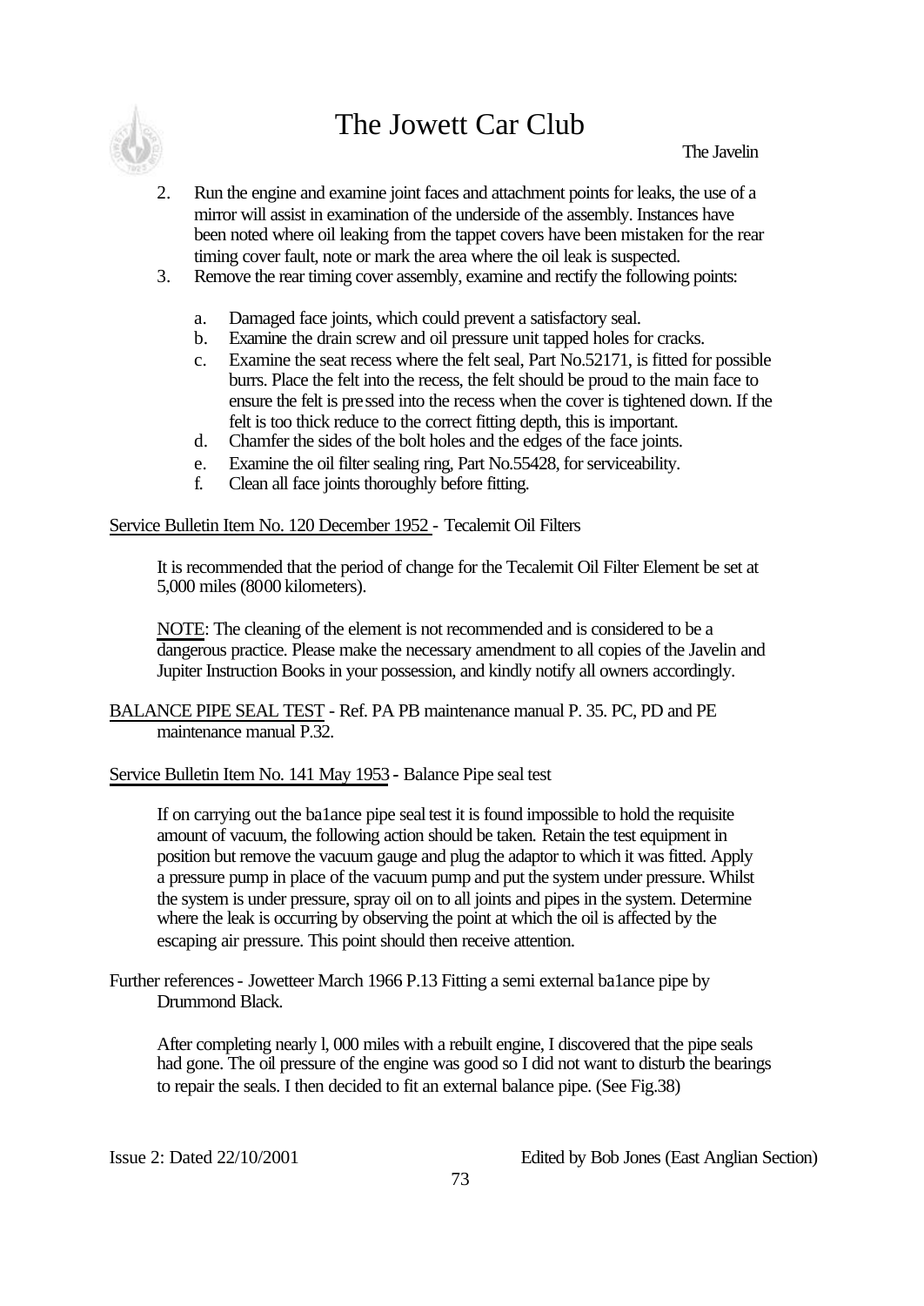2. Run the engine and examine joint faces and attachment points for leaks, the use of a mirror will assist in examination of the underside of the assembly. Instances have been noted where oil leaking from the tappet covers have been mistaken for the rear timing cover fault, note or mark the area where the oil leak is suspected.
3. Remove the rear timing cover assembly, examine and rectify the following points:

   a. Damaged face joints, which could prevent a satisfactory seal.
   b. Examine the drain screw and oil pressure unit tapped holes for cracks.
   c. Examine the seat recess where the felt seal, Part No.52171, is fitted for possible burrs. Place the felt into the recess, the felt should be proud to the main face to ensure the felt is pressed into the recess when the cover is tightened down. If the felt is too thick reduce to the correct fitting depth, this is important.
   d. Chamfer the sides of the bolt holes and the edges of the face joints.
   e. Examine the oil filter sealing ring, Part No.55428, for serviceability.
   f. Clean all face joints thoroughly before fitting.

Service Bulletin Item No. 120 December 1952 - Tecalemit Oil Filters

It is recommended that the period of change for the Tecalemit Oil Filter Element be set at 5,000 miles (8000 kilometers).

NOTE: The cleaning of the element is not recommended and is considered to be a dangerous practice. Please make the necessary amendment to all copies of the Javelin and Jupiter Instruction Books in your possession, and kindly notify all owners accordingly.

BALANCE PIPE SEAL TEST - Ref. PA PB maintenance manual P. 35. PC, PD and PE maintenance manual P.32.

Service Bulletin Item No. 141 May 1953 - Balance Pipe seal test

If on carrying out the ba1ance pipe seal test it is found impossible to hold the requisite amount of vacuum, the following action should be taken. Retain the test equipment in position but remove the vacuum gauge and plug the adaptor to which it was fitted. Apply a pressure pump in place of the vacuum pump and put the system under pressure. Whilst the system is under pressure, spray oil on to all joints and pipes in the system. Determine where the leak is occurring by observing the point at which the oil is affected by the escaping air pressure. This point should then receive attention.

Further references - Jowetteer March 1966 P.13 Fitting a semi external ba1ance pipe by Drummond Black.

After completing nearly l, 000 miles with a rebuilt engine, I discovered that the pipe seals had gone. The oil pressure of the engine was good so I did not want to disturb the bearings to repair the seals. I then decided to fit an external balance pipe. (See Fig.38)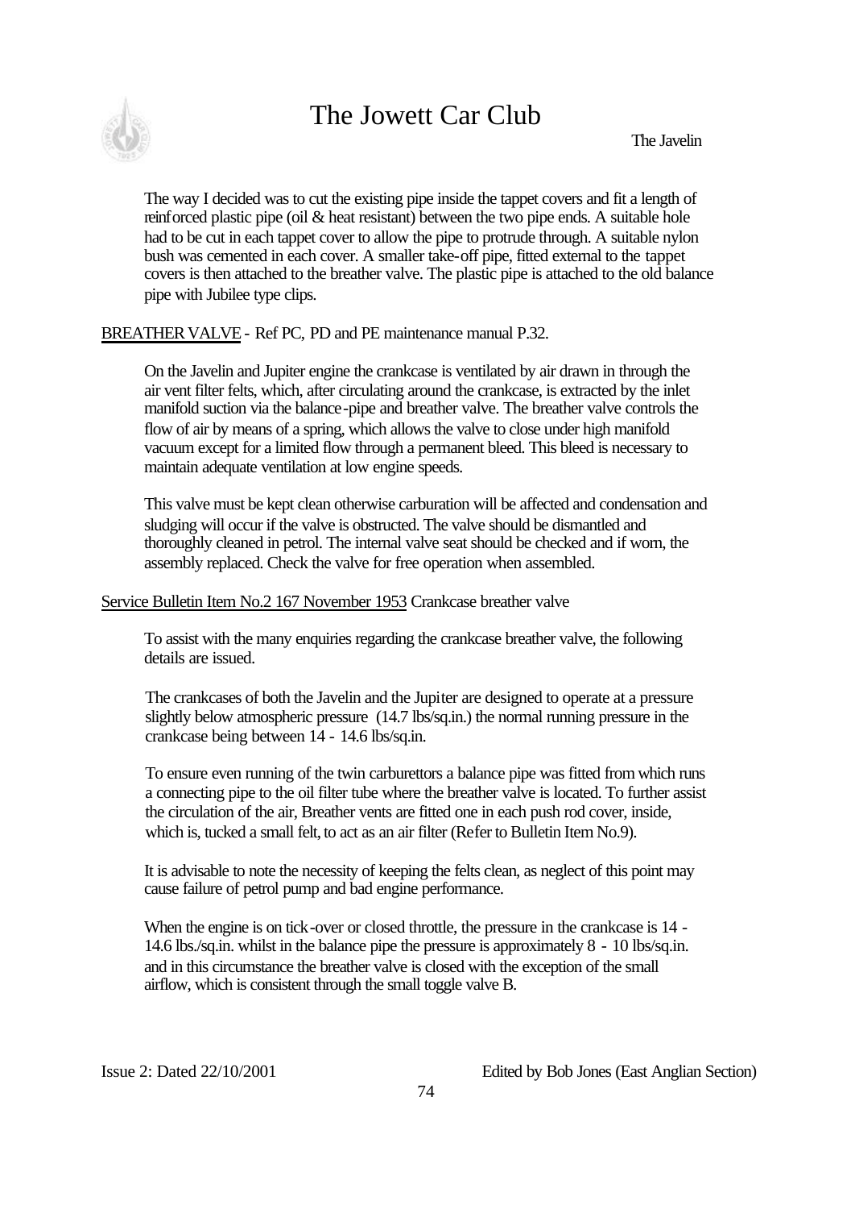The way I decided was to cut the existing pipe inside the tappet covers and fit a length of reinforced plastic pipe (oil & heat resistant) between the two pipe ends. A suitable hole had to be cut in each tappet cover to allow the pipe to protrude through. A suitable nylon bush was cemented in each cover. A smaller take-off pipe, fitted external to the tappet covers is then attached to the breather valve. The plastic pipe is attached to the old balance pipe with Jubilee type clips.

BREATHER VALVE - Ref PC, PD and PE maintenance manual P.32.

On the Javelin and Jupiter engine the crankcase is ventilated by air drawn in through the air vent filter felts, which, after circulating around the crankcase, is extracted by the inlet manifold suction via the balance-pipe and breather valve. The breather valve controls the flow of air by means of a spring, which allows the valve to close under high manifold vacuum except for a limited flow through a permanent bleed. This bleed is necessary to maintain adequate ventilation at low engine speeds.

This valve must be kept clean otherwise carburation will be affected and condensation and sludging will occur if the valve is obstructed. The valve should be dismantled and thoroughly cleaned in petrol. The internal valve seat should be checked and if worn, the assembly replaced. Check the valve for free operation when assembled.

Service Bulletin Item No.2 167 November 1953 Crankcase breather valve

To assist with the many enquiries regarding the crankcase breather valve, the following details are issued.

The crankcases of both the Javelin and the Jupiter are designed to operate at a pressure slightly below atmospheric pressure (14.7 lbs/sq.in.) the normal running pressure in the crankcase being between 14 - 14.6 lbs/sq.in.

To ensure even running of the twin carburettors a balance pipe was fitted from which runs a connecting pipe to the oil filter tube where the breather valve is located. To further assist the circulation of the air, Breather vents are fitted one in each push rod cover, inside, which is, tucked a small felt, to act as an air filter (Refer to Bulletin Item No.9).

It is advisable to note the necessity of keeping the felts clean, as neglect of this point may cause failure of petrol pump and bad engine performance.

When the engine is on tick-over or closed throttle, the pressure in the crankcase is 14 - 14.6 lbs./sq.in. whilst in the balance pipe the pressure is approximately 8 - 10 lbs/sq.in. and in this circumstance the breather valve is closed with the exception of the small airflow, which is consistent through the small toggle valve B.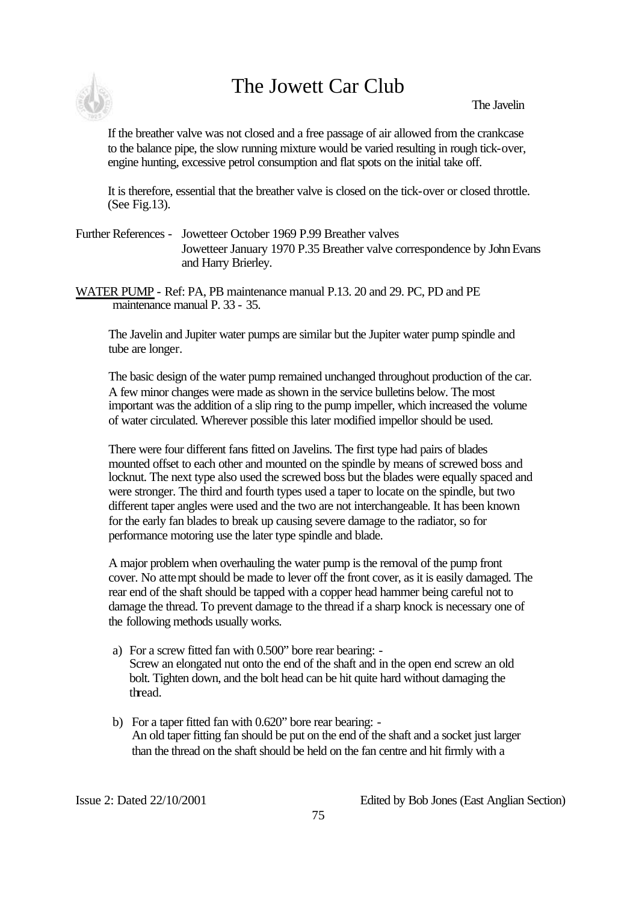If the breather valve was not closed and a free passage of air allowed from the crankcase to the balance pipe, the slow running mixture would be varied resulting in rough tick-over, engine hunting, excessive petrol consumption and flat spots on the initial take off.

It is therefore, essential that the breather valve is closed on the tick-over or closed throttle. (See Fig.13).

Further References - Jowetteer October 1969 P.99 Breather valves
Jowetteer January 1970 P.35 Breather valve correspondence by John Evans and Harry Brierley.

<u>WATER PUMP</u> - Ref: PA, PB maintenance manual P.13. 20 and 29. PC, PD and PE maintenance manual P. 33 - 35.

The Javelin and Jupiter water pumps are similar but the Jupiter water pump spindle and tube are longer.

The basic design of the water pump remained unchanged throughout production of the car. A few minor changes were made as shown in the service bulletins below. The most important was the addition of a slip ring to the pump impeller, which increased the volume of water circulated. Wherever possible this later modified impellor should be used.

There were four different fans fitted on Javelins. The first type had pairs of blades mounted offset to each other and mounted on the spindle by means of screwed boss and locknut. The next type also used the screwed boss but the blades were equally spaced and were stronger. The third and fourth types used a taper to locate on the spindle, but two different taper angles were used and the two are not interchangeable. It has been known for the early fan blades to break up causing severe damage to the radiator, so for performance motoring use the later type spindle and blade.

A major problem when overhauling the water pump is the removal of the pump front cover. No attempt should be made to lever off the front cover, as it is easily damaged. The rear end of the shaft should be tapped with a copper head hammer being careful not to damage the thread. To prevent damage to the thread if a sharp knock is necessary one of the following methods usually works.

a) For a screw fitted fan with 0.500" bore rear bearing: -
   Screw an elongated nut onto the end of the shaft and in the open end screw an old bolt. Tighten down, and the bolt head can be hit quite hard without damaging the thread.

b) For a taper fitted fan with 0.620" bore rear bearing: -
   An old taper fitting fan should be put on the end of the shaft and a socket just larger than the thread on the shaft should be held on the fan centre and hit firmly with a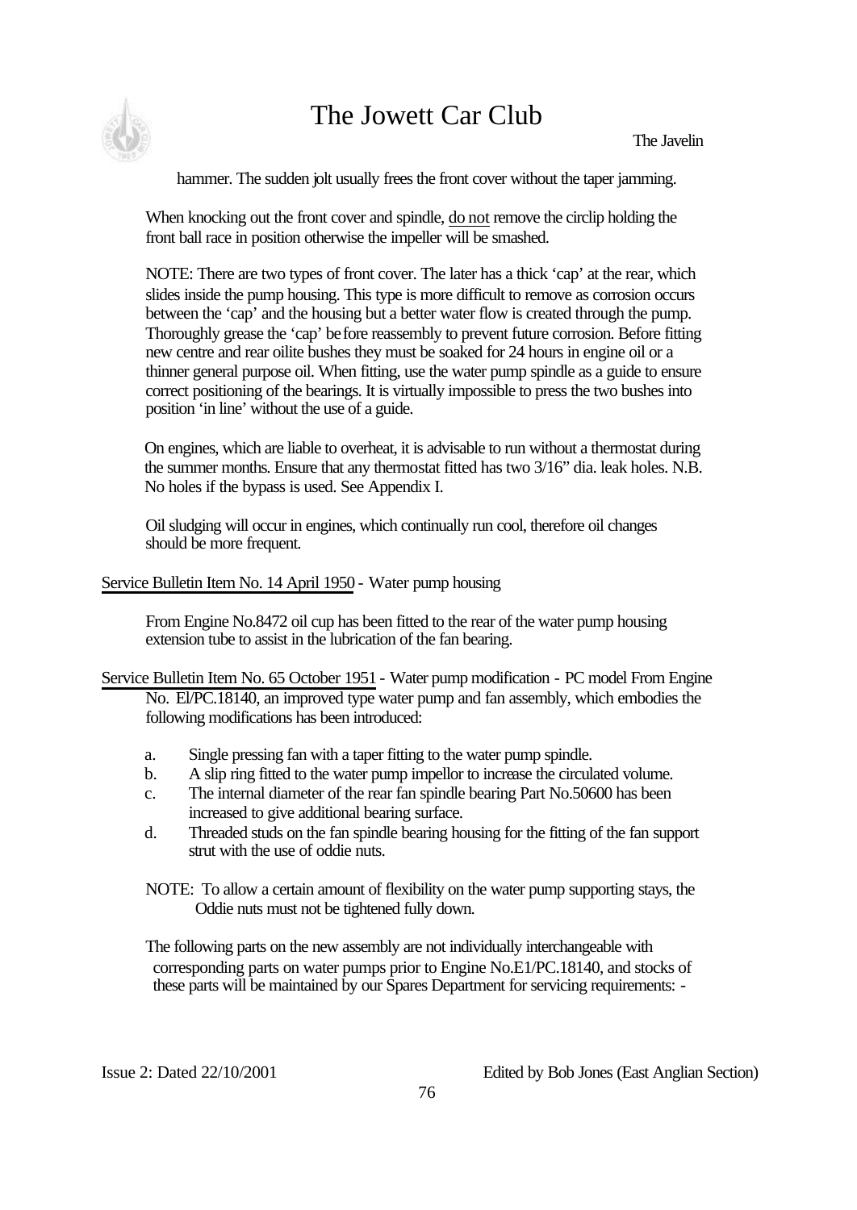hammer. The sudden jolt usually frees the front cover without the taper jamming.

When knocking out the front cover and spindle, <u>do not</u> remove the circlip holding the front ball race in position otherwise the impeller will be smashed.

NOTE: There are two types of front cover. The later has a thick 'cap' at the rear, which slides inside the pump housing. This type is more difficult to remove as corrosion occurs between the 'cap' and the housing but a better water flow is created through the pump. Thoroughly grease the 'cap' before reassembly to prevent future corrosion. Before fitting new centre and rear oilite bushes they must be soaked for 24 hours in engine oil or a thinner general purpose oil. When fitting, use the water pump spindle as a guide to ensure correct positioning of the bearings. It is virtually impossible to press the two bushes into position 'in line' without the use of a guide.

On engines, which are liable to overheat, it is advisable to run without a thermostat during the summer months. Ensure that any thermostat fitted has two 3/16" dia. leak holes. N.B. No holes if the bypass is used. See Appendix I.

Oil sludging will occur in engines, which continually run cool, therefore oil changes should be more frequent.

<u>Service Bulletin Item No. 14 April 1950</u> - Water pump housing

From Engine No.8472 oil cup has been fitted to the rear of the water pump housing extension tube to assist in the lubrication of the fan bearing.

<u>Service Bulletin Item No. 65 October 1951</u> - Water pump modification - PC model From Engine No. El/PC.18140, an improved type water pump and fan assembly, which embodies the following modifications has been introduced:

a. Single pressing fan with a taper fitting to the water pump spindle.
b. A slip ring fitted to the water pump impellor to increase the circulated volume.
c. The internal diameter of the rear fan spindle bearing Part No.50600 has been increased to give additional bearing surface.
d. Threaded studs on the fan spindle bearing housing for the fitting of the fan support strut with the use of oddie nuts.

NOTE: To allow a certain amount of flexibility on the water pump supporting stays, the Oddie nuts must not be tightened fully down.

The following parts on the new assembly are not individually interchangeable with corresponding parts on water pumps prior to Engine No.E1/PC.18140, and stocks of these parts will be maintained by our Spares Department for servicing requirements: -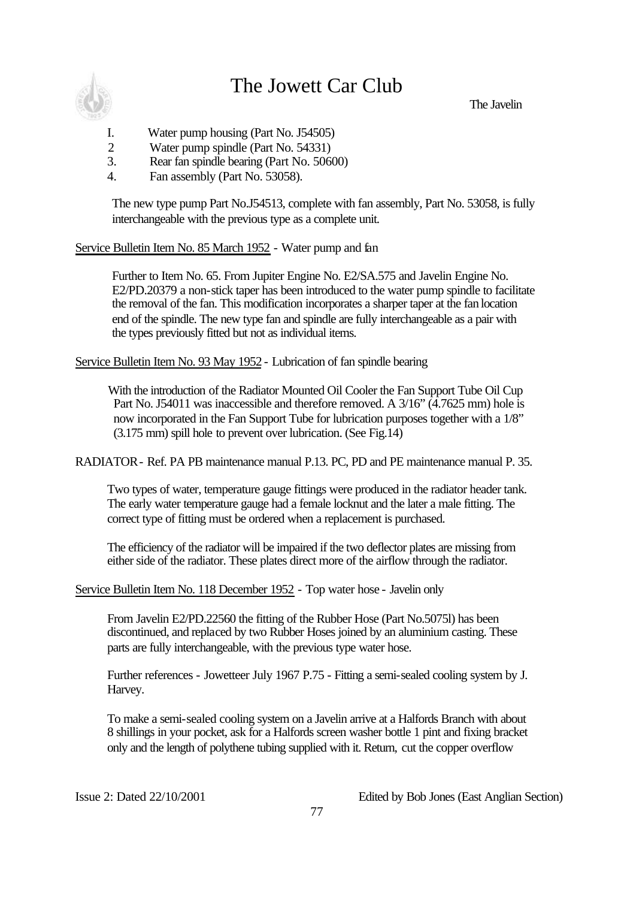I. Water pump housing (Part No. J54505)
2 Water pump spindle (Part No. 54331)
3. Rear fan spindle bearing (Part No. 50600)
4. Fan assembly (Part No. 53058).

The new type pump Part No.J54513, complete with fan assembly, Part No. 53058, is fully interchangeable with the previous type as a complete unit.

Service Bulletin Item No. 85 March 1952 - Water pump and fan

Further to Item No. 65. From Jupiter Engine No. E2/SA.575 and Javelin Engine No. E2/PD.20379 a non-stick taper has been introduced to the water pump spindle to facilitate the removal of the fan. This modification incorporates a sharper taper at the fan location end of the spindle. The new type fan and spindle are fully interchangeable as a pair with the types previously fitted but not as individual items.

Service Bulletin Item No. 93 May 1952 - Lubrication of fan spindle bearing

With the introduction of the Radiator Mounted Oil Cooler the Fan Support Tube Oil Cup Part No. J54011 was inaccessible and therefore removed. A 3/16" (4.7625 mm) hole is now incorporated in the Fan Support Tube for lubrication purposes together with a 1/8" (3.175 mm) spill hole to prevent over lubrication. (See Fig.14)

RADIATOR - Ref. PA PB maintenance manual P.13. PC, PD and PE maintenance manual P. 35.

Two types of water, temperature gauge fittings were produced in the radiator header tank. The early water temperature gauge had a female locknut and the later a male fitting. The correct type of fitting must be ordered when a replacement is purchased.

The efficiency of the radiator will be impaired if the two deflector plates are missing from either side of the radiator. These plates direct more of the airflow through the radiator.

Service Bulletin Item No. 118 December 1952 - Top water hose - Javelin only

From Javelin E2/PD.22560 the fitting of the Rubber Hose (Part No.5075l) has been discontinued, and replaced by two Rubber Hoses joined by an aluminium casting. These parts are fully interchangeable, with the previous type water hose.

Further references - Jowetteer July 1967 P.75 - Fitting a semi-sealed cooling system by J. Harvey.

To make a semi-sealed cooling system on a Javelin arrive at a Halfords Branch with about 8 shillings in your pocket, ask for a Halfords screen washer bottle 1 pint and fixing bracket only and the length of polythene tubing supplied with it. Return, cut the copper overflow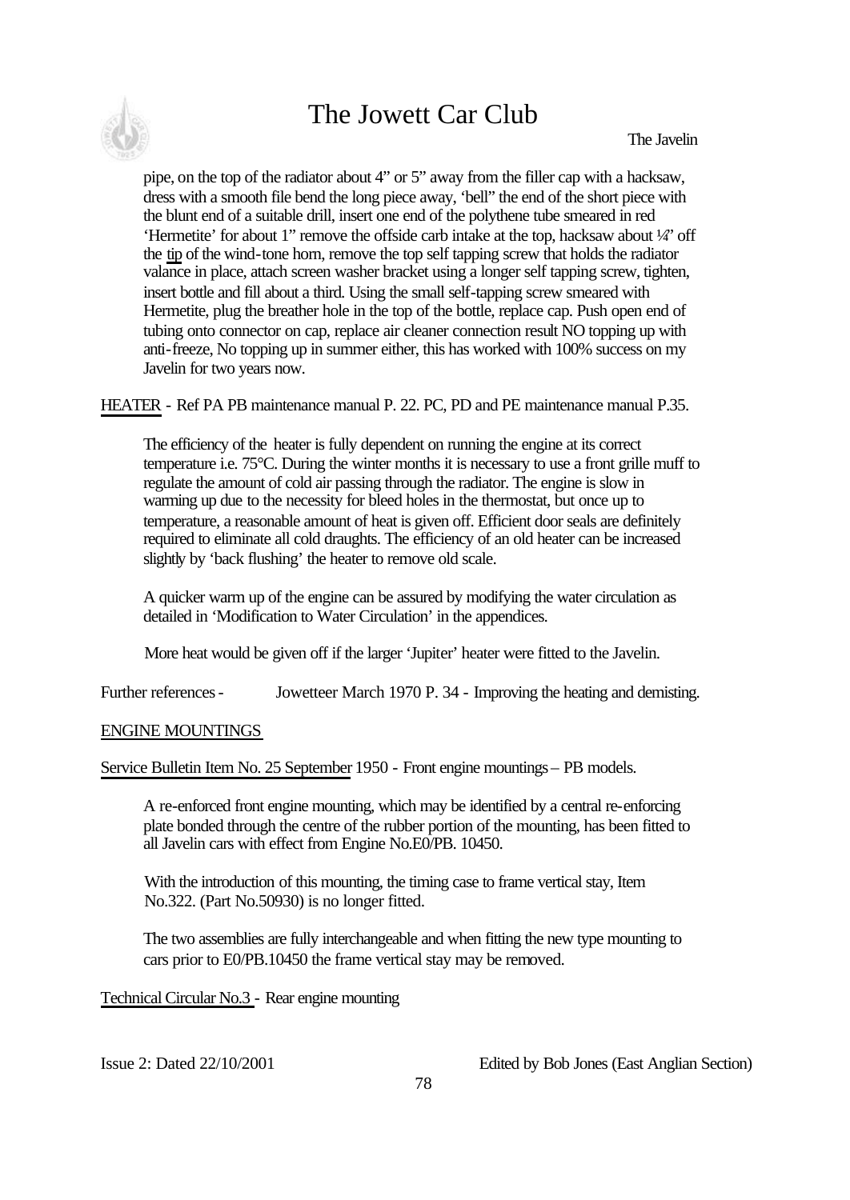pipe, on the top of the radiator about 4" or 5" away from the filler cap with a hacksaw, dress with a smooth file bend the long piece away, 'bell" the end of the short piece with the blunt end of a suitable drill, insert one end of the polythene tube smeared in red 'Hermetite' for about 1" remove the offside carb intake at the top, hacksaw about ¼" off the tip of the wind-tone horn, remove the top self tapping screw that holds the radiator valance in place, attach screen washer bracket using a longer self tapping screw, tighten, insert bottle and fill about a third. Using the small self-tapping screw smeared with Hermetite, plug the breather hole in the top of the bottle, replace cap. Push open end of tubing onto connector on cap, replace air cleaner connection result NO topping up with anti-freeze, No topping up in summer either, this has worked with 100% success on my Javelin for two years now.

HEATER - Ref PA PB maintenance manual P. 22. PC, PD and PE maintenance manual P.35.

The efficiency of the heater is fully dependent on running the engine at its correct temperature i.e. 75°C. During the winter months it is necessary to use a front grille muff to regulate the amount of cold air passing through the radiator. The engine is slow in warming up due to the necessity for bleed holes in the thermostat, but once up to temperature, a reasonable amount of heat is given off. Efficient door seals are definitely required to eliminate all cold draughts. The efficiency of an old heater can be increased slightly by 'back flushing' the heater to remove old scale.

A quicker warm up of the engine can be assured by modifying the water circulation as detailed in 'Modification to Water Circulation' in the appendices.

More heat would be given off if the larger 'Jupiter' heater were fitted to the Javelin.

Further references - Jowetteer March 1970 P. 34 - Improving the heating and demisting.

ENGINE MOUNTINGS

Service Bulletin Item No. 25 September 1950 - Front engine mountings – PB models.

A re-enforced front engine mounting, which may be identified by a central re-enforcing plate bonded through the centre of the rubber portion of the mounting, has been fitted to all Javelin cars with effect from Engine No.E0/PB. 10450.

With the introduction of this mounting, the timing case to frame vertical stay, Item No.322. (Part No.50930) is no longer fitted.

The two assemblies are fully interchangeable and when fitting the new type mounting to cars prior to E0/PB.10450 the frame vertical stay may be removed.

Technical Circular No.3 - Rear engine mounting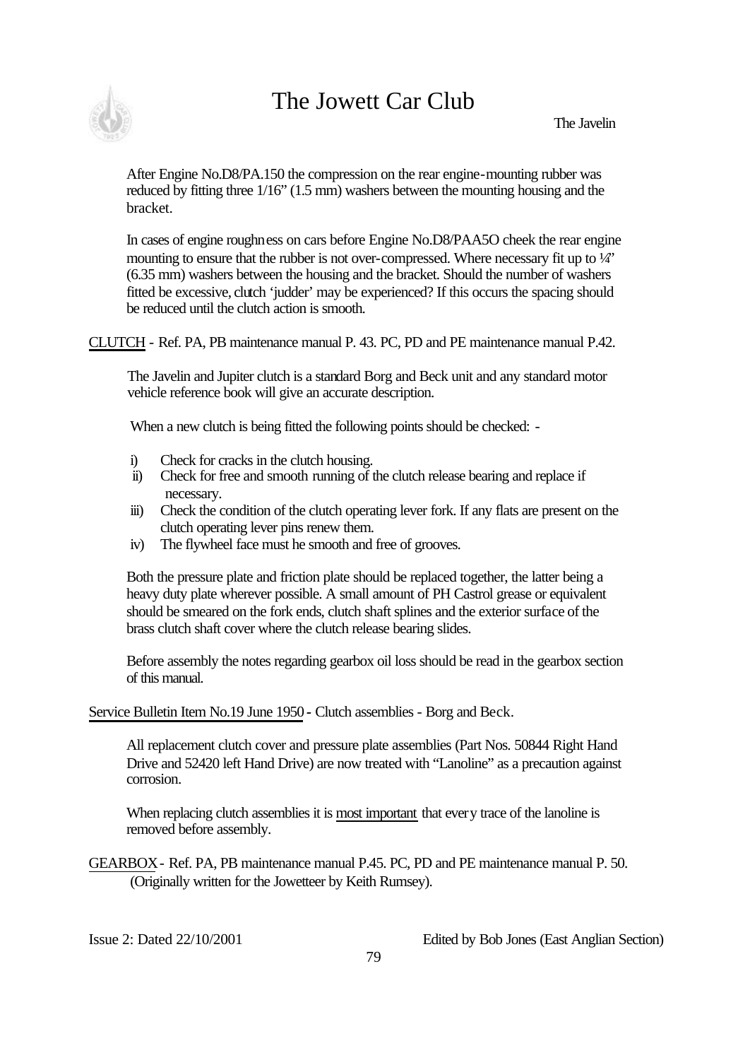After Engine No.D8/PA.150 the compression on the rear engine-mounting rubber was reduced by fitting three 1/16" (1.5 mm) washers between the mounting housing and the bracket.

In cases of engine roughness on cars before Engine No.D8/PAA5O cheek the rear engine mounting to ensure that the rubber is not over-compressed. Where necessary fit up to ¼" (6.35 mm) washers between the housing and the bracket. Should the number of washers fitted be excessive, clutch 'judder' may be experienced? If this occurs the spacing should be reduced until the clutch action is smooth.

<u>CLUTCH</u> - Ref. PA, PB maintenance manual P. 43. PC, PD and PE maintenance manual P.42.

The Javelin and Jupiter clutch is a standard Borg and Beck unit and any standard motor vehicle reference book will give an accurate description.

When a new clutch is being fitted the following points should be checked: -

- i) Check for cracks in the clutch housing.
- ii) Check for free and smooth running of the clutch release bearing and replace if necessary.
- iii) Check the condition of the clutch operating lever fork. If any flats are present on the clutch operating lever pins renew them.
- iv) The flywheel face must he smooth and free of grooves.

Both the pressure plate and friction plate should be replaced together, the latter being a heavy duty plate wherever possible. A small amount of PH Castrol grease or equivalent should be smeared on the fork ends, clutch shaft splines and the exterior surface of the brass clutch shaft cover where the clutch release bearing slides.

Before assembly the notes regarding gearbox oil loss should be read in the gearbox section of this manual.

<u>Service Bulletin Item No.19 June 1950</u> - Clutch assemblies - Borg and Beck.

All replacement clutch cover and pressure plate assemblies (Part Nos. 50844 Right Hand Drive and 52420 left Hand Drive) are now treated with "Lanoline" as a precaution against corrosion.

When replacing clutch assemblies it is <u>most important</u> that every trace of the lanoline is removed before assembly.

<u>GEARBOX</u> - Ref. PA, PB maintenance manual P.45. PC, PD and PE maintenance manual P. 50. (Originally written for the Jowetteer by Keith Rumsey).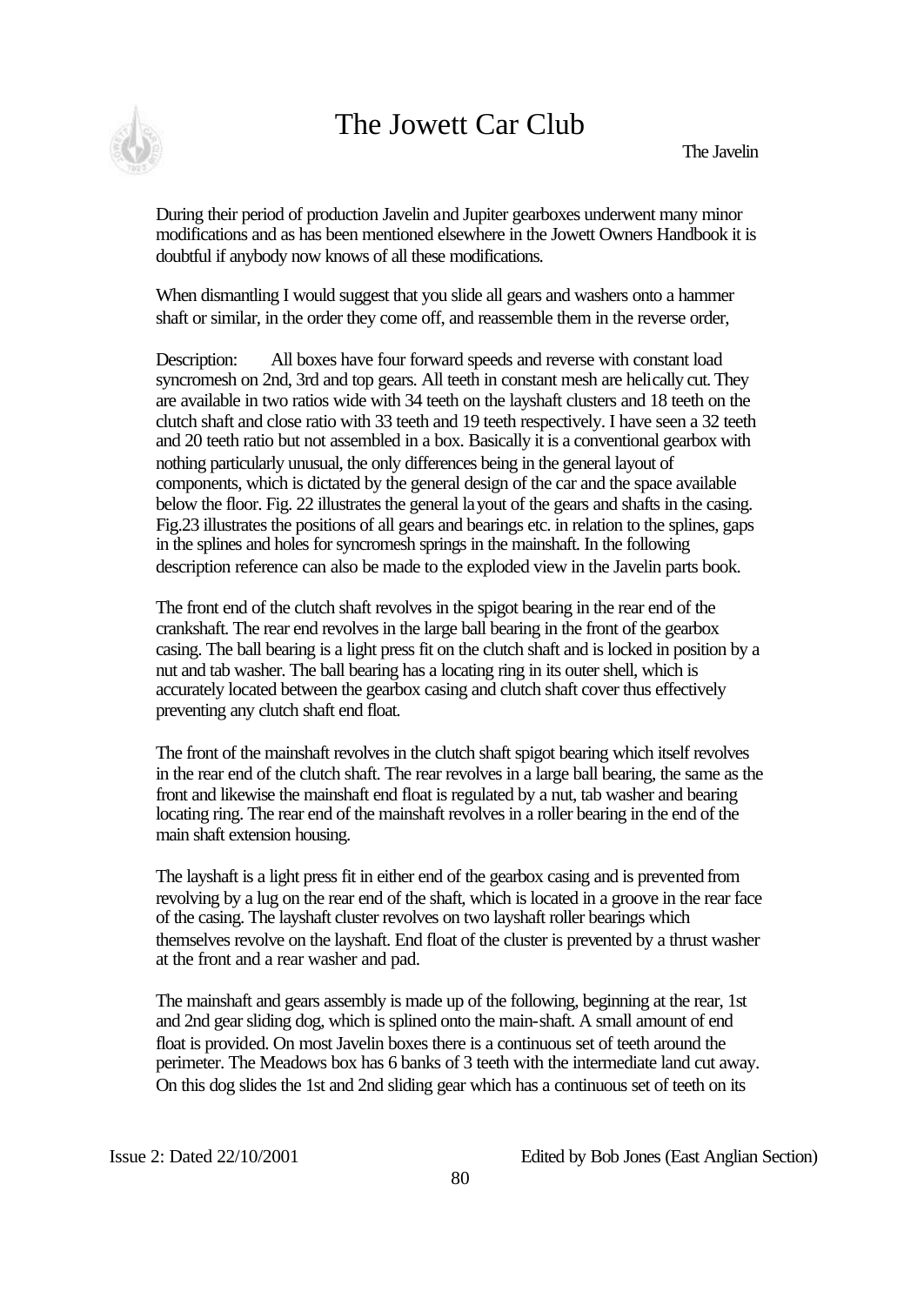During their period of production Javelin and Jupiter gearboxes underwent many minor modifications and as has been mentioned elsewhere in the Jowett Owners Handbook it is doubtful if anybody now knows of all these modifications.

When dismantling I would suggest that you slide all gears and washers onto a hammer shaft or similar, in the order they come off, and reassemble them in the reverse order,

Description: All boxes have four forward speeds and reverse with constant load syncromesh on 2nd, 3rd and top gears. All teeth in constant mesh are helically cut. They are available in two ratios wide with 34 teeth on the layshaft clusters and 18 teeth on the clutch shaft and close ratio with 33 teeth and 19 teeth respectively. I have seen a 32 teeth and 20 teeth ratio but not assembled in a box. Basically it is a conventional gearbox with nothing particularly unusual, the only differences being in the general layout of components, which is dictated by the general design of the car and the space available below the floor. Fig. 22 illustrates the general layout of the gears and shafts in the casing. Fig.23 illustrates the positions of all gears and bearings etc. in relation to the splines, gaps in the splines and holes for syncromesh springs in the mainshaft. In the following description reference can also be made to the exploded view in the Javelin parts book.

The front end of the clutch shaft revolves in the spigot bearing in the rear end of the crankshaft. The rear end revolves in the large ball bearing in the front of the gearbox casing. The ball bearing is a light press fit on the clutch shaft and is locked in position by a nut and tab washer. The ball bearing has a locating ring in its outer shell, which is accurately located between the gearbox casing and clutch shaft cover thus effectively preventing any clutch shaft end float.

The front of the mainshaft revolves in the clutch shaft spigot bearing which itself revolves in the rear end of the clutch shaft. The rear revolves in a large ball bearing, the same as the front and likewise the mainshaft end float is regulated by a nut, tab washer and bearing locating ring. The rear end of the mainshaft revolves in a roller bearing in the end of the main shaft extension housing.

The layshaft is a light press fit in either end of the gearbox casing and is prevented from revolving by a lug on the rear end of the shaft, which is located in a groove in the rear face of the casing. The layshaft cluster revolves on two layshaft roller bearings which themselves revolve on the layshaft. End float of the cluster is prevented by a thrust washer at the front and a rear washer and pad.

The mainshaft and gears assembly is made up of the following, beginning at the rear, 1st and 2nd gear sliding dog, which is splined onto the main-shaft. A small amount of end float is provided. On most Javelin boxes there is a continuous set of teeth around the perimeter. The Meadows box has 6 banks of 3 teeth with the intermediate land cut away. On this dog slides the 1st and 2nd sliding gear which has a continuous set of teeth on its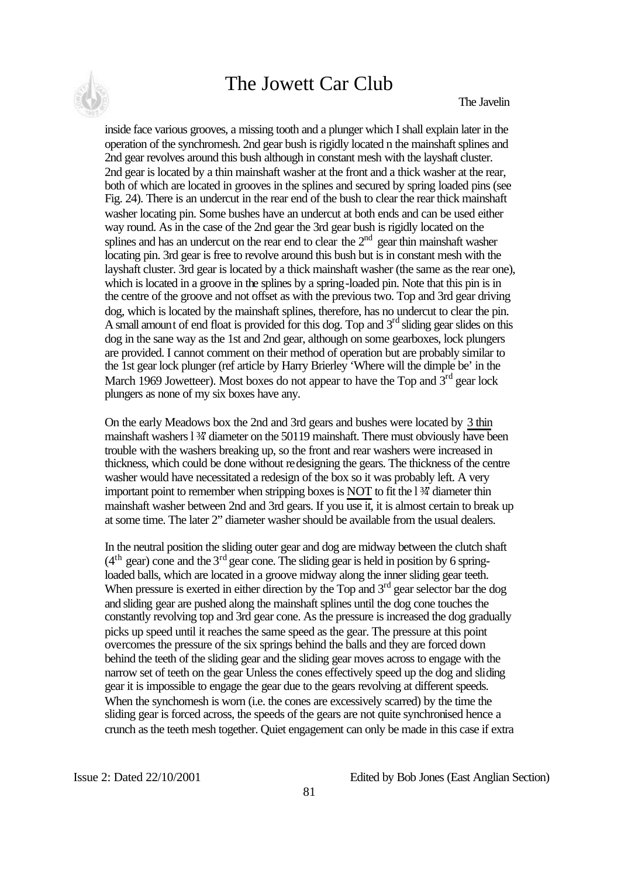inside face various grooves, a missing tooth and a plunger which I shall explain later in the operation of the synchromesh. 2nd gear bush is rigidly located n the mainshaft splines and 2nd gear revolves around this bush although in constant mesh with the layshaft cluster. 2nd gear is located by a thin mainshaft washer at the front and a thick washer at the rear, both of which are located in grooves in the splines and secured by spring loaded pins (see Fig. 24). There is an undercut in the rear end of the bush to clear the rear thick mainshaft washer locating pin. Some bushes have an undercut at both ends and can be used either way round. As in the case of the 2nd gear the 3rd gear bush is rigidly located on the splines and has an undercut on the rear end to clear the 2nd gear thin mainshaft washer locating pin. 3rd gear is free to revolve around this bush but is in constant mesh with the layshaft cluster. 3rd gear is located by a thick mainshaft washer (the same as the rear one), which is located in a groove in the splines by a spring-loaded pin. Note that this pin is in the centre of the groove and not offset as with the previous two. Top and 3rd gear driving dog, which is located by the mainshaft splines, therefore, has no undercut to clear the pin. A small amount of end float is provided for this dog. Top and 3rd sliding gear slides on this dog in the sane way as the 1st and 2nd gear, although on some gearboxes, lock plungers are provided. I cannot comment on their method of operation but are probably similar to the 1st gear lock plunger (ref article by Harry Brierley 'Where will the dimple be' in the March 1969 Jowetteer). Most boxes do not appear to have the Top and 3rd gear lock plungers as none of my six boxes have any.

On the early Meadows box the 2nd and 3rd gears and bushes were located by 3 thin mainshaft washers l ¾" diameter on the 50119 mainshaft. There must obviously have been trouble with the washers breaking up, so the front and rear washers were increased in thickness, which could be done without redesigning the gears. The thickness of the centre washer would have necessitated a redesign of the box so it was probably left. A very important point to remember when stripping boxes is NOT to fit the l ¾" diameter thin mainshaft washer between 2nd and 3rd gears. If you use it, it is almost certain to break up at some time. The later 2" diameter washer should be available from the usual dealers.

In the neutral position the sliding outer gear and dog are midway between the clutch shaft (4th gear) cone and the 3rd gear cone. The sliding gear is held in position by 6 spring-loaded balls, which are located in a groove midway along the inner sliding gear teeth. When pressure is exerted in either direction by the Top and 3rd gear selector bar the dog and sliding gear are pushed along the mainshaft splines until the dog cone touches the constantly revolving top and 3rd gear cone. As the pressure is increased the dog gradually picks up speed until it reaches the same speed as the gear. The pressure at this point overcomes the pressure of the six springs behind the balls and they are forced down behind the teeth of the sliding gear and the sliding gear moves across to engage with the narrow set of teeth on the gear Unless the cones effectively speed up the dog and sliding gear it is impossible to engage the gear due to the gears revolving at different speeds. When the synchomesh is worn (i.e. the cones are excessively scarred) by the time the sliding gear is forced across, the speeds of the gears are not quite synchronised hence a crunch as the teeth mesh together. Quiet engagement can only be made in this case if extra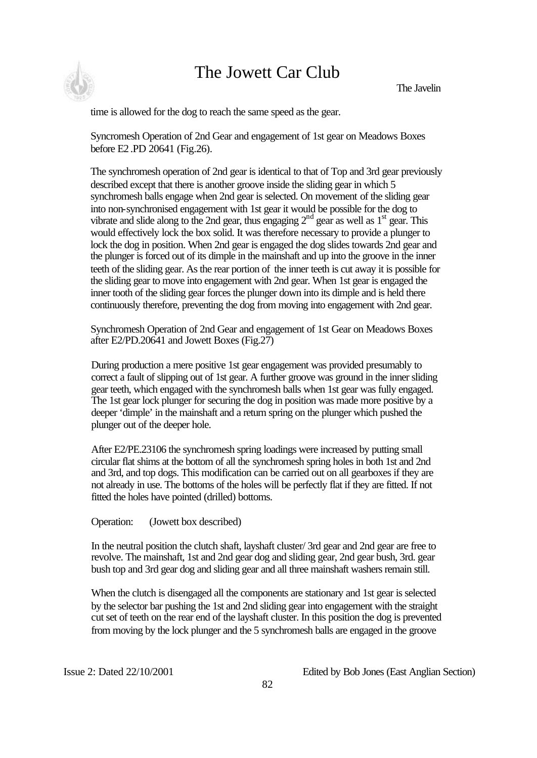time is allowed for the dog to reach the same speed as the gear.

Syncromesh Operation of 2nd Gear and engagement of 1st gear on Meadows Boxes before E2 .PD 20641 (Fig.26).

The synchromesh operation of 2nd gear is identical to that of Top and 3rd gear previously described except that there is another groove inside the sliding gear in which 5 synchromesh balls engage when 2nd gear is selected. On movement of the sliding gear into non-synchronised engagement with 1st gear it would be possible for the dog to vibrate and slide along to the 2nd gear, thus engaging 2nd gear as well as 1st gear. This would effectively lock the box solid. It was therefore necessary to provide a plunger to lock the dog in position. When 2nd gear is engaged the dog slides towards 2nd gear and the plunger is forced out of its dimple in the mainshaft and up into the groove in the inner teeth of the sliding gear. As the rear portion of the inner teeth is cut away it is possible for the sliding gear to move into engagement with 2nd gear. When 1st gear is engaged the inner tooth of the sliding gear forces the plunger down into its dimple and is held there continuously therefore, preventing the dog from moving into engagement with 2nd gear.

Synchromesh Operation of 2nd Gear and engagement of 1st Gear on Meadows Boxes after E2/PD.20641 and Jowett Boxes (Fig.27)

During production a mere positive 1st gear engagement was provided presumably to correct a fault of slipping out of 1st gear. A further groove was ground in the inner sliding gear teeth, which engaged with the synchromesh balls when 1st gear was fully engaged. The 1st gear lock plunger for securing the dog in position was made more positive by a deeper 'dimple' in the mainshaft and a return spring on the plunger which pushed the plunger out of the deeper hole.

After E2/PE.23106 the synchromesh spring loadings were increased by putting small circular flat shims at the bottom of all the synchromesh spring holes in both 1st and 2nd and 3rd, and top dogs. This modification can be carried out on all gearboxes if they are not already in use. The bottoms of the holes will be perfectly flat if they are fitted. If not fitted the holes have pointed (drilled) bottoms.

Operation: (Jowett box described)

In the neutral position the clutch shaft, layshaft cluster/ 3rd gear and 2nd gear are free to revolve. The mainshaft, 1st and 2nd gear dog and sliding gear, 2nd gear bush, 3rd. gear bush top and 3rd gear dog and sliding gear and all three mainshaft washers remain still.

When the clutch is disengaged all the components are stationary and 1st gear is selected by the selector bar pushing the 1st and 2nd sliding gear into engagement with the straight cut set of teeth on the rear end of the layshaft cluster. In this position the dog is prevented from moving by the lock plunger and the 5 synchromesh balls are engaged in the groove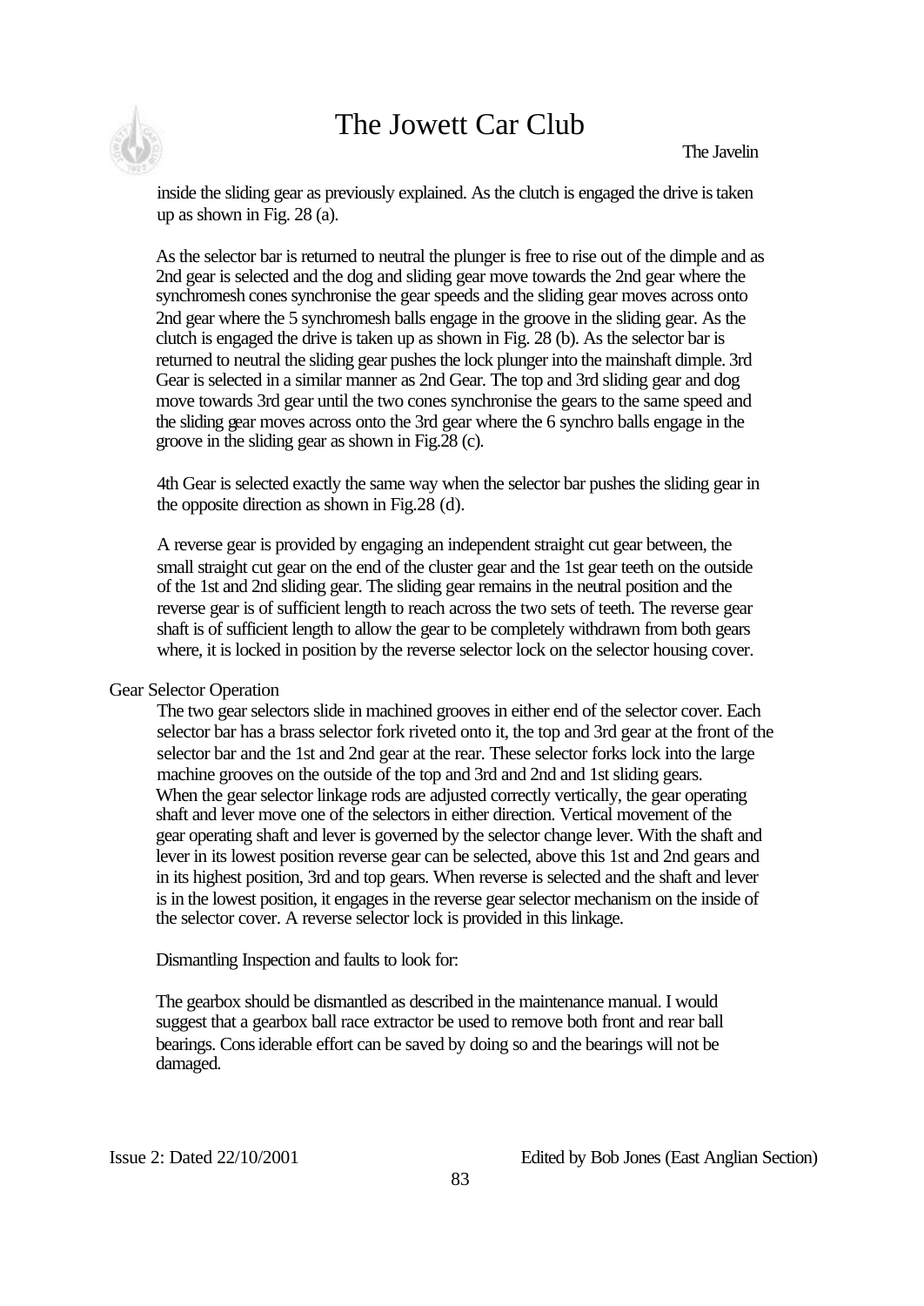inside the sliding gear as previously explained. As the clutch is engaged the drive is taken up as shown in Fig. 28 (a).

As the selector bar is returned to neutral the plunger is free to rise out of the dimple and as 2nd gear is selected and the dog and sliding gear move towards the 2nd gear where the synchromesh cones synchronise the gear speeds and the sliding gear moves across onto 2nd gear where the 5 synchromesh balls engage in the groove in the sliding gear. As the clutch is engaged the drive is taken up as shown in Fig. 28 (b). As the selector bar is returned to neutral the sliding gear pushes the lock plunger into the mainshaft dimple. 3rd Gear is selected in a similar manner as 2nd Gear. The top and 3rd sliding gear and dog move towards 3rd gear until the two cones synchronise the gears to the same speed and the sliding gear moves across onto the 3rd gear where the 6 synchro balls engage in the groove in the sliding gear as shown in Fig.28 (c).

4th Gear is selected exactly the same way when the selector bar pushes the sliding gear in the opposite direction as shown in Fig.28 (d).

A reverse gear is provided by engaging an independent straight cut gear between, the small straight cut gear on the end of the cluster gear and the 1st gear teeth on the outside of the 1st and 2nd sliding gear. The sliding gear remains in the neutral position and the reverse gear is of sufficient length to reach across the two sets of teeth. The reverse gear shaft is of sufficient length to allow the gear to be completely withdrawn from both gears where, it is locked in position by the reverse selector lock on the selector housing cover.

Gear Selector Operation

The two gear selectors slide in machined grooves in either end of the selector cover. Each selector bar has a brass selector fork riveted onto it, the top and 3rd gear at the front of the selector bar and the 1st and 2nd gear at the rear. These selector forks lock into the large machine grooves on the outside of the top and 3rd and 2nd and 1st sliding gears. When the gear selector linkage rods are adjusted correctly vertically, the gear operating shaft and lever move one of the selectors in either direction. Vertical movement of the gear operating shaft and lever is governed by the selector change lever. With the shaft and lever in its lowest position reverse gear can be selected, above this 1st and 2nd gears and in its highest position, 3rd and top gears. When reverse is selected and the shaft and lever is in the lowest position, it engages in the reverse gear selector mechanism on the inside of the selector cover. A reverse selector lock is provided in this linkage.

Dismantling Inspection and faults to look for:

The gearbox should be dismantled as described in the maintenance manual. I would suggest that a gearbox ball race extractor be used to remove both front and rear ball bearings. Considerable effort can be saved by doing so and the bearings will not be damaged.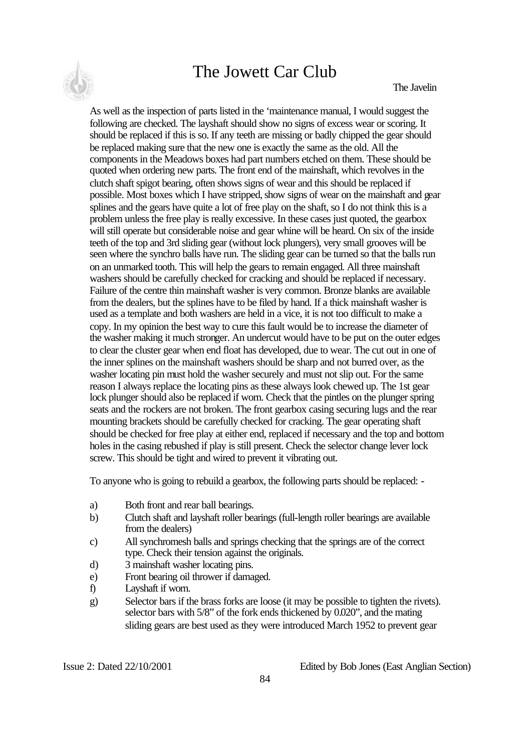As well as the inspection of parts listed in the 'maintenance manual, I would suggest the following are checked. The layshaft should show no signs of excess wear or scoring. It should be replaced if this is so. If any teeth are missing or badly chipped the gear should be replaced making sure that the new one is exactly the same as the old. All the components in the Meadows boxes had part numbers etched on them. These should be quoted when ordering new parts. The front end of the mainshaft, which revolves in the clutch shaft spigot bearing, often shows signs of wear and this should be replaced if possible. Most boxes which I have stripped, show signs of wear on the mainshaft and gear splines and the gears have quite a lot of free play on the shaft, so I do not think this is a problem unless the free play is really excessive. In these cases just quoted, the gearbox will still operate but considerable noise and gear whine will be heard. On six of the inside teeth of the top and 3rd sliding gear (without lock plungers), very small grooves will be seen where the synchro balls have run. The sliding gear can be turned so that the balls run on an unmarked tooth. This will help the gears to remain engaged. All three mainshaft washers should be carefully checked for cracking and should be replaced if necessary. Failure of the centre thin mainshaft washer is very common. Bronze blanks are available from the dealers, but the splines have to be filed by hand. If a thick mainshaft washer is used as a template and both washers are held in a vice, it is not too difficult to make a copy. In my opinion the best way to cure this fault would be to increase the diameter of the washer making it much stronger. An undercut would have to be put on the outer edges to clear the cluster gear when end float has developed, due to wear. The cut out in one of the inner splines on the mainshaft washers should be sharp and not burred over, as the washer locating pin must hold the washer securely and must not slip out. For the same reason I always replace the locating pins as these always look chewed up. The 1st gear lock plunger should also be replaced if worn. Check that the pintles on the plunger spring seats and the rockers are not broken. The front gearbox casing securing lugs and the rear mounting brackets should be carefully checked for cracking. The gear operating shaft should be checked for free play at either end, replaced if necessary and the top and bottom holes in the casing rebushed if play is still present. Check the selector change lever lock screw. This should be tight and wired to prevent it vibrating out.

To anyone who is going to rebuild a gearbox, the following parts should be replaced: -

a) Both front and rear ball bearings.
b) Clutch shaft and layshaft roller bearings (full-length roller bearings are available from the dealers)
c) All synchromesh balls and springs checking that the springs are of the correct type. Check their tension against the originals.
d) 3 mainshaft washer locating pins.
e) Front bearing oil thrower if damaged.
f) Layshaft if worn.
g) Selector bars if the brass forks are loose (it may be possible to tighten the rivets). selector bars with 5/8" of the fork ends thickened by 0.020", and the mating sliding gears are best used as they were introduced March 1952 to prevent gear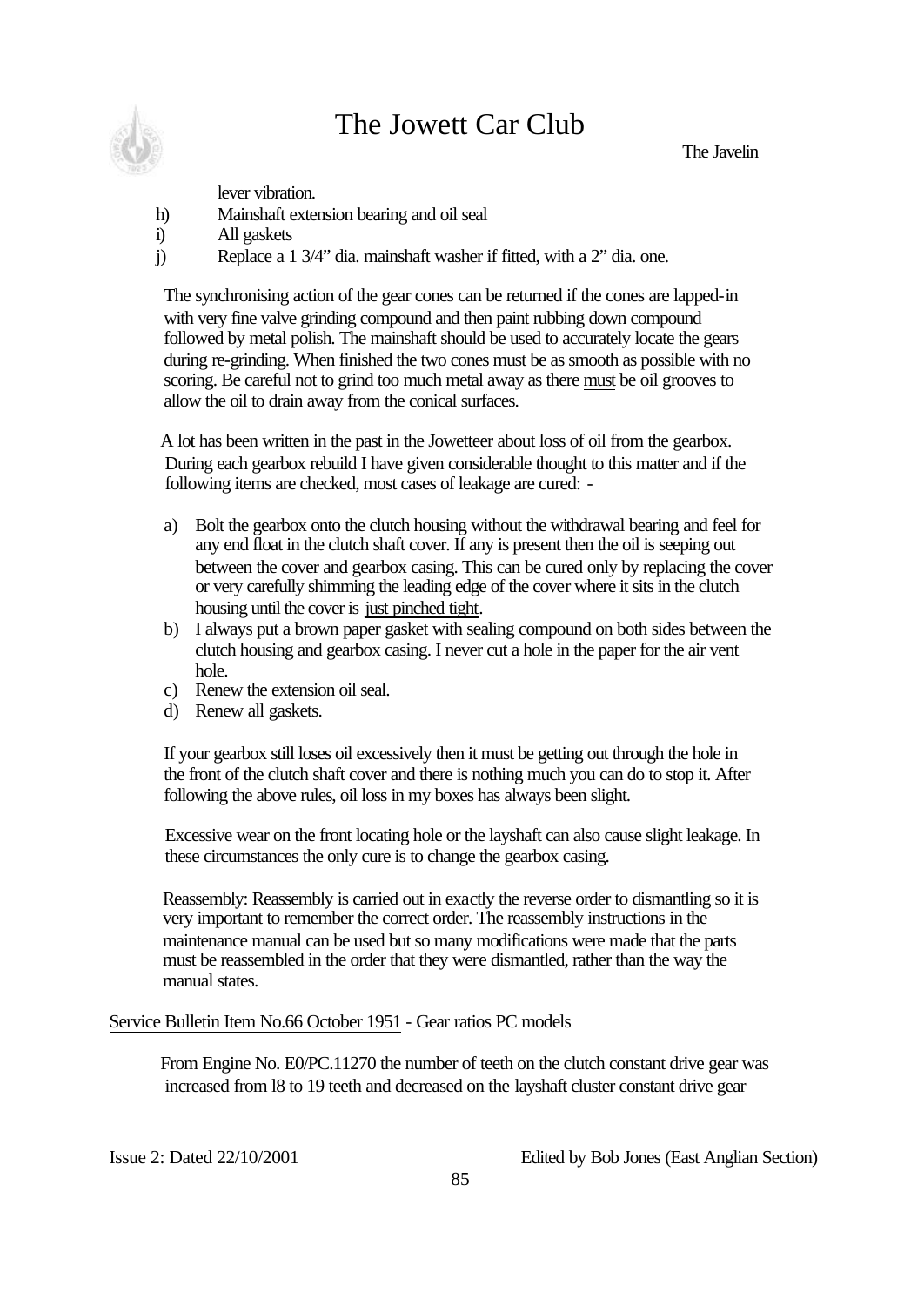lever vibration.

h) Mainshaft extension bearing and oil seal
i) All gaskets
j) Replace a 1 3/4” dia. mainshaft washer if fitted, with a 2” dia. one.

The synchronising action of the gear cones can be returned if the cones are lapped-in with very fine valve grinding compound and then paint rubbing down compound followed by metal polish. The mainshaft should be used to accurately locate the gears during re-grinding. When finished the two cones must be as smooth as possible with no scoring. Be careful not to grind too much metal away as there must be oil grooves to allow the oil to drain away from the conical surfaces.

A lot has been written in the past in the Jowetteer about loss of oil from the gearbox. During each gearbox rebuild I have given considerable thought to this matter and if the following items are checked, most cases of leakage are cured: -

a) Bolt the gearbox onto the clutch housing without the withdrawal bearing and feel for any end float in the clutch shaft cover. If any is present then the oil is seeping out between the cover and gearbox casing. This can be cured only by replacing the cover or very carefully shimming the leading edge of the cover where it sits in the clutch housing until the cover is just pinched tight.
b) I always put a brown paper gasket with sealing compound on both sides between the clutch housing and gearbox casing. I never cut a hole in the paper for the air vent hole.
c) Renew the extension oil seal.
d) Renew all gaskets.

If your gearbox still loses oil excessively then it must be getting out through the hole in the front of the clutch shaft cover and there is nothing much you can do to stop it. After following the above rules, oil loss in my boxes has always been slight.

Excessive wear on the front locating hole or the layshaft can also cause slight leakage. In these circumstances the only cure is to change the gearbox casing.

Reassembly: Reassembly is carried out in exactly the reverse order to dismantling so it is very important to remember the correct order. The reassembly instructions in the maintenance manual can be used but so many modifications were made that the parts must be reassembled in the order that they were dismantled, rather than the way the manual states.

Service Bulletin Item No.66 October 1951 - Gear ratios PC models

From Engine No. E0/PC.11270 the number of teeth on the clutch constant drive gear was increased from 18 to 19 teeth and decreased on the layshaft cluster constant drive gear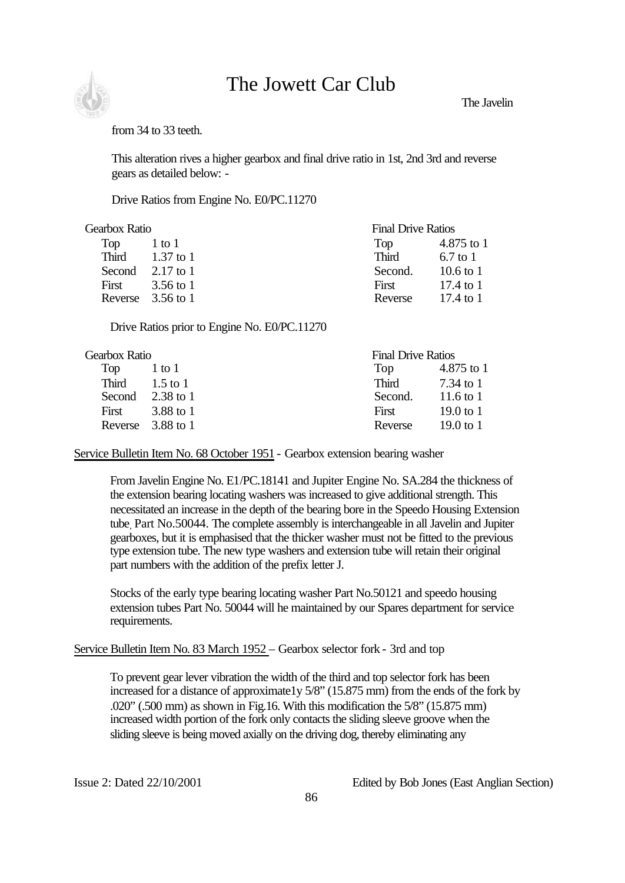from 34 to 33 teeth.

This alteration rives a higher gearbox and final drive ratio in 1st, 2nd 3rd and reverse gears as detailed below: -

Drive Ratios from Engine No. E0/PC.11270

| Gearbox Ratio | | Final Drive Ratios | |
|---|---|---|---|
| Top | 1 to 1 | Top | 4.875 to 1 |
| Third | 1.37 to 1 | Third | 6.7 to 1 |
| Second | 2.17 to 1 | Second. | 10.6 to 1 |
| First | 3.56 to 1 | First | 17.4 to 1 |
| Reverse | 3.56 to 1 | Reverse | 17.4 to 1 |

Drive Ratios prior to Engine No. E0/PC.11270

| Gearbox Ratio | | Final Drive Ratios | |
|---|---|---|---|
| Top | 1 to 1 | Top | 4.875 to 1 |
| Third | 1.5 to 1 | Third | 7.34 to 1 |
| Second | 2.38 to 1 | Second. | 11.6 to 1 |
| First | 3.88 to 1 | First | 19.0 to 1 |
| Reverse | 3.88 to 1 | Reverse | 19.0 to 1 |

Service Bulletin Item No. 68 October 1951 - Gearbox extension bearing washer

From Javelin Engine No. E1/PC.18141 and Jupiter Engine No. SA.284 the thickness of the extension bearing locating washers was increased to give additional strength. This necessitated an increase in the depth of the bearing bore in the Speedo Housing Extension tube, Part No.50044. The complete assembly is interchangeable in all Javelin and Jupiter gearboxes, but it is emphasised that the thicker washer must not be fitted to the previous type extension tube. The new type washers and extension tube will retain their original part numbers with the addition of the prefix letter J.

Stocks of the early type bearing locating washer Part No.50121 and speedo housing extension tubes Part No. 50044 will he maintained by our Spares department for service requirements.

Service Bulletin Item No. 83 March 1952 – Gearbox selector fork - 3rd and top

To prevent gear lever vibration the width of the third and top selector fork has been increased for a distance of approximate1y 5/8" (15.875 mm) from the ends of the fork by .020" (.500 mm) as shown in Fig.16. With this modification the 5/8" (15.875 mm) increased width portion of the fork only contacts the sliding sleeve groove when the sliding sleeve is being moved axially on the driving dog, thereby eliminating any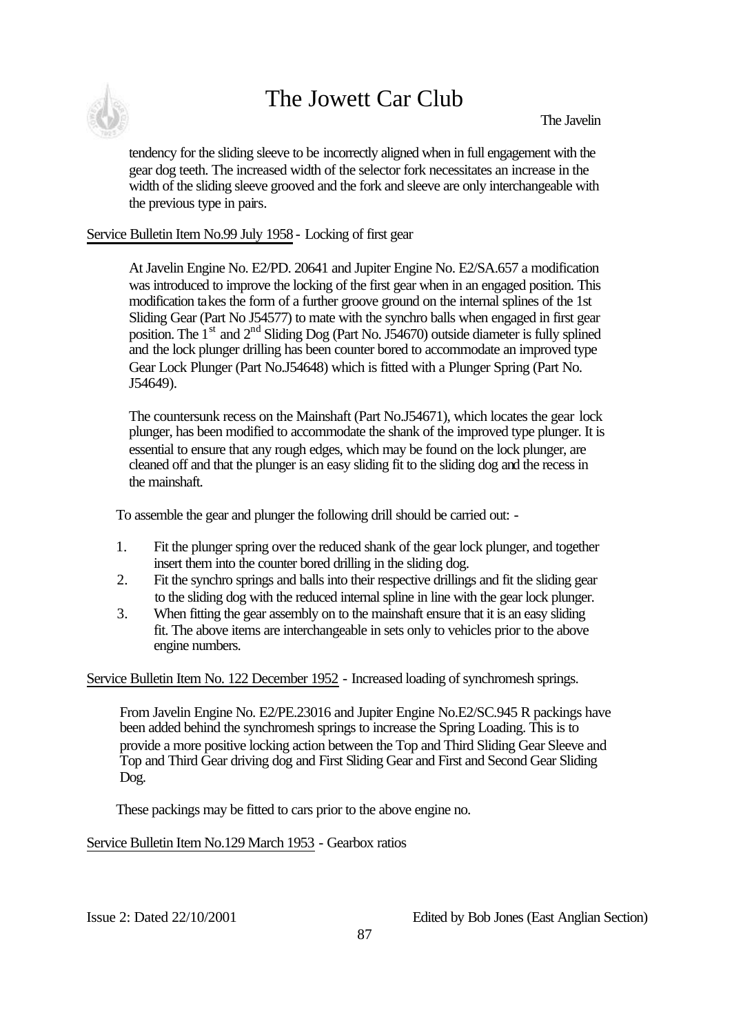tendency for the sliding sleeve to be incorrectly aligned when in full engagement with the gear dog teeth. The increased width of the selector fork necessitates an increase in the width of the sliding sleeve grooved and the fork and sleeve are only interchangeable with the previous type in pairs.

Service Bulletin Item No.99 July 1958 - Locking of first gear

At Javelin Engine No. E2/PD. 20641 and Jupiter Engine No. E2/SA.657 a modification was introduced to improve the locking of the first gear when in an engaged position. This modification takes the form of a further groove ground on the internal splines of the 1st Sliding Gear (Part No J54577) to mate with the synchro balls when engaged in first gear position. The 1st and 2nd Sliding Dog (Part No. J54670) outside diameter is fully splined and the lock plunger drilling has been counter bored to accommodate an improved type Gear Lock Plunger (Part No.J54648) which is fitted with a Plunger Spring (Part No. J54649).

The countersunk recess on the Mainshaft (Part No.J54671), which locates the gear lock plunger, has been modified to accommodate the shank of the improved type plunger. It is essential to ensure that any rough edges, which may be found on the lock plunger, are cleaned off and that the plunger is an easy sliding fit to the sliding dog and the recess in the mainshaft.

To assemble the gear and plunger the following drill should be carried out: -

1. Fit the plunger spring over the reduced shank of the gear lock plunger, and together insert them into the counter bored drilling in the sliding dog.
2. Fit the synchro springs and balls into their respective drillings and fit the sliding gear to the sliding dog with the reduced internal spline in line with the gear lock plunger.
3. When fitting the gear assembly on to the mainshaft ensure that it is an easy sliding fit. The above items are interchangeable in sets only to vehicles prior to the above engine numbers.

Service Bulletin Item No. 122 December 1952 - Increased loading of synchromesh springs.

From Javelin Engine No. E2/PE.23016 and Jupiter Engine No.E2/SC.945 R packings have been added behind the synchromesh springs to increase the Spring Loading. This is to provide a more positive locking action between the Top and Third Sliding Gear Sleeve and Top and Third Gear driving dog and First Sliding Gear and First and Second Gear Sliding Dog.

These packings may be fitted to cars prior to the above engine no.

Service Bulletin Item No.129 March 1953 - Gearbox ratios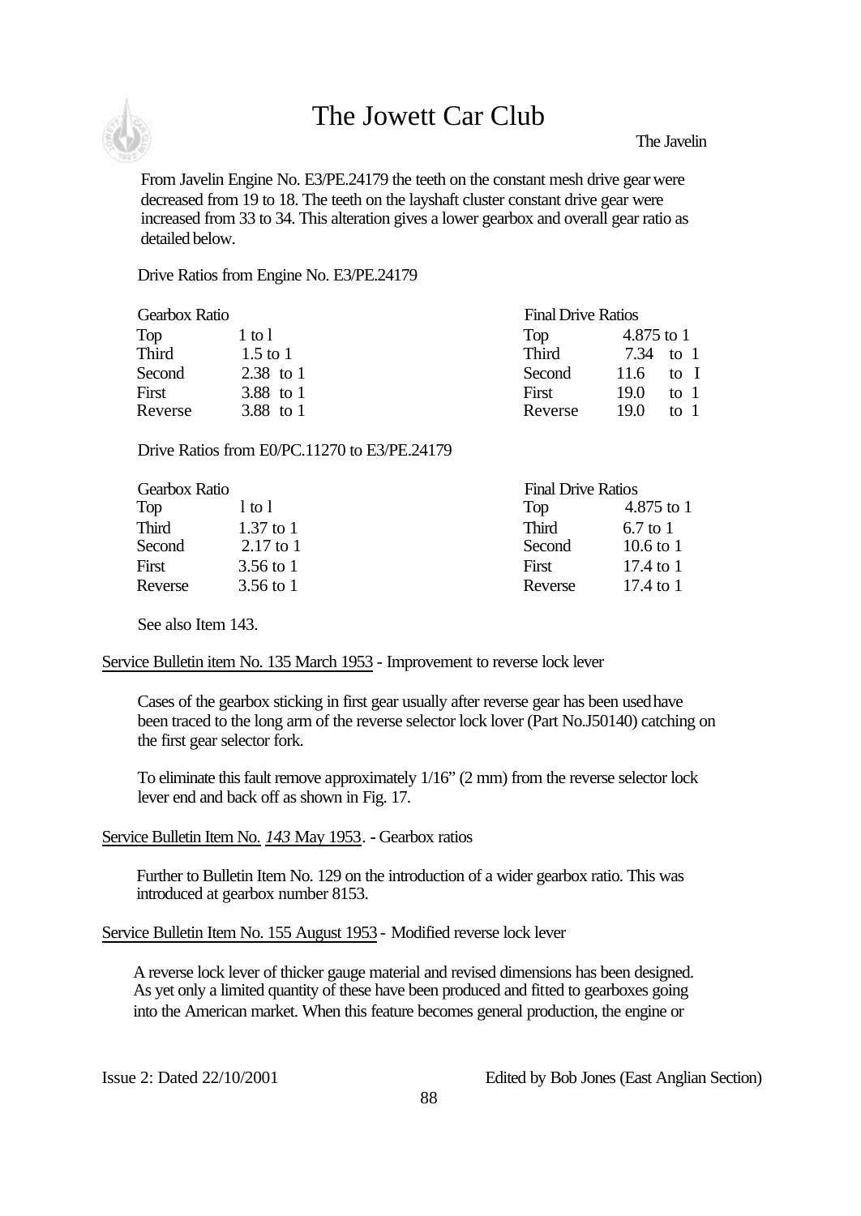From Javelin Engine No. E3/PE.24179 the teeth on the constant mesh drive gear were decreased from 19 to 18. The teeth on the layshaft cluster constant drive gear were increased from 33 to 34. This alteration gives a lower gearbox and overall gear ratio as detailed below.

Drive Ratios from Engine No. E3/PE.24179

| Gearbox Ratio | | Final Drive Ratios | |
|---|---|---|---|
| Top | 1 to l | Top | 4.875 to 1 |
| Third | 1.5 to 1 | Third | 7.34 to 1 |
| Second | 2.38 to 1 | Second | 11.6 to I |
| First | 3.88 to 1 | First | 19.0 to 1 |
| Reverse | 3.88 to 1 | Reverse | 19.0 to 1 |

Drive Ratios from E0/PC.11270 to E3/PE.24179

| Gearbox Ratio | | Final Drive Ratios | |
|---|---|---|---|
| Top | l to l | Top | 4.875 to 1 |
| Third | 1.37 to 1 | Third | 6.7 to 1 |
| Second | 2.17 to 1 | Second | 10.6 to 1 |
| First | 3.56 to 1 | First | 17.4 to 1 |
| Reverse | 3.56 to 1 | Reverse | 17.4 to 1 |

See also Item 143.

Service Bulletin item No. 135 March 1953 - Improvement to reverse lock lever

Cases of the gearbox sticking in first gear usually after reverse gear has been used have been traced to the long arm of the reverse selector lock lover (Part No.J50140) catching on the first gear selector fork.

To eliminate this fault remove approximately 1/16" (2 mm) from the reverse selector lock lever end and back off as shown in Fig. 17.

Service Bulletin Item No. *143* May 1953. - Gearbox ratios

Further to Bulletin Item No. 129 on the introduction of a wider gearbox ratio. This was introduced at gearbox number 8153.

Service Bulletin Item No. 155 August 1953 - Modified reverse lock lever

A reverse lock lever of thicker gauge material and revised dimensions has been designed. As yet only a limited quantity of these have been produced and fitted to gearboxes going into the American market. When this feature becomes general production, the engine or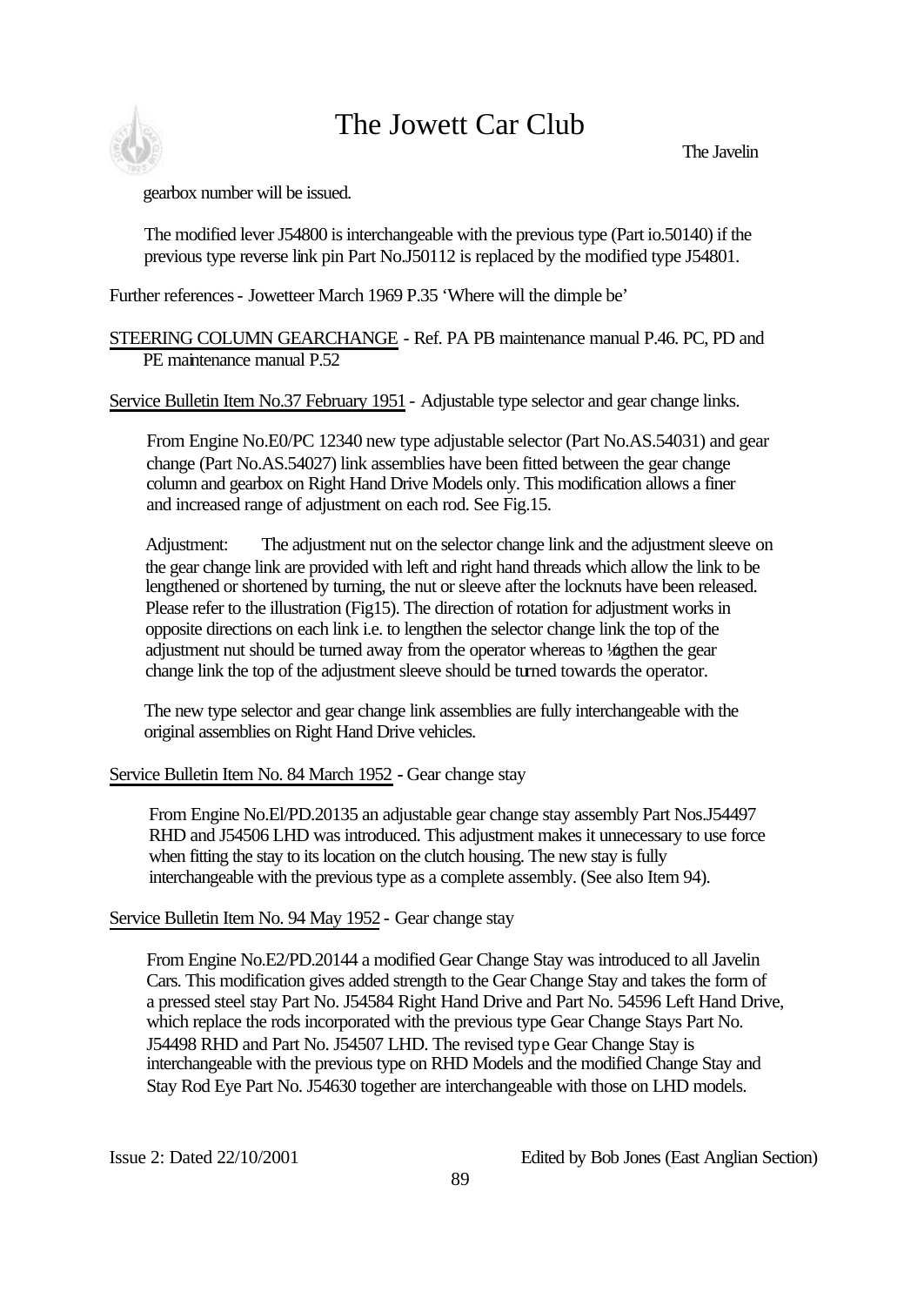gearbox number will be issued.

The modified lever J54800 is interchangeable with the previous type (Part io.50140) if the previous type reverse link pin Part No.J50112 is replaced by the modified type J54801.

Further references - Jowetteer March 1969 P.35 'Where will the dimple be'

STEERING COLUMN GEARCHANGE - Ref. PA PB maintenance manual P.46. PC, PD and PE maintenance manual P.52

Service Bulletin Item No.37 February 1951 - Adjustable type selector and gear change links.

From Engine No.E0/PC 12340 new type adjustable selector (Part No.AS.54031) and gear change (Part No.AS.54027) link assemblies have been fitted between the gear change column and gearbox on Right Hand Drive Models only. This modification allows a finer and increased range of adjustment on each rod. See Fig.15.

Adjustment: The adjustment nut on the selector change link and the adjustment sleeve on the gear change link are provided with left and right hand threads which allow the link to be lengthened or shortened by turning, the nut or sleeve after the locknuts have been released. Please refer to the illustration (Fig15). The direction of rotation for adjustment works in opposite directions on each link i.e. to lengthen the selector change link the top of the adjustment nut should be turned away from the operator whereas to ½ngthen the gear change link the top of the adjustment sleeve should be turned towards the operator.

The new type selector and gear change link assemblies are fully interchangeable with the original assemblies on Right Hand Drive vehicles.

Service Bulletin Item No. 84 March 1952 - Gear change stay

From Engine No.El/PD.20135 an adjustable gear change stay assembly Part Nos.J54497 RHD and J54506 LHD was introduced. This adjustment makes it unnecessary to use force when fitting the stay to its location on the clutch housing. The new stay is fully interchangeable with the previous type as a complete assembly. (See also Item 94).

Service Bulletin Item No. 94 May 1952 - Gear change stay

From Engine No.E2/PD.20144 a modified Gear Change Stay was introduced to all Javelin Cars. This modification gives added strength to the Gear Change Stay and takes the form of a pressed steel stay Part No. J54584 Right Hand Drive and Part No. 54596 Left Hand Drive, which replace the rods incorporated with the previous type Gear Change Stays Part No. J54498 RHD and Part No. J54507 LHD. The revised type Gear Change Stay is interchangeable with the previous type on RHD Models and the modified Change Stay and Stay Rod Eye Part No. J54630 together are interchangeable with those on LHD models.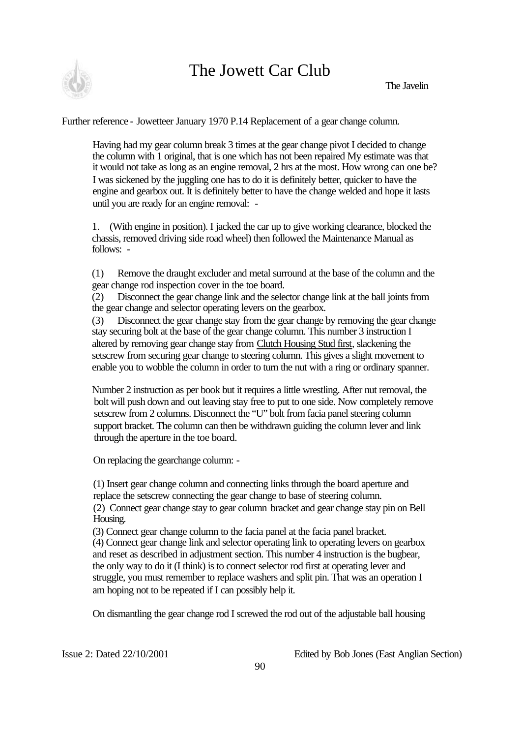Further reference - Jowetteer January 1970 P.14 Replacement of a gear change column.

Having had my gear column break 3 times at the gear change pivot I decided to change the column with 1 original, that is one which has not been repaired My estimate was that it would not take as long as an engine removal, 2 hrs at the most. How wrong can one be? I was sickened by the juggling one has to do it is definitely better, quicker to have the engine and gearbox out. It is definitely better to have the change welded and hope it lasts until you are ready for an engine removal: -

1. (With engine in position). I jacked the car up to give working clearance, blocked the chassis, removed driving side road wheel) then followed the Maintenance Manual as follows: -

(1) Remove the draught excluder and metal surround at the base of the column and the gear change rod inspection cover in the toe board.
(2) Disconnect the gear change link and the selector change link at the ball joints from the gear change and selector operating levers on the gearbox.
(3) Disconnect the gear change stay from the gear change by removing the gear change stay securing bolt at the base of the gear change column. This number 3 instruction I altered by removing gear change stay from <u>Clutch Housing Stud first</u>, slackening the setscrew from securing gear change to steering column. This gives a slight movement to enable you to wobble the column in order to turn the nut with a ring or ordinary spanner.

Number 2 instruction as per book but it requires a little wrestling. After nut removal, the bolt will push down and out leaving stay free to put to one side. Now completely remove setscrew from 2 columns. Disconnect the "U" bolt from facia panel steering column support bracket. The column can then be withdrawn guiding the column lever and link through the aperture in the toe board.

On replacing the gearchange column: -

(1) Insert gear change column and connecting links through the board aperture and replace the setscrew connecting the gear change to base of steering column.
(2) Connect gear change stay to gear column bracket and gear change stay pin on Bell Housing.
(3) Connect gear change column to the facia panel at the facia panel bracket.
(4) Connect gear change link and selector operating link to operating levers on gearbox and reset as described in adjustment section. This number 4 instruction is the bugbear, the only way to do it (I think) is to connect selector rod first at operating lever and struggle, you must remember to replace washers and split pin. That was an operation I am hoping not to be repeated if I can possibly help it.

On dismantling the gear change rod I screwed the rod out of the adjustable ball housing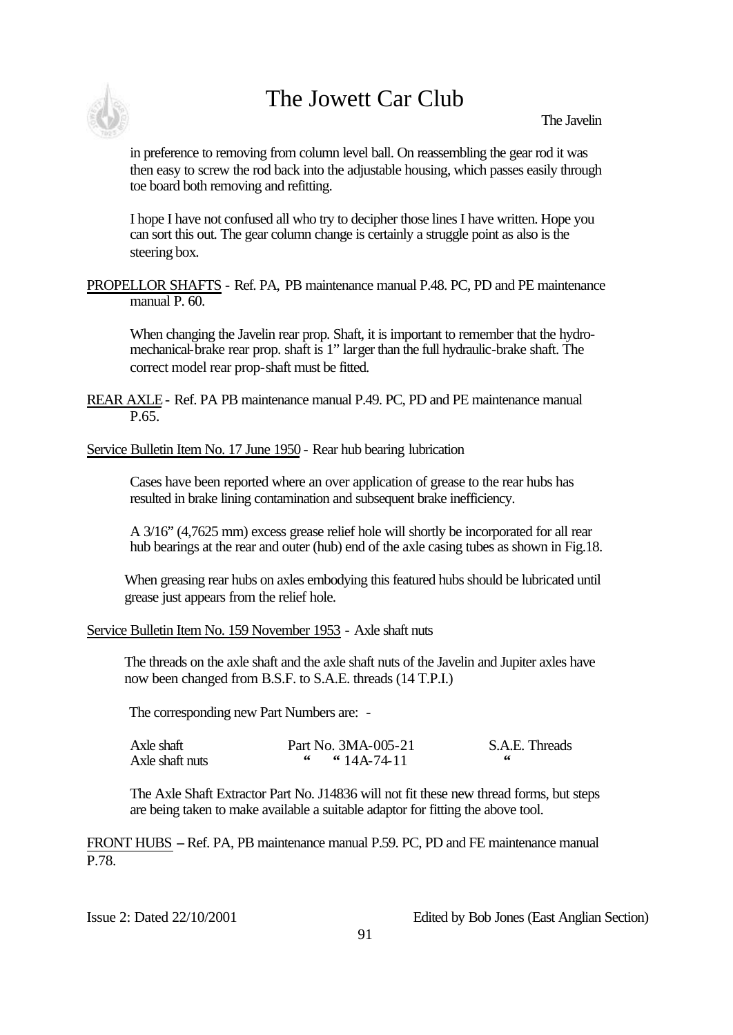in preference to removing from column level ball. On reassembling the gear rod it was then easy to screw the rod back into the adjustable housing, which passes easily through toe board both removing and refitting.

I hope I have not confused all who try to decipher those lines I have written. Hope you can sort this out. The gear column change is certainly a struggle point as also is the steering box.

PROPELLOR SHAFTS - Ref. PA, PB maintenance manual P.48. PC, PD and PE maintenance manual P. 60.

When changing the Javelin rear prop. Shaft, it is important to remember that the hydro-mechanical-brake rear prop. shaft is 1" larger than the full hydraulic-brake shaft. The correct model rear prop-shaft must be fitted.

REAR AXLE - Ref. PA PB maintenance manual P.49. PC, PD and PE maintenance manual P.65.

Service Bulletin Item No. 17 June 1950 - Rear hub bearing lubrication

Cases have been reported where an over application of grease to the rear hubs has resulted in brake lining contamination and subsequent brake inefficiency.

A 3/16" (4,7625 mm) excess grease relief hole will shortly be incorporated for all rear hub bearings at the rear and outer (hub) end of the axle casing tubes as shown in Fig.18.

When greasing rear hubs on axles embodying this featured hubs should be lubricated until grease just appears from the relief hole.

Service Bulletin Item No. 159 November 1953 - Axle shaft nuts

The threads on the axle shaft and the axle shaft nuts of the Javelin and Jupiter axles have now been changed from B.S.F. to S.A.E. threads (14 T.P.I.)

The corresponding new Part Numbers are: -

| | | |
|---|---|---|
| Axle shaft | Part No. 3MA-005-21 | S.A.E. Threads |
| Axle shaft nuts | " " 14A-74-11 | " |

The Axle Shaft Extractor Part No. J14836 will not fit these new thread forms, but steps are being taken to make available a suitable adaptor for fitting the above tool.

FRONT HUBS – Ref. PA, PB maintenance manual P.59. PC, PD and FE maintenance manual P.78.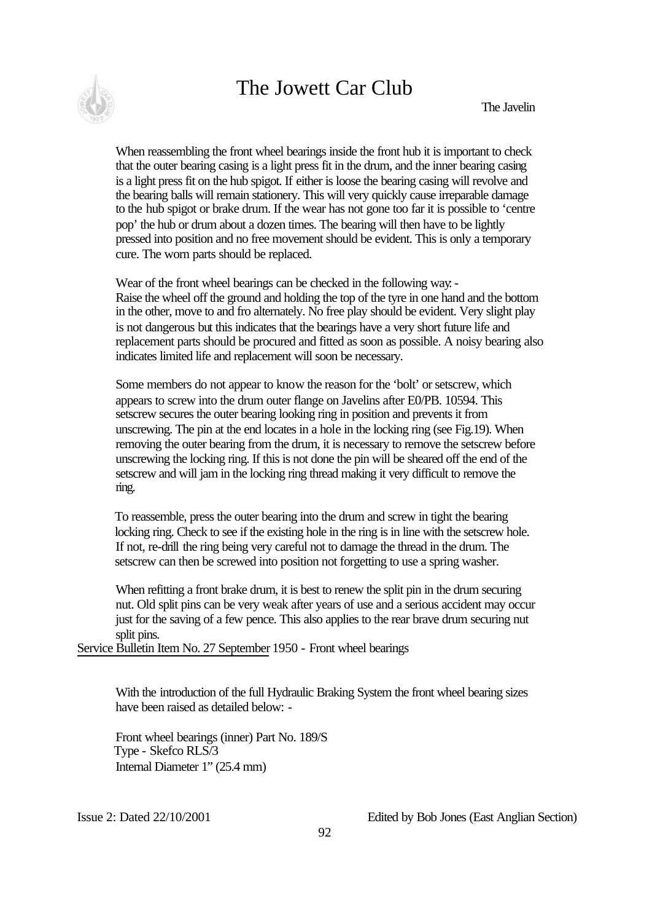When reassembling the front wheel bearings inside the front hub it is important to check that the outer bearing casing is a light press fit in the drum, and the inner bearing casing is a light press fit on the hub spigot. If either is loose the bearing casing will revolve and the bearing balls will remain stationery. This will very quickly cause irreparable damage to the hub spigot or brake drum. If the wear has not gone too far it is possible to 'centre pop' the hub or drum about a dozen times. The bearing will then have to be lightly pressed into position and no free movement should be evident. This is only a temporary cure. The worn parts should be replaced.

Wear of the front wheel bearings can be checked in the following way: -
Raise the wheel off the ground and holding the top of the tyre in one hand and the bottom in the other, move to and fro alternately. No free play should be evident. Very slight play is not dangerous but this indicates that the bearings have a very short future life and replacement parts should be procured and fitted as soon as possible. A noisy bearing also indicates limited life and replacement will soon be necessary.

Some members do not appear to know the reason for the 'bolt' or setscrew, which appears to screw into the drum outer flange on Javelins after E0/PB. 10594. This setscrew secures the outer bearing looking ring in position and prevents it from unscrewing. The pin at the end locates in a hole in the locking ring (see Fig.19). When removing the outer bearing from the drum, it is necessary to remove the setscrew before unscrewing the locking ring. If this is not done the pin will be sheared off the end of the setscrew and will jam in the locking ring thread making it very difficult to remove the ring.

To reassemble, press the outer bearing into the drum and screw in tight the bearing locking ring. Check to see if the existing hole in the ring is in line with the setscrew hole. If not, re-drill the ring being very careful not to damage the thread in the drum. The setscrew can then be screwed into position not forgetting to use a spring washer.

When refitting a front brake drum, it is best to renew the split pin in the drum securing nut. Old split pins can be very weak after years of use and a serious accident may occur just for the saving of a few pence. This also applies to the rear brave drum securing nut split pins.

<u>Service Bulletin Item No. 27 September</u> 1950 - Front wheel bearings

With the introduction of the full Hydraulic Braking System the front wheel bearing sizes have been raised as detailed below: -

Front wheel bearings (inner) Part No. 189/S
Type - Skefco RLS/3
Internal Diameter 1" (25.4 mm)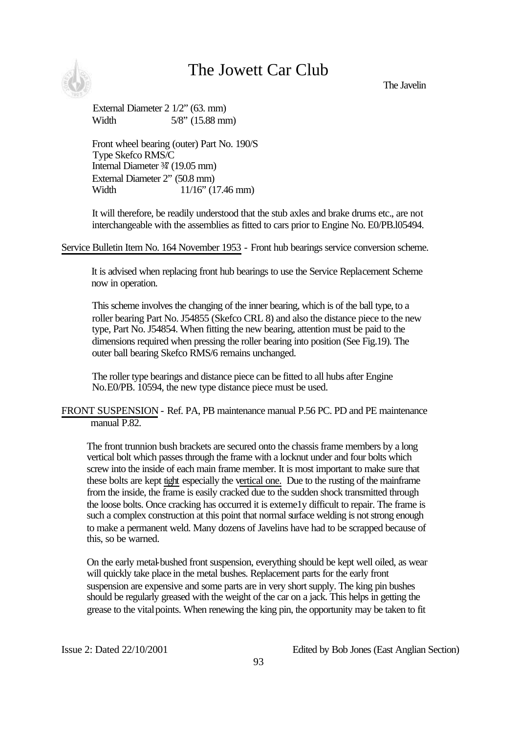External Diameter 2 1/2" (63. mm)
Width 5/8" (15.88 mm)

Front wheel bearing (outer) Part No. 190/S
Type Skefco RMS/C
Internal Diameter ¾" (19.05 mm)
External Diameter 2" (50.8 mm)
Width 11/16" (17.46 mm)

It will therefore, be readily understood that the stub axles and brake drums etc., are not interchangeable with the assemblies as fitted to cars prior to Engine No. E0/PB.l05494.

Service Bulletin Item No. 164 November 1953 - Front hub bearings service conversion scheme.

It is advised when replacing front hub bearings to use the Service Replacement Scheme now in operation.

This scheme involves the changing of the inner bearing, which is of the ball type, to a roller bearing Part No. J54855 (Skefco CRL 8) and also the distance piece to the new type, Part No. J54854. When fitting the new bearing, attention must be paid to the dimensions required when pressing the roller bearing into position (See Fig.19). The outer ball bearing Skefco RMS/6 remains unchanged.

The roller type bearings and distance piece can be fitted to all hubs after Engine No.E0/PB. 10594, the new type distance piece must be used.

FRONT SUSPENSION - Ref. PA, PB maintenance manual P.56 PC. PD and PE maintenance manual P.82.

The front trunnion bush brackets are secured onto the chassis frame members by a long vertical bolt which passes through the frame with a locknut under and four bolts which screw into the inside of each main frame member. It is most important to make sure that these bolts are kept tight especially the vertical one. Due to the rusting of the mainframe from the inside, the frame is easily cracked due to the sudden shock transmitted through the loose bolts. Once cracking has occurred it is exteme1y difficult to repair. The frame is such a complex construction at this point that normal surface welding is not strong enough to make a permanent weld. Many dozens of Javelins have had to be scrapped because of this, so be warned.

On the early metal-bushed front suspension, everything should be kept well oiled, as wear will quickly take place in the metal bushes. Replacement parts for the early front suspension are expensive and some parts are in very short supply. The king pin bushes should be regularly greased with the weight of the car on a jack. This helps in getting the grease to the vital points. When renewing the king pin, the opportunity may be taken to fit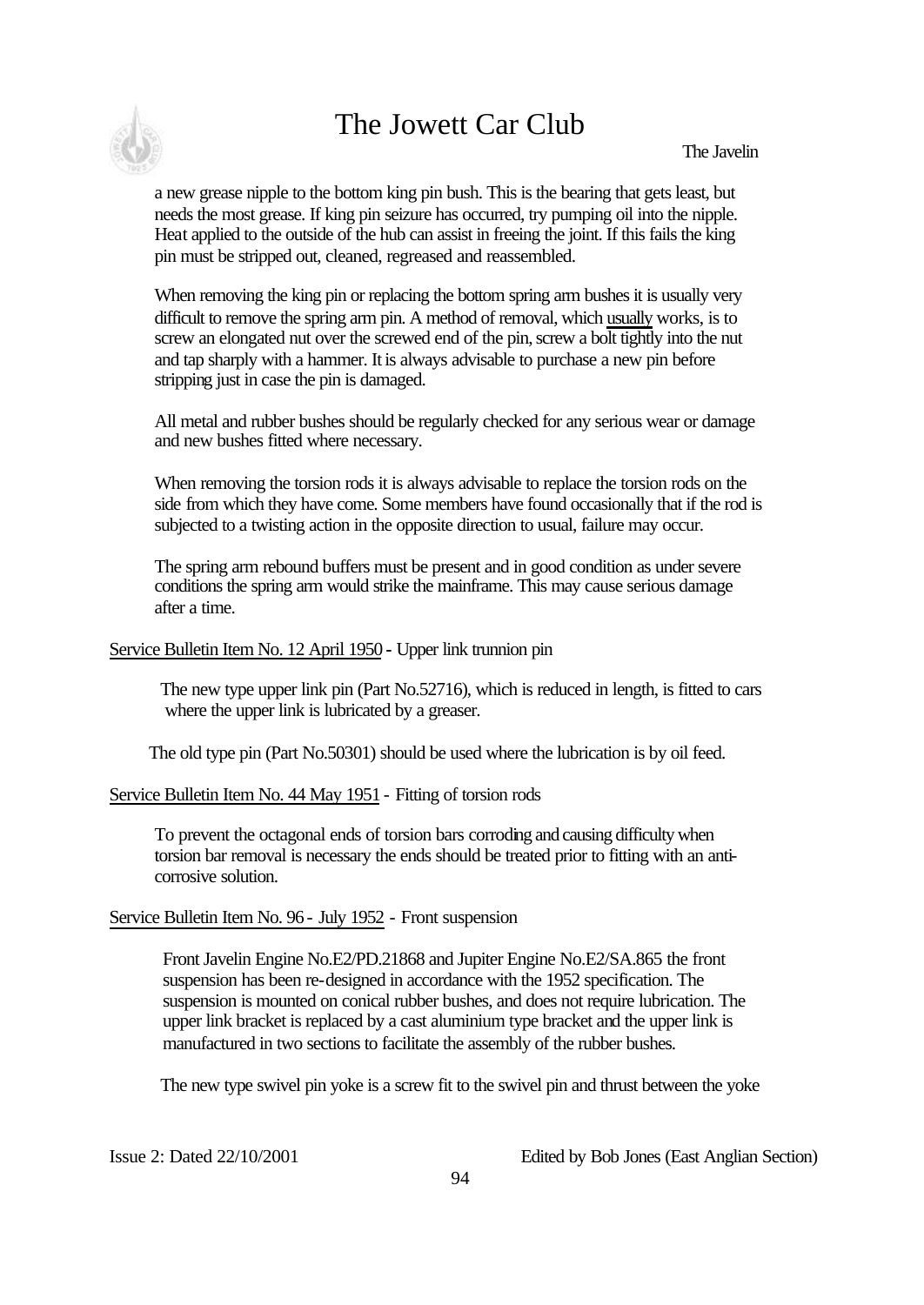a new grease nipple to the bottom king pin bush. This is the bearing that gets least, but needs the most grease. If king pin seizure has occurred, try pumping oil into the nipple. Heat applied to the outside of the hub can assist in freeing the joint. If this fails the king pin must be stripped out, cleaned, regreased and reassembled.

When removing the king pin or replacing the bottom spring arm bushes it is usually very difficult to remove the spring arm pin. A method of removal, which usually works, is to screw an elongated nut over the screwed end of the pin, screw a bolt tightly into the nut and tap sharply with a hammer. It is always advisable to purchase a new pin before stripping just in case the pin is damaged.

All metal and rubber bushes should be regularly checked for any serious wear or damage and new bushes fitted where necessary.

When removing the torsion rods it is always advisable to replace the torsion rods on the side from which they have come. Some members have found occasionally that if the rod is subjected to a twisting action in the opposite direction to usual, failure may occur.

The spring arm rebound buffers must be present and in good condition as under severe conditions the spring arm would strike the mainframe. This may cause serious damage after a time.

Service Bulletin Item No. 12 April 1950 - Upper link trunnion pin

The new type upper link pin (Part No.52716), which is reduced in length, is fitted to cars where the upper link is lubricated by a greaser.

The old type pin (Part No.50301) should be used where the lubrication is by oil feed.

Service Bulletin Item No. 44 May 1951 - Fitting of torsion rods

To prevent the octagonal ends of torsion bars corroding and causing difficulty when torsion bar removal is necessary the ends should be treated prior to fitting with an anti-corrosive solution.

Service Bulletin Item No. 96 - July 1952 - Front suspension

Front Javelin Engine No.E2/PD.21868 and Jupiter Engine No.E2/SA.865 the front suspension has been re-designed in accordance with the 1952 specification. The suspension is mounted on conical rubber bushes, and does not require lubrication. The upper link bracket is replaced by a cast aluminium type bracket and the upper link is manufactured in two sections to facilitate the assembly of the rubber bushes.

The new type swivel pin yoke is a screw fit to the swivel pin and thrust between the yoke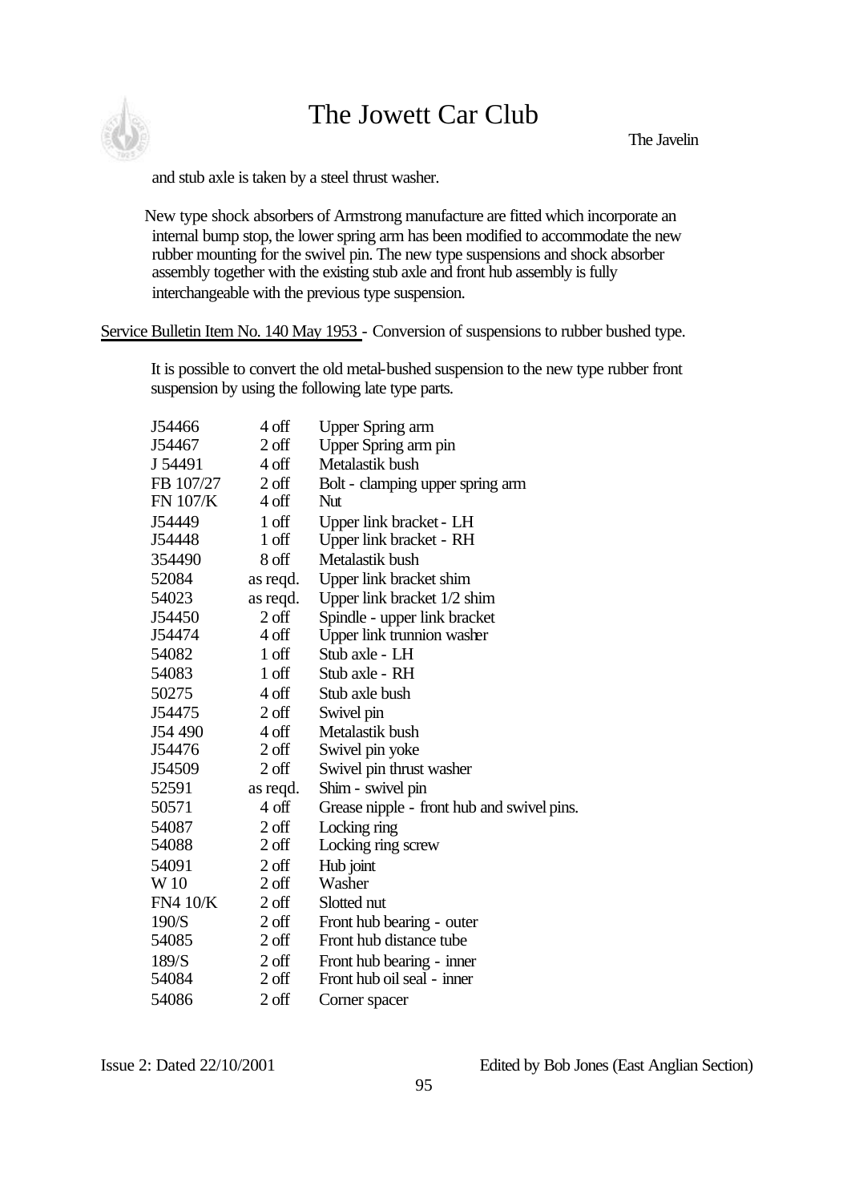and stub axle is taken by a steel thrust washer.

New type shock absorbers of Armstrong manufacture are fitted which incorporate an internal bump stop, the lower spring arm has been modified to accommodate the new rubber mounting for the swivel pin. The new type suspensions and shock absorber assembly together with the existing stub axle and front hub assembly is fully interchangeable with the previous type suspension.

Service Bulletin Item No. 140 May 1953 - Conversion of suspensions to rubber bushed type.

It is possible to convert the old metal-bushed suspension to the new type rubber front suspension by using the following late type parts.

| | | |
|---|---|---|
| J54466 | 4 off | Upper Spring arm |
| J54467 | 2 off | Upper Spring arm pin |
| J 54491 | 4 off | Metalastik bush |
| FB 107/27 | 2 off | Bolt - clamping upper spring arm |
| FN 107/K | 4 off | Nut |
| J54449 | 1 off | Upper link bracket - LH |
| J54448 | 1 off | Upper link bracket - RH |
| 354490 | 8 off | Metalastik bush |
| 52084 | as reqd. | Upper link bracket shim |
| 54023 | as reqd. | Upper link bracket 1/2 shim |
| J54450 | 2 off | Spindle - upper link bracket |
| J54474 | 4 off | Upper link trunnion washer |
| 54082 | 1 off | Stub axle - LH |
| 54083 | 1 off | Stub axle - RH |
| 50275 | 4 off | Stub axle bush |
| J54475 | 2 off | Swivel pin |
| J54 490 | 4 off | Metalastik bush |
| J54476 | 2 off | Swivel pin yoke |
| J54509 | 2 off | Swivel pin thrust washer |
| 52591 | as reqd. | Shim - swivel pin |
| 50571 | 4 off | Grease nipple - front hub and swivel pins. |
| 54087 | 2 off | Locking ring |
| 54088 | 2 off | Locking ring screw |
| 54091 | 2 off | Hub joint |
| W 10 | 2 off | Washer |
| FN4 10/K | 2 off | Slotted nut |
| 190/S | 2 off | Front hub bearing - outer |
| 54085 | 2 off | Front hub distance tube |
| 189/S | 2 off | Front hub bearing - inner |
| 54084 | 2 off | Front hub oil seal - inner |
| 54086 | 2 off | Corner spacer |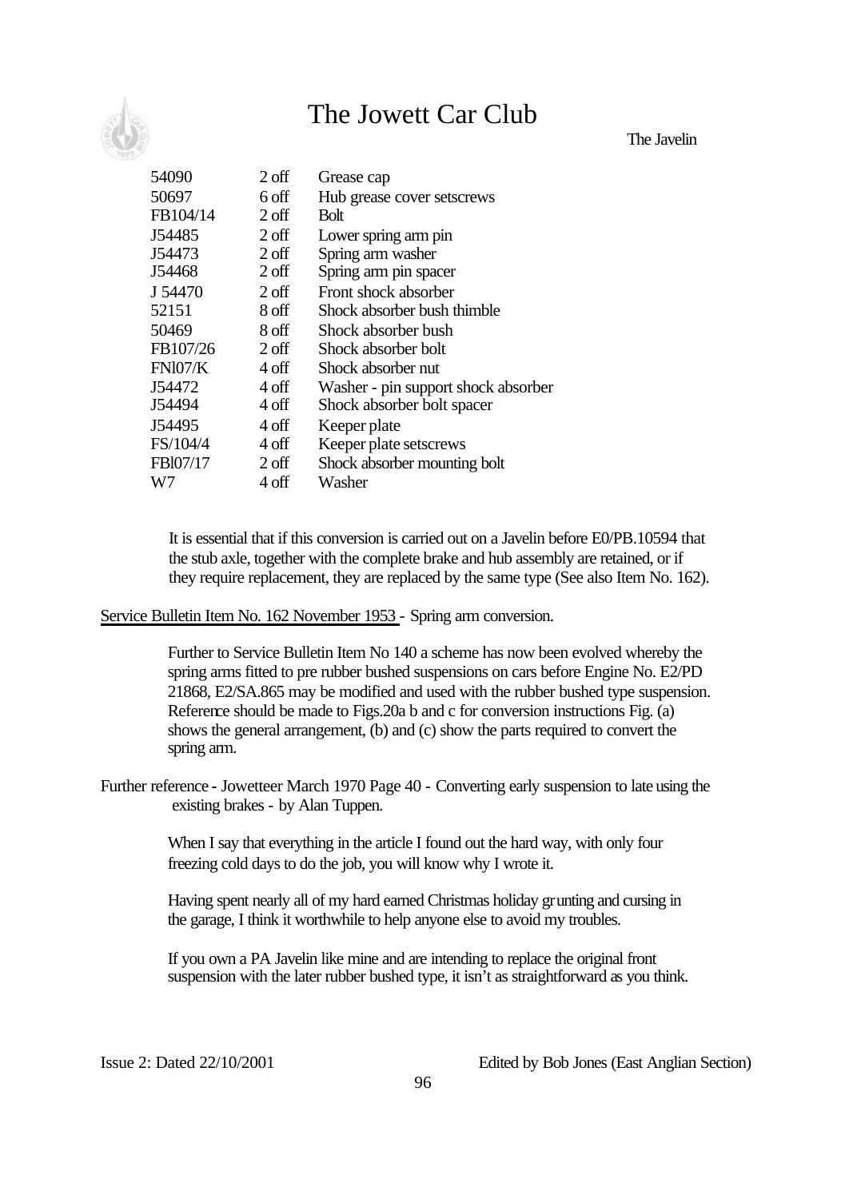| | | |
|---|---|---|
| 54090 | 2 off | Grease cap |
| 50697 | 6 off | Hub grease cover setscrews |
| FB104/14 | 2 off | Bolt |
| J54485 | 2 off | Lower spring arm pin |
| J54473 | 2 off | Spring arm washer |
| J54468 | 2 off | Spring arm pin spacer |
| J 54470 | 2 off | Front shock absorber |
| 52151 | 8 off | Shock absorber bush thimble |
| 50469 | 8 off | Shock absorber bush |
| FB107/26 | 2 off | Shock absorber bolt |
| FNl07/K | 4 off | Shock absorber nut |
| J54472 | 4 off | Washer - pin support shock absorber |
| J54494 | 4 off | Shock absorber bolt spacer |
| J54495 | 4 off | Keeper plate |
| FS/104/4 | 4 off | Keeper plate setscrews |
| FBl07/17 | 2 off | Shock absorber mounting bolt |
| W7 | 4 off | Washer |

It is essential that if this conversion is carried out on a Javelin before E0/PB.10594 that the stub axle, together with the complete brake and hub assembly are retained, or if they require replacement, they are replaced by the same type (See also Item No. 162).

Service Bulletin Item No. 162 November 1953 - Spring arm conversion.

Further to Service Bulletin Item No 140 a scheme has now been evolved whereby the spring arms fitted to pre rubber bushed suspensions on cars before Engine No. E2/PD 21868, E2/SA.865 may be modified and used with the rubber bushed type suspension. Reference should be made to Figs.20a b and c for conversion instructions Fig. (a) shows the general arrangement, (b) and (c) show the parts required to convert the spring arm.

Further reference - Jowetteer March 1970 Page 40 - Converting early suspension to late using the existing brakes - by Alan Tuppen.

When I say that everything in the article I found out the hard way, with only four freezing cold days to do the job, you will know why I wrote it.

Having spent nearly all of my hard earned Christmas holiday grunting and cursing in the garage, I think it worthwhile to help anyone else to avoid my troubles.

If you own a PA Javelin like mine and are intending to replace the original front suspension with the later rubber bushed type, it isn't as straightforward as you think.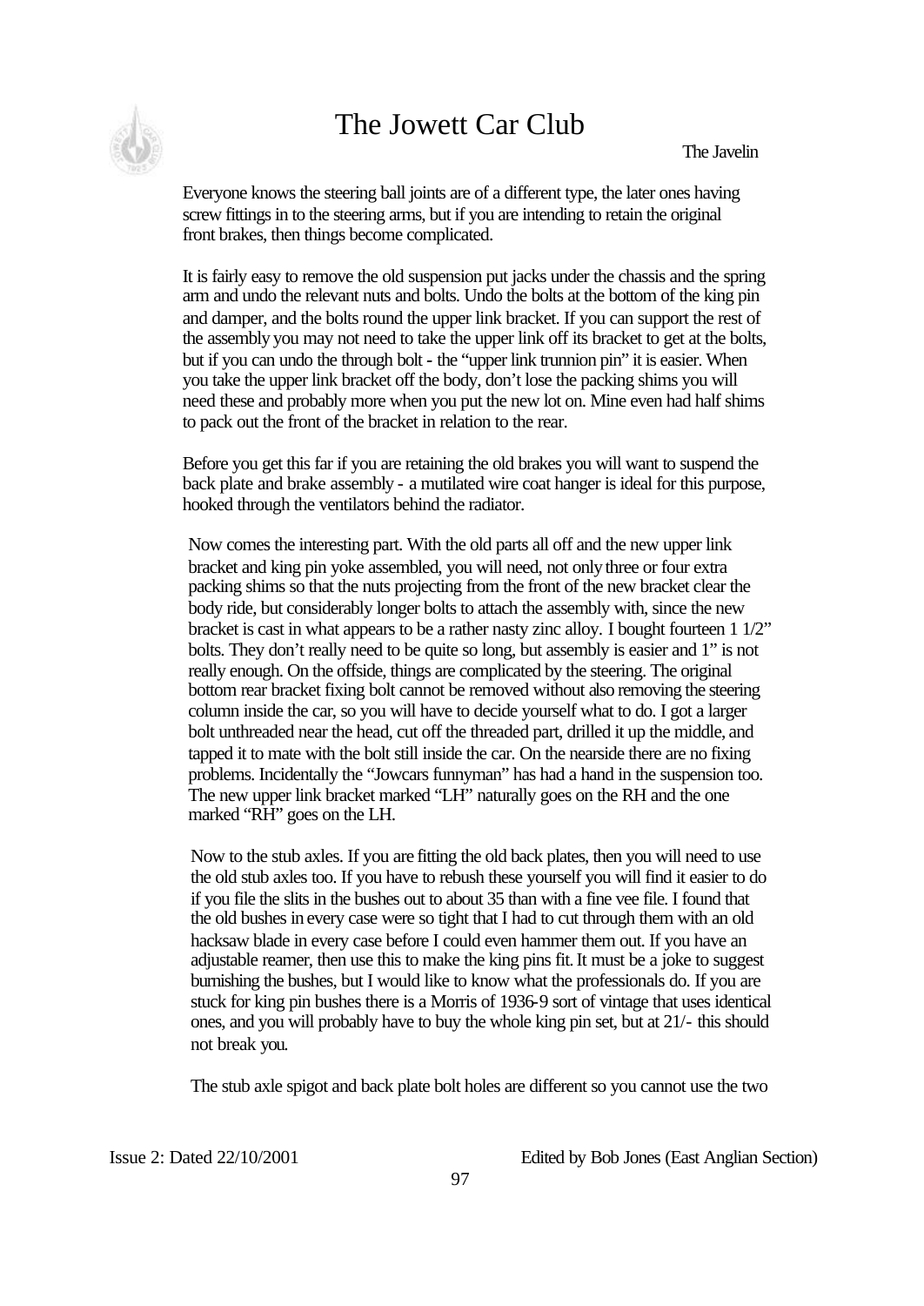Everyone knows the steering ball joints are of a different type, the later ones having screw fittings in to the steering arms, but if you are intending to retain the original front brakes, then things become complicated.

It is fairly easy to remove the old suspension put jacks under the chassis and the spring arm and undo the relevant nuts and bolts. Undo the bolts at the bottom of the king pin and damper, and the bolts round the upper link bracket. If you can support the rest of the assembly you may not need to take the upper link off its bracket to get at the bolts, but if you can undo the through bolt - the "upper link trunnion pin" it is easier. When you take the upper link bracket off the body, don't lose the packing shims you will need these and probably more when you put the new lot on. Mine even had half shims to pack out the front of the bracket in relation to the rear.

Before you get this far if you are retaining the old brakes you will want to suspend the back plate and brake assembly - a mutilated wire coat hanger is ideal for this purpose, hooked through the ventilators behind the radiator.

Now comes the interesting part. With the old parts all off and the new upper link bracket and king pin yoke assembled, you will need, not only three or four extra packing shims so that the nuts projecting from the front of the new bracket clear the body ride, but considerably longer bolts to attach the assembly with, since the new bracket is cast in what appears to be a rather nasty zinc alloy. I bought fourteen 1 1/2" bolts. They don't really need to be quite so long, but assembly is easier and 1" is not really enough. On the offside, things are complicated by the steering. The original bottom rear bracket fixing bolt cannot be removed without also removing the steering column inside the car, so you will have to decide yourself what to do. I got a larger bolt unthreaded near the head, cut off the threaded part, drilled it up the middle, and tapped it to mate with the bolt still inside the car. On the nearside there are no fixing problems. Incidentally the "Jowcars funnyman" has had a hand in the suspension too. The new upper link bracket marked "LH" naturally goes on the RH and the one marked "RH" goes on the LH.

Now to the stub axles. If you are fitting the old back plates, then you will need to use the old stub axles too. If you have to rebush these yourself you will find it easier to do if you file the slits in the bushes out to about 35 than with a fine vee file. I found that the old bushes in every case were so tight that I had to cut through them with an old hacksaw blade in every case before I could even hammer them out. If you have an adjustable reamer, then use this to make the king pins fit. It must be a joke to suggest burnishing the bushes, but I would like to know what the professionals do. If you are stuck for king pin bushes there is a Morris of 1936-9 sort of vintage that uses identical ones, and you will probably have to buy the whole king pin set, but at 21/- this should not break you.

The stub axle spigot and back plate bolt holes are different so you cannot use the two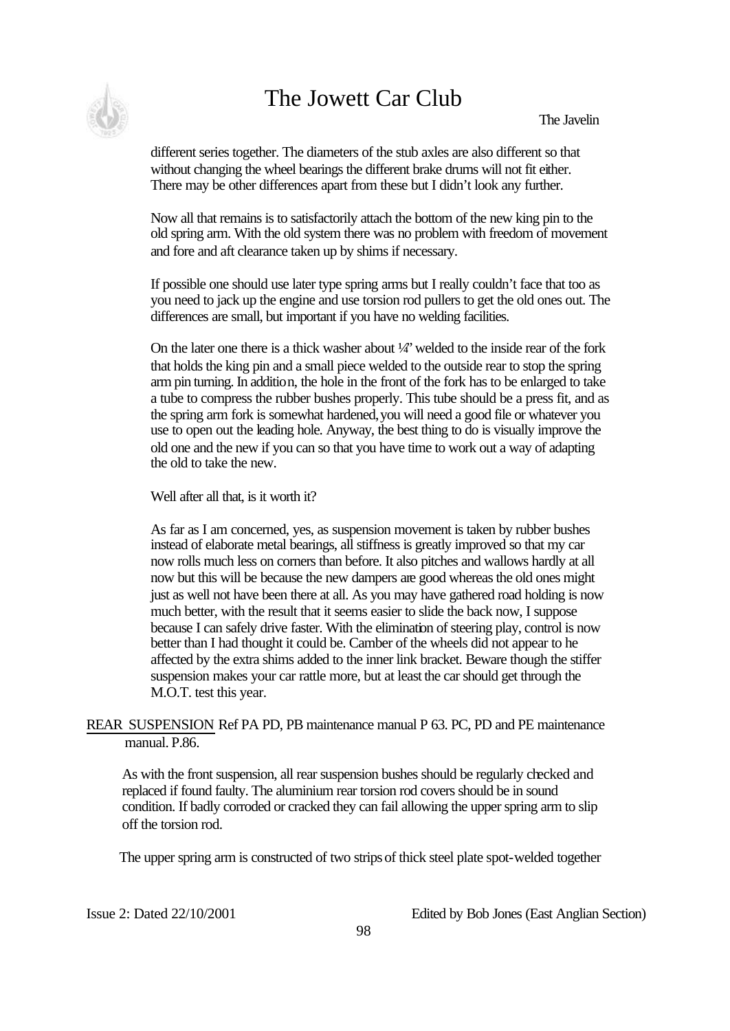different series together. The diameters of the stub axles are also different so that without changing the wheel bearings the different brake drums will not fit either. There may be other differences apart from these but I didn't look any further.

Now all that remains is to satisfactorily attach the bottom of the new king pin to the old spring arm. With the old system there was no problem with freedom of movement and fore and aft clearance taken up by shims if necessary.

If possible one should use later type spring arms but I really couldn't face that too as you need to jack up the engine and use torsion rod pullers to get the old ones out. The differences are small, but important if you have no welding facilities.

On the later one there is a thick washer about ¼" welded to the inside rear of the fork that holds the king pin and a small piece welded to the outside rear to stop the spring arm pin turning. In addition, the hole in the front of the fork has to be enlarged to take a tube to compress the rubber bushes properly. This tube should be a press fit, and as the spring arm fork is somewhat hardened, you will need a good file or whatever you use to open out the leading hole. Anyway, the best thing to do is visually improve the old one and the new if you can so that you have time to work out a way of adapting the old to take the new.

Well after all that, is it worth it?

As far as I am concerned, yes, as suspension movement is taken by rubber bushes instead of elaborate metal bearings, all stiffness is greatly improved so that my car now rolls much less on corners than before. It also pitches and wallows hardly at all now but this will be because the new dampers are good whereas the old ones might just as well not have been there at all. As you may have gathered road holding is now much better, with the result that it seems easier to slide the back now, I suppose because I can safely drive faster. With the elimination of steering play, control is now better than I had thought it could be. Camber of the wheels did not appear to he affected by the extra shims added to the inner link bracket. Beware though the stiffer suspension makes your car rattle more, but at least the car should get through the M.O.T. test this year.

<u>REAR SUSPENSION</u> Ref PA PD, PB maintenance manual P 63. PC, PD and PE maintenance manual. P.86.

As with the front suspension, all rear suspension bushes should be regularly checked and replaced if found faulty. The aluminium rear torsion rod covers should be in sound condition. If badly corroded or cracked they can fail allowing the upper spring arm to slip off the torsion rod.

The upper spring arm is constructed of two strips of thick steel plate spot-welded together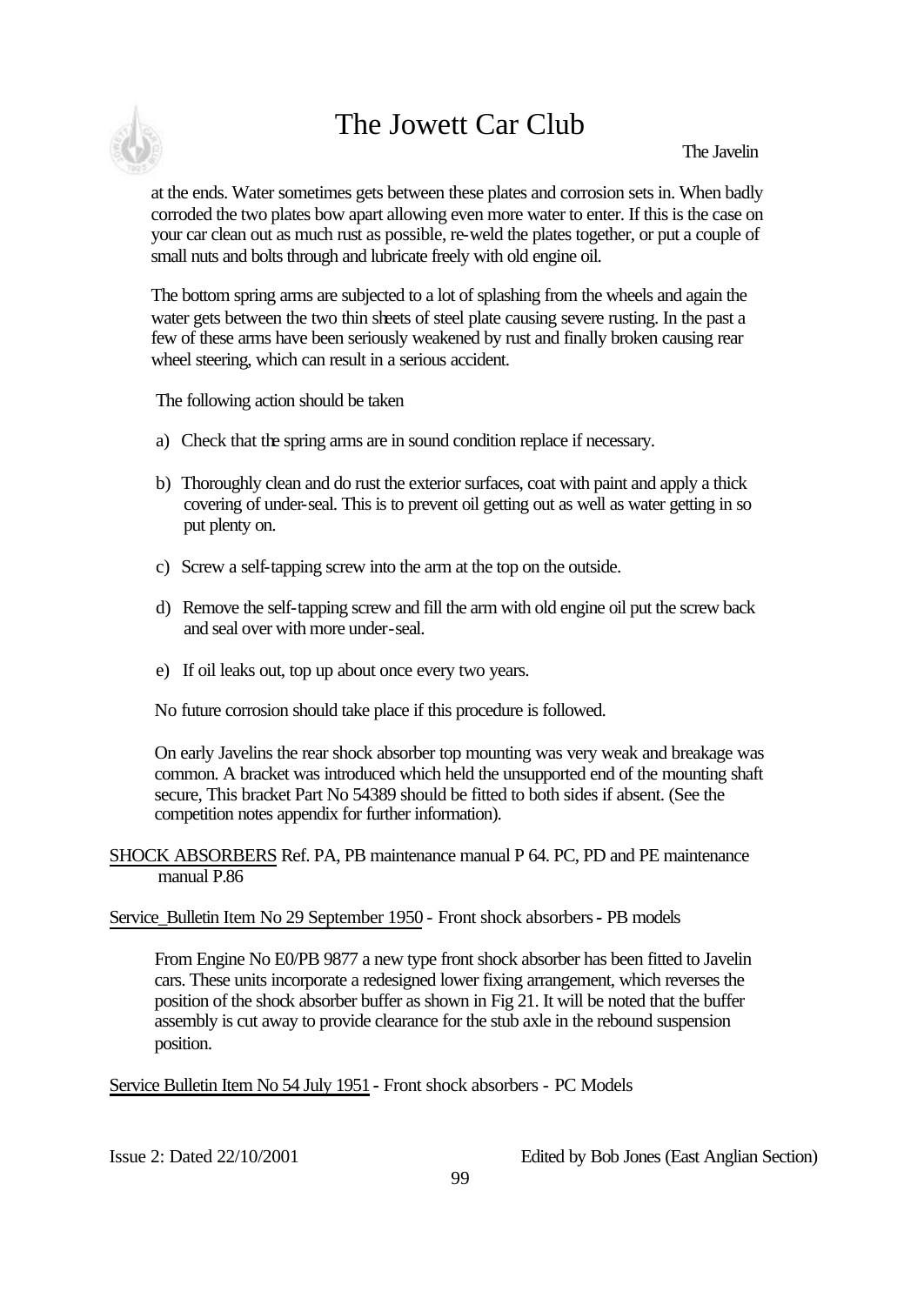at the ends. Water sometimes gets between these plates and corrosion sets in. When badly corroded the two plates bow apart allowing even more water to enter. If this is the case on your car clean out as much rust as possible, re-weld the plates together, or put a couple of small nuts and bolts through and lubricate freely with old engine oil.

The bottom spring arms are subjected to a lot of splashing from the wheels and again the water gets between the two thin sheets of steel plate causing severe rusting. In the past a few of these arms have been seriously weakened by rust and finally broken causing rear wheel steering, which can result in a serious accident.

The following action should be taken

a) Check that the spring arms are in sound condition replace if necessary.

b) Thoroughly clean and do rust the exterior surfaces, coat with paint and apply a thick covering of under-seal. This is to prevent oil getting out as well as water getting in so put plenty on.

c) Screw a self-tapping screw into the arm at the top on the outside.

d) Remove the self-tapping screw and fill the arm with old engine oil put the screw back and seal over with more under-seal.

e) If oil leaks out, top up about once every two years.

No future corrosion should take place if this procedure is followed.

On early Javelins the rear shock absorber top mounting was very weak and breakage was common. A bracket was introduced which held the unsupported end of the mounting shaft secure, This bracket Part No 54389 should be fitted to both sides if absent. (See the competition notes appendix for further information).

<u>SHOCK ABSORBERS</u> Ref. PA, PB maintenance manual P 64. PC, PD and PE maintenance manual P.86

<u>Service_Bulletin Item No 29 September 1950</u> - Front shock absorbers - PB models

From Engine No E0/PB 9877 a new type front shock absorber has been fitted to Javelin cars. These units incorporate a redesigned lower fixing arrangement, which reverses the position of the shock absorber buffer as shown in Fig 21. It will be noted that the buffer assembly is cut away to provide clearance for the stub axle in the rebound suspension position.

<u>Service Bulletin Item No 54 July 1951</u> - Front shock absorbers - PC Models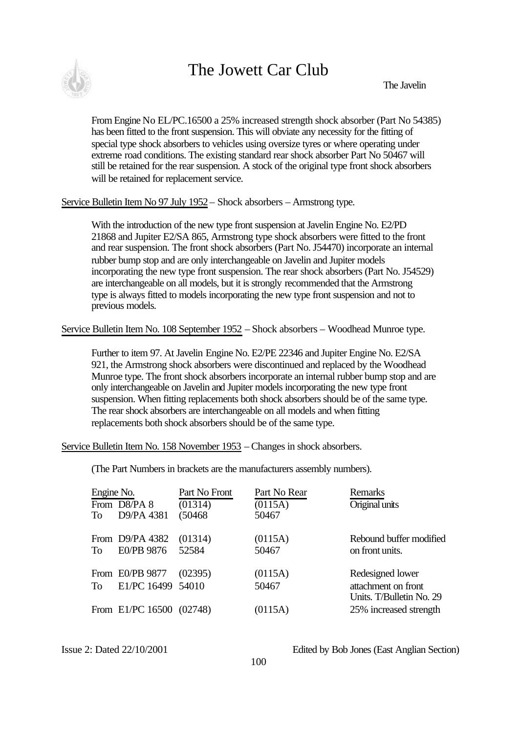From Engine No EL/PC.16500 a 25% increased strength shock absorber (Part No 54385) has been fitted to the front suspension. This will obviate any necessity for the fitting of special type shock absorbers to vehicles using oversize tyres or where operating under extreme road conditions. The existing standard rear shock absorber Part No 50467 will still be retained for the rear suspension. A stock of the original type front shock absorbers will be retained for replacement service.

Service Bulletin Item No 97 July 1952 – Shock absorbers – Armstrong type.

With the introduction of the new type front suspension at Javelin Engine No. E2/PD 21868 and Jupiter E2/SA 865, Armstrong type shock absorbers were fitted to the front and rear suspension. The front shock absorbers (Part No. J54470) incorporate an internal rubber bump stop and are only interchangeable on Javelin and Jupiter models incorporating the new type front suspension. The rear shock absorbers (Part No. J54529) are interchangeable on all models, but it is strongly recommended that the Armstrong type is always fitted to models incorporating the new type front suspension and not to previous models.

Service Bulletin Item No. 108 September 1952 – Shock absorbers – Woodhead Munroe type.

Further to item 97. At Javelin Engine No. E2/PE 22346 and Jupiter Engine No. E2/SA 921, the Armstrong shock absorbers were discontinued and replaced by the Woodhead Munroe type. The front shock absorbers incorporate an internal rubber bump stop and are only interchangeable on Javelin and Jupiter models incorporating the new type front suspension. When fitting replacements both shock absorbers should be of the same type. The rear shock absorbers are interchangeable on all models and when fitting replacements both shock absorbers should be of the same type.

Service Bulletin Item No. 158 November 1953 – Changes in shock absorbers.

(The Part Numbers in brackets are the manufacturers assembly numbers).

| Engine No. | Part No Front | Part No Rear | Remarks |
|---|---|---|---|
| From D8/PA 8 | (01314) | (0115A) | Original units |
| To D9/PA 4381 | (50468 | 50467 | |
| From D9/PA 4382 | (01314) | (0115A) | Rebound buffer modified |
| To E0/PB 9876 | 52584 | 50467 | on front units. |
| From E0/PB 9877 | (02395) | (0115A) | Redesigned lower |
| To E1/PC 16499 | 54010 | 50467 | attachment on front Units. T/Bulletin No. 29 |
| From E1/PC 16500 | (02748) | (0115A) | 25% increased strength |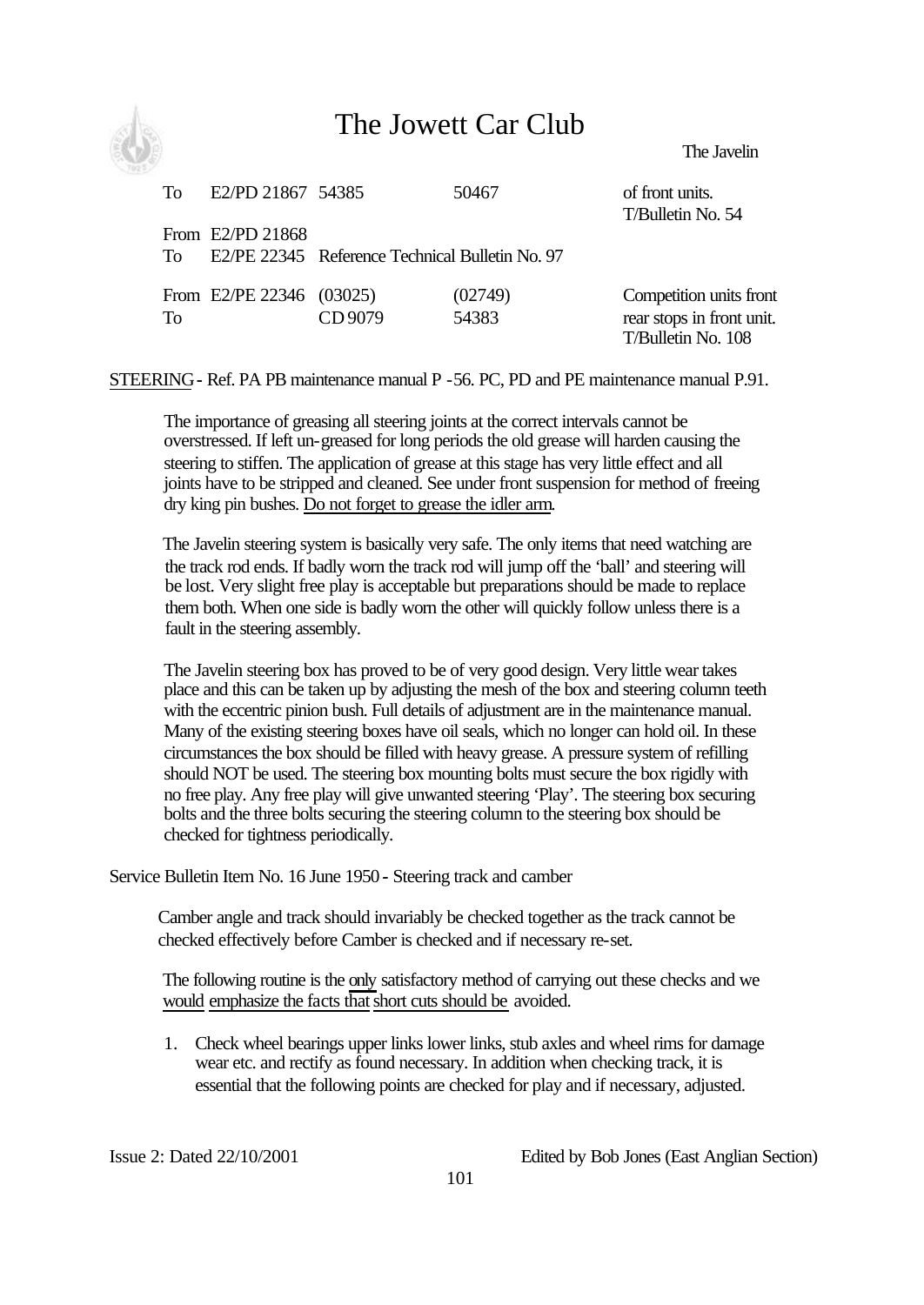| | | | | |
|---|---|---|---|---|
| To | E2/PD 21867 | 54385 | 50467 | of front units. T/Bulletin No. 54 |
| From | E2/PD 21868 | | | |
| To | E2/PE 22345 | Reference Technical Bulletin No. 97 | | |
| From | E2/PE 22346 | (03025) | (02749) | Competition units front |
| To | | CD 9079 | 54383 | rear stops in front unit. T/Bulletin No. 108 |

STEERING - Ref. PA PB maintenance manual P -56. PC, PD and PE maintenance manual P.91.

The importance of greasing all steering joints at the correct intervals cannot be overstressed. If left un-greased for long periods the old grease will harden causing the steering to stiffen. The application of grease at this stage has very little effect and all joints have to be stripped and cleaned. See under front suspension for method of freeing dry king pin bushes. Do not forget to grease the idler arm.

The Javelin steering system is basically very safe. The only items that need watching are the track rod ends. If badly worn the track rod will jump off the 'ball' and steering will be lost. Very slight free play is acceptable but preparations should be made to replace them both. When one side is badly worn the other will quickly follow unless there is a fault in the steering assembly.

The Javelin steering box has proved to be of very good design. Very little wear takes place and this can be taken up by adjusting the mesh of the box and steering column teeth with the eccentric pinion bush. Full details of adjustment are in the maintenance manual. Many of the existing steering boxes have oil seals, which no longer can hold oil. In these circumstances the box should be filled with heavy grease. A pressure system of refilling should NOT be used. The steering box mounting bolts must secure the box rigidly with no free play. Any free play will give unwanted steering 'Play'. The steering box securing bolts and the three bolts securing the steering column to the steering box should be checked for tightness periodically.

Service Bulletin Item No. 16 June 1950 - Steering track and camber

Camber angle and track should invariably be checked together as the track cannot be checked effectively before Camber is checked and if necessary re-set.

The following routine is the only satisfactory method of carrying out these checks and we would emphasize the facts that short cuts should be avoided.

1. Check wheel bearings upper links lower links, stub axles and wheel rims for damage wear etc. and rectify as found necessary. In addition when checking track, it is essential that the following points are checked for play and if necessary, adjusted.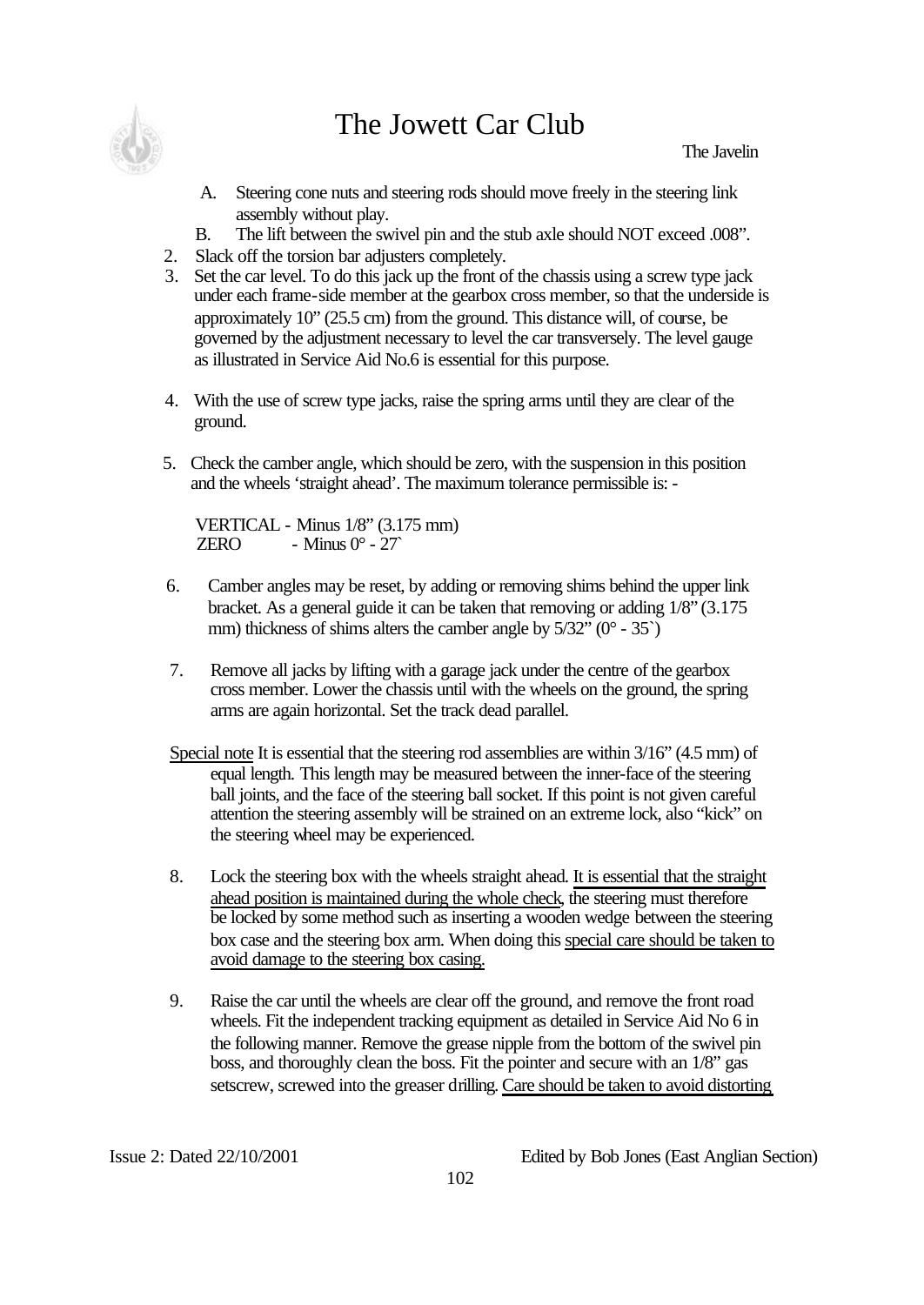A. Steering cone nuts and steering rods should move freely in the steering link assembly without play.

B. The lift between the swivel pin and the stub axle should NOT exceed .008".

2. Slack off the torsion bar adjusters completely.
3. Set the car level. To do this jack up the front of the chassis using a screw type jack under each frame-side member at the gearbox cross member, so that the underside is approximately 10" (25.5 cm) from the ground. This distance will, of course, be governed by the adjustment necessary to level the car transversely. The level gauge as illustrated in Service Aid No.6 is essential for this purpose.

4. With the use of screw type jacks, raise the spring arms until they are clear of the ground.

5. Check the camber angle, which should be zero, with the suspension in this position and the wheels 'straight ahead'. The maximum tolerance permissible is: -

   VERTICAL - Minus 1/8" (3.175 mm)
   ZERO - Minus 0° - 27`

6. Camber angles may be reset, by adding or removing shims behind the upper link bracket. As a general guide it can be taken that removing or adding 1/8" (3.175 mm) thickness of shims alters the camber angle by 5/32" (0° - 35`)

7. Remove all jacks by lifting with a garage jack under the centre of the gearbox cross member. Lower the chassis until with the wheels on the ground, the spring arms are again horizontal. Set the track dead parallel.

<u>Special note</u> It is essential that the steering rod assemblies are within 3/16" (4.5 mm) of equal length. This length may be measured between the inner-face of the steering ball joints, and the face of the steering ball socket. If this point is not given careful attention the steering assembly will be strained on an extreme lock, also "kick" on the steering wheel may be experienced.

8. Lock the steering box with the wheels straight ahead. <u>It is essential that the straight ahead position is maintained during the whole check</u>, the steering must therefore be locked by some method such as inserting a wooden wedge between the steering box case and the steering box arm. When doing this <u>special care should be taken to avoid damage to the steering box casing.</u>

9. Raise the car until the wheels are clear off the ground, and remove the front road wheels. Fit the independent tracking equipment as detailed in Service Aid No 6 in the following manner. Remove the grease nipple from the bottom of the swivel pin boss, and thoroughly clean the boss. Fit the pointer and secure with an 1/8" gas setscrew, screwed into the greaser drilling. <u>Care should be taken to avoid distorting</u>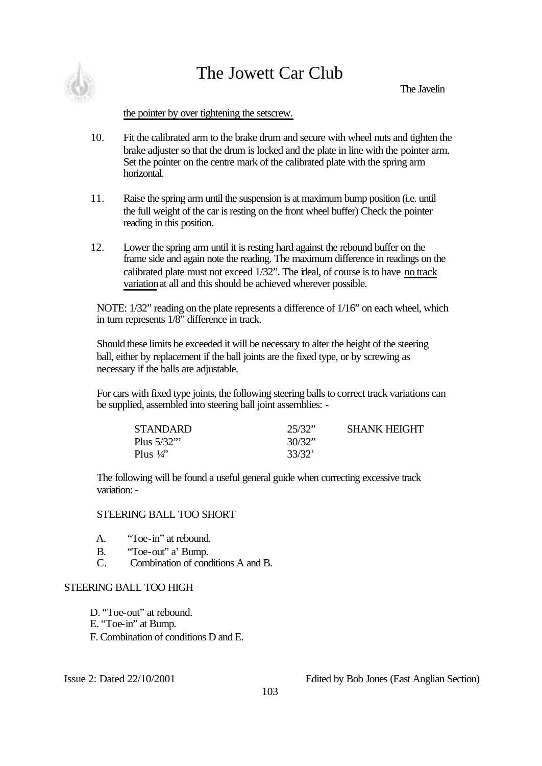the pointer by over tightening the setscrew.

10. Fit the calibrated arm to the brake drum and secure with wheel nuts and tighten the brake adjuster so that the drum is locked and the plate in line with the pointer arm. Set the pointer on the centre mark of the calibrated plate with the spring arm horizontal.

11. Raise the spring arm until the suspension is at maximum bump position (i.e. until the full weight of the car is resting on the front wheel buffer) Check the pointer reading in this position.

12. Lower the spring arm until it is resting hard against the rebound buffer on the frame side and again note the reading. The maximum difference in readings on the calibrated plate must not exceed 1/32". The ideal, of course is to have no track variation at all and this should be achieved wherever possible.

NOTE: 1/32" reading on the plate represents a difference of 1/16" on each wheel, which in turn represents 1/8" difference in track.

Should these limits be exceeded it will be necessary to alter the height of the steering ball, either by replacement if the ball joints are the fixed type, or by screwing as necessary if the balls are adjustable.

For cars with fixed type joints, the following steering balls to correct track variations can be supplied, assembled into steering ball joint assemblies: -

| | | |
|---|---|---|
| STANDARD | 25/32" | SHANK HEIGHT |
| Plus 5/32"' | 30/32" | |
| Plus ¼" | 33/32' | |

The following will be found a useful general guide when correcting excessive track variation: -

STEERING BALL TOO SHORT

A. "Toe-in" at rebound.
B. "Toe-out" a' Bump.
C. Combination of conditions A and B.

STEERING BALL TOO HIGH

D. "Toe-out" at rebound.
E. "Toe-in" at Bump.
F. Combination of conditions D and E.

Issue 2: Dated 22/10/2001 Edited by Bob Jones (East Anglian Section)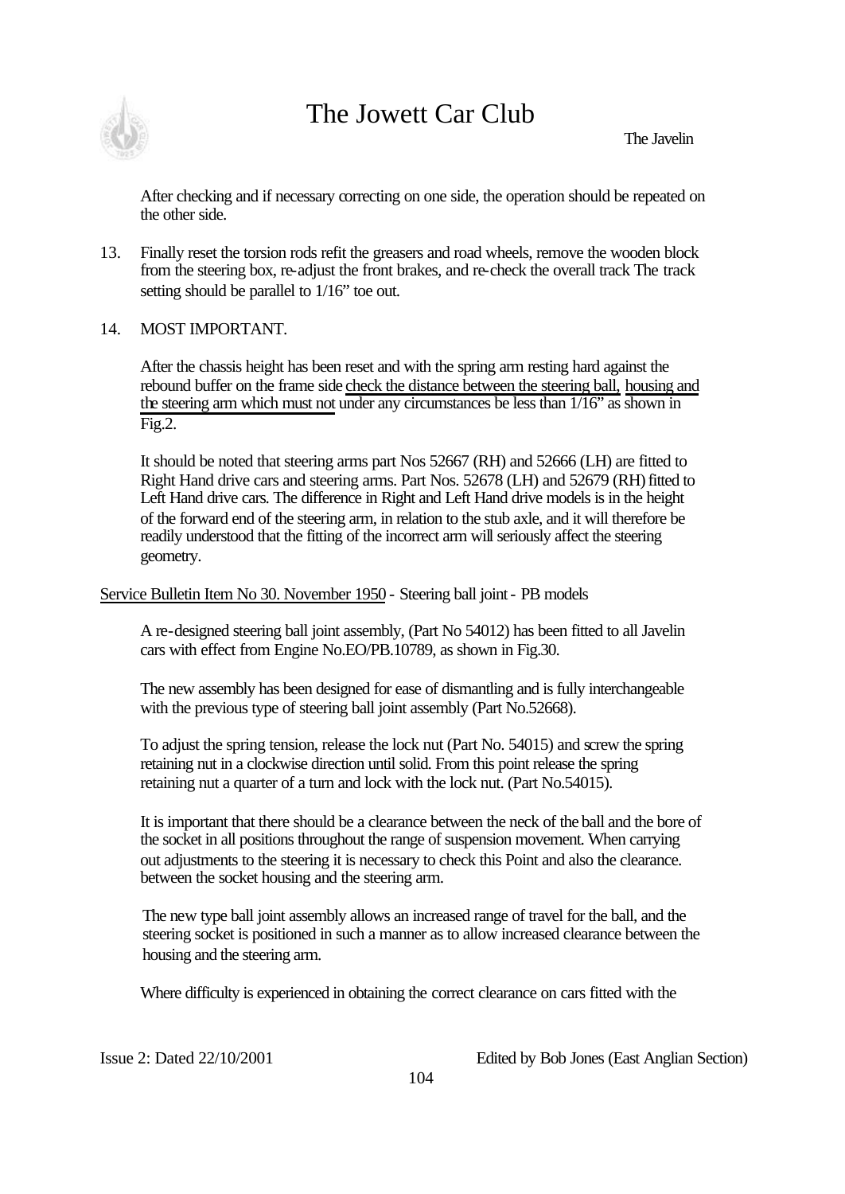After checking and if necessary correcting on one side, the operation should be repeated on the other side.

13. Finally reset the torsion rods refit the greasers and road wheels, remove the wooden block from the steering box, re-adjust the front brakes, and re-check the overall track The track setting should be parallel to 1/16" toe out.

14. MOST IMPORTANT.

    After the chassis height has been reset and with the spring arm resting hard against the rebound buffer on the frame side <u>check the distance between the steering ball, housing and the steering arm which must not</u> under any circumstances be less than 1/16" as shown in Fig.2.

    It should be noted that steering arms part Nos 52667 (RH) and 52666 (LH) are fitted to Right Hand drive cars and steering arms. Part Nos. 52678 (LH) and 52679 (RH) fitted to Left Hand drive cars. The difference in Right and Left Hand drive models is in the height of the forward end of the steering arm, in relation to the stub axle, and it will therefore be readily understood that the fitting of the incorrect arm will seriously affect the steering geometry.

<u>Service Bulletin Item No 30. November 1950</u> - Steering ball joint - PB models

A re-designed steering ball joint assembly, (Part No 54012) has been fitted to all Javelin cars with effect from Engine No.EO/PB.10789, as shown in Fig.30.

The new assembly has been designed for ease of dismantling and is fully interchangeable with the previous type of steering ball joint assembly (Part No.52668).

To adjust the spring tension, release the lock nut (Part No. 54015) and screw the spring retaining nut in a clockwise direction until solid. From this point release the spring retaining nut a quarter of a turn and lock with the lock nut. (Part No.54015).

It is important that there should be a clearance between the neck of the ball and the bore of the socket in all positions throughout the range of suspension movement. When carrying out adjustments to the steering it is necessary to check this Point and also the clearance. between the socket housing and the steering arm.

The new type ball joint assembly allows an increased range of travel for the ball, and the steering socket is positioned in such a manner as to allow increased clearance between the housing and the steering arm.

Where difficulty is experienced in obtaining the correct clearance on cars fitted with the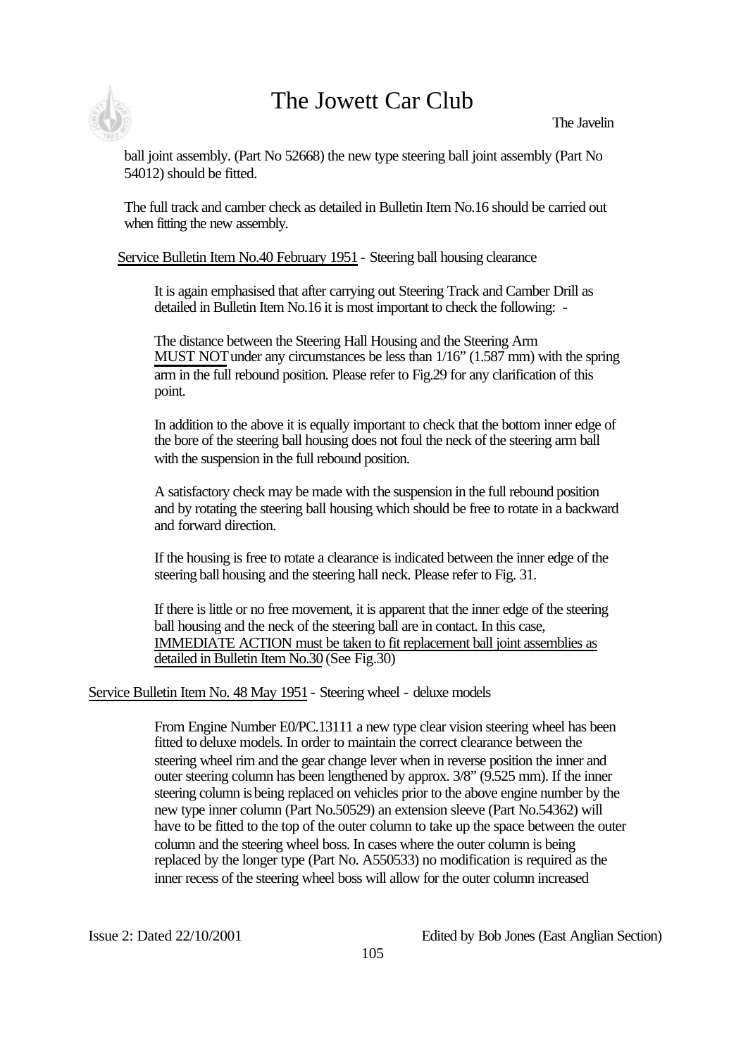ball joint assembly. (Part No 52668) the new type steering ball joint assembly (Part No 54012) should be fitted.

The full track and camber check as detailed in Bulletin Item No.16 should be carried out when fitting the new assembly.

Service Bulletin Item No.40 February 1951 - Steering ball housing clearance

It is again emphasised that after carrying out Steering Track and Camber Drill as detailed in Bulletin Item No.16 it is most important to check the following: -

The distance between the Steering Hall Housing and the Steering Arm MUST NOT under any circumstances be less than 1/16" (1.587 mm) with the spring arm in the full rebound position. Please refer to Fig.29 for any clarification of this point.

In addition to the above it is equally important to check that the bottom inner edge of the bore of the steering ball housing does not foul the neck of the steering arm ball with the suspension in the full rebound position.

A satisfactory check may be made with the suspension in the full rebound position and by rotating the steering ball housing which should be free to rotate in a backward and forward direction.

If the housing is free to rotate a clearance is indicated between the inner edge of the steering ball housing and the steering hall neck. Please refer to Fig. 31.

If there is little or no free movement, it is apparent that the inner edge of the steering ball housing and the neck of the steering ball are in contact. In this case, IMMEDIATE ACTION must be taken to fit replacement ball joint assemblies as detailed in Bulletin Item No.30 (See Fig.30)

Service Bulletin Item No. 48 May 1951 - Steering wheel - deluxe models

From Engine Number E0/PC.13111 a new type clear vision steering wheel has been fitted to deluxe models. In order to maintain the correct clearance between the steering wheel rim and the gear change lever when in reverse position the inner and outer steering column has been lengthened by approx. 3/8" (9.525 mm). If the inner steering column is being replaced on vehicles prior to the above engine number by the new type inner column (Part No.50529) an extension sleeve (Part No.54362) will have to be fitted to the top of the outer column to take up the space between the outer column and the steering wheel boss. In cases where the outer column is being replaced by the longer type (Part No. A550533) no modification is required as the inner recess of the steering wheel boss will allow for the outer column increased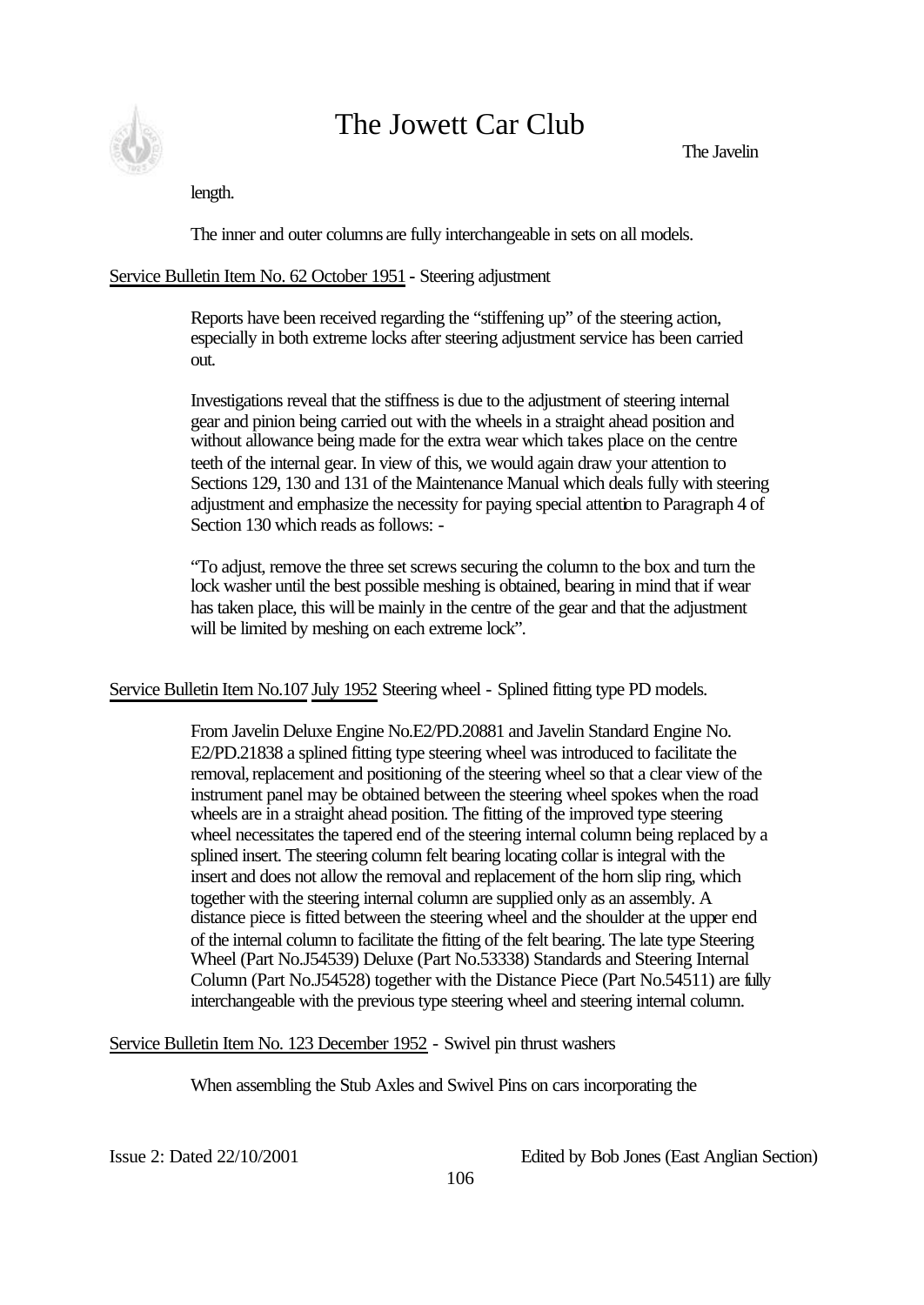length.

The inner and outer columns are fully interchangeable in sets on all models.

Service Bulletin Item No. 62 October 1951 - Steering adjustment

Reports have been received regarding the "stiffening up" of the steering action, especially in both extreme locks after steering adjustment service has been carried out.

Investigations reveal that the stiffness is due to the adjustment of steering internal gear and pinion being carried out with the wheels in a straight ahead position and without allowance being made for the extra wear which takes place on the centre teeth of the internal gear. In view of this, we would again draw your attention to Sections 129, 130 and 131 of the Maintenance Manual which deals fully with steering adjustment and emphasize the necessity for paying special attention to Paragraph 4 of Section 130 which reads as follows: -

"To adjust, remove the three set screws securing the column to the box and turn the lock washer until the best possible meshing is obtained, bearing in mind that if wear has taken place, this will be mainly in the centre of the gear and that the adjustment will be limited by meshing on each extreme lock".

Service Bulletin Item No.107 July 1952 Steering wheel - Splined fitting type PD models.

From Javelin Deluxe Engine No.E2/PD.20881 and Javelin Standard Engine No. E2/PD.21838 a splined fitting type steering wheel was introduced to facilitate the removal, replacement and positioning of the steering wheel so that a clear view of the instrument panel may be obtained between the steering wheel spokes when the road wheels are in a straight ahead position. The fitting of the improved type steering wheel necessitates the tapered end of the steering internal column being replaced by a splined insert. The steering column felt bearing locating collar is integral with the insert and does not allow the removal and replacement of the horn slip ring, which together with the steering internal column are supplied only as an assembly. A distance piece is fitted between the steering wheel and the shoulder at the upper end of the internal column to facilitate the fitting of the felt bearing. The late type Steering Wheel (Part No.J54539) Deluxe (Part No.53338) Standards and Steering Internal Column (Part No.J54528) together with the Distance Piece (Part No.54511) are fully interchangeable with the previous type steering wheel and steering internal column.

Service Bulletin Item No. 123 December 1952 - Swivel pin thrust washers

When assembling the Stub Axles and Swivel Pins on cars incorporating the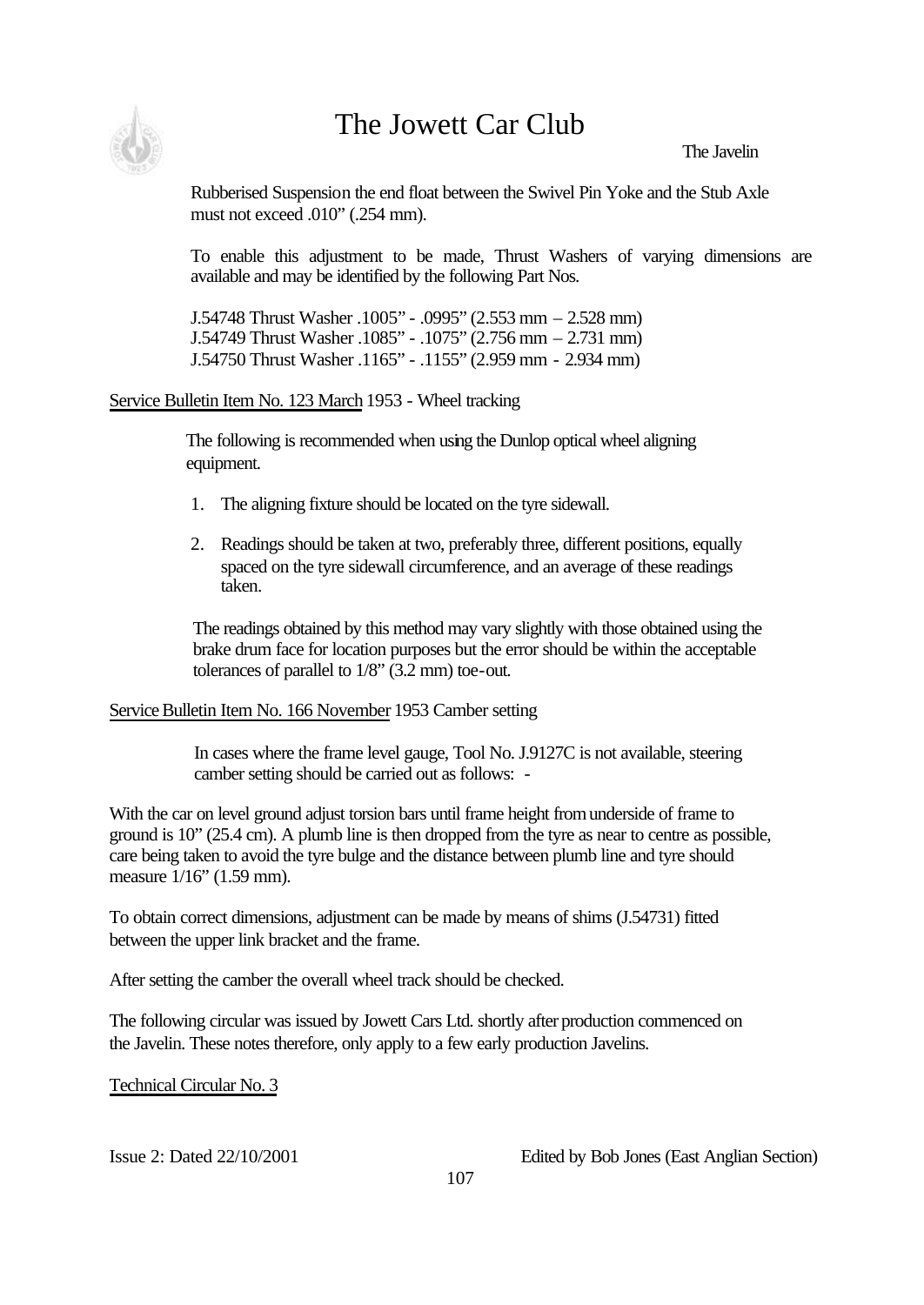Rubberised Suspension the end float between the Swivel Pin Yoke and the Stub Axle must not exceed .010" (.254 mm).

To enable this adjustment to be made, Thrust Washers of varying dimensions are available and may be identified by the following Part Nos.

J.54748 Thrust Washer .1005" - .0995" (2.553 mm – 2.528 mm)
J.54749 Thrust Washer .1085" - .1075" (2.756 mm – 2.731 mm)
J.54750 Thrust Washer .1165" - .1155" (2.959 mm - 2.934 mm)

Service Bulletin Item No. 123 March 1953 - Wheel tracking

The following is recommended when using the Dunlop optical wheel aligning equipment.

1. The aligning fixture should be located on the tyre sidewall.
2. Readings should be taken at two, preferably three, different positions, equally spaced on the tyre sidewall circumference, and an average of these readings taken.

The readings obtained by this method may vary slightly with those obtained using the brake drum face for location purposes but the error should be within the acceptable tolerances of parallel to 1/8" (3.2 mm) toe-out.

Service Bulletin Item No. 166 November 1953 Camber setting

In cases where the frame level gauge, Tool No. J.9127C is not available, steering camber setting should be carried out as follows: -

With the car on level ground adjust torsion bars until frame height from underside of frame to ground is 10" (25.4 cm). A plumb line is then dropped from the tyre as near to centre as possible, care being taken to avoid the tyre bulge and the distance between plumb line and tyre should measure 1/16" (1.59 mm).

To obtain correct dimensions, adjustment can be made by means of shims (J.54731) fitted between the upper link bracket and the frame.

After setting the camber the overall wheel track should be checked.

The following circular was issued by Jowett Cars Ltd. shortly after production commenced on the Javelin. These notes therefore, only apply to a few early production Javelins.

Technical Circular No. 3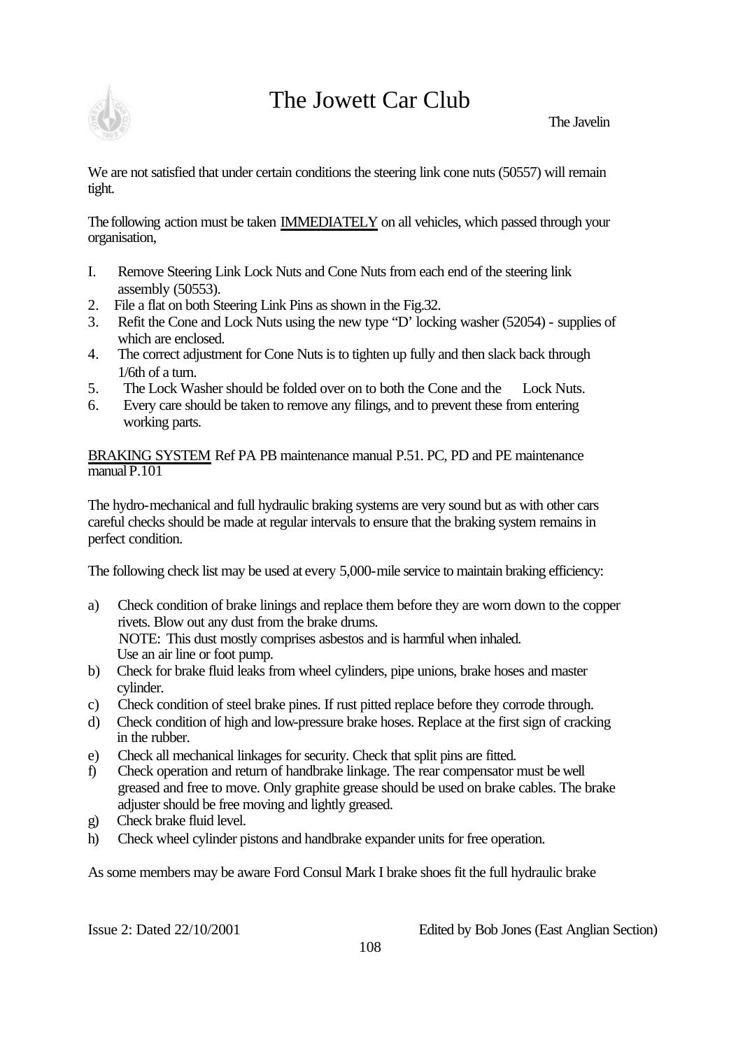We are not satisfied that under certain conditions the steering link cone nuts (50557) will remain tight.

The following action must be taken IMMEDIATELY on all vehicles, which passed through your organisation,

I. Remove Steering Link Lock Nuts and Cone Nuts from each end of the steering link assembly (50553).
2. File a flat on both Steering Link Pins as shown in the Fig.32.
3. Refit the Cone and Lock Nuts using the new type “D” locking washer (52054) - supplies of which are enclosed.
4. The correct adjustment for Cone Nuts is to tighten up fully and then slack back through 1/6th of a turn.
5. The Lock Washer should be folded over on to both the Cone and the Lock Nuts.
6. Every care should be taken to remove any filings, and to prevent these from entering working parts.

BRAKING SYSTEM Ref PA PB maintenance manual P.51. PC, PD and PE maintenance manual P.101

The hydro-mechanical and full hydraulic braking systems are very sound but as with other cars careful checks should be made at regular intervals to ensure that the braking system remains in perfect condition.

The following check list may be used at every 5,000-mile service to maintain braking efficiency:

a) Check condition of brake linings and replace them before they are worn down to the copper rivets. Blow out any dust from the brake drums.
   NOTE: This dust mostly comprises asbestos and is harmful when inhaled.
   Use an air line or foot pump.
b) Check for brake fluid leaks from wheel cylinders, pipe unions, brake hoses and master cylinder.
c) Check condition of steel brake pines. If rust pitted replace before they corrode through.
d) Check condition of high and low-pressure brake hoses. Replace at the first sign of cracking in the rubber.
e) Check all mechanical linkages for security. Check that split pins are fitted.
f) Check operation and return of handbrake linkage. The rear compensator must be well greased and free to move. Only graphite grease should be used on brake cables. The brake adjuster should be free moving and lightly greased.
g) Check brake fluid level.
h) Check wheel cylinder pistons and handbrake expander units for free operation.

As some members may be aware Ford Consul Mark I brake shoes fit the full hydraulic brake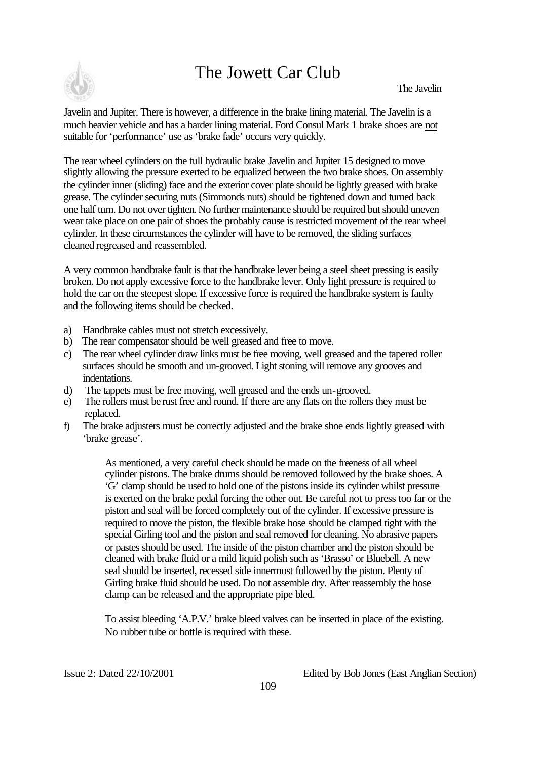Javelin and Jupiter. There is however, a difference in the brake lining material. The Javelin is a much heavier vehicle and has a harder lining material. Ford Consul Mark 1 brake shoes are <u>not suitable</u> for 'performance' use as 'brake fade' occurs very quickly.

The rear wheel cylinders on the full hydraulic brake Javelin and Jupiter 15 designed to move slightly allowing the pressure exerted to be equalized between the two brake shoes. On assembly the cylinder inner (sliding) face and the exterior cover plate should be lightly greased with brake grease. The cylinder securing nuts (Simmonds nuts) should be tightened down and turned back one half turn. Do not over tighten. No further maintenance should be required but should uneven wear take place on one pair of shoes the probably cause is restricted movement of the rear wheel cylinder. In these circumstances the cylinder will have to be removed, the sliding surfaces cleaned regreased and reassembled.

A very common handbrake fault is that the handbrake lever being a steel sheet pressing is easily broken. Do not apply excessive force to the handbrake lever. Only light pressure is required to hold the car on the steepest slope. If excessive force is required the handbrake system is faulty and the following items should be checked.

a) Handbrake cables must not stretch excessively.
b) The rear compensator should be well greased and free to move.
c) The rear wheel cylinder draw links must be free moving, well greased and the tapered roller surfaces should be smooth and un-grooved. Light stoning will remove any grooves and indentations.
d) The tappets must be free moving, well greased and the ends un-grooved.
e) The rollers must be rust free and round. If there are any flats on the rollers they must be replaced.
f) The brake adjusters must be correctly adjusted and the brake shoe ends lightly greased with 'brake grease'.

As mentioned, a very careful check should be made on the freeness of all wheel cylinder pistons. The brake drums should be removed followed by the brake shoes. A 'G' clamp should be used to hold one of the pistons inside its cylinder whilst pressure is exerted on the brake pedal forcing the other out. Be careful not to press too far or the piston and seal will be forced completely out of the cylinder. If excessive pressure is required to move the piston, the flexible brake hose should be clamped tight with the special Girling tool and the piston and seal removed for cleaning. No abrasive papers or pastes should be used. The inside of the piston chamber and the piston should be cleaned with brake fluid or a mild liquid polish such as 'Brasso' or Bluebell. A new seal should be inserted, recessed side innermost followed by the piston. Plenty of Girling brake fluid should be used. Do not assemble dry. After reassembly the hose clamp can be released and the appropriate pipe bled.

To assist bleeding 'A.P.V.' brake bleed valves can be inserted in place of the existing. No rubber tube or bottle is required with these.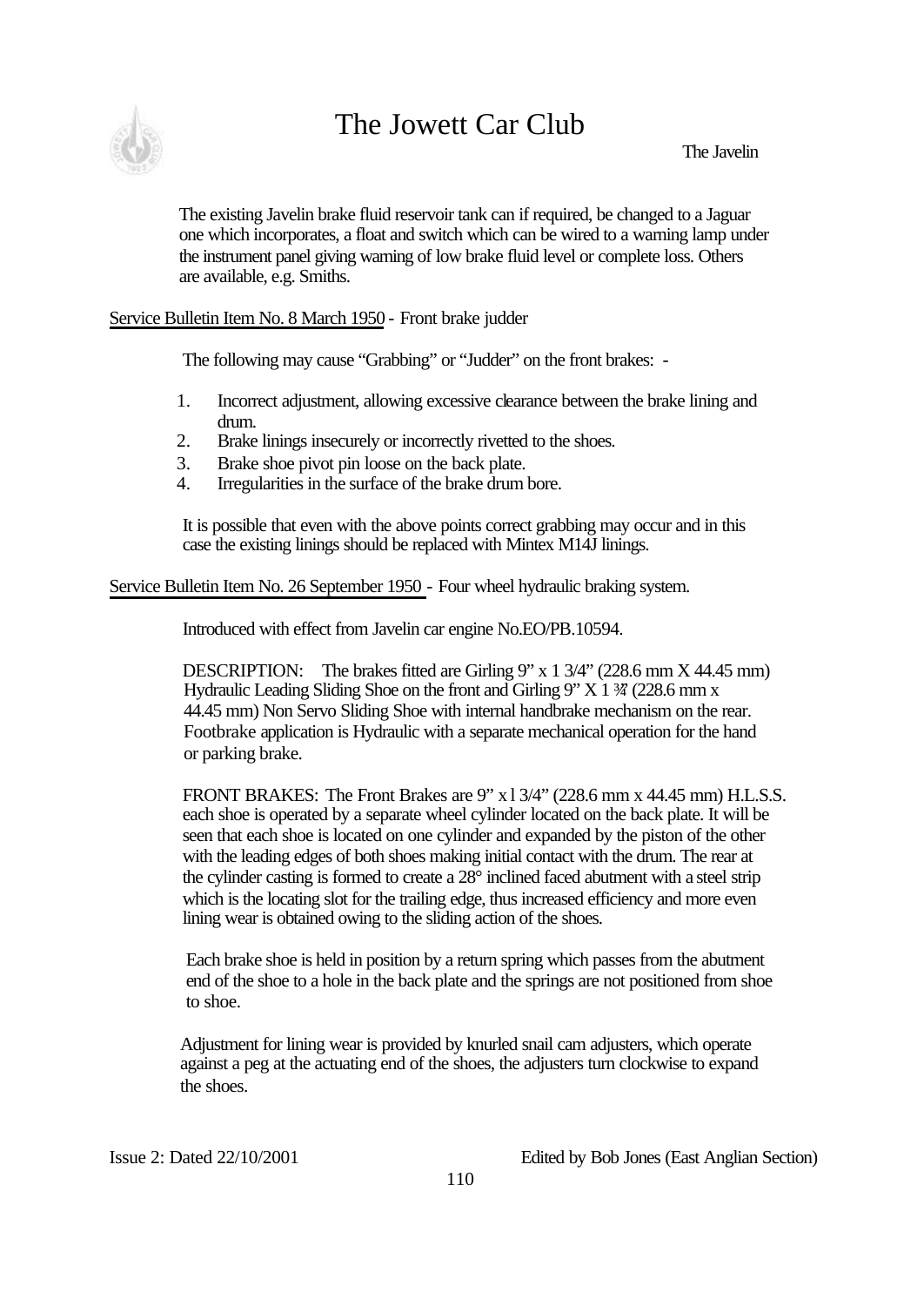The existing Javelin brake fluid reservoir tank can if required, be changed to a Jaguar one which incorporates, a float and switch which can be wired to a warning lamp under the instrument panel giving warning of low brake fluid level or complete loss. Others are available, e.g. Smiths.

Service Bulletin Item No. 8 March 1950 - Front brake judder

The following may cause "Grabbing" or "Judder" on the front brakes: -

1. Incorrect adjustment, allowing excessive clearance between the brake lining and drum.
2. Brake linings insecurely or incorrectly rivetted to the shoes.
3. Brake shoe pivot pin loose on the back plate.
4. Irregularities in the surface of the brake drum bore.

It is possible that even with the above points correct grabbing may occur and in this case the existing linings should be replaced with Mintex M14J linings.

Service Bulletin Item No. 26 September 1950 - Four wheel hydraulic braking system.

Introduced with effect from Javelin car engine No.EO/PB.10594.

DESCRIPTION: The brakes fitted are Girling 9" x 1 3/4" (228.6 mm X 44.45 mm) Hydraulic Leading Sliding Shoe on the front and Girling 9" X 1 3/4" (228.6 mm x 44.45 mm) Non Servo Sliding Shoe with internal handbrake mechanism on the rear. Footbrake application is Hydraulic with a separate mechanical operation for the hand or parking brake.

FRONT BRAKES: The Front Brakes are 9" x l 3/4" (228.6 mm x 44.45 mm) H.L.S.S. each shoe is operated by a separate wheel cylinder located on the back plate. It will be seen that each shoe is located on one cylinder and expanded by the piston of the other with the leading edges of both shoes making initial contact with the drum. The rear at the cylinder casting is formed to create a 28° inclined faced abutment with a steel strip which is the locating slot for the trailing edge, thus increased efficiency and more even lining wear is obtained owing to the sliding action of the shoes.

Each brake shoe is held in position by a return spring which passes from the abutment end of the shoe to a hole in the back plate and the springs are not positioned from shoe to shoe.

Adjustment for lining wear is provided by knurled snail cam adjusters, which operate against a peg at the actuating end of the shoes, the adjusters turn clockwise to expand the shoes.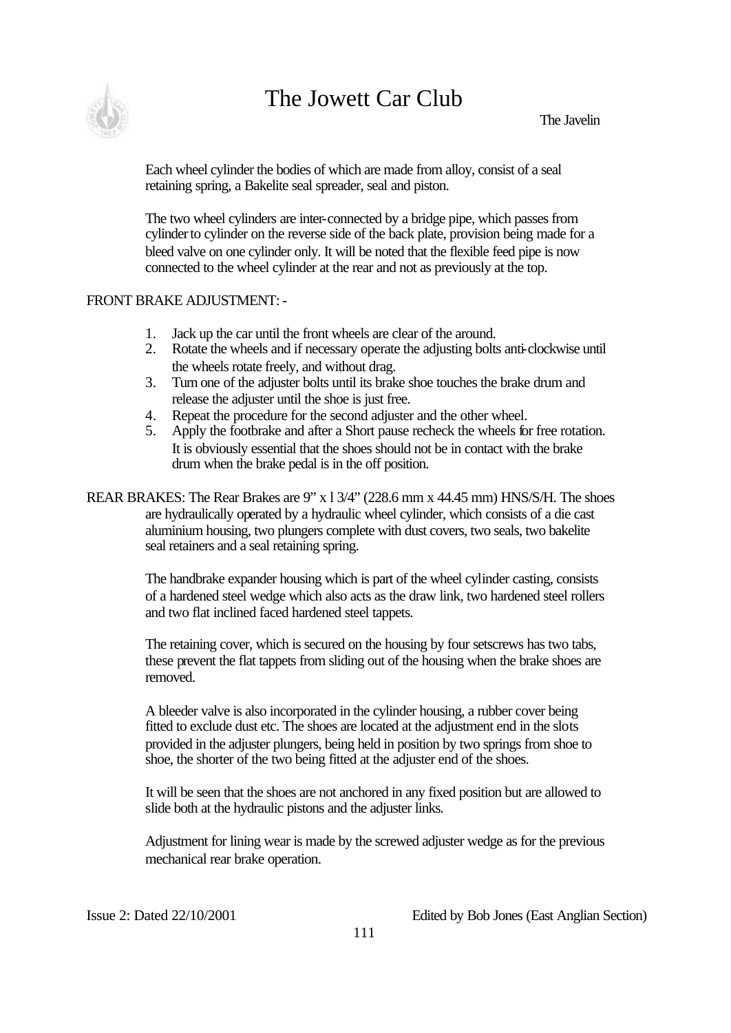Each wheel cylinder the bodies of which are made from alloy, consist of a seal retaining spring, a Bakelite seal spreader, seal and piston.

The two wheel cylinders are inter-connected by a bridge pipe, which passes from cylinder to cylinder on the reverse side of the back plate, provision being made for a bleed valve on one cylinder only. It will be noted that the flexible feed pipe is now connected to the wheel cylinder at the rear and not as previously at the top.

FRONT BRAKE ADJUSTMENT: -

1. Jack up the car until the front wheels are clear of the around.
2. Rotate the wheels and if necessary operate the adjusting bolts anti-clockwise until the wheels rotate freely, and without drag.
3. Turn one of the adjuster bolts until its brake shoe touches the brake drum and release the adjuster until the shoe is just free.
4. Repeat the procedure for the second adjuster and the other wheel.
5. Apply the footbrake and after a Short pause recheck the wheels for free rotation. It is obviously essential that the shoes should not be in contact with the brake drum when the brake pedal is in the off position.

REAR BRAKES: The Rear Brakes are 9" x l 3/4" (228.6 mm x 44.45 mm) HNS/S/H. The shoes are hydraulically operated by a hydraulic wheel cylinder, which consists of a die cast aluminium housing, two plungers complete with dust covers, two seals, two bakelite seal retainers and a seal retaining spring.

The handbrake expander housing which is part of the wheel cylinder casting, consists of a hardened steel wedge which also acts as the draw link, two hardened steel rollers and two flat inclined faced hardened steel tappets.

The retaining cover, which is secured on the housing by four setscrews has two tabs, these prevent the flat tappets from sliding out of the housing when the brake shoes are removed.

A bleeder valve is also incorporated in the cylinder housing, a rubber cover being fitted to exclude dust etc. The shoes are located at the adjustment end in the slots provided in the adjuster plungers, being held in position by two springs from shoe to shoe, the shorter of the two being fitted at the adjuster end of the shoes.

It will be seen that the shoes are not anchored in any fixed position but are allowed to slide both at the hydraulic pistons and the adjuster links.

Adjustment for lining wear is made by the screwed adjuster wedge as for the previous mechanical rear brake operation.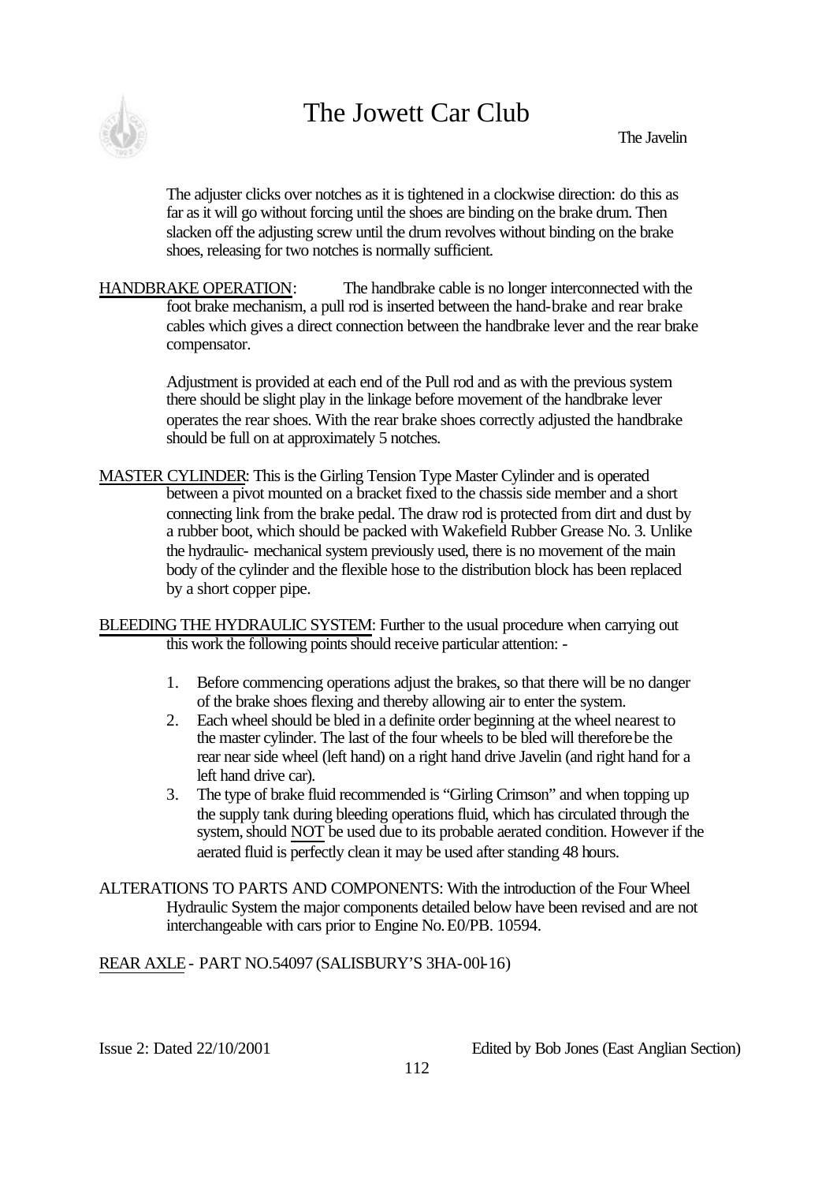The adjuster clicks over notches as it is tightened in a clockwise direction: do this as far as it will go without forcing until the shoes are binding on the brake drum. Then slacken off the adjusting screw until the drum revolves without binding on the brake shoes, releasing for two notches is normally sufficient.

<u>HANDBRAKE OPERATION</u>: The handbrake cable is no longer interconnected with the foot brake mechanism, a pull rod is inserted between the hand-brake and rear brake cables which gives a direct connection between the handbrake lever and the rear brake compensator.

Adjustment is provided at each end of the Pull rod and as with the previous system there should be slight play in the linkage before movement of the handbrake lever operates the rear shoes. With the rear brake shoes correctly adjusted the handbrake should be full on at approximately 5 notches.

<u>MASTER CYLINDER</u>: This is the Girling Tension Type Master Cylinder and is operated between a pivot mounted on a bracket fixed to the chassis side member and a short connecting link from the brake pedal. The draw rod is protected from dirt and dust by a rubber boot, which should be packed with Wakefield Rubber Grease No. 3. Unlike the hydraulic- mechanical system previously used, there is no movement of the main body of the cylinder and the flexible hose to the distribution block has been replaced by a short copper pipe.

<u>BLEEDING THE HYDRAULIC SYSTEM</u>: Further to the usual procedure when carrying out this work the following points should receive particular attention: -

1. Before commencing operations adjust the brakes, so that there will be no danger of the brake shoes flexing and thereby allowing air to enter the system.
2. Each wheel should be bled in a definite order beginning at the wheel nearest to the master cylinder. The last of the four wheels to be bled will therefore be the rear near side wheel (left hand) on a right hand drive Javelin (and right hand for a left hand drive car).
3. The type of brake fluid recommended is "Girling Crimson" and when topping up the supply tank during bleeding operations fluid, which has circulated through the system, should <u>NOT</u> be used due to its probable aerated condition. However if the aerated fluid is perfectly clean it may be used after standing 48 hours.

ALTERATIONS TO PARTS AND COMPONENTS: With the introduction of the Four Wheel Hydraulic System the major components detailed below have been revised and are not interchangeable with cars prior to Engine No. E0/PB. 10594.

<u>REAR AXLE</u> - PART NO.54097 (SALISBURY'S 3HA-00l-16)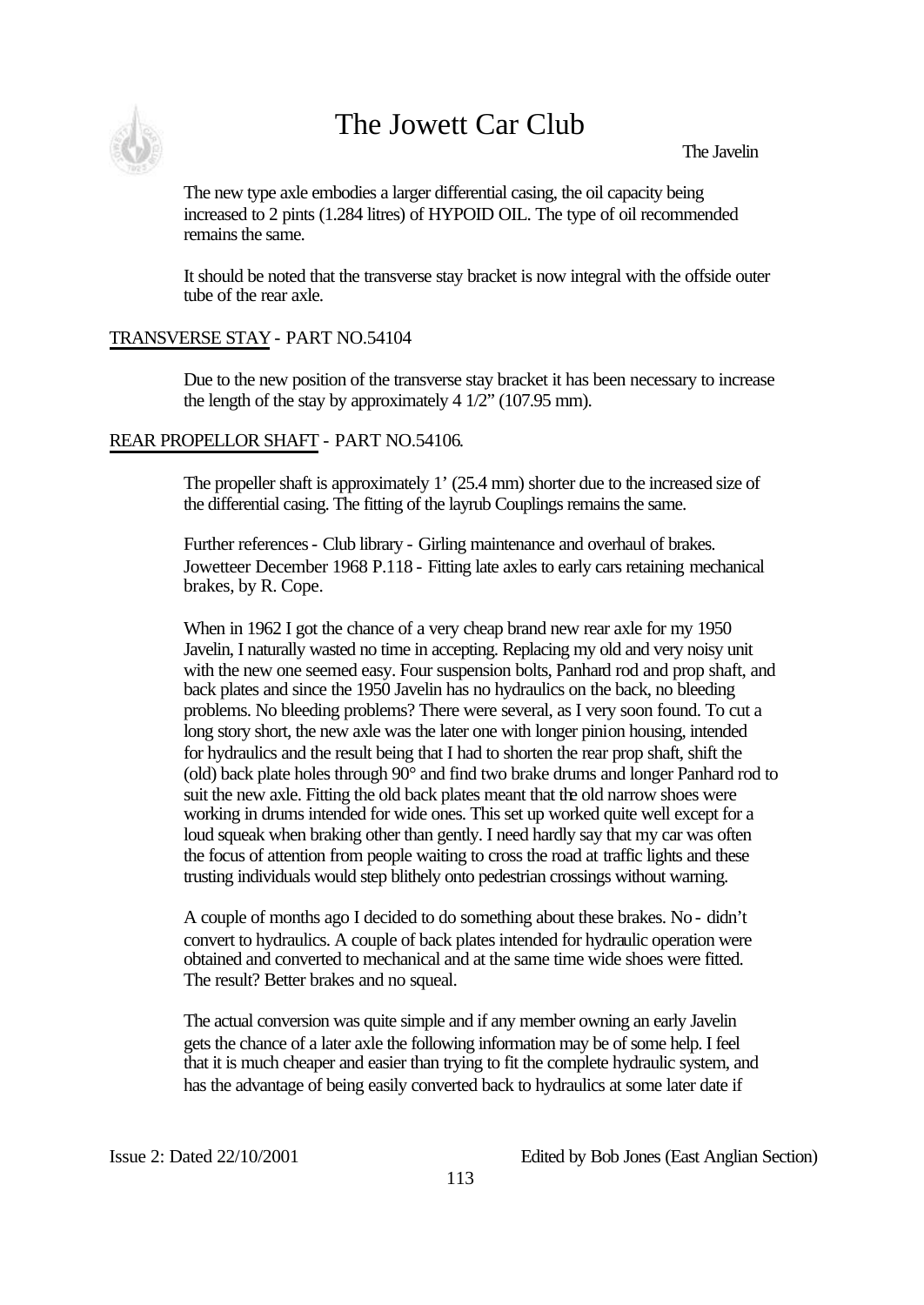The new type axle embodies a larger differential casing, the oil capacity being increased to 2 pints (1.284 litres) of HYPOID OIL. The type of oil recommended remains the same.

It should be noted that the transverse stay bracket is now integral with the offside outer tube of the rear axle.

TRANSVERSE STAY - PART NO.54104

Due to the new position of the transverse stay bracket it has been necessary to increase the length of the stay by approximately 4 1/2" (107.95 mm).

REAR PROPELLOR SHAFT - PART NO.54106.

The propeller shaft is approximately 1' (25.4 mm) shorter due to the increased size of the differential casing. The fitting of the layrub Couplings remains the same.

Further references - Club library - Girling maintenance and overhaul of brakes. Jowetteer December 1968 P.118 - Fitting late axles to early cars retaining mechanical brakes, by R. Cope.

When in 1962 I got the chance of a very cheap brand new rear axle for my 1950 Javelin, I naturally wasted no time in accepting. Replacing my old and very noisy unit with the new one seemed easy. Four suspension bolts, Panhard rod and prop shaft, and back plates and since the 1950 Javelin has no hydraulics on the back, no bleeding problems. No bleeding problems? There were several, as I very soon found. To cut a long story short, the new axle was the later one with longer pinion housing, intended for hydraulics and the result being that I had to shorten the rear prop shaft, shift the (old) back plate holes through 90° and find two brake drums and longer Panhard rod to suit the new axle. Fitting the old back plates meant that the old narrow shoes were working in drums intended for wide ones. This set up worked quite well except for a loud squeak when braking other than gently. I need hardly say that my car was often the focus of attention from people waiting to cross the road at traffic lights and these trusting individuals would step blithely onto pedestrian crossings without warning.

A couple of months ago I decided to do something about these brakes. No - didn't convert to hydraulics. A couple of back plates intended for hydraulic operation were obtained and converted to mechanical and at the same time wide shoes were fitted. The result? Better brakes and no squeal.

The actual conversion was quite simple and if any member owning an early Javelin gets the chance of a later axle the following information may be of some help. I feel that it is much cheaper and easier than trying to fit the complete hydraulic system, and has the advantage of being easily converted back to hydraulics at some later date if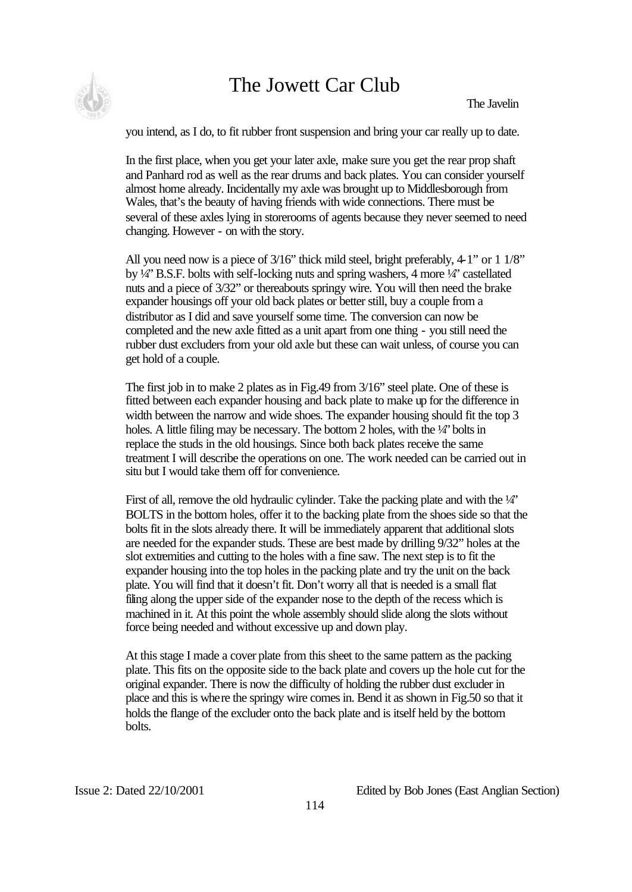you intend, as I do, to fit rubber front suspension and bring your car really up to date.

In the first place, when you get your later axle, make sure you get the rear prop shaft and Panhard rod as well as the rear drums and back plates. You can consider yourself almost home already. Incidentally my axle was brought up to Middlesborough from Wales, that's the beauty of having friends with wide connections. There must be several of these axles lying in storerooms of agents because they never seemed to need changing. However - on with the story.

All you need now is a piece of 3/16" thick mild steel, bright preferably, 4-1" or 1 1/8" by ¼" B.S.F. bolts with self-locking nuts and spring washers, 4 more ¼" castellated nuts and a piece of 3/32" or thereabouts springy wire. You will then need the brake expander housings off your old back plates or better still, buy a couple from a distributor as I did and save yourself some time. The conversion can now be completed and the new axle fitted as a unit apart from one thing - you still need the rubber dust excluders from your old axle but these can wait unless, of course you can get hold of a couple.

The first job in to make 2 plates as in Fig.49 from 3/16" steel plate. One of these is fitted between each expander housing and back plate to make up for the difference in width between the narrow and wide shoes. The expander housing should fit the top 3 holes. A little filing may be necessary. The bottom 2 holes, with the ¼" bolts in replace the studs in the old housings. Since both back plates receive the same treatment I will describe the operations on one. The work needed can be carried out in situ but I would take them off for convenience.

First of all, remove the old hydraulic cylinder. Take the packing plate and with the ¼" BOLTS in the bottom holes, offer it to the backing plate from the shoes side so that the bolts fit in the slots already there. It will be immediately apparent that additional slots are needed for the expander studs. These are best made by drilling 9/32" holes at the slot extremities and cutting to the holes with a fine saw. The next step is to fit the expander housing into the top holes in the packing plate and try the unit on the back plate. You will find that it doesn't fit. Don't worry all that is needed is a small flat filing along the upper side of the expander nose to the depth of the recess which is machined in it. At this point the whole assembly should slide along the slots without force being needed and without excessive up and down play.

At this stage I made a cover plate from this sheet to the same pattern as the packing plate. This fits on the opposite side to the back plate and covers up the hole cut for the original expander. There is now the difficulty of holding the rubber dust excluder in place and this is where the springy wire comes in. Bend it as shown in Fig.50 so that it holds the flange of the excluder onto the back plate and is itself held by the bottom bolts.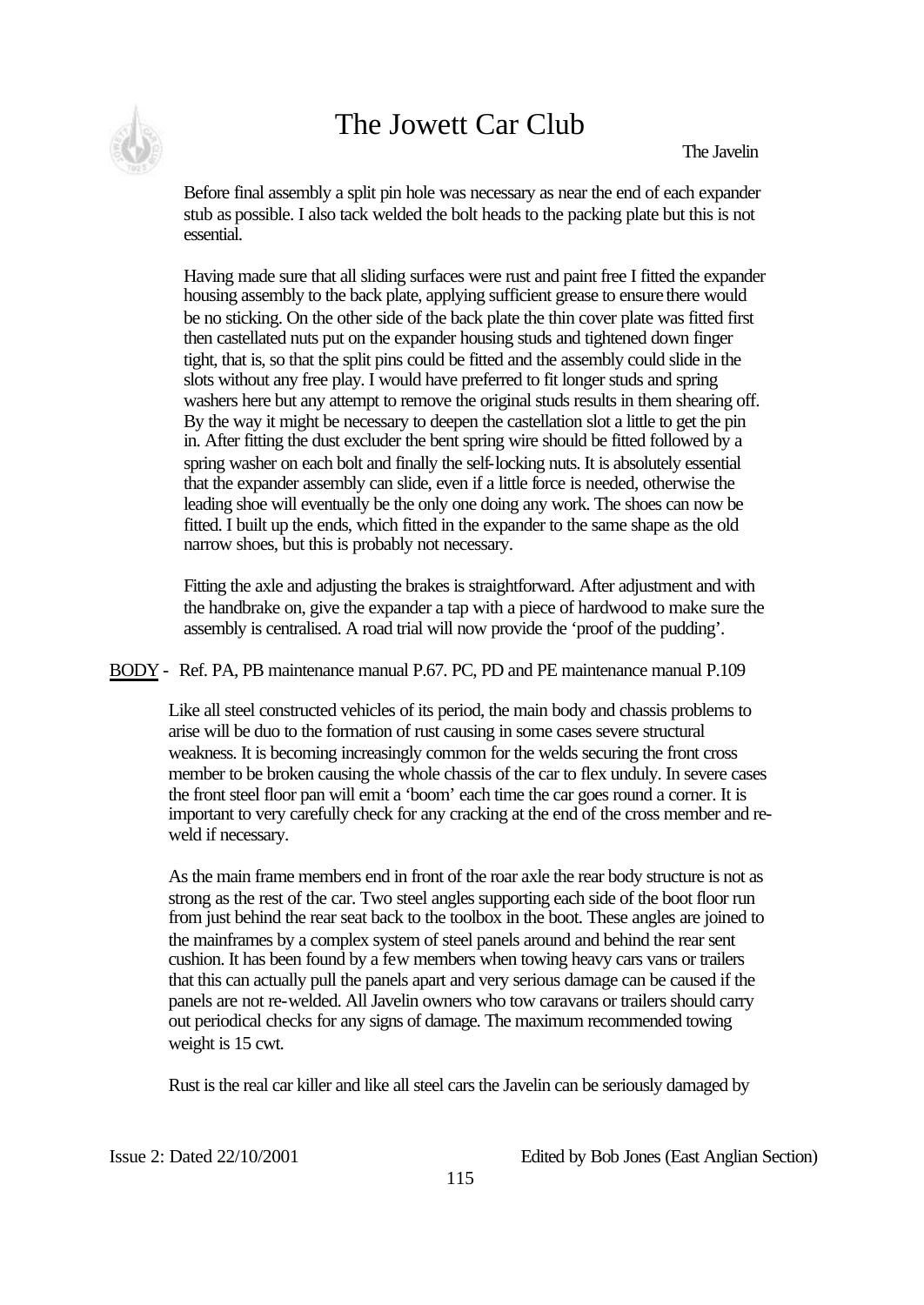Before final assembly a split pin hole was necessary as near the end of each expander stub as possible. I also tack welded the bolt heads to the packing plate but this is not essential.

Having made sure that all sliding surfaces were rust and paint free I fitted the expander housing assembly to the back plate, applying sufficient grease to ensure there would be no sticking. On the other side of the back plate the thin cover plate was fitted first then castellated nuts put on the expander housing studs and tightened down finger tight, that is, so that the split pins could be fitted and the assembly could slide in the slots without any free play. I would have preferred to fit longer studs and spring washers here but any attempt to remove the original studs results in them shearing off. By the way it might be necessary to deepen the castellation slot a little to get the pin in. After fitting the dust excluder the bent spring wire should be fitted followed by a spring washer on each bolt and finally the self-locking nuts. It is absolutely essential that the expander assembly can slide, even if a little force is needed, otherwise the leading shoe will eventually be the only one doing any work. The shoes can now be fitted. I built up the ends, which fitted in the expander to the same shape as the old narrow shoes, but this is probably not necessary.

Fitting the axle and adjusting the brakes is straightforward. After adjustment and with the handbrake on, give the expander a tap with a piece of hardwood to make sure the assembly is centralised. A road trial will now provide the 'proof of the pudding'.

<u>BODY</u> - Ref. PA, PB maintenance manual P.67. PC, PD and PE maintenance manual P.109

Like all steel constructed vehicles of its period, the main body and chassis problems to arise will be duo to the formation of rust causing in some cases severe structural weakness. It is becoming increasingly common for the welds securing the front cross member to be broken causing the whole chassis of the car to flex unduly. In severe cases the front steel floor pan will emit a 'boom' each time the car goes round a corner. It is important to very carefully check for any cracking at the end of the cross member and re-weld if necessary.

As the main frame members end in front of the roar axle the rear body structure is not as strong as the rest of the car. Two steel angles supporting each side of the boot floor run from just behind the rear seat back to the toolbox in the boot. These angles are joined to the mainframes by a complex system of steel panels around and behind the rear sent cushion. It has been found by a few members when towing heavy cars vans or trailers that this can actually pull the panels apart and very serious damage can be caused if the panels are not re-welded. All Javelin owners who tow caravans or trailers should carry out periodical checks for any signs of damage. The maximum recommended towing weight is 15 cwt.

Rust is the real car killer and like all steel cars the Javelin can be seriously damaged by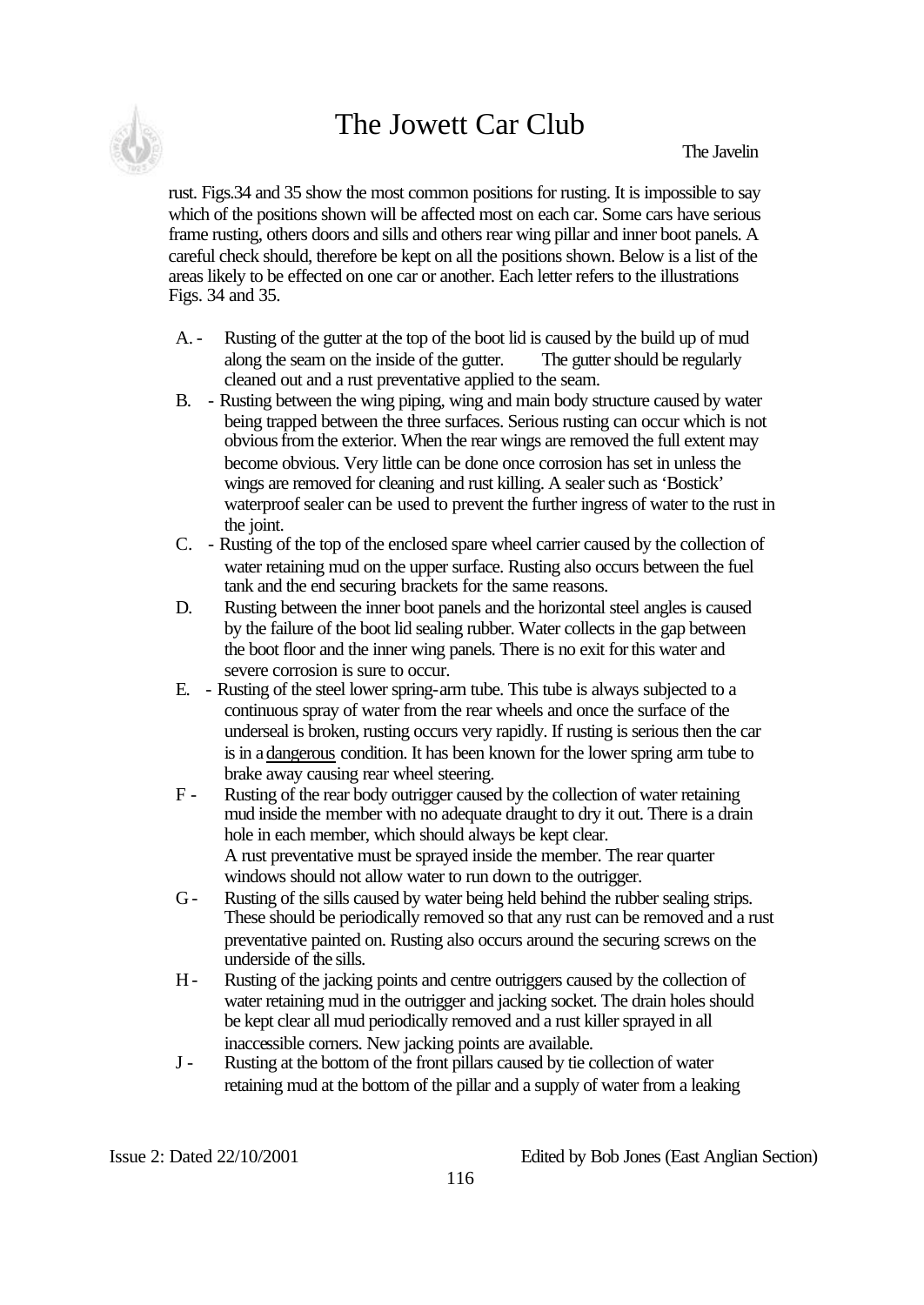rust. Figs.34 and 35 show the most common positions for rusting. It is impossible to say which of the positions shown will be affected most on each car. Some cars have serious frame rusting, others doors and sills and others rear wing pillar and inner boot panels. A careful check should, therefore be kept on all the positions shown. Below is a list of the areas likely to be effected on one car or another. Each letter refers to the illustrations Figs. 34 and 35.

- A. - Rusting of the gutter at the top of the boot lid is caused by the build up of mud along the seam on the inside of the gutter. The gutter should be regularly cleaned out and a rust preventative applied to the seam.
- B. - Rusting between the wing piping, wing and main body structure caused by water being trapped between the three surfaces. Serious rusting can occur which is not obvious from the exterior. When the rear wings are removed the full extent may become obvious. Very little can be done once corrosion has set in unless the wings are removed for cleaning and rust killing. A sealer such as 'Bostick' waterproof sealer can be used to prevent the further ingress of water to the rust in the joint.
- C. - Rusting of the top of the enclosed spare wheel carrier caused by the collection of water retaining mud on the upper surface. Rusting also occurs between the fuel tank and the end securing brackets for the same reasons.
- D. Rusting between the inner boot panels and the horizontal steel angles is caused by the failure of the boot lid sealing rubber. Water collects in the gap between the boot floor and the inner wing panels. There is no exit for this water and severe corrosion is sure to occur.
- E. - Rusting of the steel lower spring-arm tube. This tube is always subjected to a continuous spray of water from the rear wheels and once the surface of the underseal is broken, rusting occurs very rapidly. If rusting is serious then the car is in a dangerous condition. It has been known for the lower spring arm tube to brake away causing rear wheel steering.
- F - Rusting of the rear body outrigger caused by the collection of water retaining mud inside the member with no adequate draught to dry it out. There is a drain hole in each member, which should always be kept clear.
  A rust preventative must be sprayed inside the member. The rear quarter windows should not allow water to run down to the outrigger.
- G - Rusting of the sills caused by water being held behind the rubber sealing strips. These should be periodically removed so that any rust can be removed and a rust preventative painted on. Rusting also occurs around the securing screws on the underside of the sills.
- H - Rusting of the jacking points and centre outriggers caused by the collection of water retaining mud in the outrigger and jacking socket. The drain holes should be kept clear all mud periodically removed and a rust killer sprayed in all inaccessible corners. New jacking points are available.
- J - Rusting at the bottom of the front pillars caused by tie collection of water retaining mud at the bottom of the pillar and a supply of water from a leaking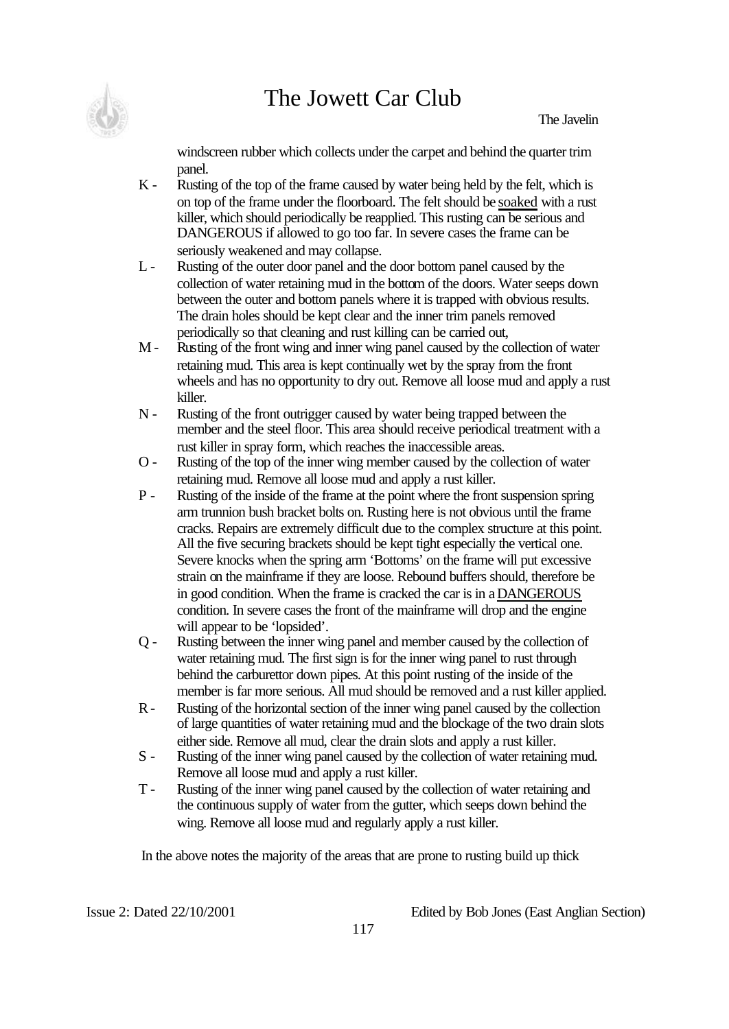windscreen rubber which collects under the carpet and behind the quarter trim panel.

K - Rusting of the top of the frame caused by water being held by the felt, which is on top of the frame under the floorboard. The felt should be soaked with a rust killer, which should periodically be reapplied. This rusting can be serious and DANGEROUS if allowed to go too far. In severe cases the frame can be seriously weakened and may collapse.

L - Rusting of the outer door panel and the door bottom panel caused by the collection of water retaining mud in the bottom of the doors. Water seeps down between the outer and bottom panels where it is trapped with obvious results. The drain holes should be kept clear and the inner trim panels removed periodically so that cleaning and rust killing can be carried out,

M - Rusting of the front wing and inner wing panel caused by the collection of water retaining mud. This area is kept continually wet by the spray from the front wheels and has no opportunity to dry out. Remove all loose mud and apply a rust killer.

N - Rusting of the front outrigger caused by water being trapped between the member and the steel floor. This area should receive periodical treatment with a rust killer in spray form, which reaches the inaccessible areas.

O - Rusting of the top of the inner wing member caused by the collection of water retaining mud. Remove all loose mud and apply a rust killer.

P - Rusting of the inside of the frame at the point where the front suspension spring arm trunnion bush bracket bolts on. Rusting here is not obvious until the frame cracks. Repairs are extremely difficult due to the complex structure at this point. All the five securing brackets should be kept tight especially the vertical one. Severe knocks when the spring arm 'Bottoms' on the frame will put excessive strain on the mainframe if they are loose. Rebound buffers should, therefore be in good condition. When the frame is cracked the car is in a DANGEROUS condition. In severe cases the front of the mainframe will drop and the engine will appear to be 'lopsided'.

Q - Rusting between the inner wing panel and member caused by the collection of water retaining mud. The first sign is for the inner wing panel to rust through behind the carburettor down pipes. At this point rusting of the inside of the member is far more serious. All mud should be removed and a rust killer applied.

R - Rusting of the horizontal section of the inner wing panel caused by the collection of large quantities of water retaining mud and the blockage of the two drain slots either side. Remove all mud, clear the drain slots and apply a rust killer.

S - Rusting of the inner wing panel caused by the collection of water retaining mud. Remove all loose mud and apply a rust killer.

T - Rusting of the inner wing panel caused by the collection of water retaining and the continuous supply of water from the gutter, which seeps down behind the wing. Remove all loose mud and regularly apply a rust killer.

In the above notes the majority of the areas that are prone to rusting build up thick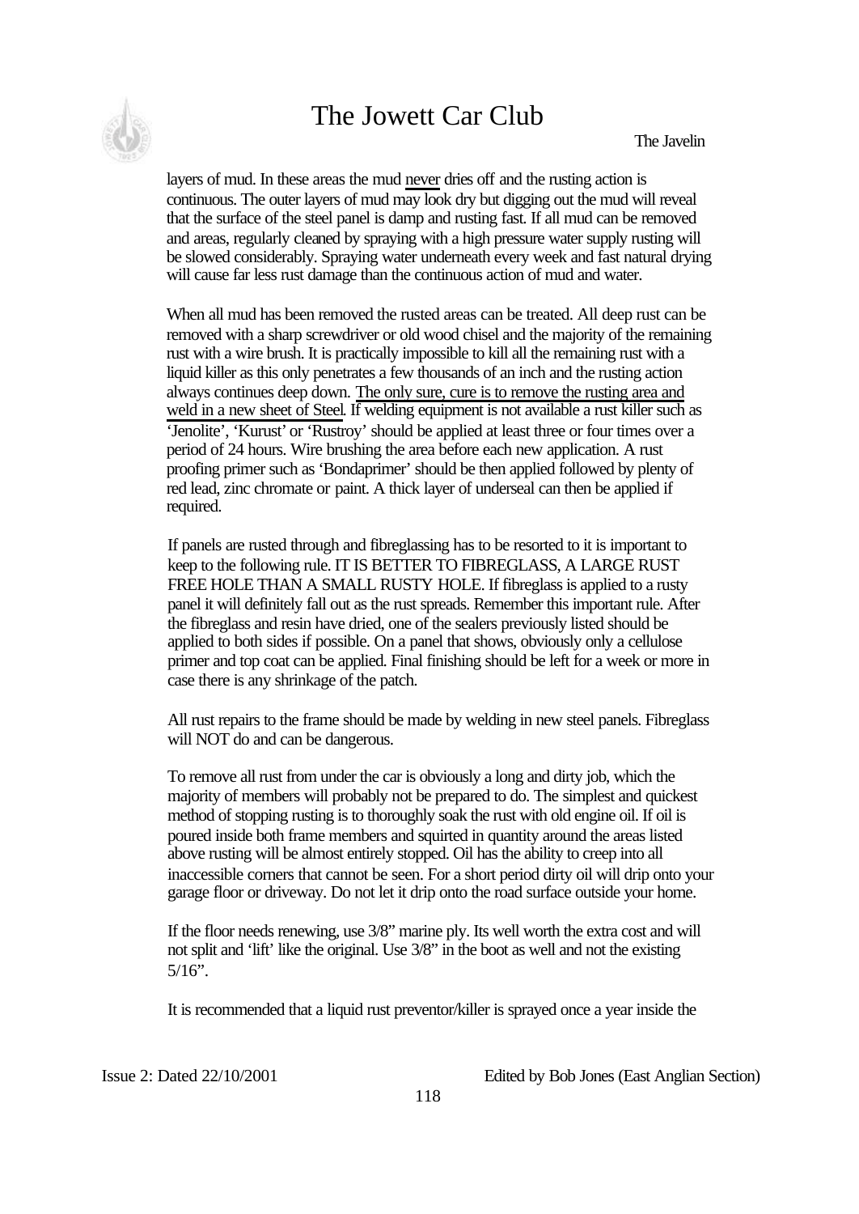layers of mud. In these areas the mud never dries off and the rusting action is continuous. The outer layers of mud may look dry but digging out the mud will reveal that the surface of the steel panel is damp and rusting fast. If all mud can be removed and areas, regularly cleaned by spraying with a high pressure water supply rusting will be slowed considerably. Spraying water underneath every week and fast natural drying will cause far less rust damage than the continuous action of mud and water.

When all mud has been removed the rusted areas can be treated. All deep rust can be removed with a sharp screwdriver or old wood chisel and the majority of the remaining rust with a wire brush. It is practically impossible to kill all the remaining rust with a liquid killer as this only penetrates a few thousands of an inch and the rusting action always continues deep down. The only sure, cure is to remove the rusting area and weld in a new sheet of Steel. If welding equipment is not available a rust killer such as 'Jenolite', 'Kurust' or 'Rustroy' should be applied at least three or four times over a period of 24 hours. Wire brushing the area before each new application. A rust proofing primer such as 'Bondaprimer' should be then applied followed by plenty of red lead, zinc chromate or paint. A thick layer of underseal can then be applied if required.

If panels are rusted through and fibreglassing has to be resorted to it is important to keep to the following rule. IT IS BETTER TO FIBREGLASS, A LARGE RUST FREE HOLE THAN A SMALL RUSTY HOLE. If fibreglass is applied to a rusty panel it will definitely fall out as the rust spreads. Remember this important rule. After the fibreglass and resin have dried, one of the sealers previously listed should be applied to both sides if possible. On a panel that shows, obviously only a cellulose primer and top coat can be applied. Final finishing should be left for a week or more in case there is any shrinkage of the patch.

All rust repairs to the frame should be made by welding in new steel panels. Fibreglass will NOT do and can be dangerous.

To remove all rust from under the car is obviously a long and dirty job, which the majority of members will probably not be prepared to do. The simplest and quickest method of stopping rusting is to thoroughly soak the rust with old engine oil. If oil is poured inside both frame members and squirted in quantity around the areas listed above rusting will be almost entirely stopped. Oil has the ability to creep into all inaccessible corners that cannot be seen. For a short period dirty oil will drip onto your garage floor or driveway. Do not let it drip onto the road surface outside your home.

If the floor needs renewing, use 3/8" marine ply. Its well worth the extra cost and will not split and 'lift' like the original. Use 3/8" in the boot as well and not the existing 5/16".

It is recommended that a liquid rust preventor/killer is sprayed once a year inside the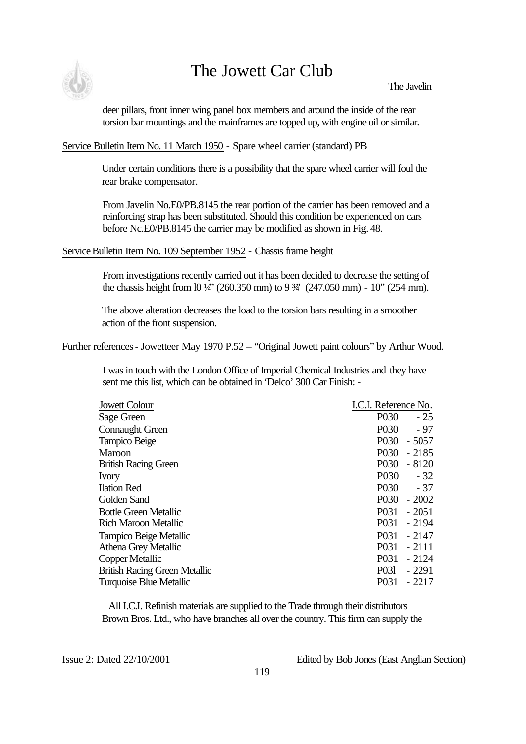deer pillars, front inner wing panel box members and around the inside of the rear torsion bar mountings and the mainframes are topped up, with engine oil or similar.

Service Bulletin Item No. 11 March 1950 - Spare wheel carrier (standard) PB

Under certain conditions there is a possibility that the spare wheel carrier will foul the rear brake compensator.

From Javelin No.E0/PB.8145 the rear portion of the carrier has been removed and a reinforcing strap has been substituted. Should this condition be experienced on cars before Nc.E0/PB.8145 the carrier may be modified as shown in Fig. 48.

Service Bulletin Item No. 109 September 1952 - Chassis frame height

From investigations recently carried out it has been decided to decrease the setting of the chassis height from l0 ¼" (260.350 mm) to 9 ¾" (247.050 mm) - 10" (254 mm).

The above alteration decreases the load to the torsion bars resulting in a smoother action of the front suspension.

Further references - Jowetteer May 1970 P.52 – "Original Jowett paint colours" by Arthur Wood.

I was in touch with the London Office of Imperial Chemical Industries and they have sent me this list, which can be obtained in 'Delco' 300 Car Finish: -

| Jowett Colour | I.C.I. Reference No. |
|---|---|
| Sage Green | P030 - 25 |
| Connaught Green | P030 - 97 |
| Tampico Beige | P030 - 5057 |
| Maroon | P030 - 2185 |
| British Racing Green | P030 - 8120 |
| Ivory | P030 - 32 |
| Ilation Red | P030 - 37 |
| Golden Sand | P030 - 2002 |
| Bottle Green Metallic | P031 - 2051 |
| Rich Maroon Metallic | P031 - 2194 |
| Tampico Beige Metallic | P031 - 2147 |
| Athena Grey Metallic | P031 - 2111 |
| Copper Metallic | P031 - 2124 |
| British Racing Green Metallic | P03l - 2291 |
| Turquoise Blue Metallic | P031 - 2217 |

All I.C.I. Refinish materials are supplied to the Trade through their distributors Brown Bros. Ltd., who have branches all over the country. This firm can supply the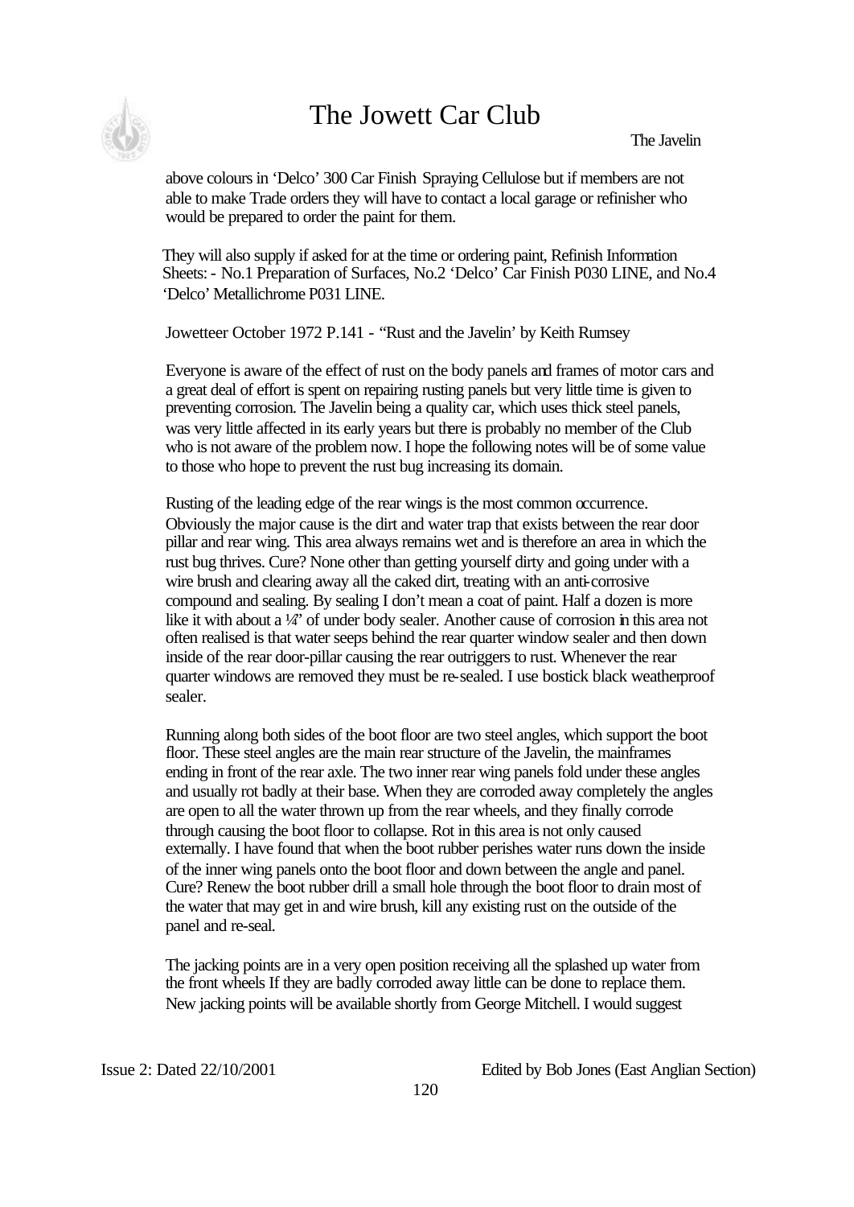above colours in 'Delco' 300 Car Finish Spraying Cellulose but if members are not able to make Trade orders they will have to contact a local garage or refinisher who would be prepared to order the paint for them.

They will also supply if asked for at the time or ordering paint, Refinish Information Sheets: - No.1 Preparation of Surfaces, No.2 'Delco' Car Finish P030 LINE, and No.4 'Delco' Metallichrome P031 LINE.

Jowetteer October 1972 P.141 - "Rust and the Javelin' by Keith Rumsey

Everyone is aware of the effect of rust on the body panels and frames of motor cars and a great deal of effort is spent on repairing rusting panels but very little time is given to preventing corrosion. The Javelin being a quality car, which uses thick steel panels, was very little affected in its early years but there is probably no member of the Club who is not aware of the problem now. I hope the following notes will be of some value to those who hope to prevent the rust bug increasing its domain.

Rusting of the leading edge of the rear wings is the most common occurrence. Obviously the major cause is the dirt and water trap that exists between the rear door pillar and rear wing. This area always remains wet and is therefore an area in which the rust bug thrives. Cure? None other than getting yourself dirty and going under with a wire brush and clearing away all the caked dirt, treating with an anti-corrosive compound and sealing. By sealing I don't mean a coat of paint. Half a dozen is more like it with about a ¼" of under body sealer. Another cause of corrosion in this area not often realised is that water seeps behind the rear quarter window sealer and then down inside of the rear door-pillar causing the rear outriggers to rust. Whenever the rear quarter windows are removed they must be re-sealed. I use bostick black weatherproof sealer.

Running along both sides of the boot floor are two steel angles, which support the boot floor. These steel angles are the main rear structure of the Javelin, the mainframes ending in front of the rear axle. The two inner rear wing panels fold under these angles and usually rot badly at their base. When they are corroded away completely the angles are open to all the water thrown up from the rear wheels, and they finally corrode through causing the boot floor to collapse. Rot in this area is not only caused externally. I have found that when the boot rubber perishes water runs down the inside of the inner wing panels onto the boot floor and down between the angle and panel. Cure? Renew the boot rubber drill a small hole through the boot floor to drain most of the water that may get in and wire brush, kill any existing rust on the outside of the panel and re-seal.

The jacking points are in a very open position receiving all the splashed up water from the front wheels If they are badly corroded away little can be done to replace them. New jacking points will be available shortly from George Mitchell. I would suggest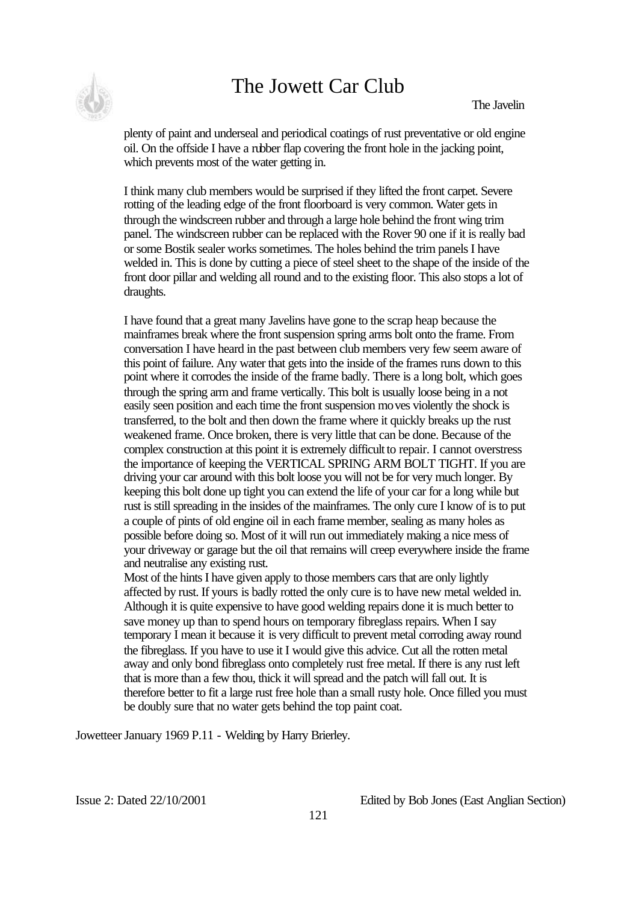plenty of paint and underseal and periodical coatings of rust preventative or old engine oil. On the offside I have a rubber flap covering the front hole in the jacking point, which prevents most of the water getting in.

I think many club members would be surprised if they lifted the front carpet. Severe rotting of the leading edge of the front floorboard is very common. Water gets in through the windscreen rubber and through a large hole behind the front wing trim panel. The windscreen rubber can be replaced with the Rover 90 one if it is really bad or some Bostik sealer works sometimes. The holes behind the trim panels I have welded in. This is done by cutting a piece of steel sheet to the shape of the inside of the front door pillar and welding all round and to the existing floor. This also stops a lot of draughts.

I have found that a great many Javelins have gone to the scrap heap because the mainframes break where the front suspension spring arms bolt onto the frame. From conversation I have heard in the past between club members very few seem aware of this point of failure. Any water that gets into the inside of the frames runs down to this point where it corrodes the inside of the frame badly. There is a long bolt, which goes through the spring arm and frame vertically. This bolt is usually loose being in a not easily seen position and each time the front suspension moves violently the shock is transferred, to the bolt and then down the frame where it quickly breaks up the rust weakened frame. Once broken, there is very little that can be done. Because of the complex construction at this point it is extremely difficult to repair. I cannot overstress the importance of keeping the VERTICAL SPRING ARM BOLT TIGHT. If you are driving your car around with this bolt loose you will not be for very much longer. By keeping this bolt done up tight you can extend the life of your car for a long while but rust is still spreading in the insides of the mainframes. The only cure I know of is to put a couple of pints of old engine oil in each frame member, sealing as many holes as possible before doing so. Most of it will run out immediately making a nice mess of your driveway or garage but the oil that remains will creep everywhere inside the frame and neutralise any existing rust.

Most of the hints I have given apply to those members cars that are only lightly affected by rust. If yours is badly rotted the only cure is to have new metal welded in. Although it is quite expensive to have good welding repairs done it is much better to save money up than to spend hours on temporary fibreglass repairs. When I say temporary I mean it because it is very difficult to prevent metal corroding away round the fibreglass. If you have to use it I would give this advice. Cut all the rotten metal away and only bond fibreglass onto completely rust free metal. If there is any rust left that is more than a few thou, thick it will spread and the patch will fall out. It is therefore better to fit a large rust free hole than a small rusty hole. Once filled you must be doubly sure that no water gets behind the top paint coat.

Jowetteer January 1969 P.11 - Welding by Harry Brierley.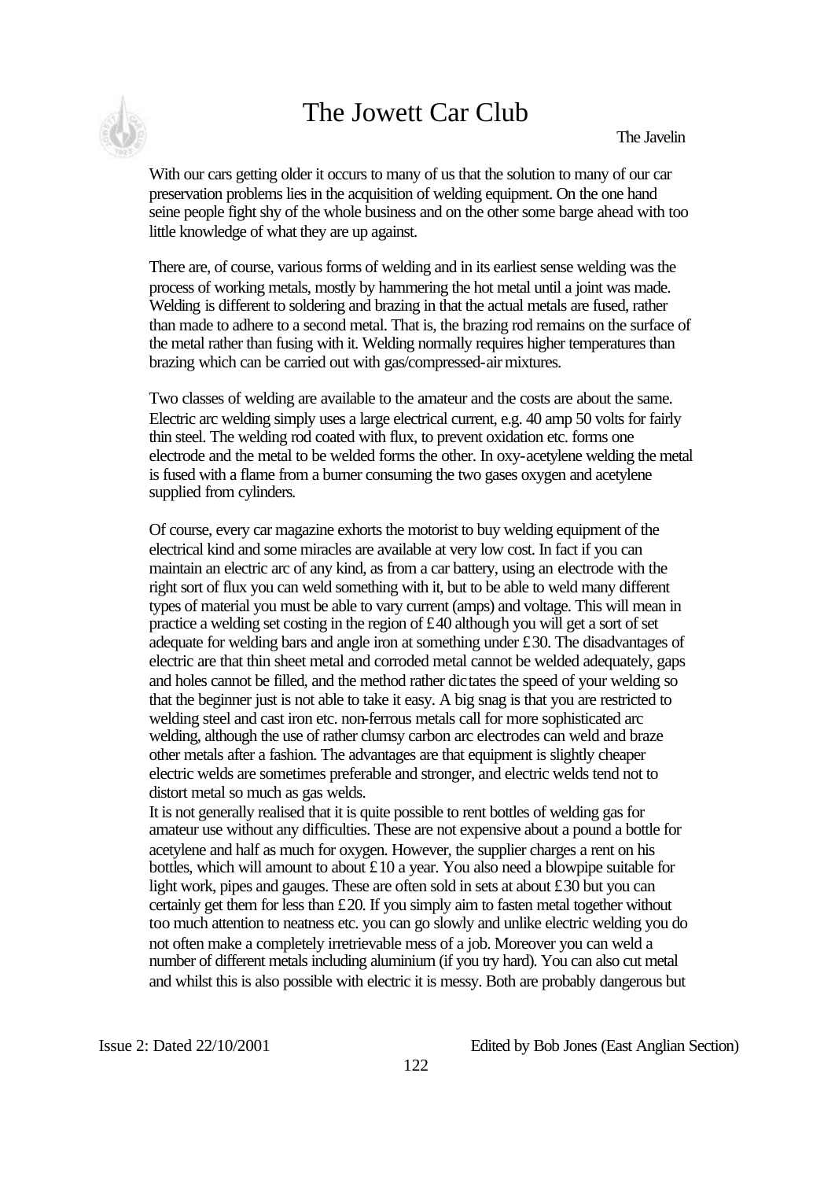With our cars getting older it occurs to many of us that the solution to many of our car preservation problems lies in the acquisition of welding equipment. On the one hand seine people fight shy of the whole business and on the other some barge ahead with too little knowledge of what they are up against.

There are, of course, various forms of welding and in its earliest sense welding was the process of working metals, mostly by hammering the hot metal until a joint was made. Welding is different to soldering and brazing in that the actual metals are fused, rather than made to adhere to a second metal. That is, the brazing rod remains on the surface of the metal rather than fusing with it. Welding normally requires higher temperatures than brazing which can be carried out with gas/compressed-air mixtures.

Two classes of welding are available to the amateur and the costs are about the same. Electric arc welding simply uses a large electrical current, e.g. 40 amp 50 volts for fairly thin steel. The welding rod coated with flux, to prevent oxidation etc. forms one electrode and the metal to be welded forms the other. In oxy-acetylene welding the metal is fused with a flame from a burner consuming the two gases oxygen and acetylene supplied from cylinders.

Of course, every car magazine exhorts the motorist to buy welding equipment of the electrical kind and some miracles are available at very low cost. In fact if you can maintain an electric arc of any kind, as from a car battery, using an electrode with the right sort of flux you can weld something with it, but to be able to weld many different types of material you must be able to vary current (amps) and voltage. This will mean in practice a welding set costing in the region of £40 although you will get a sort of set adequate for welding bars and angle iron at something under £30. The disadvantages of electric are that thin sheet metal and corroded metal cannot be welded adequately, gaps and holes cannot be filled, and the method rather dictates the speed of your welding so that the beginner just is not able to take it easy. A big snag is that you are restricted to welding steel and cast iron etc. non-ferrous metals call for more sophisticated arc welding, although the use of rather clumsy carbon arc electrodes can weld and braze other metals after a fashion. The advantages are that equipment is slightly cheaper electric welds are sometimes preferable and stronger, and electric welds tend not to distort metal so much as gas welds.

It is not generally realised that it is quite possible to rent bottles of welding gas for amateur use without any difficulties. These are not expensive about a pound a bottle for acetylene and half as much for oxygen. However, the supplier charges a rent on his bottles, which will amount to about £10 a year. You also need a blowpipe suitable for light work, pipes and gauges. These are often sold in sets at about £30 but you can certainly get them for less than £20. If you simply aim to fasten metal together without too much attention to neatness etc. you can go slowly and unlike electric welding you do not often make a completely irretrievable mess of a job. Moreover you can weld a number of different metals including aluminium (if you try hard). You can also cut metal and whilst this is also possible with electric it is messy. Both are probably dangerous but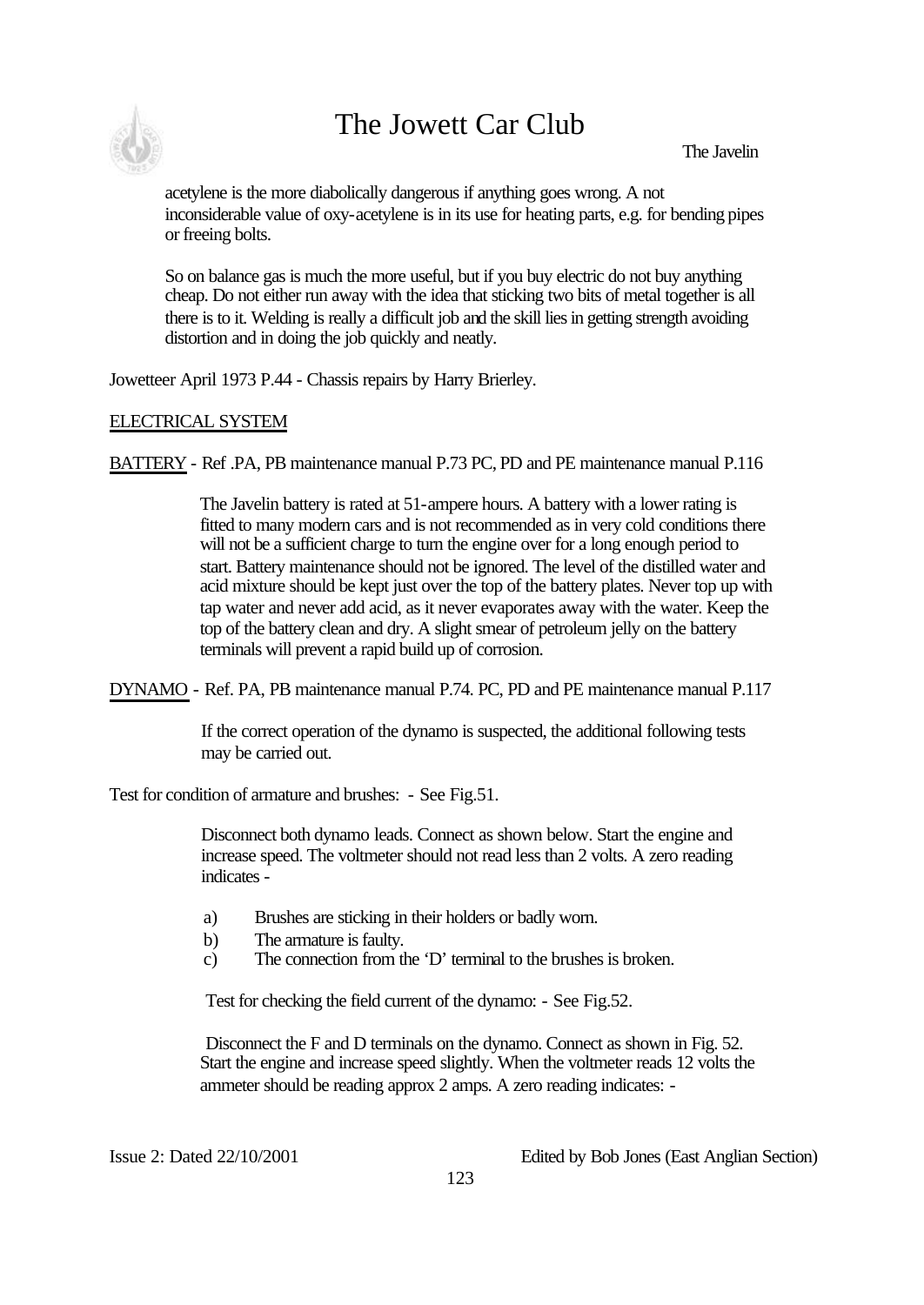acetylene is the more diabolically dangerous if anything goes wrong. A not inconsiderable value of oxy-acetylene is in its use for heating parts, e.g. for bending pipes or freeing bolts.

So on balance gas is much the more useful, but if you buy electric do not buy anything cheap. Do not either run away with the idea that sticking two bits of metal together is all there is to it. Welding is really a difficult job and the skill lies in getting strength avoiding distortion and in doing the job quickly and neatly.

Jowetteer April 1973 P.44 - Chassis repairs by Harry Brierley.

## ELECTRICAL SYSTEM

BATTERY - Ref .PA, PB maintenance manual P.73 PC, PD and PE maintenance manual P.116

The Javelin battery is rated at 51-ampere hours. A battery with a lower rating is fitted to many modern cars and is not recommended as in very cold conditions there will not be a sufficient charge to turn the engine over for a long enough period to start. Battery maintenance should not be ignored. The level of the distilled water and acid mixture should be kept just over the top of the battery plates. Never top up with tap water and never add acid, as it never evaporates away with the water. Keep the top of the battery clean and dry. A slight smear of petroleum jelly on the battery terminals will prevent a rapid build up of corrosion.

DYNAMO - Ref. PA, PB maintenance manual P.74. PC, PD and PE maintenance manual P.117

If the correct operation of the dynamo is suspected, the additional following tests may be carried out.

Test for condition of armature and brushes: - See Fig.51.

Disconnect both dynamo leads. Connect as shown below. Start the engine and increase speed. The voltmeter should not read less than 2 volts. A zero reading indicates -

a) Brushes are sticking in their holders or badly worn.
b) The armature is faulty.
c) The connection from the 'D' terminal to the brushes is broken.

Test for checking the field current of the dynamo: - See Fig.52.

Disconnect the F and D terminals on the dynamo. Connect as shown in Fig. 52. Start the engine and increase speed slightly. When the voltmeter reads 12 volts the ammeter should be reading approx 2 amps. A zero reading indicates: -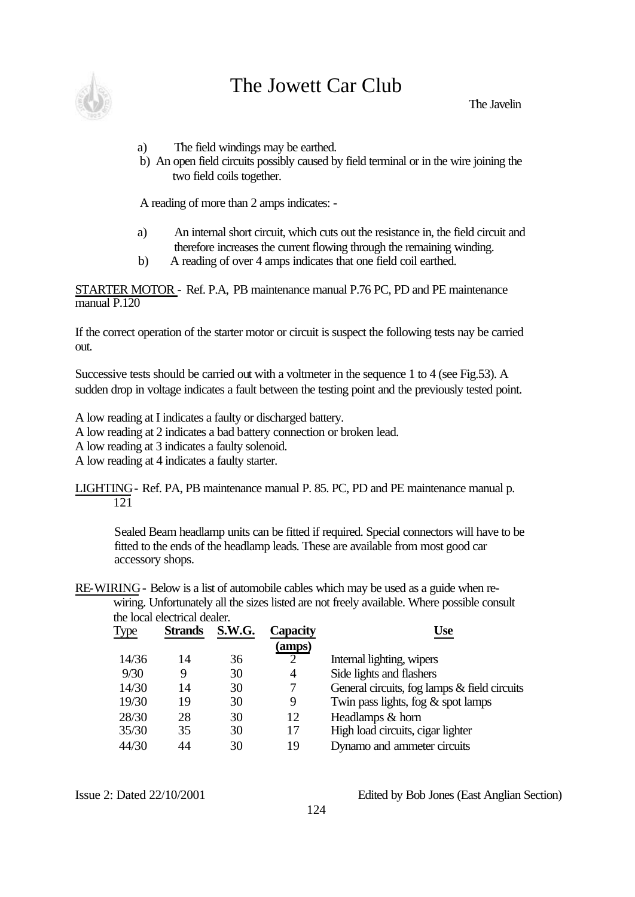a) The field windings may be earthed.
b) An open field circuits possibly caused by field terminal or in the wire joining the two field coils together.

A reading of more than 2 amps indicates: -

a) An internal short circuit, which cuts out the resistance in, the field circuit and therefore increases the current flowing through the remaining winding.
b) A reading of over 4 amps indicates that one field coil earthed.

STARTER MOTOR - Ref. P.A, PB maintenance manual P.76 PC, PD and PE maintenance manual P.120

If the correct operation of the starter motor or circuit is suspect the following tests nay be carried out.

Successive tests should be carried out with a voltmeter in the sequence 1 to 4 (see Fig.53). A sudden drop in voltage indicates a fault between the testing point and the previously tested point.

A low reading at I indicates a faulty or discharged battery.
A low reading at 2 indicates a bad battery connection or broken lead.
A low reading at 3 indicates a faulty solenoid.
A low reading at 4 indicates a faulty starter.

LIGHTING - Ref. PA, PB maintenance manual P. 85. PC, PD and PE maintenance manual p. 121

Sealed Beam headlamp units can be fitted if required. Special connectors will have to be fitted to the ends of the headlamp leads. These are available from most good car accessory shops.

RE-WIRING - Below is a list of automobile cables which may be used as a guide when re-wiring. Unfortunately all the sizes listed are not freely available. Where possible consult the local electrical dealer.

| Type | Strands | S.W.G. | Capacity (amps) | Use |
|---|---|---|---|---|
| 14/36 | 14 | 36 | 2 | Internal lighting, wipers |
| 9/30 | 9 | 30 | 4 | Side lights and flashers |
| 14/30 | 14 | 30 | 7 | General circuits, fog lamps & field circuits |
| 19/30 | 19 | 30 | 9 | Twin pass lights, fog & spot lamps |
| 28/30 | 28 | 30 | 12 | Headlamps & horn |
| 35/30 | 35 | 30 | 17 | High load circuits, cigar lighter |
| 44/30 | 44 | 30 | 19 | Dynamo and ammeter circuits |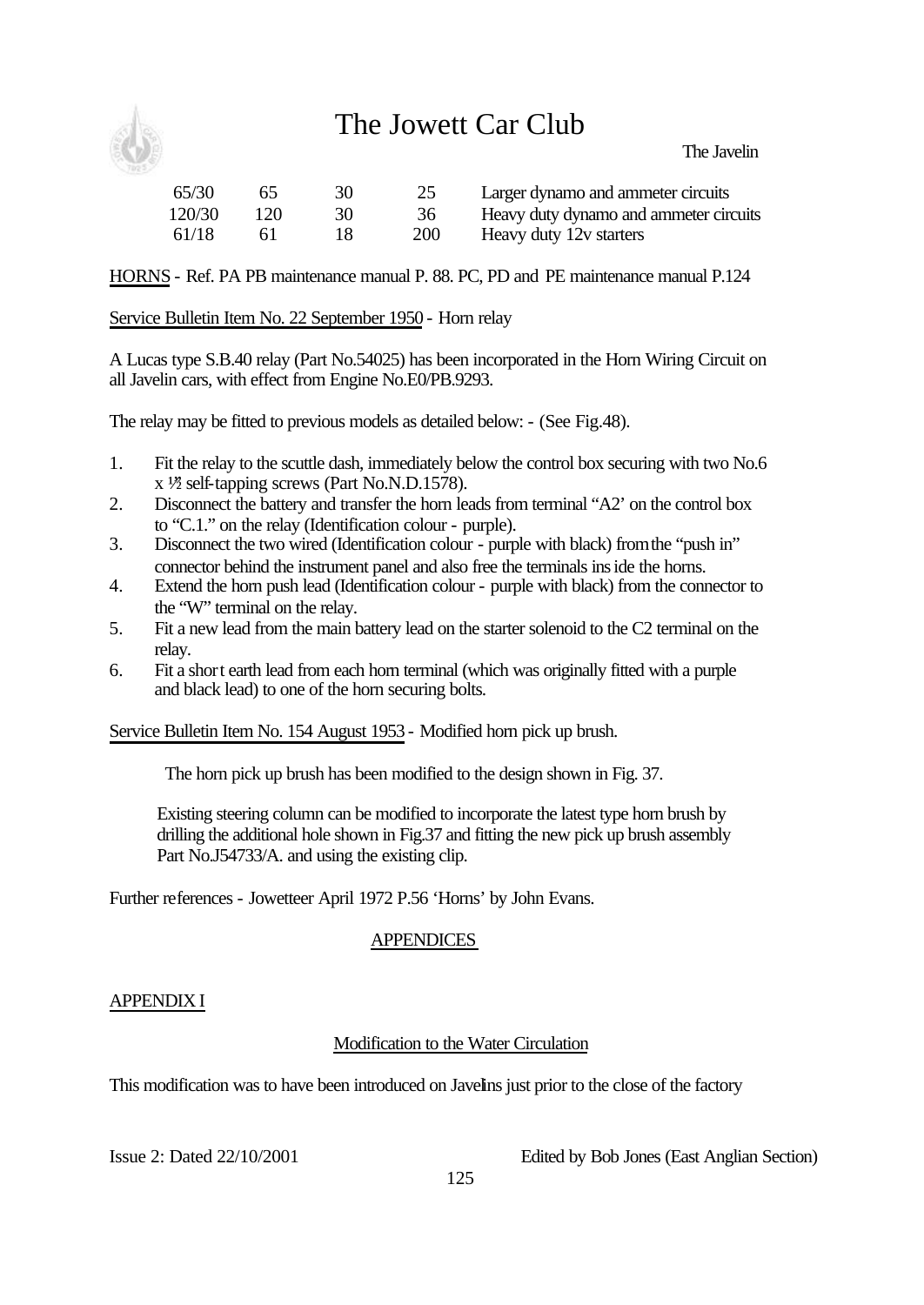| 65/30 | 65 | 30 | 25 | Larger dynamo and ammeter circuits |
|---|---|---|---|---|
| 120/30 | 120 | 30 | 36 | Heavy duty dynamo and ammeter circuits |
| 61/18 | 61 | 18 | 200 | Heavy duty 12v starters |

HORNS - Ref. PA PB maintenance manual P. 88. PC, PD and PE maintenance manual P.124

Service Bulletin Item No. 22 September 1950 - Horn relay

A Lucas type S.B.40 relay (Part No.54025) has been incorporated in the Horn Wiring Circuit on all Javelin cars, with effect from Engine No.E0/PB.9293.

The relay may be fitted to previous models as detailed below: - (See Fig.48).

1. Fit the relay to the scuttle dash, immediately below the control box securing with two No.6 x ½ self-tapping screws (Part No.N.D.1578).
2. Disconnect the battery and transfer the horn leads from terminal "A2' on the control box to "C.1." on the relay (Identification colour - purple).
3. Disconnect the two wired (Identification colour - purple with black) from the "push in" connector behind the instrument panel and also free the terminals inside the horns.
4. Extend the horn push lead (Identification colour - purple with black) from the connector to the "W" terminal on the relay.
5. Fit a new lead from the main battery lead on the starter solenoid to the C2 terminal on the relay.
6. Fit a short earth lead from each horn terminal (which was originally fitted with a purple and black lead) to one of the horn securing bolts.

Service Bulletin Item No. 154 August 1953 - Modified horn pick up brush.

The horn pick up brush has been modified to the design shown in Fig. 37.

Existing steering column can be modified to incorporate the latest type horn brush by drilling the additional hole shown in Fig.37 and fitting the new pick up brush assembly Part No.J54733/A. and using the existing clip.

Further references - Jowetteer April 1972 P.56 'Horns' by John Evans.

## APPENDICES

### APPENDIX I

#### Modification to the Water Circulation

This modification was to have been introduced on Javelins just prior to the close of the factory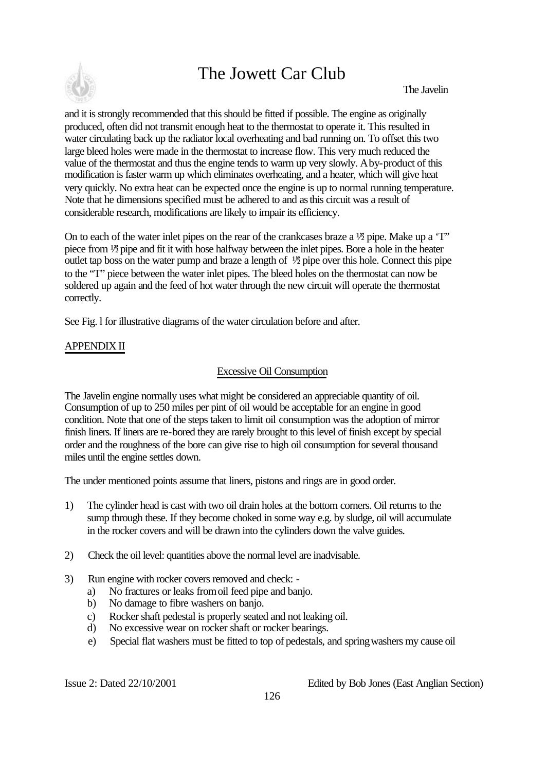and it is strongly recommended that this should be fitted if possible. The engine as originally produced, often did not transmit enough heat to the thermostat to operate it. This resulted in water circulating back up the radiator local overheating and bad running on. To offset this two large bleed holes were made in the thermostat to increase flow. This very much reduced the value of the thermostat and thus the engine tends to warm up very slowly. A by-product of this modification is faster warm up which eliminates overheating, and a heater, which will give heat very quickly. No extra heat can be expected once the engine is up to normal running temperature. Note that he dimensions specified must be adhered to and as this circuit was a result of considerable research, modifications are likely to impair its efficiency.

On to each of the water inlet pipes on the rear of the crankcases braze a ½" pipe. Make up a 'T" piece from ½" pipe and fit it with hose halfway between the inlet pipes. Bore a hole in the heater outlet tap boss on the water pump and braze a length of ½" pipe over this hole. Connect this pipe to the "T" piece between the water inlet pipes. The bleed holes on the thermostat can now be soldered up again and the feed of hot water through the new circuit will operate the thermostat correctly.

See Fig. l for illustrative diagrams of the water circulation before and after.

## APPENDIX II

### Excessive Oil Consumption

The Javelin engine normally uses what might be considered an appreciable quantity of oil. Consumption of up to 250 miles per pint of oil would be acceptable for an engine in good condition. Note that one of the steps taken to limit oil consumption was the adoption of mirror finish liners. If liners are re-bored they are rarely brought to this level of finish except by special order and the roughness of the bore can give rise to high oil consumption for several thousand miles until the engine settles down.

The under mentioned points assume that liners, pistons and rings are in good order.

1) The cylinder head is cast with two oil drain holes at the bottom corners. Oil returns to the sump through these. If they become choked in some way e.g. by sludge, oil will accumulate in the rocker covers and will be drawn into the cylinders down the valve guides.

2) Check the oil level: quantities above the normal level are inadvisable.

3) Run engine with rocker covers removed and check: -
   a) No fractures or leaks from oil feed pipe and banjo.
   b) No damage to fibre washers on banjo.
   c) Rocker shaft pedestal is properly seated and not leaking oil.
   d) No excessive wear on rocker shaft or rocker bearings.
   e) Special flat washers must be fitted to top of pedestals, and spring washers my cause oil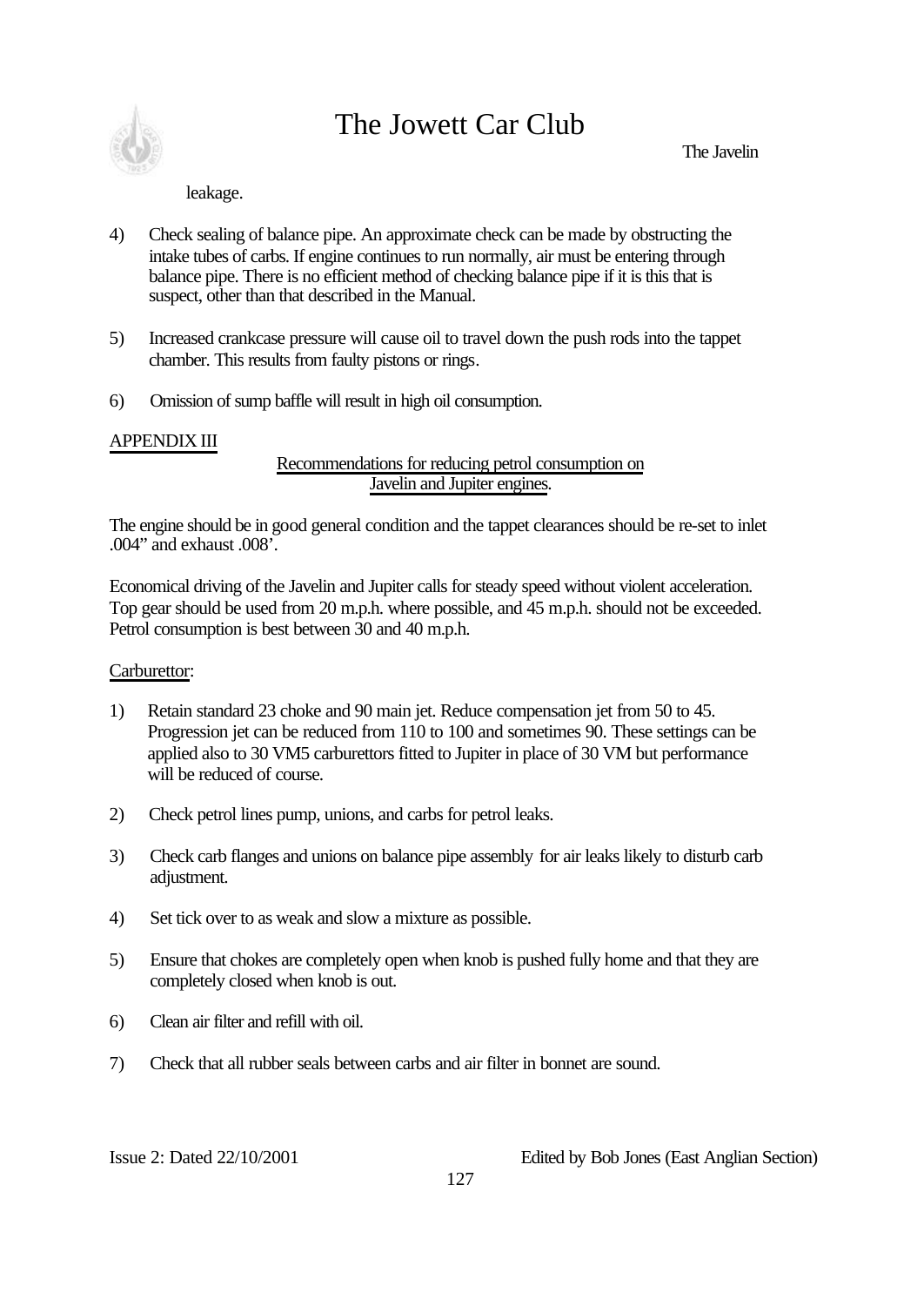leakage.

4) Check sealing of balance pipe. An approximate check can be made by obstructing the intake tubes of carbs. If engine continues to run normally, air must be entering through balance pipe. There is no efficient method of checking balance pipe if it is this that is suspect, other than that described in the Manual.

5) Increased crankcase pressure will cause oil to travel down the push rods into the tappet chamber. This results from faulty pistons or rings.

6) Omission of sump baffle will result in high oil consumption.

<u>APPENDIX III</u>

<u>Recommendations for reducing petrol consumption on Javelin and Jupiter engines</u>.

The engine should be in good general condition and the tappet clearances should be re-set to inlet .004" and exhaust .008'.

Economical driving of the Javelin and Jupiter calls for steady speed without violent acceleration. Top gear should be used from 20 m.p.h. where possible, and 45 m.p.h. should not be exceeded. Petrol consumption is best between 30 and 40 m.p.h.

<u>Carburettor</u>:

1) Retain standard 23 choke and 90 main jet. Reduce compensation jet from 50 to 45. Progression jet can be reduced from 110 to 100 and sometimes 90. These settings can be applied also to 30 VM5 carburettors fitted to Jupiter in place of 30 VM but performance will be reduced of course.

2) Check petrol lines pump, unions, and carbs for petrol leaks.

3) Check carb flanges and unions on balance pipe assembly for air leaks likely to disturb carb adjustment.

4) Set tick over to as weak and slow a mixture as possible.

5) Ensure that chokes are completely open when knob is pushed fully home and that they are completely closed when knob is out.

6) Clean air filter and refill with oil.

7) Check that all rubber seals between carbs and air filter in bonnet are sound.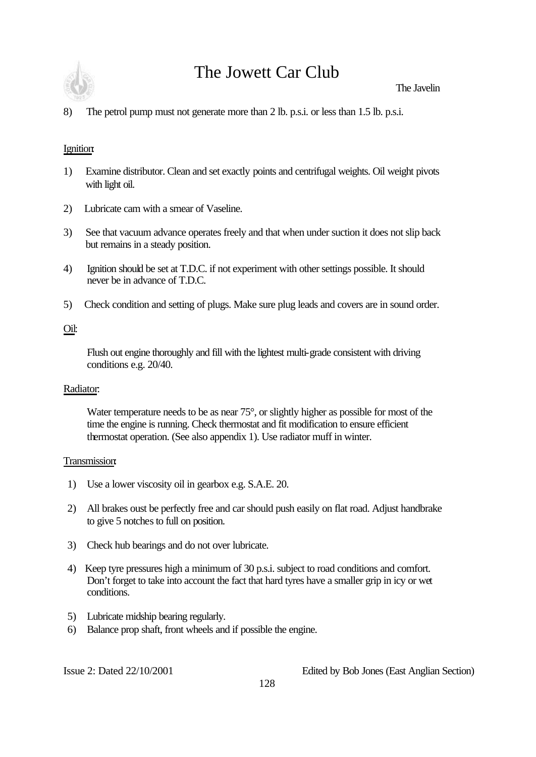8) The petrol pump must not generate more than 2 lb. p.s.i. or less than 1.5 lb. p.s.i.

Ignition:

1) Examine distributor. Clean and set exactly points and centrifugal weights. Oil weight pivots with light oil.

2) Lubricate cam with a smear of Vaseline.

3) See that vacuum advance operates freely and that when under suction it does not slip back but remains in a steady position.

4) Ignition should be set at T.D.C. if not experiment with other settings possible. It should never be in advance of T.D.C.

5) Check condition and setting of plugs. Make sure plug leads and covers are in sound order.

Oil:

Flush out engine thoroughly and fill with the lightest multi-grade consistent with driving conditions e.g. 20/40.

Radiator:

Water temperature needs to be as near 75°, or slightly higher as possible for most of the time the engine is running. Check thermostat and fit modification to ensure efficient thermostat operation. (See also appendix 1). Use radiator muff in winter.

Transmission:

1) Use a lower viscosity oil in gearbox e.g. S.A.E. 20.

2) All brakes oust be perfectly free and car should push easily on flat road. Adjust handbrake to give 5 notches to full on position.

3) Check hub bearings and do not over lubricate.

4) Keep tyre pressures high a minimum of 30 p.s.i. subject to road conditions and comfort. Don't forget to take into account the fact that hard tyres have a smaller grip in icy or wet conditions.

5) Lubricate midship bearing regularly.
6) Balance prop shaft, front wheels and if possible the engine.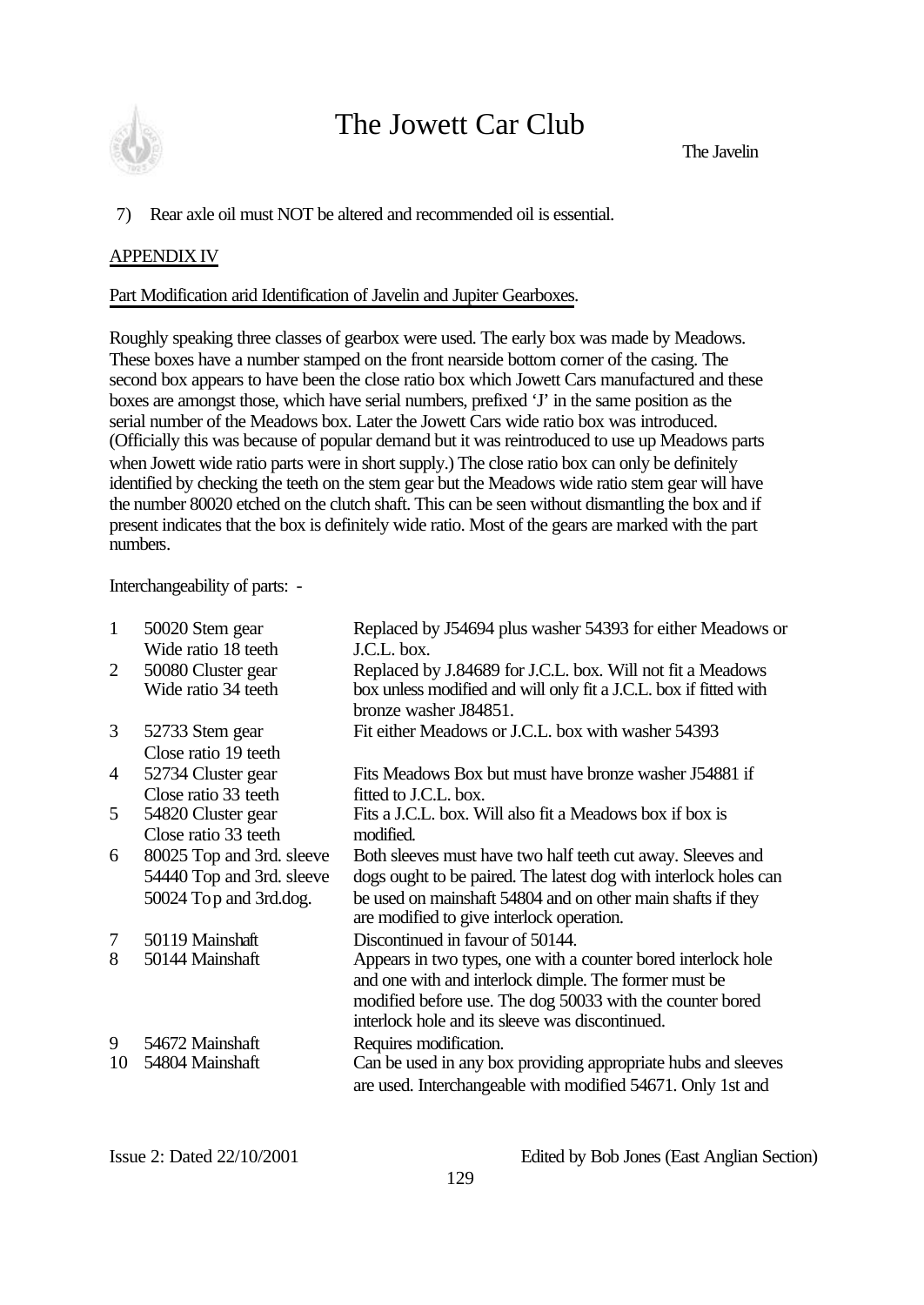7) Rear axle oil must NOT be altered and recommended oil is essential.

## APPENDIX IV

### Part Modification arid Identification of Javelin and Jupiter Gearboxes.

Roughly speaking three classes of gearbox were used. The early box was made by Meadows. These boxes have a number stamped on the front nearside bottom corner of the casing. The second box appears to have been the close ratio box which Jowett Cars manufactured and these boxes are amongst those, which have serial numbers, prefixed 'J' in the same position as the serial number of the Meadows box. Later the Jowett Cars wide ratio box was introduced. (Officially this was because of popular demand but it was reintroduced to use up Meadows parts when Jowett wide ratio parts were in short supply.) The close ratio box can only be definitely identified by checking the teeth on the stem gear but the Meadows wide ratio stem gear will have the number 80020 etched on the clutch shaft. This can be seen without dismantling the box and if present indicates that the box is definitely wide ratio. Most of the gears are marked with the part numbers.

Interchangeability of parts: -

| | | |
|---|---|---|
| 1 | 50020 Stem gear<br>Wide ratio 18 teeth | Replaced by J54694 plus washer 54393 for either Meadows or J.C.L. box. |
| 2 | 50080 Cluster gear<br>Wide ratio 34 teeth | Replaced by J.84689 for J.C.L. box. Will not fit a Meadows box unless modified and will only fit a J.C.L. box if fitted with bronze washer J84851. |
| 3 | 52733 Stem gear<br>Close ratio 19 teeth | Fit either Meadows or J.C.L. box with washer 54393 |
| 4 | 52734 Cluster gear<br>Close ratio 33 teeth | Fits Meadows Box but must have bronze washer J54881 if fitted to J.C.L. box. |
| 5 | 54820 Cluster gear<br>Close ratio 33 teeth | Fits a J.C.L. box. Will also fit a Meadows box if box is modified. |
| 6 | 80025 Top and 3rd. sleeve<br>54440 Top and 3rd. sleeve<br>50024 Top and 3rd.dog. | Both sleeves must have two half teeth cut away. Sleeves and dogs ought to be paired. The latest dog with interlock holes can be used on mainshaft 54804 and on other main shafts if they are modified to give interlock operation. |
| 7 | 50119 Mainshaft | Discontinued in favour of 50144. |
| 8 | 50144 Mainshaft | Appears in two types, one with a counter bored interlock hole and one with and interlock dimple. The former must be modified before use. The dog 50033 with the counter bored interlock hole and its sleeve was discontinued. |
| 9 | 54672 Mainshaft | Requires modification. |
| 10 | 54804 Mainshaft | Can be used in any box providing appropriate hubs and sleeves are used. Interchangeable with modified 54671. Only 1st and |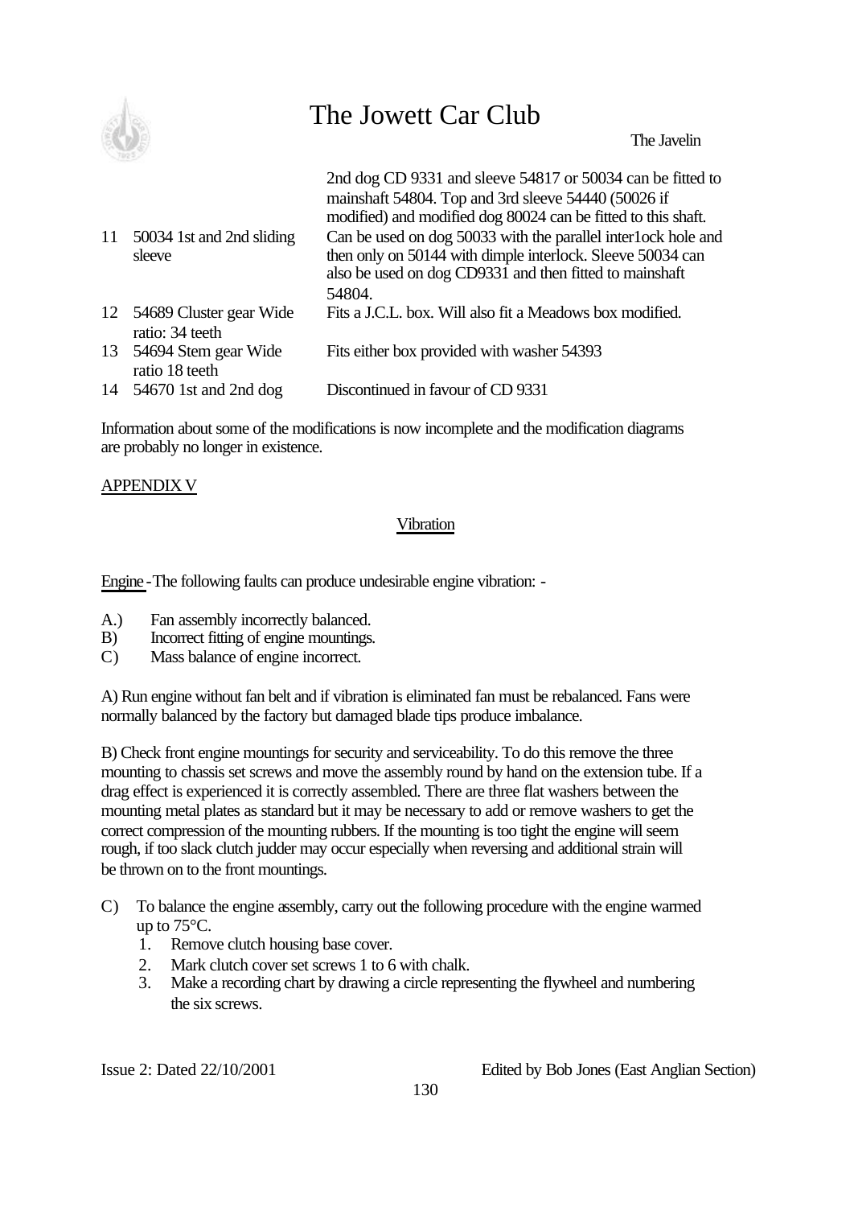| | | |
|---|---|---|
| | | 2nd dog CD 9331 and sleeve 54817 or 50034 can be fitted to mainshaft 54804. Top and 3rd sleeve 54440 (50026 if modified) and modified dog 80024 can be fitted to this shaft. |
| 11 | 50034 1st and 2nd sliding sleeve | Can be used on dog 50033 with the parallel inter1ock hole and then only on 50144 with dimple interlock. Sleeve 50034 can also be used on dog CD9331 and then fitted to mainshaft 54804. |
| 12 | 54689 Cluster gear Wide ratio: 34 teeth | Fits a J.C.L. box. Will also fit a Meadows box modified. |
| 13 | 54694 Stem gear Wide ratio 18 teeth | Fits either box provided with washer 54393 |
| 14 | 54670 1st and 2nd dog | Discontinued in favour of CD 9331 |

Information about some of the modifications is now incomplete and the modification diagrams are probably no longer in existence.

## APPENDIX V

### Vibration

Engine - The following faults can produce undesirable engine vibration: -

A.) Fan assembly incorrectly balanced.
B) Incorrect fitting of engine mountings.
C) Mass balance of engine incorrect.

A) Run engine without fan belt and if vibration is eliminated fan must be rebalanced. Fans were normally balanced by the factory but damaged blade tips produce imbalance.

B) Check front engine mountings for security and serviceability. To do this remove the three mounting to chassis set screws and move the assembly round by hand on the extension tube. If a drag effect is experienced it is correctly assembled. There are three flat washers between the mounting metal plates as standard but it may be necessary to add or remove washers to get the correct compression of the mounting rubbers. If the mounting is too tight the engine will seem rough, if too slack clutch judder may occur especially when reversing and additional strain will be thrown on to the front mountings.

C) To balance the engine assembly, carry out the following procedure with the engine warmed up to 75°C.

1. Remove clutch housing base cover.
2. Mark clutch cover set screws 1 to 6 with chalk.
3. Make a recording chart by drawing a circle representing the flywheel and numbering the six screws.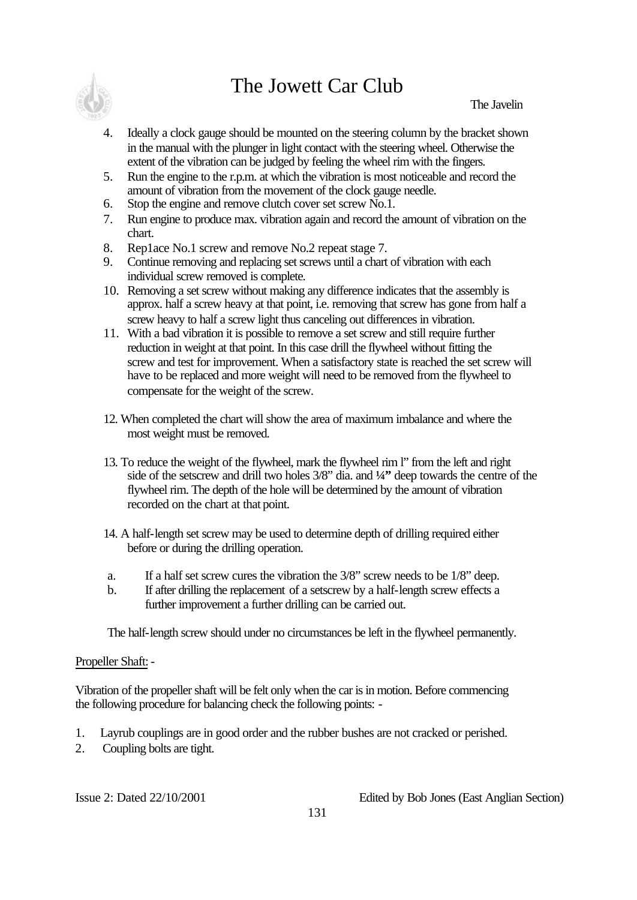4. Ideally a clock gauge should be mounted on the steering column by the bracket shown in the manual with the plunger in light contact with the steering wheel. Otherwise the extent of the vibration can be judged by feeling the wheel rim with the fingers.
5. Run the engine to the r.p.m. at which the vibration is most noticeable and record the amount of vibration from the movement of the clock gauge needle.
6. Stop the engine and remove clutch cover set screw No.1.
7. Run engine to produce max. vibration again and record the amount of vibration on the chart.
8. Rep1ace No.1 screw and remove No.2 repeat stage 7.
9. Continue removing and replacing set screws until a chart of vibration with each individual screw removed is complete.
10. Removing a set screw without making any difference indicates that the assembly is approx. half a screw heavy at that point, i.e. removing that screw has gone from half a screw heavy to half a screw light thus canceling out differences in vibration.
11. With a bad vibration it is possible to remove a set screw and still require further reduction in weight at that point. In this case drill the flywheel without fitting the screw and test for improvement. When a satisfactory state is reached the set screw will have to be replaced and more weight will need to be removed from the flywheel to compensate for the weight of the screw.

12. When completed the chart will show the area of maximum imbalance and where the most weight must be removed.

13. To reduce the weight of the flywheel, mark the flywheel rim l" from the left and right side of the setscrew and drill two holes 3/8" dia. and **¼"** deep towards the centre of the flywheel rim. The depth of the hole will be determined by the amount of vibration recorded on the chart at that point.

14. A half-length set screw may be used to determine depth of drilling required either before or during the drilling operation.

a. If a half set screw cures the vibration the 3/8" screw needs to be 1/8" deep.
b. If after drilling the replacement of a setscrew by a half-length screw effects a further improvement a further drilling can be carried out.

The half-length screw should under no circumstances be left in the flywheel permanently.

Propeller Shaft: -

Vibration of the propeller shaft will be felt only when the car is in motion. Before commencing the following procedure for balancing check the following points: -

1. Layrub couplings are in good order and the rubber bushes are not cracked or perished.
2. Coupling bolts are tight.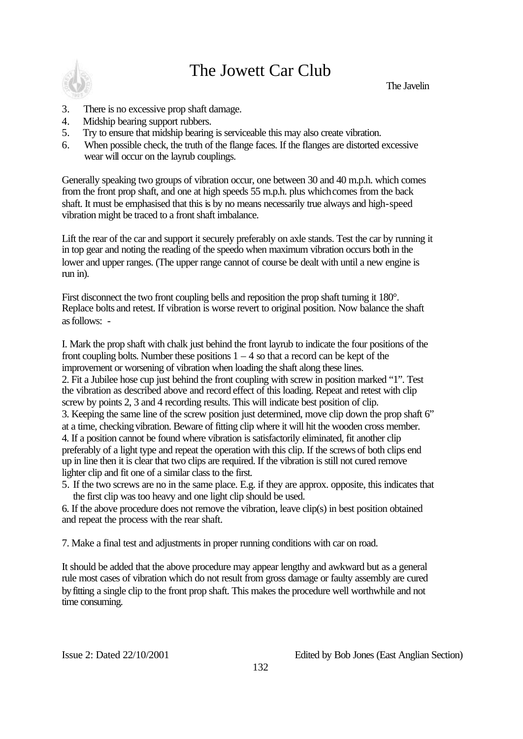3. There is no excessive prop shaft damage.
4. Midship bearing support rubbers.
5. Try to ensure that midship bearing is serviceable this may also create vibration.
6. When possible check, the truth of the flange faces. If the flanges are distorted excessive wear will occur on the layrub couplings.

Generally speaking two groups of vibration occur, one between 30 and 40 m.p.h. which comes from the front prop shaft, and one at high speeds 55 m.p.h. plus which comes from the back shaft. It must be emphasised that this is by no means necessarily true always and high-speed vibration might be traced to a front shaft imbalance.

Lift the rear of the car and support it securely preferably on axle stands. Test the car by running it in top gear and noting the reading of the speedo when maximum vibration occurs both in the lower and upper ranges. (The upper range cannot of course be dealt with until a new engine is run in).

First disconnect the two front coupling bells and reposition the prop shaft turning it 180°. Replace bolts and retest. If vibration is worse revert to original position. Now balance the shaft as follows: -

I. Mark the prop shaft with chalk just behind the front layrub to indicate the four positions of the front coupling bolts. Number these positions 1 – 4 so that a record can be kept of the improvement or worsening of vibration when loading the shaft along these lines.
2. Fit a Jubilee hose cup just behind the front coupling with screw in position marked "1". Test the vibration as described above and record effect of this loading. Repeat and retest with clip screw by points 2, 3 and 4 recording results. This will indicate best position of clip.
3. Keeping the same line of the screw position just determined, move clip down the prop shaft 6" at a time, checking vibration. Beware of fitting clip where it will hit the wooden cross member.
4. If a position cannot be found where vibration is satisfactorily eliminated, fit another clip preferably of a light type and repeat the operation with this clip. If the screws of both clips end up in line then it is clear that two clips are required. If the vibration is still not cured remove lighter clip and fit one of a similar class to the first.
5. If the two screws are no in the same place. E.g. if they are approx. opposite, this indicates that the first clip was too heavy and one light clip should be used.
6. If the above procedure does not remove the vibration, leave clip(s) in best position obtained and repeat the process with the rear shaft.

7. Make a final test and adjustments in proper running conditions with car on road.

It should be added that the above procedure may appear lengthy and awkward but as a general rule most cases of vibration which do not result from gross damage or faulty assembly are cured by fitting a single clip to the front prop shaft. This makes the procedure well worthwhile and not time consuming.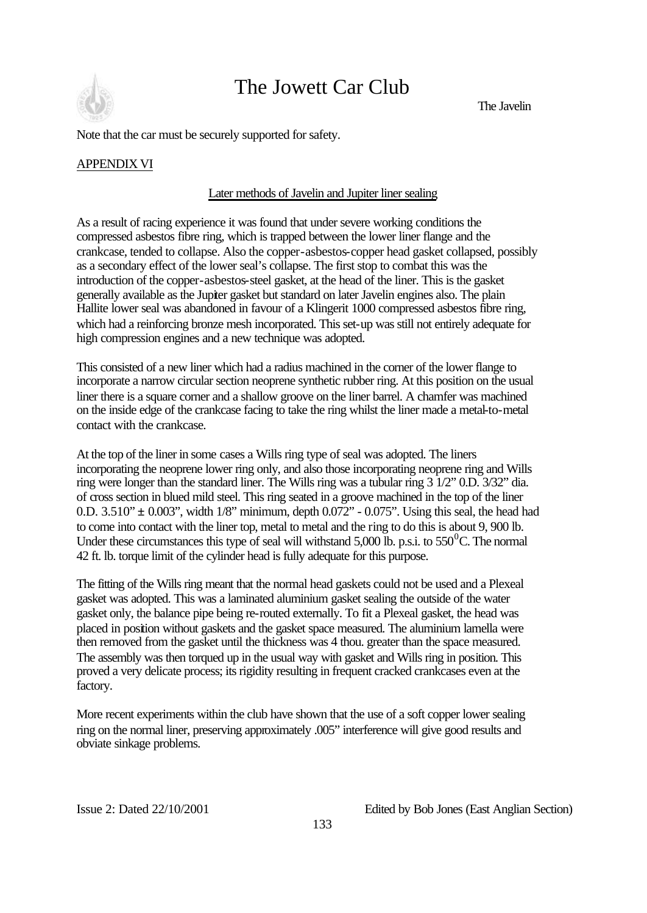Note that the car must be securely supported for safety.

## APPENDIX VI

### Later methods of Javelin and Jupiter liner sealing

As a result of racing experience it was found that under severe working conditions the compressed asbestos fibre ring, which is trapped between the lower liner flange and the crankcase, tended to collapse. Also the copper-asbestos-copper head gasket collapsed, possibly as a secondary effect of the lower seal's collapse. The first stop to combat this was the introduction of the copper-asbestos-steel gasket, at the head of the liner. This is the gasket generally available as the Jupiter gasket but standard on later Javelin engines also. The plain Hallite lower seal was abandoned in favour of a Klingerit 1000 compressed asbestos fibre ring, which had a reinforcing bronze mesh incorporated. This set-up was still not entirely adequate for high compression engines and a new technique was adopted.

This consisted of a new liner which had a radius machined in the corner of the lower flange to incorporate a narrow circular section neoprene synthetic rubber ring. At this position on the usual liner there is a square corner and a shallow groove on the liner barrel. A chamfer was machined on the inside edge of the crankcase facing to take the ring whilst the liner made a metal-to-metal contact with the crankcase.

At the top of the liner in some cases a Wills ring type of seal was adopted. The liners incorporating the neoprene lower ring only, and also those incorporating neoprene ring and Wills ring were longer than the standard liner. The Wills ring was a tubular ring 3 1/2" O.D. 3/32" dia. of cross section in blued mild steel. This ring seated in a groove machined in the top of the liner O.D. 3.510" ± 0.003", width 1/8" minimum, depth 0.072" - 0.075". Using this seal, the head had to come into contact with the liner top, metal to metal and the ring to do this is about 9, 900 lb. Under these circumstances this type of seal will withstand 5,000 lb. p.s.i. to 550$^0$C. The normal 42 ft. lb. torque limit of the cylinder head is fully adequate for this purpose.

The fitting of the Wills ring meant that the normal head gaskets could not be used and a Plexeal gasket was adopted. This was a laminated aluminium gasket sealing the outside of the water gasket only, the balance pipe being re-routed externally. To fit a Plexeal gasket, the head was placed in position without gaskets and the gasket space measured. The aluminium lamella were then removed from the gasket until the thickness was 4 thou. greater than the space measured. The assembly was then torqued up in the usual way with gasket and Wills ring in position. This proved a very delicate process; its rigidity resulting in frequent cracked crankcases even at the factory.

More recent experiments within the club have shown that the use of a soft copper lower sealing ring on the normal liner, preserving approximately .005" interference will give good results and obviate sinkage problems.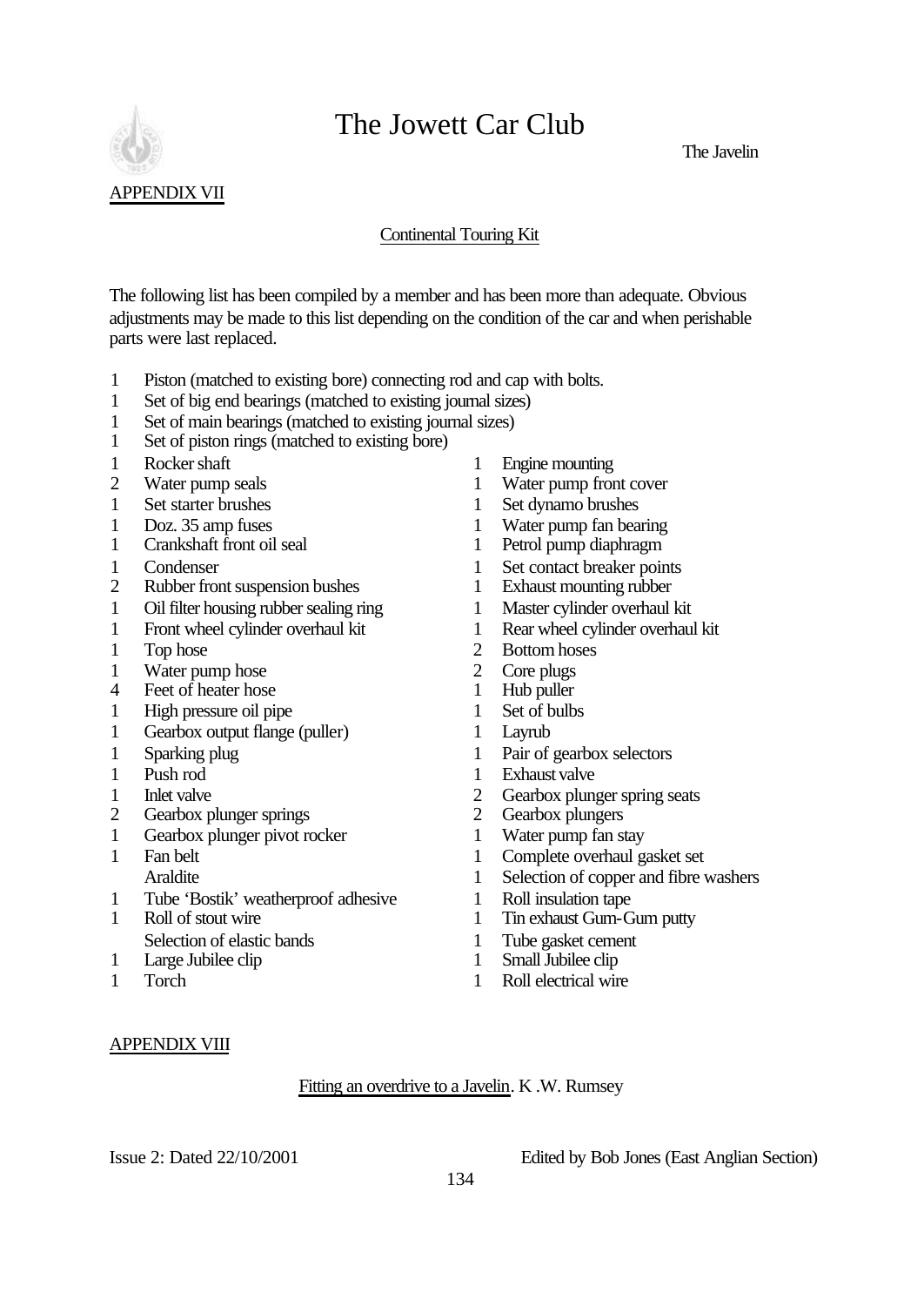## APPENDIX VII

### Continental Touring Kit

The following list has been compiled by a member and has been more than adequate. Obvious adjustments may be made to this list depending on the condition of the car and when perishable parts were last replaced.

1 Piston (matched to existing bore) connecting rod and cap with bolts.
1 Set of big end bearings (matched to existing journal sizes)
1 Set of main bearings (matched to existing journal sizes)
1 Set of piston rings (matched to existing bore)

| | | | |
|---|---|---|---|
| 1 | Rocker shaft | 1 | Engine mounting |
| 2 | Water pump seals | 1 | Water pump front cover |
| 1 | Set starter brushes | 1 | Set dynamo brushes |
| 1 | Doz. 35 amp fuses | 1 | Water pump fan bearing |
| 1 | Crankshaft front oil seal | 1 | Petrol pump diaphragm |
| 1 | Condenser | 1 | Set contact breaker points |
| 2 | Rubber front suspension bushes | 1 | Exhaust mounting rubber |
| 1 | Oil filter housing rubber sealing ring | 1 | Master cylinder overhaul kit |
| 1 | Front wheel cylinder overhaul kit | 1 | Rear wheel cylinder overhaul kit |
| 1 | Top hose | 2 | Bottom hoses |
| 1 | Water pump hose | 2 | Core plugs |
| 4 | Feet of heater hose | 1 | Hub puller |
| 1 | High pressure oil pipe | 1 | Set of bulbs |
| 1 | Gearbox output flange (puller) | 1 | Layrub |
| 1 | Sparking plug | 1 | Pair of gearbox selectors |
| 1 | Push rod | 1 | Exhaust valve |
| 1 | Inlet valve | 2 | Gearbox plunger spring seats |
| 2 | Gearbox plunger springs | 2 | Gearbox plungers |
| 1 | Gearbox plunger pivot rocker | 1 | Water pump fan stay |
| 1 | Fan belt | 1 | Complete overhaul gasket set |
| | Araldite | 1 | Selection of copper and fibre washers |
| 1 | Tube 'Bostik' weatherproof adhesive | 1 | Roll insulation tape |
| 1 | Roll of stout wire | 1 | Tin exhaust Gum-Gum putty |
| | Selection of elastic bands | 1 | Tube gasket cement |
| 1 | Large Jubilee clip | 1 | Small Jubilee clip |
| 1 | Torch | 1 | Roll electrical wire |

## APPENDIX VIII

Fitting an overdrive to a Javelin. K .W. Rumsey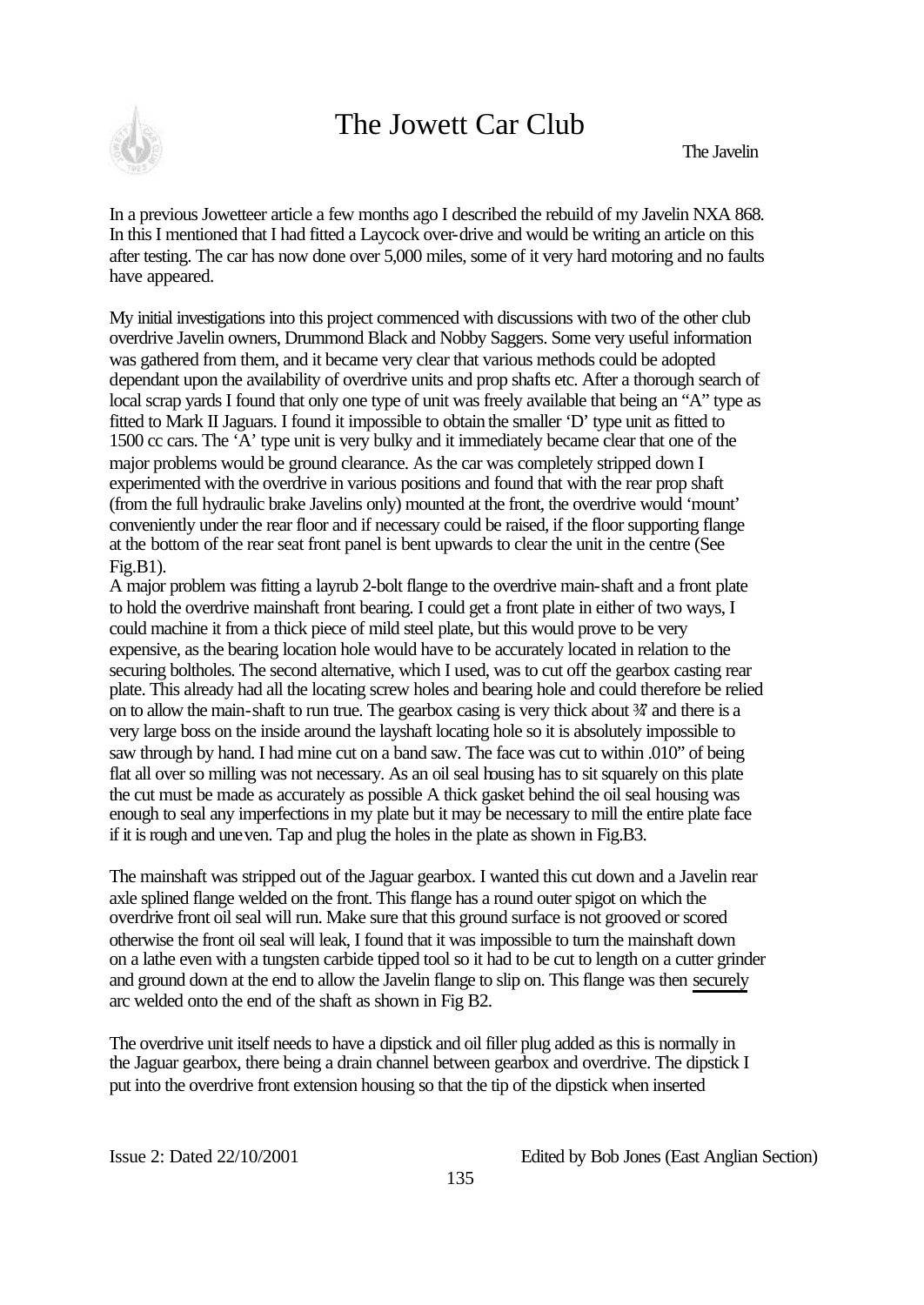In a previous Jowetteer article a few months ago I described the rebuild of my Javelin NXA 868. In this I mentioned that I had fitted a Laycock over-drive and would be writing an article on this after testing. The car has now done over 5,000 miles, some of it very hard motoring and no faults have appeared.

My initial investigations into this project commenced with discussions with two of the other club overdrive Javelin owners, Drummond Black and Nobby Saggers. Some very useful information was gathered from them, and it became very clear that various methods could be adopted dependant upon the availability of overdrive units and prop shafts etc. After a thorough search of local scrap yards I found that only one type of unit was freely available that being an "A" type as fitted to Mark II Jaguars. I found it impossible to obtain the smaller 'D' type unit as fitted to 1500 cc cars. The 'A' type unit is very bulky and it immediately became clear that one of the major problems would be ground clearance. As the car was completely stripped down I experimented with the overdrive in various positions and found that with the rear prop shaft (from the full hydraulic brake Javelins only) mounted at the front, the overdrive would 'mount' conveniently under the rear floor and if necessary could be raised, if the floor supporting flange at the bottom of the rear seat front panel is bent upwards to clear the unit in the centre (See Fig.B1).
A major problem was fitting a layrub 2-bolt flange to the overdrive main-shaft and a front plate to hold the overdrive mainshaft front bearing. I could get a front plate in either of two ways, I could machine it from a thick piece of mild steel plate, but this would prove to be very expensive, as the bearing location hole would have to be accurately located in relation to the securing boltholes. The second alternative, which I used, was to cut off the gearbox casting rear plate. This already had all the locating screw holes and bearing hole and could therefore be relied on to allow the main-shaft to run true. The gearbox casing is very thick about ¾" and there is a very large boss on the inside around the layshaft locating hole so it is absolutely impossible to saw through by hand. I had mine cut on a band saw. The face was cut to within .010" of being flat all over so milling was not necessary. As an oil seal housing has to sit squarely on this plate the cut must be made as accurately as possible A thick gasket behind the oil seal housing was enough to seal any imperfections in my plate but it may be necessary to mill the entire plate face if it is rough and uneven. Tap and plug the holes in the plate as shown in Fig.B3.

The mainshaft was stripped out of the Jaguar gearbox. I wanted this cut down and a Javelin rear axle splined flange welded on the front. This flange has a round outer spigot on which the overdrive front oil seal will run. Make sure that this ground surface is not grooved or scored otherwise the front oil seal will leak, I found that it was impossible to turn the mainshaft down on a lathe even with a tungsten carbide tipped tool so it had to be cut to length on a cutter grinder and ground down at the end to allow the Javelin flange to slip on. This flange was then securely arc welded onto the end of the shaft as shown in Fig B2.

The overdrive unit itself needs to have a dipstick and oil filler plug added as this is normally in the Jaguar gearbox, there being a drain channel between gearbox and overdrive. The dipstick I put into the overdrive front extension housing so that the tip of the dipstick when inserted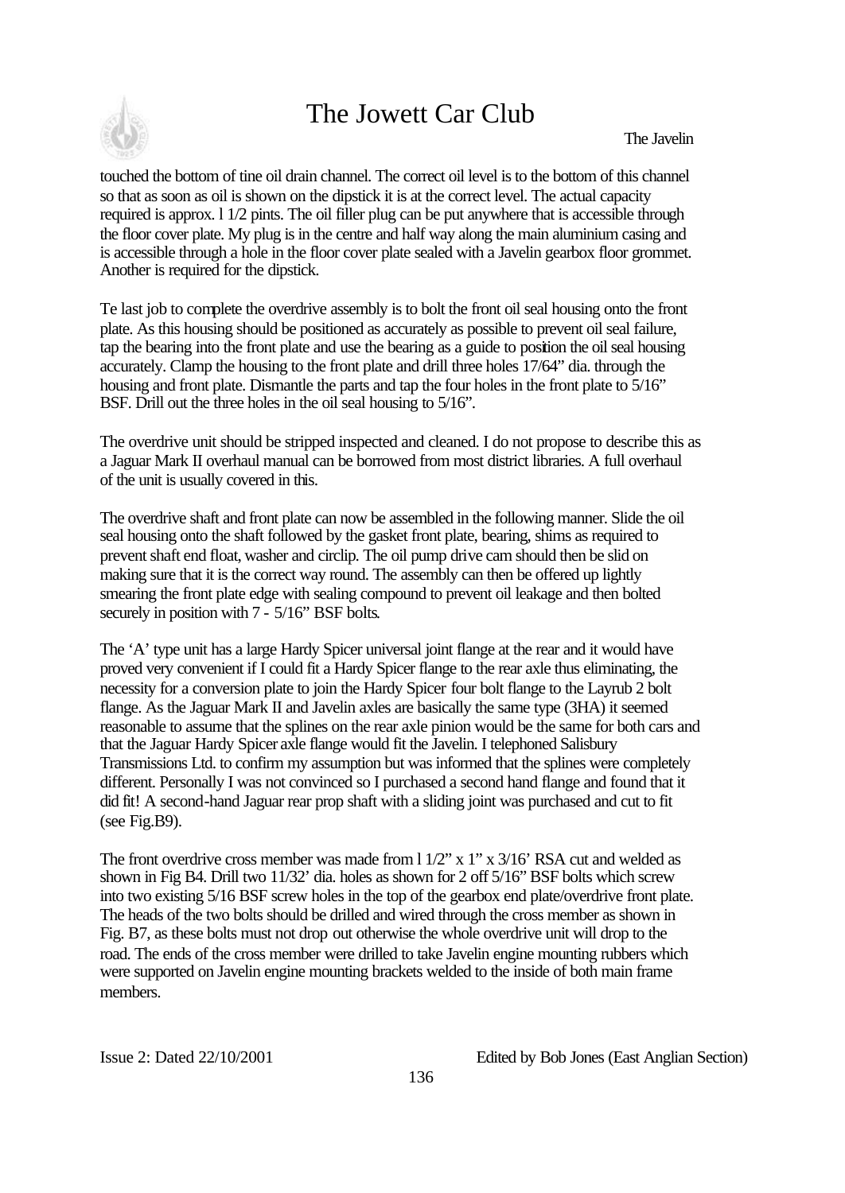touched the bottom of tine oil drain channel. The correct oil level is to the bottom of this channel so that as soon as oil is shown on the dipstick it is at the correct level. The actual capacity required is approx. l 1/2 pints. The oil filler plug can be put anywhere that is accessible through the floor cover plate. My plug is in the centre and half way along the main aluminium casing and is accessible through a hole in the floor cover plate sealed with a Javelin gearbox floor grommet. Another is required for the dipstick.

Te last job to complete the overdrive assembly is to bolt the front oil seal housing onto the front plate. As this housing should be positioned as accurately as possible to prevent oil seal failure, tap the bearing into the front plate and use the bearing as a guide to position the oil seal housing accurately. Clamp the housing to the front plate and drill three holes 17/64" dia. through the housing and front plate. Dismantle the parts and tap the four holes in the front plate to 5/16" BSF. Drill out the three holes in the oil seal housing to 5/16".

The overdrive unit should be stripped inspected and cleaned. I do not propose to describe this as a Jaguar Mark II overhaul manual can be borrowed from most district libraries. A full overhaul of the unit is usually covered in this.

The overdrive shaft and front plate can now be assembled in the following manner. Slide the oil seal housing onto the shaft followed by the gasket front plate, bearing, shims as required to prevent shaft end float, washer and circlip. The oil pump drive cam should then be slid on making sure that it is the correct way round. The assembly can then be offered up lightly smearing the front plate edge with sealing compound to prevent oil leakage and then bolted securely in position with 7 - 5/16" BSF bolts.

The 'A' type unit has a large Hardy Spicer universal joint flange at the rear and it would have proved very convenient if I could fit a Hardy Spicer flange to the rear axle thus eliminating, the necessity for a conversion plate to join the Hardy Spicer four bolt flange to the Layrub 2 bolt flange. As the Jaguar Mark II and Javelin axles are basically the same type (3HA) it seemed reasonable to assume that the splines on the rear axle pinion would be the same for both cars and that the Jaguar Hardy Spicer axle flange would fit the Javelin. I telephoned Salisbury Transmissions Ltd. to confirm my assumption but was informed that the splines were completely different. Personally I was not convinced so I purchased a second hand flange and found that it did fit! A second-hand Jaguar rear prop shaft with a sliding joint was purchased and cut to fit (see Fig.B9).

The front overdrive cross member was made from l 1/2" x 1" x 3/16' RSA cut and welded as shown in Fig B4. Drill two 11/32' dia. holes as shown for 2 off 5/16" BSF bolts which screw into two existing 5/16 BSF screw holes in the top of the gearbox end plate/overdrive front plate. The heads of the two bolts should be drilled and wired through the cross member as shown in Fig. B7, as these bolts must not drop out otherwise the whole overdrive unit will drop to the road. The ends of the cross member were drilled to take Javelin engine mounting rubbers which were supported on Javelin engine mounting brackets welded to the inside of both main frame members.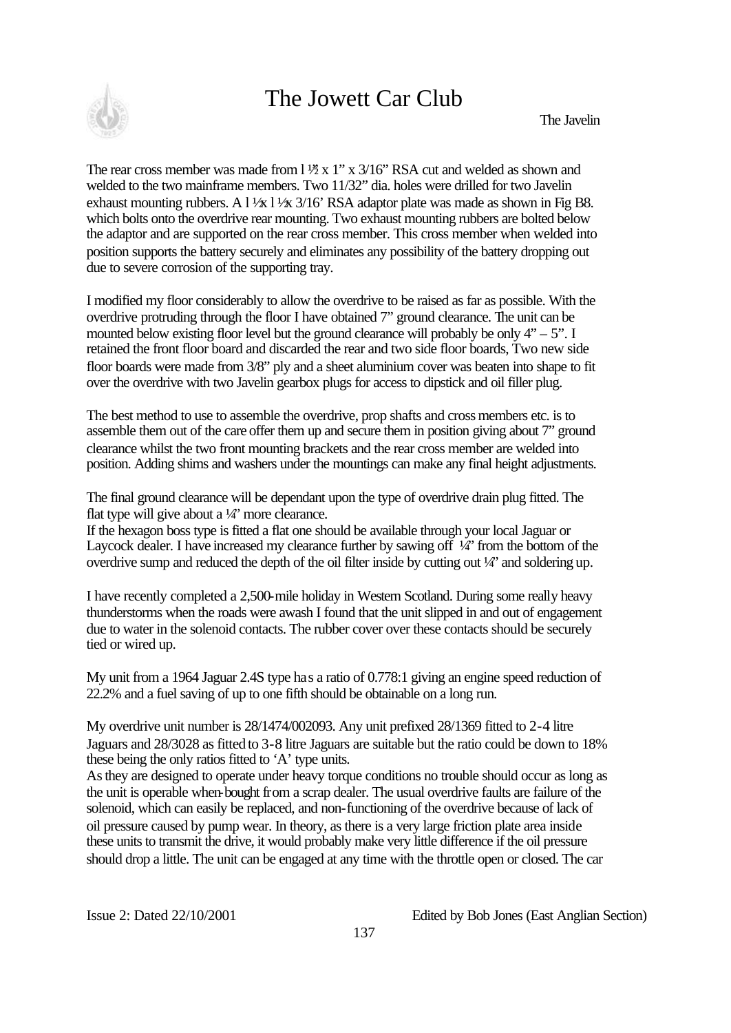The rear cross member was made from l ½ x 1" x 3/16" RSA cut and welded as shown and welded to the two mainframe members. Two 11/32" dia. holes were drilled for two Javelin exhaust mounting rubbers. A l ½x l ½x 3/16' RSA adaptor plate was made as shown in Fig B8. which bolts onto the overdrive rear mounting. Two exhaust mounting rubbers are bolted below the adaptor and are supported on the rear cross member. This cross member when welded into position supports the battery securely and eliminates any possibility of the battery dropping out due to severe corrosion of the supporting tray.

I modified my floor considerably to allow the overdrive to be raised as far as possible. With the overdrive protruding through the floor I have obtained 7" ground clearance. The unit can be mounted below existing floor level but the ground clearance will probably be only 4" – 5". I retained the front floor board and discarded the rear and two side floor boards, Two new side floor boards were made from 3/8" ply and a sheet aluminium cover was beaten into shape to fit over the overdrive with two Javelin gearbox plugs for access to dipstick and oil filler plug.

The best method to use to assemble the overdrive, prop shafts and cross members etc. is to assemble them out of the care offer them up and secure them in position giving about 7" ground clearance whilst the two front mounting brackets and the rear cross member are welded into position. Adding shims and washers under the mountings can make any final height adjustments.

The final ground clearance will be dependant upon the type of overdrive drain plug fitted. The flat type will give about a ¼" more clearance.
If the hexagon boss type is fitted a flat one should be available through your local Jaguar or Laycock dealer. I have increased my clearance further by sawing off ¼" from the bottom of the overdrive sump and reduced the depth of the oil filter inside by cutting out ¼" and soldering up.

I have recently completed a 2,500-mile holiday in Western Scotland. During some really heavy thunderstorms when the roads were awash I found that the unit slipped in and out of engagement due to water in the solenoid contacts. The rubber cover over these contacts should be securely tied or wired up.

My unit from a 1964 Jaguar 2.4S type has a ratio of 0.778:1 giving an engine speed reduction of 22.2% and a fuel saving of up to one fifth should be obtainable on a long run.

My overdrive unit number is 28/1474/002093. Any unit prefixed 28/1369 fitted to 2-4 litre Jaguars and 28/3028 as fitted to 3-8 litre Jaguars are suitable but the ratio could be down to 18% these being the only ratios fitted to 'A' type units.
As they are designed to operate under heavy torque conditions no trouble should occur as long as the unit is operable when bought from a scrap dealer. The usual overdrive faults are failure of the solenoid, which can easily be replaced, and non-functioning of the overdrive because of lack of oil pressure caused by pump wear. In theory, as there is a very large friction plate area inside these units to transmit the drive, it would probably make very little difference if the oil pressure should drop a little. The unit can be engaged at any time with the throttle open or closed. The car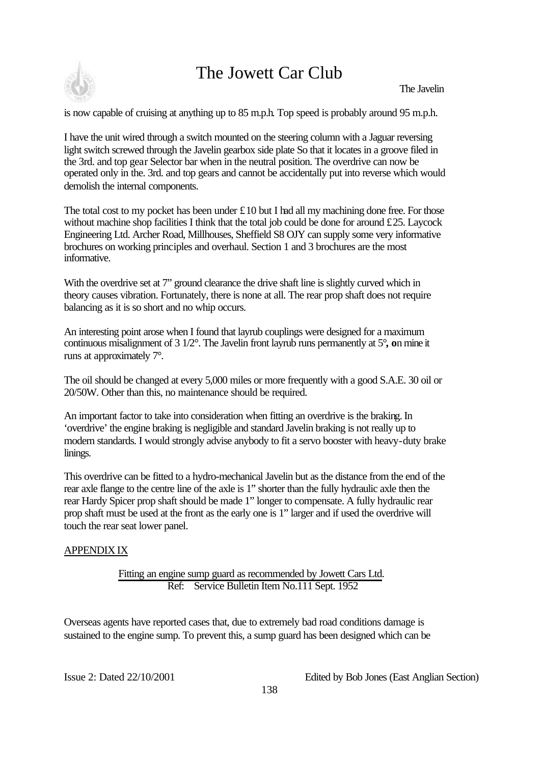is now capable of cruising at anything up to 85 m.p.h. Top speed is probably around 95 m.p.h.

I have the unit wired through a switch mounted on the steering column with a Jaguar reversing light switch screwed through the Javelin gearbox side plate So that it locates in a groove filed in the 3rd. and top gear Selector bar when in the neutral position. The overdrive can now be operated only in the. 3rd. and top gears and cannot be accidentally put into reverse which would demolish the internal components.

The total cost to my pocket has been under £10 but I had all my machining done free. For those without machine shop facilities I think that the total job could be done for around £25. Laycock Engineering Ltd. Archer Road, Millhouses, Sheffield S8 OJY can supply some very informative brochures on working principles and overhaul. Section 1 and 3 brochures are the most informative.

With the overdrive set at 7" ground clearance the drive shaft line is slightly curved which in theory causes vibration. Fortunately, there is none at all. The rear prop shaft does not require balancing as it is so short and no whip occurs.

An interesting point arose when I found that layrub couplings were designed for a maximum continuous misalignment of 3 1/2°. The Javelin front layrub runs permanently at 5°**, o**n mine it runs at approximately 7°.

The oil should be changed at every 5,000 miles or more frequently with a good S.A.E. 30 oil or 20/50W. Other than this, no maintenance should be required.

An important factor to take into consideration when fitting an overdrive is the braking. In 'overdrive' the engine braking is negligible and standard Javelin braking is not really up to modern standards. I would strongly advise anybody to fit a servo booster with heavy-duty brake linings.

This overdrive can be fitted to a hydro-mechanical Javelin but as the distance from the end of the rear axle flange to the centre line of the axle is 1" shorter than the fully hydraulic axle then the rear Hardy Spicer prop shaft should be made 1" longer to compensate. A fully hydraulic rear prop shaft must be used at the front as the early one is 1" larger and if used the overdrive will touch the rear seat lower panel.

## APPENDIX IX

### Fitting an engine sump guard as recommended by Jowett Cars Ltd.

Ref: Service Bulletin Item No.111 Sept. 1952

Overseas agents have reported cases that, due to extremely bad road conditions damage is sustained to the engine sump. To prevent this, a sump guard has been designed which can be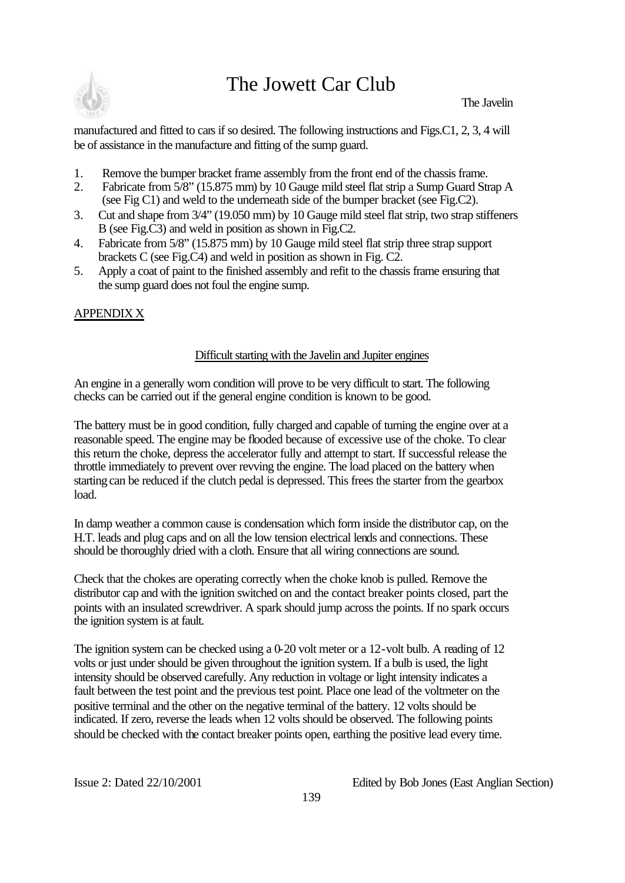manufactured and fitted to cars if so desired. The following instructions and Figs.C1, 2, 3, 4 will be of assistance in the manufacture and fitting of the sump guard.

1. Remove the bumper bracket frame assembly from the front end of the chassis frame.
2. Fabricate from 5/8" (15.875 mm) by 10 Gauge mild steel flat strip a Sump Guard Strap A (see Fig C1) and weld to the underneath side of the bumper bracket (see Fig.C2).
3. Cut and shape from 3/4" (19.050 mm) by 10 Gauge mild steel flat strip, two strap stiffeners B (see Fig.C3) and weld in position as shown in Fig.C2.
4. Fabricate from 5/8" (15.875 mm) by 10 Gauge mild steel flat strip three strap support brackets C (see Fig.C4) and weld in position as shown in Fig. C2.
5. Apply a coat of paint to the finished assembly and refit to the chassis frame ensuring that the sump guard does not foul the engine sump.

## APPENDIX X

### Difficult starting with the Javelin and Jupiter engines

An engine in a generally worn condition will prove to be very difficult to start. The following checks can be carried out if the general engine condition is known to be good.

The battery must be in good condition, fully charged and capable of turning the engine over at a reasonable speed. The engine may be flooded because of excessive use of the choke. To clear this return the choke, depress the accelerator fully and attempt to start. If successful release the throttle immediately to prevent over revving the engine. The load placed on the battery when starting can be reduced if the clutch pedal is depressed. This frees the starter from the gearbox load.

In damp weather a common cause is condensation which form inside the distributor cap, on the H.T. leads and plug caps and on all the low tension electrical lends and connections. These should be thoroughly dried with a cloth. Ensure that all wiring connections are sound.

Check that the chokes are operating correctly when the choke knob is pulled. Remove the distributor cap and with the ignition switched on and the contact breaker points closed, part the points with an insulated screwdriver. A spark should jump across the points. If no spark occurs the ignition system is at fault.

The ignition system can be checked using a 0-20 volt meter or a 12-volt bulb. A reading of 12 volts or just under should be given throughout the ignition system. If a bulb is used, the light intensity should be observed carefully. Any reduction in voltage or light intensity indicates a fault between the test point and the previous test point. Place one lead of the voltmeter on the positive terminal and the other on the negative terminal of the battery. 12 volts should be indicated. If zero, reverse the leads when 12 volts should be observed. The following points should be checked with the contact breaker points open, earthing the positive lead every time.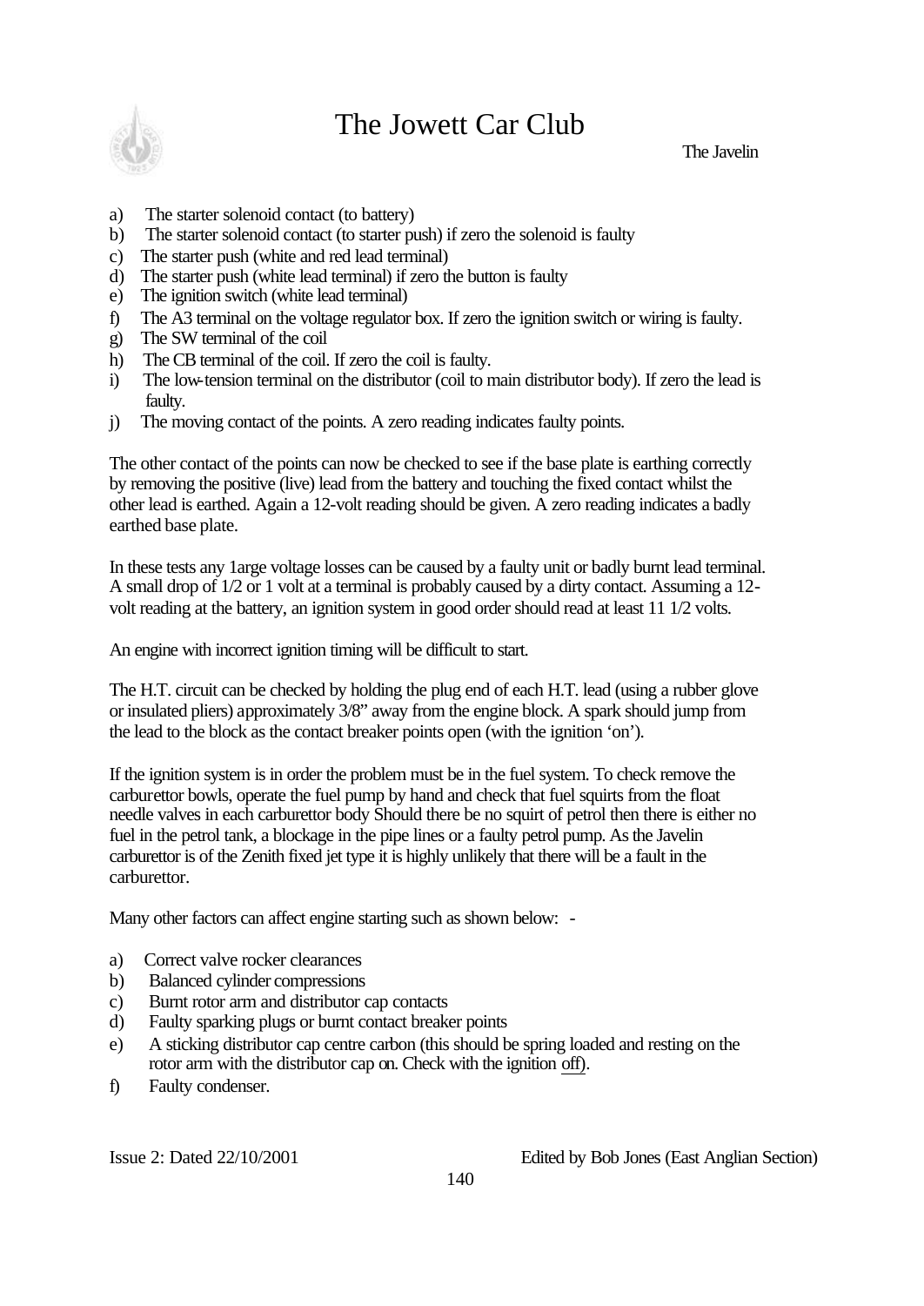a) The starter solenoid contact (to battery)
b) The starter solenoid contact (to starter push) if zero the solenoid is faulty
c) The starter push (white and red lead terminal)
d) The starter push (white lead terminal) if zero the button is faulty
e) The ignition switch (white lead terminal)
f) The A3 terminal on the voltage regulator box. If zero the ignition switch or wiring is faulty.
g) The SW terminal of the coil
h) The CB terminal of the coil. If zero the coil is faulty.
i) The low-tension terminal on the distributor (coil to main distributor body). If zero the lead is faulty.
j) The moving contact of the points. A zero reading indicates faulty points.

The other contact of the points can now be checked to see if the base plate is earthing correctly by removing the positive (live) lead from the battery and touching the fixed contact whilst the other lead is earthed. Again a 12-volt reading should be given. A zero reading indicates a badly earthed base plate.

In these tests any 1arge voltage losses can be caused by a faulty unit or badly burnt lead terminal. A small drop of 1/2 or 1 volt at a terminal is probably caused by a dirty contact. Assuming a 12-volt reading at the battery, an ignition system in good order should read at least 11 1/2 volts.

An engine with incorrect ignition timing will be difficult to start.

The H.T. circuit can be checked by holding the plug end of each H.T. lead (using a rubber glove or insulated pliers) approximately 3/8" away from the engine block. A spark should jump from the lead to the block as the contact breaker points open (with the ignition 'on').

If the ignition system is in order the problem must be in the fuel system. To check remove the carburettor bowls, operate the fuel pump by hand and check that fuel squirts from the float needle valves in each carburettor body Should there be no squirt of petrol then there is either no fuel in the petrol tank, a blockage in the pipe lines or a faulty petrol pump. As the Javelin carburettor is of the Zenith fixed jet type it is highly unlikely that there will be a fault in the carburettor.

Many other factors can affect engine starting such as shown below: -

a) Correct valve rocker clearances
b) Balanced cylinder compressions
c) Burnt rotor arm and distributor cap contacts
d) Faulty sparking plugs or burnt contact breaker points
e) A sticking distributor cap centre carbon (this should be spring loaded and resting on the rotor arm with the distributor cap on. Check with the ignition <u>off</u>).
f) Faulty condenser.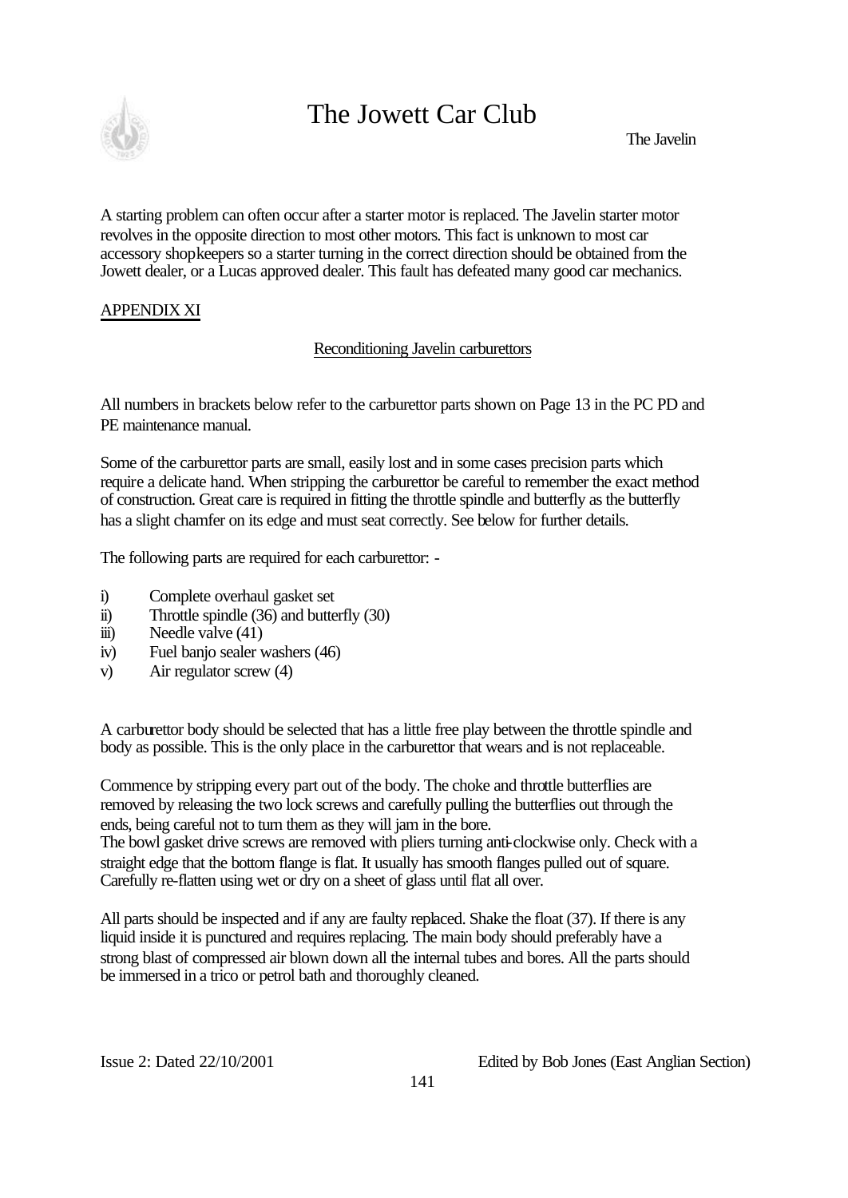A starting problem can often occur after a starter motor is replaced. The Javelin starter motor revolves in the opposite direction to most other motors. This fact is unknown to most car accessory shopkeepers so a starter turning in the correct direction should be obtained from the Jowett dealer, or a Lucas approved dealer. This fault has defeated many good car mechanics.

## APPENDIX XI

### Reconditioning Javelin carburettors

All numbers in brackets below refer to the carburettor parts shown on Page 13 in the PC PD and PE maintenance manual.

Some of the carburettor parts are small, easily lost and in some cases precision parts which require a delicate hand. When stripping the carburettor be careful to remember the exact method of construction. Great care is required in fitting the throttle spindle and butterfly as the butterfly has a slight chamfer on its edge and must seat correctly. See below for further details.

The following parts are required for each carburettor: -

i) Complete overhaul gasket set
ii) Throttle spindle (36) and butterfly (30)
iii) Needle valve (41)
iv) Fuel banjo sealer washers (46)
v) Air regulator screw (4)

A carburettor body should be selected that has a little free play between the throttle spindle and body as possible. This is the only place in the carburettor that wears and is not replaceable.

Commence by stripping every part out of the body. The choke and throttle butterflies are removed by releasing the two lock screws and carefully pulling the butterflies out through the ends, being careful not to turn them as they will jam in the bore.
The bowl gasket drive screws are removed with pliers turning anti-clockwise only. Check with a straight edge that the bottom flange is flat. It usually has smooth flanges pulled out of square. Carefully re-flatten using wet or dry on a sheet of glass until flat all over.

All parts should be inspected and if any are faulty replaced. Shake the float (37). If there is any liquid inside it is punctured and requires replacing. The main body should preferably have a strong blast of compressed air blown down all the internal tubes and bores. All the parts should be immersed in a trico or petrol bath and thoroughly cleaned.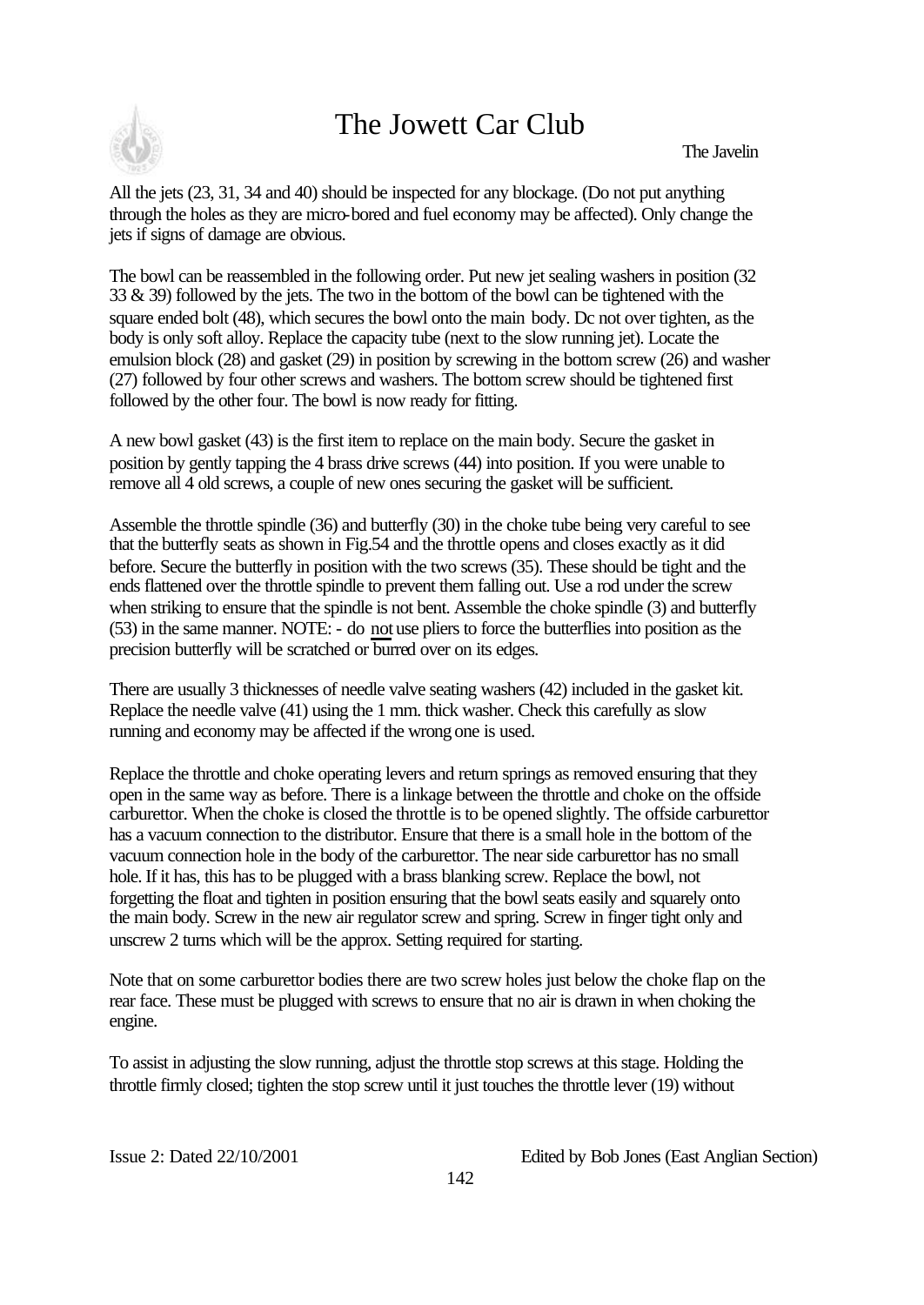All the jets (23, 31, 34 and 40) should be inspected for any blockage. (Do not put anything through the holes as they are micro-bored and fuel economy may be affected). Only change the jets if signs of damage are obvious.

The bowl can be reassembled in the following order. Put new jet sealing washers in position (32 33 & 39) followed by the jets. The two in the bottom of the bowl can be tightened with the square ended bolt (48), which secures the bowl onto the main body. Dc not over tighten, as the body is only soft alloy. Replace the capacity tube (next to the slow running jet). Locate the emulsion block (28) and gasket (29) in position by screwing in the bottom screw (26) and washer (27) followed by four other screws and washers. The bottom screw should be tightened first followed by the other four. The bowl is now ready for fitting.

A new bowl gasket (43) is the first item to replace on the main body. Secure the gasket in position by gently tapping the 4 brass drive screws (44) into position. If you were unable to remove all 4 old screws, a couple of new ones securing the gasket will be sufficient.

Assemble the throttle spindle (36) and butterfly (30) in the choke tube being very careful to see that the butterfly seats as shown in Fig.54 and the throttle opens and closes exactly as it did before. Secure the butterfly in position with the two screws (35). These should be tight and the ends flattened over the throttle spindle to prevent them falling out. Use a rod under the screw when striking to ensure that the spindle is not bent. Assemble the choke spindle (3) and butterfly (53) in the same manner. NOTE: - do not use pliers to force the butterflies into position as the precision butterfly will be scratched or burred over on its edges.

There are usually 3 thicknesses of needle valve seating washers (42) included in the gasket kit. Replace the needle valve (41) using the 1 mm. thick washer. Check this carefully as slow running and economy may be affected if the wrong one is used.

Replace the throttle and choke operating levers and return springs as removed ensuring that they open in the same way as before. There is a linkage between the throttle and choke on the offside carburettor. When the choke is closed the throttle is to be opened slightly. The offside carburettor has a vacuum connection to the distributor. Ensure that there is a small hole in the bottom of the vacuum connection hole in the body of the carburettor. The near side carburettor has no small hole. If it has, this has to be plugged with a brass blanking screw. Replace the bowl, not forgetting the float and tighten in position ensuring that the bowl seats easily and squarely onto the main body. Screw in the new air regulator screw and spring. Screw in finger tight only and unscrew 2 turns which will be the approx. Setting required for starting.

Note that on some carburettor bodies there are two screw holes just below the choke flap on the rear face. These must be plugged with screws to ensure that no air is drawn in when choking the engine.

To assist in adjusting the slow running, adjust the throttle stop screws at this stage. Holding the throttle firmly closed; tighten the stop screw until it just touches the throttle lever (19) without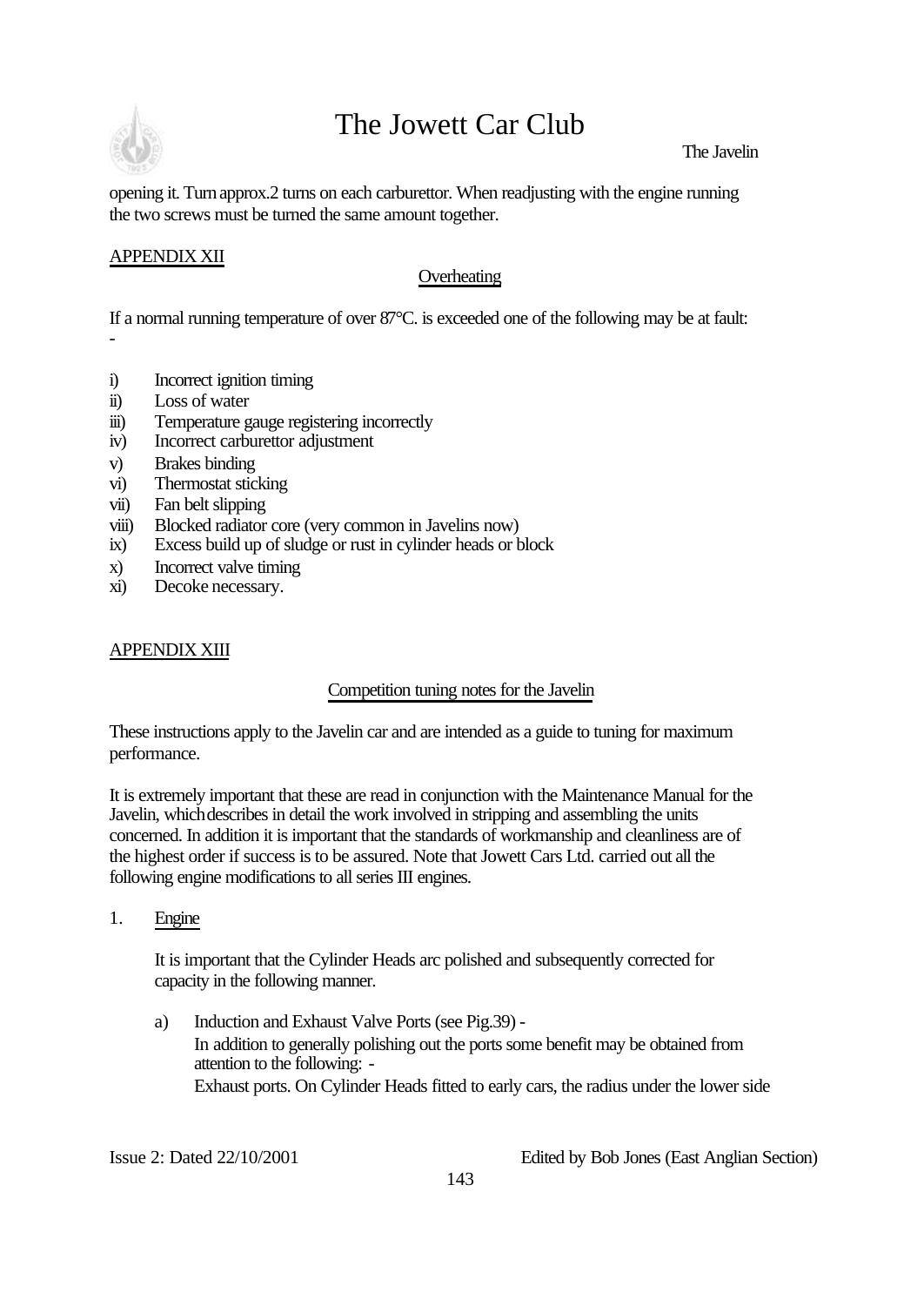opening it. Turn approx.2 turns on each carburettor. When readjusting with the engine running the two screws must be turned the same amount together.

## APPENDIX XII

### Overheating

If a normal running temperature of over 87°C. is exceeded one of the following may be at fault: -

- i) Incorrect ignition timing
- ii) Loss of water
- iii) Temperature gauge registering incorrectly
- iv) Incorrect carburettor adjustment
- v) Brakes binding
- vi) Thermostat sticking
- vii) Fan belt slipping
- viii) Blocked radiator core (very common in Javelins now)
- ix) Excess build up of sludge or rust in cylinder heads or block
- x) Incorrect valve timing
- xi) Decoke necessary.

## APPENDIX XIII

### Competition tuning notes for the Javelin

These instructions apply to the Javelin car and are intended as a guide to tuning for maximum performance.

It is extremely important that these are read in conjunction with the Maintenance Manual for the Javelin, which describes in detail the work involved in stripping and assembling the units concerned. In addition it is important that the standards of workmanship and cleanliness are of the highest order if success is to be assured. Note that Jowett Cars Ltd. carried out all the following engine modifications to all series III engines.

1. Engine

   It is important that the Cylinder Heads arc polished and subsequently corrected for capacity in the following manner.

   a) Induction and Exhaust Valve Ports (see Pig.39) -
      In addition to generally polishing out the ports some benefit may be obtained from attention to the following: -
      Exhaust ports. On Cylinder Heads fitted to early cars, the radius under the lower side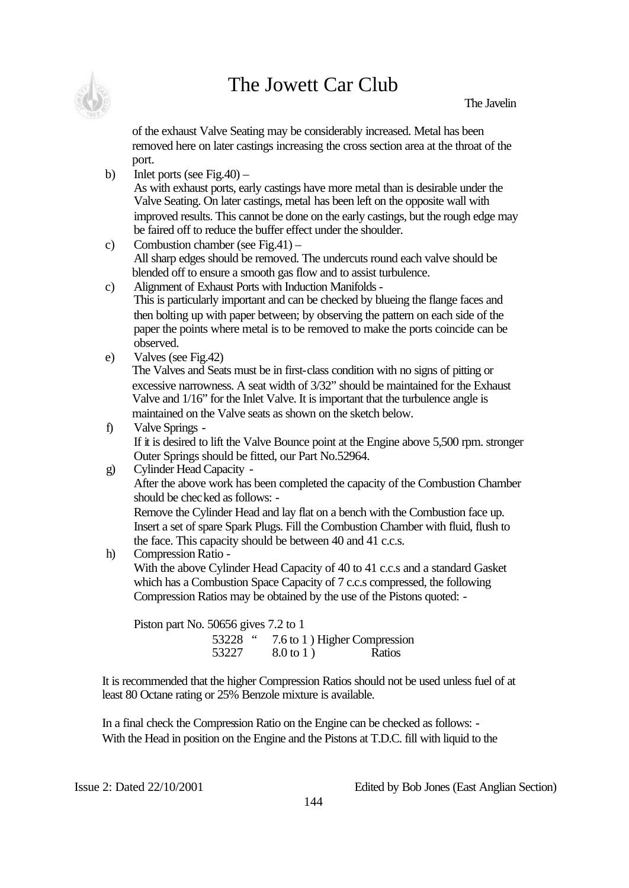of the exhaust Valve Seating may be considerably increased. Metal has been removed here on later castings increasing the cross section area at the throat of the port.

b) Inlet ports (see Fig.40) –
As with exhaust ports, early castings have more metal than is desirable under the Valve Seating. On later castings, metal has been left on the opposite wall with improved results. This cannot be done on the early castings, but the rough edge may be faired off to reduce the buffer effect under the shoulder.

c) Combustion chamber (see Fig.41) –
All sharp edges should be removed. The undercuts round each valve should be blended off to ensure a smooth gas flow and to assist turbulence.

c) Alignment of Exhaust Ports with Induction Manifolds -
This is particularly important and can be checked by blueing the flange faces and then bolting up with paper between; by observing the pattern on each side of the paper the points where metal is to be removed to make the ports coincide can be observed.

e) Valves (see Fig.42)
The Valves and Seats must be in first-class condition with no signs of pitting or excessive narrowness. A seat width of 3/32" should be maintained for the Exhaust Valve and 1/16" for the Inlet Valve. It is important that the turbulence angle is maintained on the Valve seats as shown on the sketch below.

f) Valve Springs -
If it is desired to lift the Valve Bounce point at the Engine above 5,500 rpm. stronger Outer Springs should be fitted, our Part No.52964.

g) Cylinder Head Capacity -
After the above work has been completed the capacity of the Combustion Chamber should be checked as follows: -
Remove the Cylinder Head and lay flat on a bench with the Combustion face up. Insert a set of spare Spark Plugs. Fill the Combustion Chamber with fluid, flush to the face. This capacity should be between 40 and 41 c.c.s.

h) Compression Ratio -
With the above Cylinder Head Capacity of 40 to 41 c.c.s and a standard Gasket which has a Combustion Space Capacity of 7 c.c.s compressed, the following Compression Ratios may be obtained by the use of the Pistons quoted: -

Piston part No. 50656 gives 7.2 to 1
53228 " 7.6 to 1 ) Higher Compression
53227 8.0 to 1 ) Ratios

It is recommended that the higher Compression Ratios should not be used unless fuel of at least 80 Octane rating or 25% Benzole mixture is available.

In a final check the Compression Ratio on the Engine can be checked as follows: -
With the Head in position on the Engine and the Pistons at T.D.C. fill with liquid to the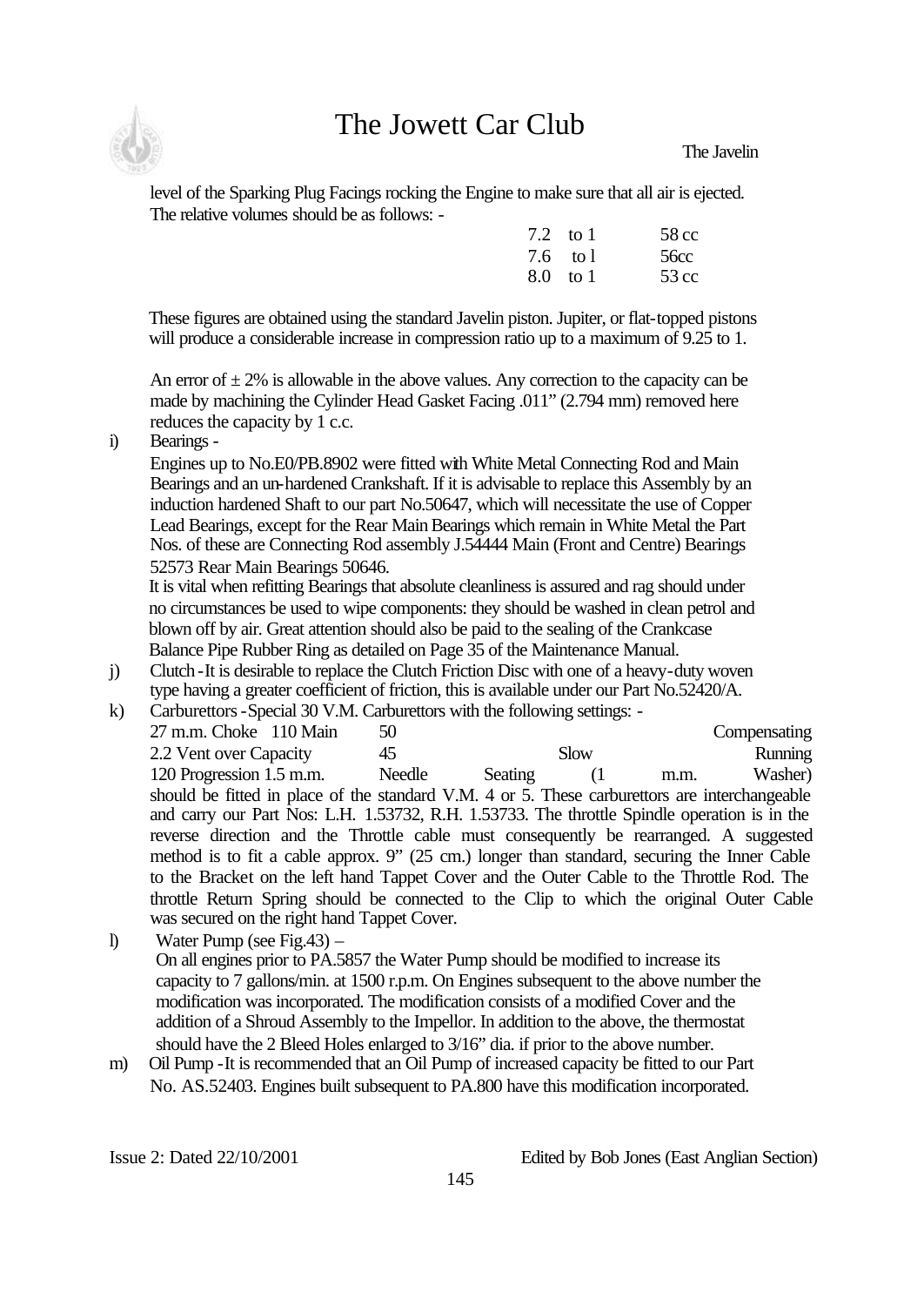level of the Sparking Plug Facings rocking the Engine to make sure that all air is ejected. The relative volumes should be as follows: -

| | |
|---|---|
| 7.2 to 1 | 58 cc |
| 7.6 to l | 56cc |
| 8.0 to 1 | 53 cc |

These figures are obtained using the standard Javelin piston. Jupiter, or flat-topped pistons will produce a considerable increase in compression ratio up to a maximum of 9.25 to 1.

An error of ± 2% is allowable in the above values. Any correction to the capacity can be made by machining the Cylinder Head Gasket Facing .011" (2.794 mm) removed here reduces the capacity by 1 c.c.

i) Bearings -

Engines up to No.E0/PB.8902 were fitted with White Metal Connecting Rod and Main Bearings and an un-hardened Crankshaft. If it is advisable to replace this Assembly by an induction hardened Shaft to our part No.50647, which will necessitate the use of Copper Lead Bearings, except for the Rear Main Bearings which remain in White Metal the Part Nos. of these are Connecting Rod assembly J.54444 Main (Front and Centre) Bearings 52573 Rear Main Bearings 50646.

It is vital when refitting Bearings that absolute cleanliness is assured and rag should under no circumstances be used to wipe components: they should be washed in clean petrol and blown off by air. Great attention should also be paid to the sealing of the Crankcase Balance Pipe Rubber Ring as detailed on Page 35 of the Maintenance Manual.

j) Clutch - It is desirable to replace the Clutch Friction Disc with one of a heavy-duty woven type having a greater coefficient of friction, this is available under our Part No.52420/A.

k) Carburettors - Special 30 V.M. Carburettors with the following settings: -
27 m.m. Choke 110 Main 50 Compensating
2.2 Vent over Capacity 45 Slow Running
120 Progression 1.5 m.m. Needle Seating (1 m.m. Washer)
should be fitted in place of the standard V.M. 4 or 5. These carburettors are interchangeable and carry our Part Nos: L.H. 1.53732, R.H. 1.53733. The throttle Spindle operation is in the reverse direction and the Throttle cable must consequently be rearranged. A suggested method is to fit a cable approx. 9" (25 cm.) longer than standard, securing the Inner Cable to the Bracket on the left hand Tappet Cover and the Outer Cable to the Throttle Rod. The throttle Return Spring should be connected to the Clip to which the original Outer Cable was secured on the right hand Tappet Cover.

l) Water Pump (see Fig.43) –
On all engines prior to PA.5857 the Water Pump should be modified to increase its capacity to 7 gallons/min. at 1500 r.p.m. On Engines subsequent to the above number the modification was incorporated. The modification consists of a modified Cover and the addition of a Shroud Assembly to the Impellor. In addition to the above, the thermostat should have the 2 Bleed Holes enlarged to 3/16" dia. if prior to the above number.

m) Oil Pump - It is recommended that an Oil Pump of increased capacity be fitted to our Part No. AS.52403. Engines built subsequent to PA.800 have this modification incorporated.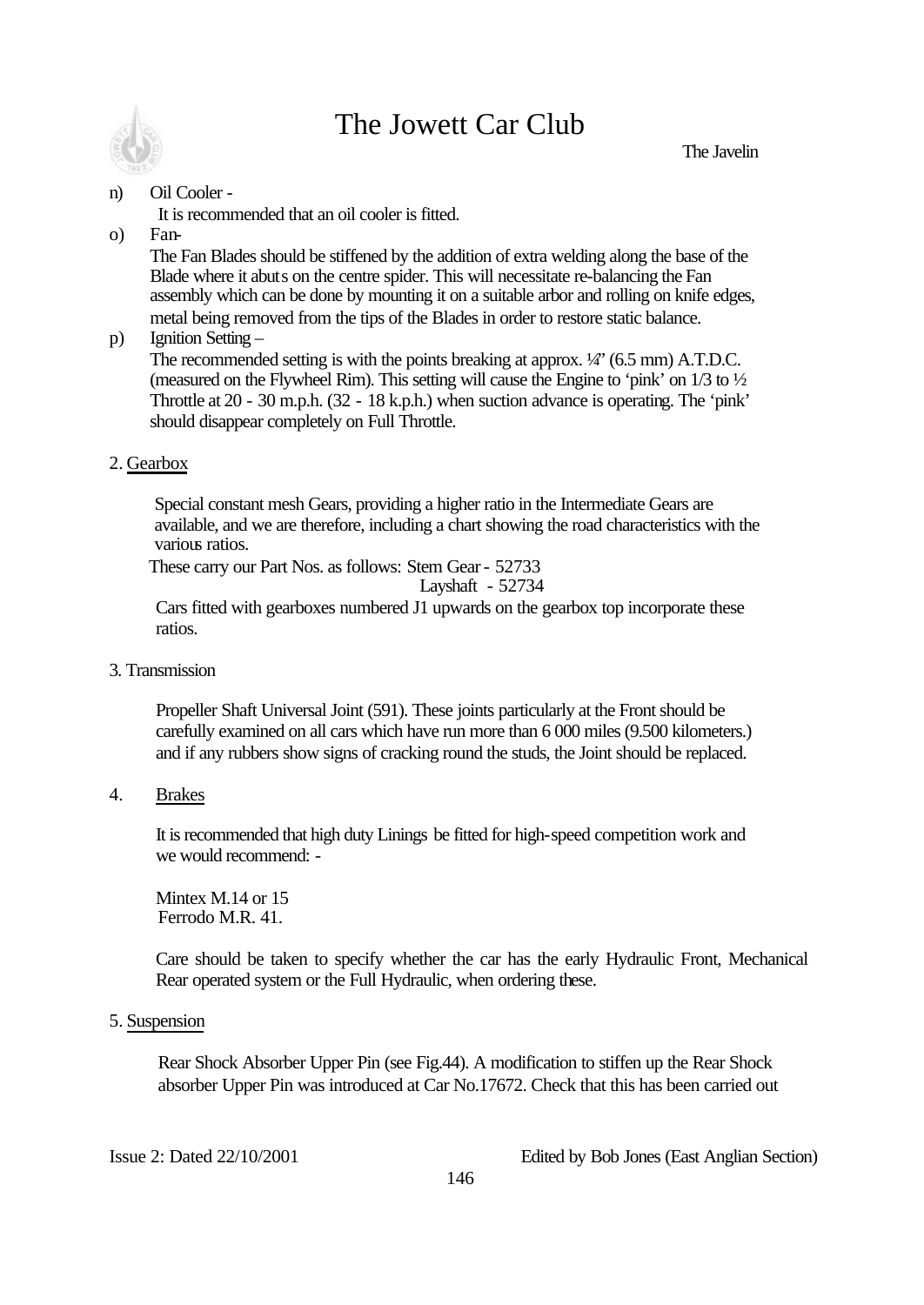n) Oil Cooler -

It is recommended that an oil cooler is fitted.

o) Fan-

The Fan Blades should be stiffened by the addition of extra welding along the base of the Blade where it abuts on the centre spider. This will necessitate re-balancing the Fan assembly which can be done by mounting it on a suitable arbor and rolling on knife edges, metal being removed from the tips of the Blades in order to restore static balance.

p) Ignition Setting –

The recommended setting is with the points breaking at approx. ¼" (6.5 mm) A.T.D.C. (measured on the Flywheel Rim). This setting will cause the Engine to 'pink' on 1/3 to ½ Throttle at 20 - 30 m.p.h. (32 - 18 k.p.h.) when suction advance is operating. The 'pink' should disappear completely on Full Throttle.

## 2. Gearbox

Special constant mesh Gears, providing a higher ratio in the Intermediate Gears are available, and we are therefore, including a chart showing the road characteristics with the various ratios.

These carry our Part Nos. as follows: Stem Gear - 52733
Layshaft - 52734

Cars fitted with gearboxes numbered J1 upwards on the gearbox top incorporate these ratios.

## 3. Transmission

Propeller Shaft Universal Joint (591). These joints particularly at the Front should be carefully examined on all cars which have run more than 6 000 miles (9.500 kilometers.) and if any rubbers show signs of cracking round the studs, the Joint should be replaced.

## 4. Brakes

It is recommended that high duty Linings be fitted for high-speed competition work and we would recommend: -

Mintex M.14 or 15
Ferrodo M.R. 41.

Care should be taken to specify whether the car has the early Hydraulic Front, Mechanical Rear operated system or the Full Hydraulic, when ordering these.

## 5. Suspension

Rear Shock Absorber Upper Pin (see Fig.44). A modification to stiffen up the Rear Shock absorber Upper Pin was introduced at Car No.17672. Check that this has been carried out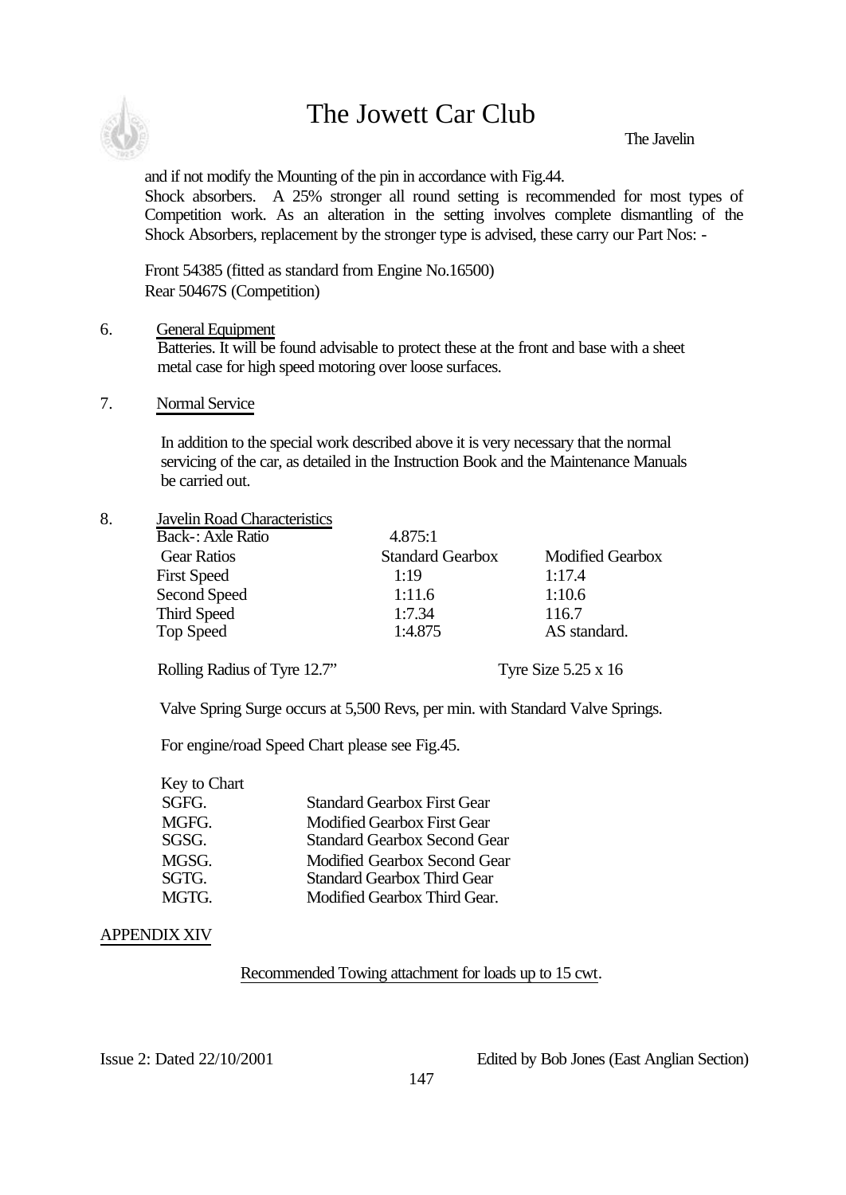and if not modify the Mounting of the pin in accordance with Fig.44.

Shock absorbers. A 25% stronger all round setting is recommended for most types of Competition work. As an alteration in the setting involves complete dismantling of the Shock Absorbers, replacement by the stronger type is advised, these carry our Part Nos: -

Front 54385 (fitted as standard from Engine No.16500)
Rear 50467S (Competition)

6. General Equipment

Batteries. It will be found advisable to protect these at the front and base with a sheet metal case for high speed motoring over loose surfaces.

7. Normal Service

In addition to the special work described above it is very necessary that the normal servicing of the car, as detailed in the Instruction Book and the Maintenance Manuals be carried out.

8. Javelin Road Characteristics

| Back-: Axle Ratio | 4.875:1 | |
|---|---|---|
| Gear Ratios | Standard Gearbox | Modified Gearbox |
| First Speed | 1:19 | 1:17.4 |
| Second Speed | 1:11.6 | 1:10.6 |
| Third Speed | 1:7.34 | 116.7 |
| Top Speed | 1:4.875 | AS standard. |

Rolling Radius of Tyre 12.7" Tyre Size 5.25 x 16

Valve Spring Surge occurs at 5,500 Revs, per min. with Standard Valve Springs.

For engine/road Speed Chart please see Fig.45.

Key to Chart

| | |
|---|---|
| SGFG. | Standard Gearbox First Gear |
| MGFG. | Modified Gearbox First Gear |
| SGSG. | Standard Gearbox Second Gear |
| MGSG. | Modified Gearbox Second Gear |
| SGTG. | Standard Gearbox Third Gear |
| MGTG. | Modified Gearbox Third Gear. |

APPENDIX XIV

Recommended Towing attachment for loads up to 15 cwt.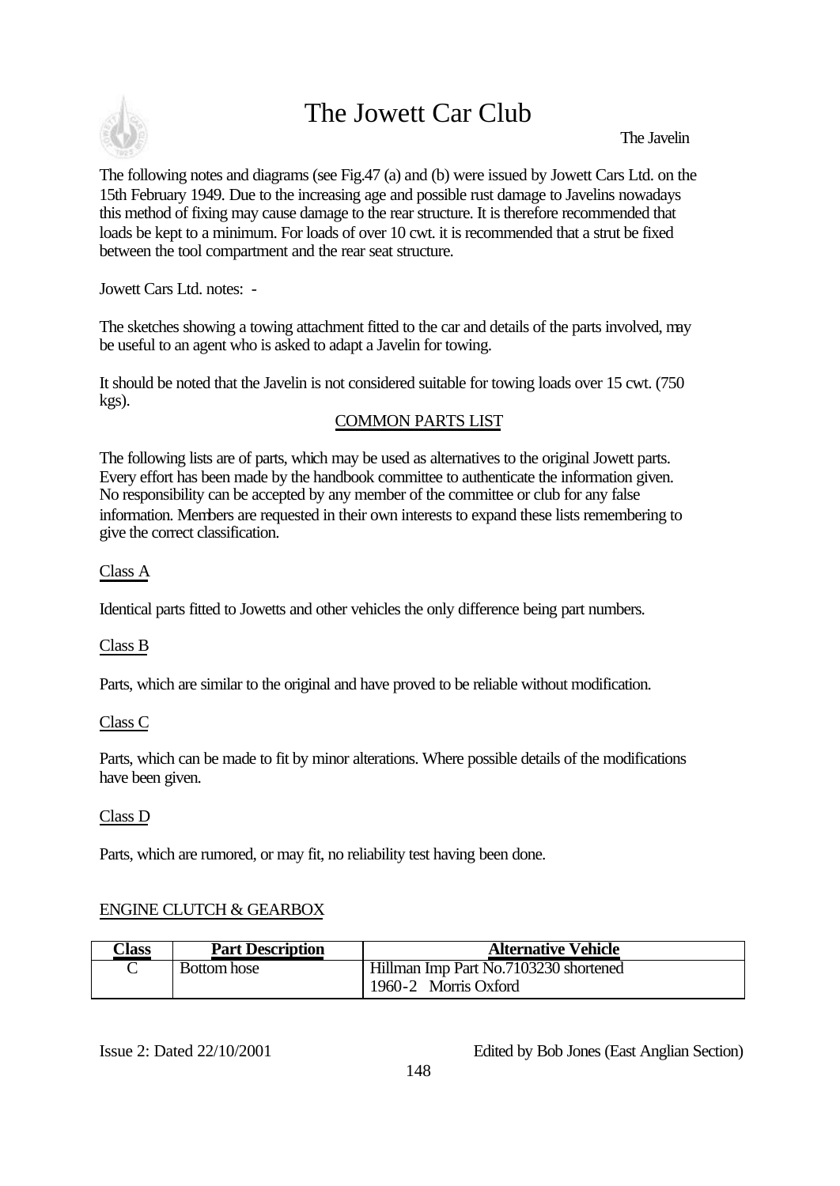# The Jowett Car Club

The Javelin

The following notes and diagrams (see Fig.47 (a) and (b) were issued by Jowett Cars Ltd. on the 15th February 1949. Due to the increasing age and possible rust damage to Javelins nowadays this method of fixing may cause damage to the rear structure. It is therefore recommended that loads be kept to a minimum. For loads of over 10 cwt. it is recommended that a strut be fixed between the tool compartment and the rear seat structure.

Jowett Cars Ltd. notes: -

The sketches showing a towing attachment fitted to the car and details of the parts involved, may be useful to an agent who is asked to adapt a Javelin for towing.

It should be noted that the Javelin is not considered suitable for towing loads over 15 cwt. (750 kgs).

## COMMON PARTS LIST

The following lists are of parts, which may be used as alternatives to the original Jowett parts. Every effort has been made by the handbook committee to authenticate the information given. No responsibility can be accepted by any member of the committee or club for any false information. Members are requested in their own interests to expand these lists remembering to give the correct classification.

### Class A

Identical parts fitted to Jowetts and other vehicles the only difference being part numbers.

### Class B

Parts, which are similar to the original and have proved to be reliable without modification.

### Class C

Parts, which can be made to fit by minor alterations. Where possible details of the modifications have been given.

### Class D

Parts, which are rumored, or may fit, no reliability test having been done.

### ENGINE CLUTCH & GEARBOX

| Class | Part Description | Alternative Vehicle |
|---|---|---|
| C | Bottom hose | Hillman Imp Part No.7103230 shortened<br>1960-2 Morris Oxford |

Issue 2: Dated 22/10/2001 Edited by Bob Jones (East Anglian Section)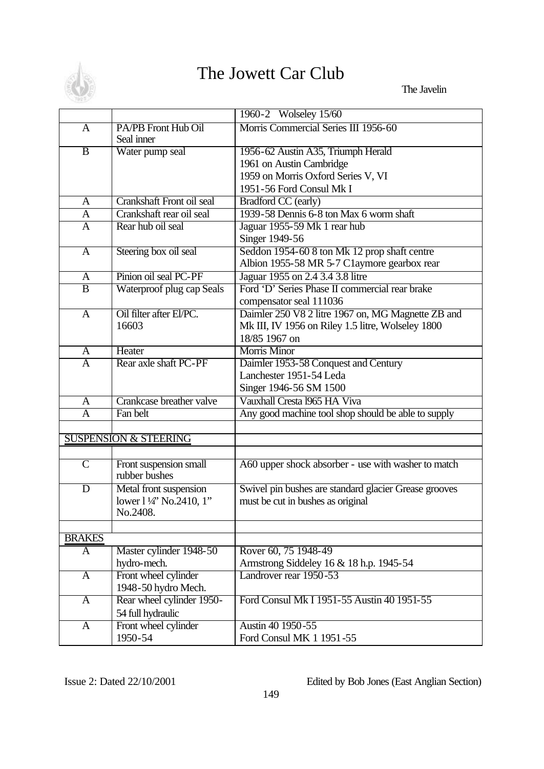| | | 1960-2 Wolseley 15/60 |
|---|---|---|
| A | PA/PB Front Hub Oil Seal inner | Morris Commercial Series III 1956-60 |
| B | Water pump seal | 1956-62 Austin A35, Triumph Herald<br>1961 on Austin Cambridge<br>1959 on Morris Oxford Series V, VI<br>1951-56 Ford Consul Mk I |
| A | Crankshaft Front oil seal | Bradford CC (early) |
| A | Crankshaft rear oil seal | 1939-58 Dennis 6-8 ton Max 6 worm shaft |
| A | Rear hub oil seal | Jaguar 1955-59 Mk 1 rear hub<br>Singer 1949-56 |
| A | Steering box oil seal | Seddon 1954-60 8 ton Mk 12 prop shaft centre<br>Albion 1955-58 MR 5-7 C1aymore gearbox rear |
| A | Pinion oil seal PC-PF | Jaguar 1955 on 2.4 3.4 3.8 litre |
| B | Waterproof plug cap Seals | Ford 'D' Series Phase II commercial rear brake compensator seal 111036 |
| A | Oil filter after El/PC. 16603 | Daimler 250 V8 2 litre 1967 on, MG Magnette ZB and Mk III, IV 1956 on Riley 1.5 litre, Wolseley 1800 18/85 1967 on |
| A | Heater | Morris Minor |
| A | Rear axle shaft PC-PF | Daimler 1953-58 Conquest and Century<br>Lanchester 1951-54 Leda<br>Singer 1946-56 SM 1500 |
| A | Crankcase breather valve | Vauxhall Cresta l965 HA Viva |
| A | Fan belt | Any good machine tool shop should be able to supply |
| | | |
| SUSPENSION & STEERING | | |
| | | |
| C | Front suspension small rubber bushes | A60 upper shock absorber - use with washer to match |
| D | Metal front suspension lower l ¼" No.2410, 1" No.2408. | Swivel pin bushes are standard glacier Grease grooves must be cut in bushes as original |
| | | |
| BRAKES | | |
| A | Master cylinder 1948-50 hydro-mech. | Rover 60, 75 1948-49<br>Armstrong Siddeley 16 & 18 h.p. 1945-54 |
| A | Front wheel cylinder 1948-50 hydro Mech. | Landrover rear 1950-53 |
| A | Rear wheel cylinder 1950-54 full hydraulic | Ford Consul Mk I 1951-55 Austin 40 1951-55 |
| A | Front wheel cylinder 1950-54 | Austin 40 1950-55<br>Ford Consul MK 1 1951-55 |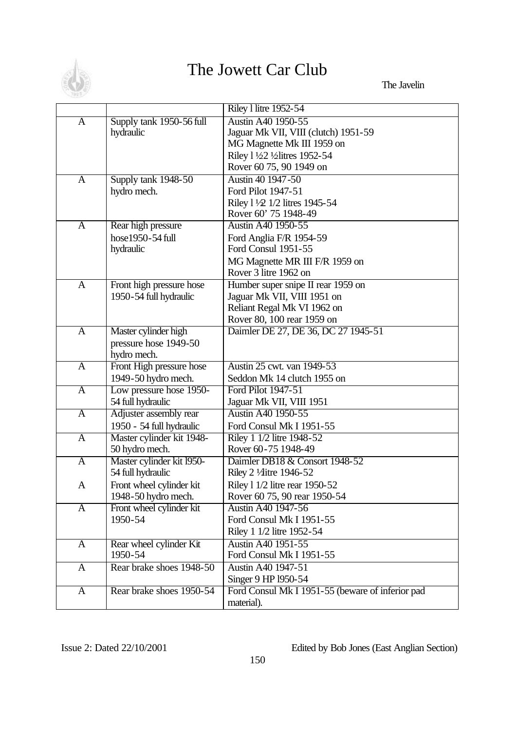| | | |
|---|---|---|
| | | Riley l litre 1952-54 |
| A | Supply tank 1950-56 full hydraulic | Austin A40 1950-55<br>Jaguar Mk VII, VIII (clutch) 1951-59<br>MG Magnette Mk III 1959 on<br>Riley l ½2 ½litres 1952-54<br>Rover 60 75, 90 1949 on |
| A | Supply tank 1948-50 hydro mech. | Austin 40 1947-50<br>Ford Pilot 1947-51<br>Riley l ½2 1/2 litres 1945-54<br>Rover 60' 75 1948-49 |
| A | Rear high pressure hose1950-54 full hydraulic | Austin A40 1950-55<br>Ford Anglia F/R 1954-59<br>Ford Consul 1951-55<br>MG Magnette MR III F/R 1959 on<br>Rover 3 litre 1962 on |
| A | Front high pressure hose 1950-54 full hydraulic | Humber super snipe II rear 1959 on<br>Jaguar Mk VII, VIII 1951 on<br>Reliant Regal Mk VI 1962 on<br>Rover 80, 100 rear 1959 on |
| A | Master cylinder high pressure hose 1949-50 hydro mech. | Daimler DE 27, DE 36, DC 27 1945-51 |
| A | Front High pressure hose 1949-50 hydro mech. | Austin 25 cwt. van 1949-53<br>Seddon Mk 14 clutch 1955 on |
| A | Low pressure hose 1950-54 full hydraulic | Ford Pilot 1947-51<br>Jaguar Mk VII, VIII 1951 |
| A | Adjuster assembly rear 1950 - 54 full hydraulic | Austin A40 1950-55<br>Ford Consul Mk I 1951-55 |
| A | Master cylinder kit 1948-50 hydro mech. | Riley 1 1/2 litre 1948-52<br>Rover 60-75 1948-49 |
| A<br><br>A | Master cylinder kit l950-54 full hydraulic<br>Front wheel cylinder kit 1948-50 hydro mech. | Daimler DB18 & Consort 1948-52<br>Riley 2 ½litre 1946-52<br>Riley l 1/2 litre rear 1950-52<br>Rover 60 75, 90 rear 1950-54 |
| A | Front wheel cylinder kit 1950-54 | Austin A40 1947-56<br>Ford Consul Mk I 1951-55<br>Riley 1 1/2 litre 1952-54 |
| A | Rear wheel cylinder Kit 1950-54 | Austin A40 1951-55<br>Ford Consul Mk I 1951-55 |
| A | Rear brake shoes 1948-50 | Austin A40 1947-51<br>Singer 9 HP l950-54 |
| A | Rear brake shoes 1950-54 | Ford Consul Mk I 1951-55 (beware of inferior pad material). |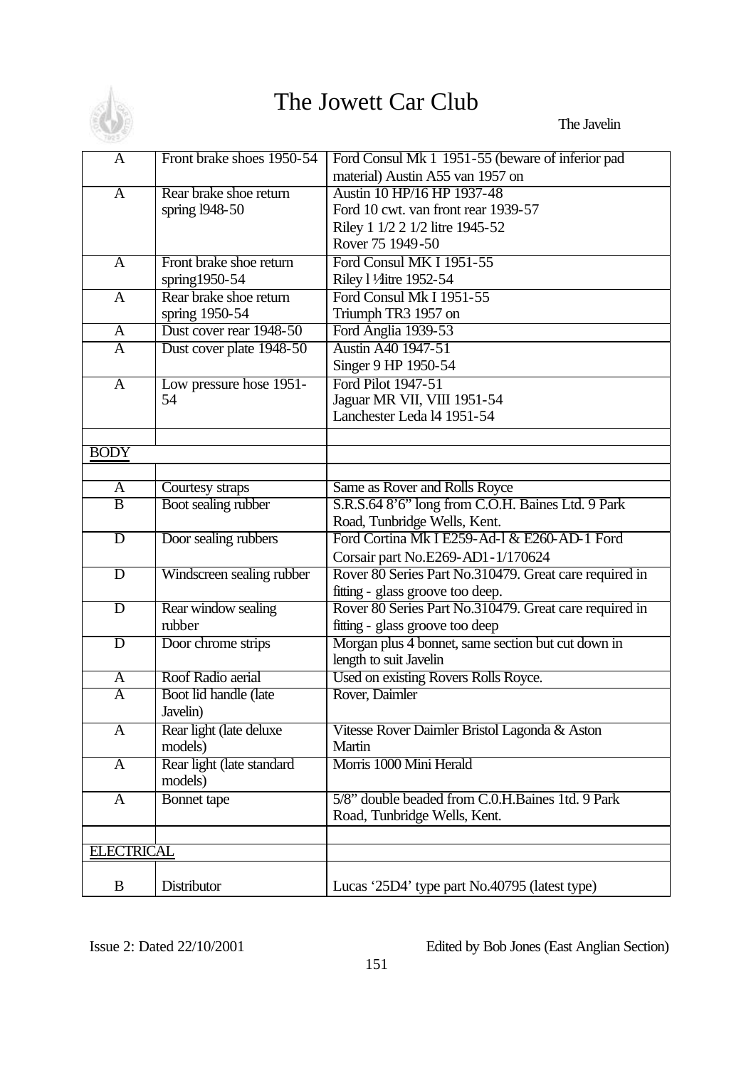| | | |
|---|---|---|
| A | Front brake shoes 1950-54 | Ford Consul Mk 1 1951-55 (beware of inferior pad material) Austin A55 van 1957 on |
| A | Rear brake shoe return spring l948-50 | Austin 10 HP/16 HP 1937-48<br>Ford 10 cwt. van front rear 1939-57<br>Riley 1 1/2 2 1/2 litre 1945-52<br>Rover 75 1949-50 |
| A | Front brake shoe return spring1950-54 | Ford Consul MK I 1951-55<br>Riley l ½litre 1952-54 |
| A | Rear brake shoe return spring 1950-54 | Ford Consul Mk I 1951-55<br>Triumph TR3 1957 on |
| A | Dust cover rear 1948-50 | Ford Anglia 1939-53 |
| A | Dust cover plate 1948-50 | Austin A40 1947-51<br>Singer 9 HP 1950-54 |
| A | Low pressure hose 1951-54 | Ford Pilot 1947-51<br>Jaguar MR VII, VIII 1951-54<br>Lanchester Leda l4 1951-54 |
| | | |
| BODY | | |
| | | |
| A | Courtesy straps | Same as Rover and Rolls Royce |
| B | Boot sealing rubber | S.R.S.64 8'6" long from C.O.H. Baines Ltd. 9 Park Road, Tunbridge Wells, Kent. |
| D | Door sealing rubbers | Ford Cortina Mk I E259-Ad-l & E260-AD-1 Ford Corsair part No.E269-AD1-1/170624 |
| D | Windscreen sealing rubber | Rover 80 Series Part No.310479. Great care required in fitting - glass groove too deep. |
| D | Rear window sealing rubber | Rover 80 Series Part No.310479. Great care required in fitting - glass groove too deep |
| D | Door chrome strips | Morgan plus 4 bonnet, same section but cut down in length to suit Javelin |
| A | Roof Radio aerial | Used on existing Rovers Rolls Royce. |
| A | Boot lid handle (late Javelin) | Rover, Daimler |
| A | Rear light (late deluxe models) | Vitesse Rover Daimler Bristol Lagonda & Aston Martin |
| A | Rear light (late standard models) | Morris 1000 Mini Herald |
| A | Bonnet tape | 5/8" double beaded from C.0.H.Baines 1td. 9 Park Road, Tunbridge Wells, Kent. |
| | | |
| ELECTRICAL | | |
| B | Distributor | Lucas '25D4' type part No.40795 (latest type) |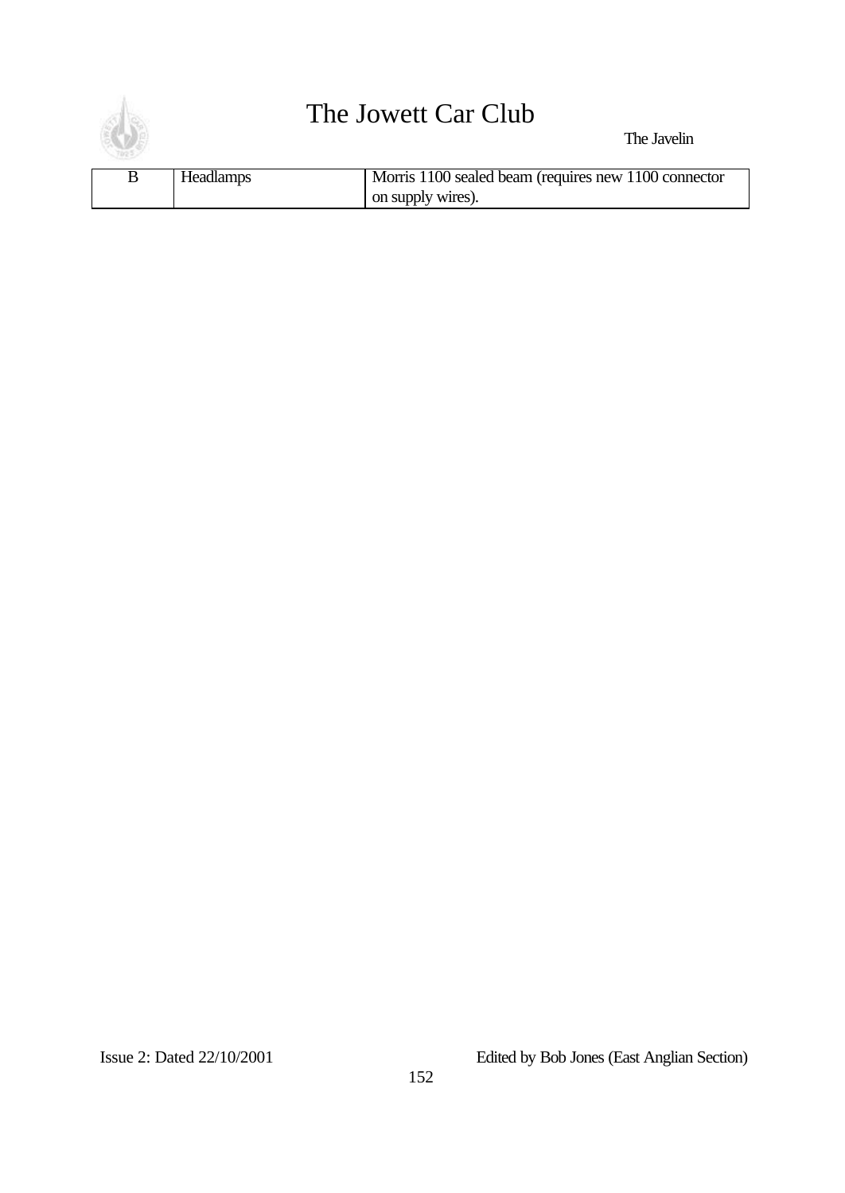| | | |
|---|---|---|
| B | Headlamps | Morris 1100 sealed beam (requires new 1100 connector on supply wires). |